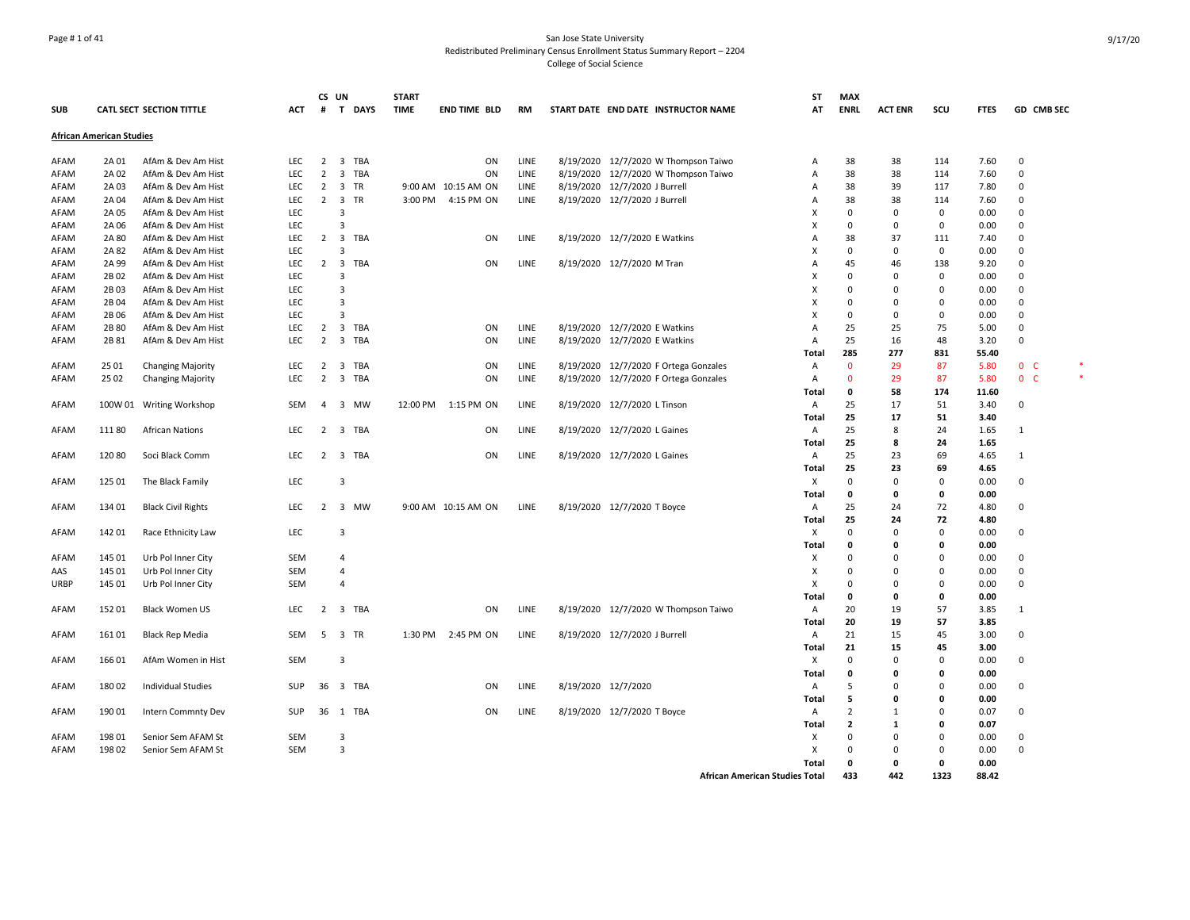San Jose State University
Redistributed Preliminary Census Enrollment Status Summary Report – 2204
College of Social Science

| SUB | CATL | SECT | SECTION TITTLE | ACT | CS # | UN T | DAYS | START TIME | END TIME | BLD | RM | START DATE | END DATE | INSTRUCTOR NAME | ST AT | MAX ENRL | ACT ENR | SCU | FTES | GD | CMB SEC |
|---|---|---|---|---|---|---|---|---|---|---|---|---|---|---|---|---|---|---|---|---|---|
| **African American Studies** | | | | | | | | | | | | | | | | | | | | | |
| AFAM | 2A | 01 | AfAm & Dev Am Hist | LEC | 2 | 3 | TBA | | | ON | LINE | 8/19/2020 | 12/7/2020 | W Thompson Taiwo | A | 38 | 38 | 114 | 7.60 | 0 | |
| AFAM | 2A | 02 | AfAm & Dev Am Hist | LEC | 2 | 3 | TBA | | | ON | LINE | 8/19/2020 | 12/7/2020 | W Thompson Taiwo | A | 38 | 38 | 114 | 7.60 | 0 | |
| AFAM | 2A | 03 | AfAm & Dev Am Hist | LEC | 2 | 3 | TR | 9:00 AM | 10:15 AM | ON | LINE | 8/19/2020 | 12/7/2020 | J Burrell | A | 38 | 39 | 117 | 7.80 | 0 | |
| AFAM | 2A | 04 | AfAm & Dev Am Hist | LEC | 2 | 3 | TR | 3:00 PM | 4:15 PM | ON | LINE | 8/19/2020 | 12/7/2020 | J Burrell | A | 38 | 38 | 114 | 7.60 | 0 | |
| AFAM | 2A | 05 | AfAm & Dev Am Hist | LEC | | 3 | | | | | | | | | X | 0 | 0 | 0 | 0.00 | 0 | |
| AFAM | 2A | 06 | AfAm & Dev Am Hist | LEC | | 3 | | | | | | | | | X | 0 | 0 | 0 | 0.00 | 0 | |
| AFAM | 2A | 80 | AfAm & Dev Am Hist | LEC | 2 | 3 | TBA | | | ON | LINE | 8/19/2020 | 12/7/2020 | E Watkins | A | 38 | 37 | 111 | 7.40 | 0 | |
| AFAM | 2A | 82 | AfAm & Dev Am Hist | LEC | | 3 | | | | | | | | | X | 0 | 0 | 0 | 0.00 | 0 | |
| AFAM | 2A | 99 | AfAm & Dev Am Hist | LEC | 2 | 3 | TBA | | | ON | LINE | 8/19/2020 | 12/7/2020 | M Tran | A | 45 | 46 | 138 | 9.20 | 0 | |
| AFAM | 2B | 02 | AfAm & Dev Am Hist | LEC | | 3 | | | | | | | | | X | 0 | 0 | 0 | 0.00 | 0 | |
| AFAM | 2B | 03 | AfAm & Dev Am Hist | LEC | | 3 | | | | | | | | | X | 0 | 0 | 0 | 0.00 | 0 | |
| AFAM | 2B | 04 | AfAm & Dev Am Hist | LEC | | 3 | | | | | | | | | X | 0 | 0 | 0 | 0.00 | 0 | |
| AFAM | 2B | 06 | AfAm & Dev Am Hist | LEC | | 3 | | | | | | | | | X | 0 | 0 | 0 | 0.00 | 0 | |
| AFAM | 2B | 80 | AfAm & Dev Am Hist | LEC | 2 | 3 | TBA | | | ON | LINE | 8/19/2020 | 12/7/2020 | E Watkins | A | 25 | 25 | 75 | 5.00 | 0 | |
| AFAM | 2B | 81 | AfAm & Dev Am Hist | LEC | 2 | 3 | TBA | | | ON | LINE | 8/19/2020 | 12/7/2020 | E Watkins | A | 25 | 16 | 48 | 3.20 | 0 | |
| | | | | | | | | | | | | | | | **Total** | **285** | **277** | **831** | **55.40** | | |
| AFAM | 25 | 01 | Changing Majority | LEC | 2 | 3 | TBA | | | ON | LINE | 8/19/2020 | 12/7/2020 | F Ortega Gonzales | A | 0 | 29 | 87 | 5.80 | 0 | C * |
| AFAM | 25 | 02 | Changing Majority | LEC | 2 | 3 | TBA | | | ON | LINE | 8/19/2020 | 12/7/2020 | F Ortega Gonzales | A | 0 | 29 | 87 | 5.80 | 0 | C * |
| | | | | | | | | | | | | | | | **Total** | **0** | **58** | **174** | **11.60** | | |
| AFAM | 100W | 01 | Writing Workshop | SEM | 4 | 3 | MW | 12:00 PM | 1:15 PM | ON | LINE | 8/19/2020 | 12/7/2020 | L Tinson | A | 25 | 17 | 51 | 3.40 | 0 | |
| | | | | | | | | | | | | | | | **Total** | **25** | **17** | **51** | **3.40** | | |
| AFAM | 111 | 80 | African Nations | LEC | 2 | 3 | TBA | | | ON | LINE | 8/19/2020 | 12/7/2020 | L Gaines | A | 25 | 8 | 24 | 1.65 | 1 | |
| | | | | | | | | | | | | | | | **Total** | **25** | **8** | **24** | **1.65** | | |
| AFAM | 120 | 80 | Soci Black Comm | LEC | 2 | 3 | TBA | | | ON | LINE | 8/19/2020 | 12/7/2020 | L Gaines | A | 25 | 23 | 69 | 4.65 | 1 | |
| | | | | | | | | | | | | | | | **Total** | **25** | **23** | **69** | **4.65** | | |
| AFAM | 125 | 01 | The Black Family | LEC | | 3 | | | | | | | | | X | 0 | 0 | 0 | 0.00 | 0 | |
| | | | | | | | | | | | | | | | **Total** | **0** | **0** | **0** | **0.00** | | |
| AFAM | 134 | 01 | Black Civil Rights | LEC | 2 | 3 | MW | 9:00 AM | 10:15 AM | ON | LINE | 8/19/2020 | 12/7/2020 | T Boyce | A | 25 | 24 | 72 | 4.80 | 0 | |
| | | | | | | | | | | | | | | | **Total** | **25** | **24** | **72** | **4.80** | | |
| AFAM | 142 | 01 | Race Ethnicity Law | LEC | | 3 | | | | | | | | | X | 0 | 0 | 0 | 0.00 | 0 | |
| | | | | | | | | | | | | | | | **Total** | **0** | **0** | **0** | **0.00** | | |
| AFAM | 145 | 01 | Urb Pol Inner City | SEM | | 4 | | | | | | | | | X | 0 | 0 | 0 | 0.00 | 0 | |
| AAS | 145 | 01 | Urb Pol Inner City | SEM | | 4 | | | | | | | | | X | 0 | 0 | 0 | 0.00 | 0 | |
| URBP | 145 | 01 | Urb Pol Inner City | SEM | | 4 | | | | | | | | | X | 0 | 0 | 0 | 0.00 | 0 | |
| | | | | | | | | | | | | | | | **Total** | **0** | **0** | **0** | **0.00** | | |
| AFAM | 152 | 01 | Black Women US | LEC | 2 | 3 | TBA | | | ON | LINE | 8/19/2020 | 12/7/2020 | W Thompson Taiwo | A | 20 | 19 | 57 | 3.85 | 1 | |
| | | | | | | | | | | | | | | | **Total** | **20** | **19** | **57** | **3.85** | | |
| AFAM | 161 | 01 | Black Rep Media | SEM | 5 | 3 | TR | 1:30 PM | 2:45 PM | ON | LINE | 8/19/2020 | 12/7/2020 | J Burrell | A | 21 | 15 | 45 | 3.00 | 0 | |
| | | | | | | | | | | | | | | | **Total** | **21** | **15** | **45** | **3.00** | | |
| AFAM | 166 | 01 | AfAm Women in Hist | SEM | | 3 | | | | | | | | | X | 0 | 0 | 0 | 0.00 | 0 | |
| | | | | | | | | | | | | | | | **Total** | **0** | **0** | **0** | **0.00** | | |
| AFAM | 180 | 02 | Individual Studies | SUP | 36 | 3 | TBA | | | ON | LINE | 8/19/2020 | 12/7/2020 | | A | 5 | 0 | 0 | 0.00 | 0 | |
| | | | | | | | | | | | | | | | **Total** | **5** | **0** | **0** | **0.00** | | |
| AFAM | 190 | 01 | Intern Commnty Dev | SUP | 36 | 1 | TBA | | | ON | LINE | 8/19/2020 | 12/7/2020 | T Boyce | A | 2 | 1 | 0 | 0.07 | 0 | |
| | | | | | | | | | | | | | | | **Total** | **2** | **1** | **0** | **0.07** | | |
| AFAM | 198 | 01 | Senior Sem AFAM St | SEM | | 3 | | | | | | | | | X | 0 | 0 | 0 | 0.00 | 0 | |
| AFAM | 198 | 02 | Senior Sem AFAM St | SEM | | 3 | | | | | | | | | X | 0 | 0 | 0 | 0.00 | 0 | |
| | | | | | | | | | | | | | | | **Total** | **0** | **0** | **0** | **0.00** | | |
| | | | | | | | | | | | | | | **African American Studies Total** | | **433** | **442** | **1323** | **88.42** | | |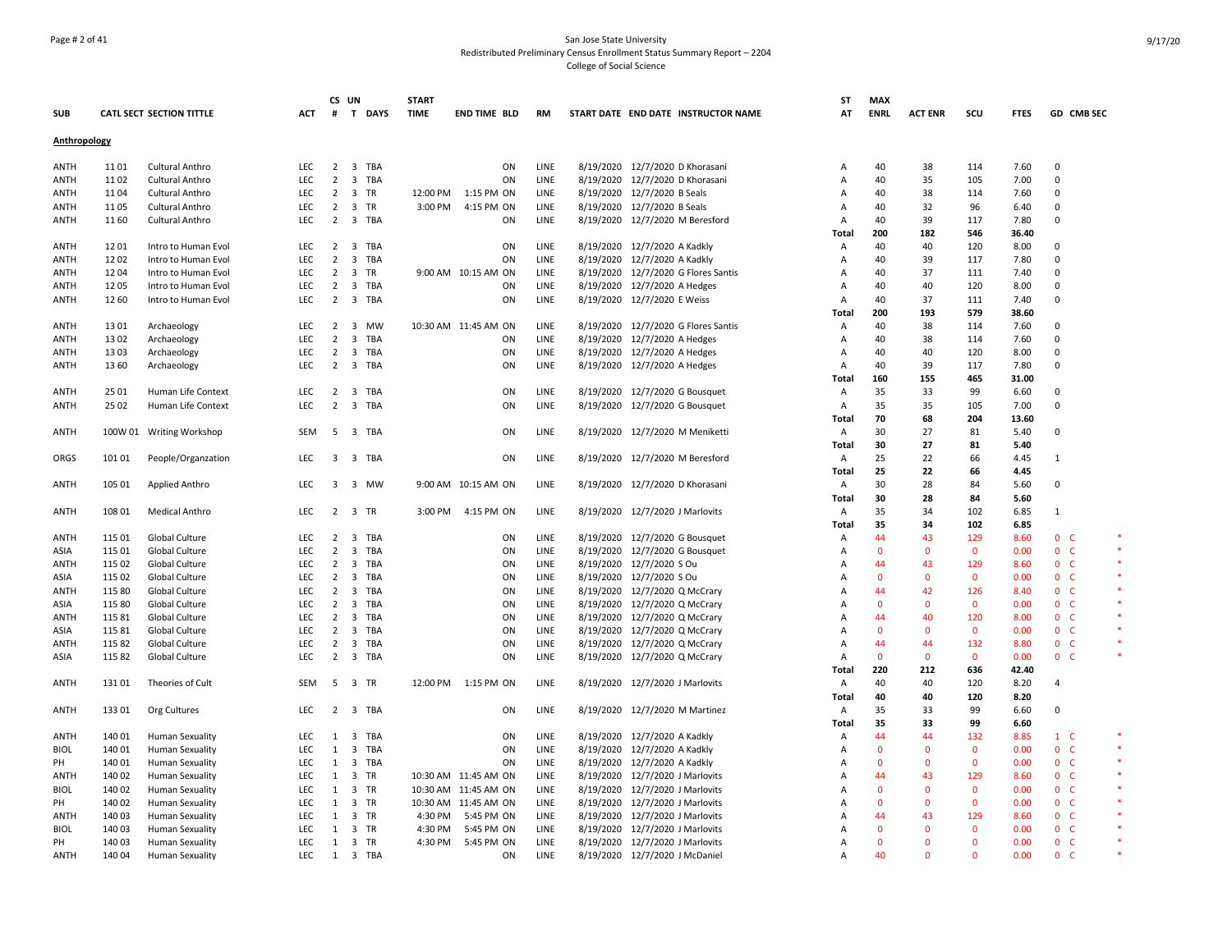San Jose State University
Redistributed Preliminary Census Enrollment Status Summary Report – 2204
College of Social Science

| SUB | CATL SECT | SECTION TITTLE | ACT | CS # | UN T | DAYS | START TIME | END TIME | BLD | RM | START DATE | END DATE | INSTRUCTOR NAME | ST AT | MAX ENRL | ACT ENR | SCU | FTES | GD | CMB SEC | |
|---|---|---|---|---|---|---|---|---|---|---|---|---|---|---|---|---|---|---|---|---|---|
| **Anthropology** | | | | | | | | | | | | | | | | | | | | | |
| ANTH | 11 01 | Cultural Anthro | LEC | 2 | 3 | TBA | | | ON | LINE | 8/19/2020 | 12/7/2020 | D Khorasani | A | 40 | 38 | 114 | 7.60 | 0 | | |
| ANTH | 11 02 | Cultural Anthro | LEC | 2 | 3 | TBA | | | ON | LINE | 8/19/2020 | 12/7/2020 | D Khorasani | A | 40 | 35 | 105 | 7.00 | 0 | | |
| ANTH | 11 04 | Cultural Anthro | LEC | 2 | 3 | TR | 12:00 PM | 1:15 PM | ON | LINE | 8/19/2020 | 12/7/2020 | B Seals | A | 40 | 38 | 114 | 7.60 | 0 | | |
| ANTH | 11 05 | Cultural Anthro | LEC | 2 | 3 | TR | 3:00 PM | 4:15 PM | ON | LINE | 8/19/2020 | 12/7/2020 | B Seals | A | 40 | 32 | 96 | 6.40 | 0 | | |
| ANTH | 11 60 | Cultural Anthro | LEC | 2 | 3 | TBA | | | ON | LINE | 8/19/2020 | 12/7/2020 | M Beresford | A | 40 | 39 | 117 | 7.80 | 0 | | |
| | | | | | | | | | | | | | | **Total** | **200** | **182** | **546** | **36.40** | | | |
| ANTH | 12 01 | Intro to Human Evol | LEC | 2 | 3 | TBA | | | ON | LINE | 8/19/2020 | 12/7/2020 | A Kadkly | A | 40 | 40 | 120 | 8.00 | 0 | | |
| ANTH | 12 02 | Intro to Human Evol | LEC | 2 | 3 | TBA | | | ON | LINE | 8/19/2020 | 12/7/2020 | A Kadkly | A | 40 | 39 | 117 | 7.80 | 0 | | |
| ANTH | 12 04 | Intro to Human Evol | LEC | 2 | 3 | TR | 9:00 AM | 10:15 AM | ON | LINE | 8/19/2020 | 12/7/2020 | G Flores Santis | A | 40 | 37 | 111 | 7.40 | 0 | | |
| ANTH | 12 05 | Intro to Human Evol | LEC | 2 | 3 | TBA | | | ON | LINE | 8/19/2020 | 12/7/2020 | A Hedges | A | 40 | 40 | 120 | 8.00 | 0 | | |
| ANTH | 12 60 | Intro to Human Evol | LEC | 2 | 3 | TBA | | | ON | LINE | 8/19/2020 | 12/7/2020 | E Weiss | A | 40 | 37 | 111 | 7.40 | 0 | | |
| | | | | | | | | | | | | | | **Total** | **200** | **193** | **579** | **38.60** | | | |
| ANTH | 13 01 | Archaeology | LEC | 2 | 3 | MW | 10:30 AM | 11:45 AM | ON | LINE | 8/19/2020 | 12/7/2020 | G Flores Santis | A | 40 | 38 | 114 | 7.60 | 0 | | |
| ANTH | 13 02 | Archaeology | LEC | 2 | 3 | TBA | | | ON | LINE | 8/19/2020 | 12/7/2020 | A Hedges | A | 40 | 38 | 114 | 7.60 | 0 | | |
| ANTH | 13 03 | Archaeology | LEC | 2 | 3 | TBA | | | ON | LINE | 8/19/2020 | 12/7/2020 | A Hedges | A | 40 | 40 | 120 | 8.00 | 0 | | |
| ANTH | 13 60 | Archaeology | LEC | 2 | 3 | TBA | | | ON | LINE | 8/19/2020 | 12/7/2020 | A Hedges | A | 40 | 39 | 117 | 7.80 | 0 | | |
| | | | | | | | | | | | | | | **Total** | **160** | **155** | **465** | **31.00** | | | |
| ANTH | 25 01 | Human Life Context | LEC | 2 | 3 | TBA | | | ON | LINE | 8/19/2020 | 12/7/2020 | G Bousquet | A | 35 | 33 | 99 | 6.60 | 0 | | |
| ANTH | 25 02 | Human Life Context | LEC | 2 | 3 | TBA | | | ON | LINE | 8/19/2020 | 12/7/2020 | G Bousquet | A | 35 | 35 | 105 | 7.00 | 0 | | |
| | | | | | | | | | | | | | | **Total** | **70** | **68** | **204** | **13.60** | | | |
| ANTH | 100W 01 | Writing Workshop | SEM | 5 | 3 | TBA | | | ON | LINE | 8/19/2020 | 12/7/2020 | M Meniketti | A | 30 | 27 | 81 | 5.40 | 0 | | |
| | | | | | | | | | | | | | | **Total** | **30** | **27** | **81** | **5.40** | | | |
| ORGS | 101 01 | People/Organzation | LEC | 3 | 3 | TBA | | | ON | LINE | 8/19/2020 | 12/7/2020 | M Beresford | A | 25 | 22 | 66 | 4.45 | 1 | | |
| | | | | | | | | | | | | | | **Total** | **25** | **22** | **66** | **4.45** | | | |
| ANTH | 105 01 | Applied Anthro | LEC | 3 | 3 | MW | 9:00 AM | 10:15 AM | ON | LINE | 8/19/2020 | 12/7/2020 | D Khorasani | A | 30 | 28 | 84 | 5.60 | 0 | | |
| | | | | | | | | | | | | | | **Total** | **30** | **28** | **84** | **5.60** | | | |
| ANTH | 108 01 | Medical Anthro | LEC | 2 | 3 | TR | 3:00 PM | 4:15 PM | ON | LINE | 8/19/2020 | 12/7/2020 | J Marlovits | A | 35 | 34 | 102 | 6.85 | 1 | | |
| | | | | | | | | | | | | | | **Total** | **35** | **34** | **102** | **6.85** | | | |
| ANTH | 115 01 | Global Culture | LEC | 2 | 3 | TBA | | | ON | LINE | 8/19/2020 | 12/7/2020 | G Bousquet | A | 44 | 43 | 129 | 8.60 | 0 | C | * |
| ASIA | 115 01 | Global Culture | LEC | 2 | 3 | TBA | | | ON | LINE | 8/19/2020 | 12/7/2020 | G Bousquet | A | 0 | 0 | 0 | 0.00 | 0 | C | * |
| ANTH | 115 02 | Global Culture | LEC | 2 | 3 | TBA | | | ON | LINE | 8/19/2020 | 12/7/2020 | S Ou | A | 44 | 43 | 129 | 8.60 | 0 | C | * |
| ASIA | 115 02 | Global Culture | LEC | 2 | 3 | TBA | | | ON | LINE | 8/19/2020 | 12/7/2020 | S Ou | A | 0 | 0 | 0 | 0.00 | 0 | C | * |
| ANTH | 115 80 | Global Culture | LEC | 2 | 3 | TBA | | | ON | LINE | 8/19/2020 | 12/7/2020 | Q McCrary | A | 44 | 42 | 126 | 8.40 | 0 | C | * |
| ASIA | 115 80 | Global Culture | LEC | 2 | 3 | TBA | | | ON | LINE | 8/19/2020 | 12/7/2020 | Q McCrary | A | 0 | 0 | 0 | 0.00 | 0 | C | * |
| ANTH | 115 81 | Global Culture | LEC | 2 | 3 | TBA | | | ON | LINE | 8/19/2020 | 12/7/2020 | Q McCrary | A | 44 | 40 | 120 | 8.00 | 0 | C | * |
| ASIA | 115 81 | Global Culture | LEC | 2 | 3 | TBA | | | ON | LINE | 8/19/2020 | 12/7/2020 | Q McCrary | A | 0 | 0 | 0 | 0.00 | 0 | C | * |
| ANTH | 115 82 | Global Culture | LEC | 2 | 3 | TBA | | | ON | LINE | 8/19/2020 | 12/7/2020 | Q McCrary | A | 44 | 44 | 132 | 8.80 | 0 | C | * |
| ASIA | 115 82 | Global Culture | LEC | 2 | 3 | TBA | | | ON | LINE | 8/19/2020 | 12/7/2020 | Q McCrary | A | 0 | 0 | 0 | 0.00 | 0 | C | * |
| | | | | | | | | | | | | | | **Total** | **220** | **212** | **636** | **42.40** | | | |
| ANTH | 131 01 | Theories of Cult | SEM | 5 | 3 | TR | 12:00 PM | 1:15 PM | ON | LINE | 8/19/2020 | 12/7/2020 | J Marlovits | A | 40 | 40 | 120 | 8.20 | 4 | | |
| | | | | | | | | | | | | | | **Total** | **40** | **40** | **120** | **8.20** | | | |
| ANTH | 133 01 | Org Cultures | LEC | 2 | 3 | TBA | | | ON | LINE | 8/19/2020 | 12/7/2020 | M Martinez | A | 35 | 33 | 99 | 6.60 | 0 | | |
| | | | | | | | | | | | | | | **Total** | **35** | **33** | **99** | **6.60** | | | |
| ANTH | 140 01 | Human Sexuality | LEC | 1 | 3 | TBA | | | ON | LINE | 8/19/2020 | 12/7/2020 | A Kadkly | A | 44 | 44 | 132 | 8.85 | 1 | C | * |
| BIOL | 140 01 | Human Sexuality | LEC | 1 | 3 | TBA | | | ON | LINE | 8/19/2020 | 12/7/2020 | A Kadkly | A | 0 | 0 | 0 | 0.00 | 0 | C | * |
| PH | 140 01 | Human Sexuality | LEC | 1 | 3 | TBA | | | ON | LINE | 8/19/2020 | 12/7/2020 | A Kadkly | A | 0 | 0 | 0 | 0.00 | 0 | C | * |
| ANTH | 140 02 | Human Sexuality | LEC | 1 | 3 | TR | 10:30 AM | 11:45 AM | ON | LINE | 8/19/2020 | 12/7/2020 | J Marlovits | A | 44 | 43 | 129 | 8.60 | 0 | C | * |
| BIOL | 140 02 | Human Sexuality | LEC | 1 | 3 | TR | 10:30 AM | 11:45 AM | ON | LINE | 8/19/2020 | 12/7/2020 | J Marlovits | A | 0 | 0 | 0 | 0.00 | 0 | C | * |
| PH | 140 02 | Human Sexuality | LEC | 1 | 3 | TR | 10:30 AM | 11:45 AM | ON | LINE | 8/19/2020 | 12/7/2020 | J Marlovits | A | 0 | 0 | 0 | 0.00 | 0 | C | * |
| ANTH | 140 03 | Human Sexuality | LEC | 1 | 3 | TR | 4:30 PM | 5:45 PM | ON | LINE | 8/19/2020 | 12/7/2020 | J Marlovits | A | 44 | 43 | 129 | 8.60 | 0 | C | * |
| BIOL | 140 03 | Human Sexuality | LEC | 1 | 3 | TR | 4:30 PM | 5:45 PM | ON | LINE | 8/19/2020 | 12/7/2020 | J Marlovits | A | 0 | 0 | 0 | 0.00 | 0 | C | * |
| PH | 140 03 | Human Sexuality | LEC | 1 | 3 | TR | 4:30 PM | 5:45 PM | ON | LINE | 8/19/2020 | 12/7/2020 | J Marlovits | A | 0 | 0 | 0 | 0.00 | 0 | C | * |
| ANTH | 140 04 | Human Sexuality | LEC | 1 | 3 | TBA | | | ON | LINE | 8/19/2020 | 12/7/2020 | J McDaniel | A | 40 | 0 | 0 | 0.00 | 0 | C | * |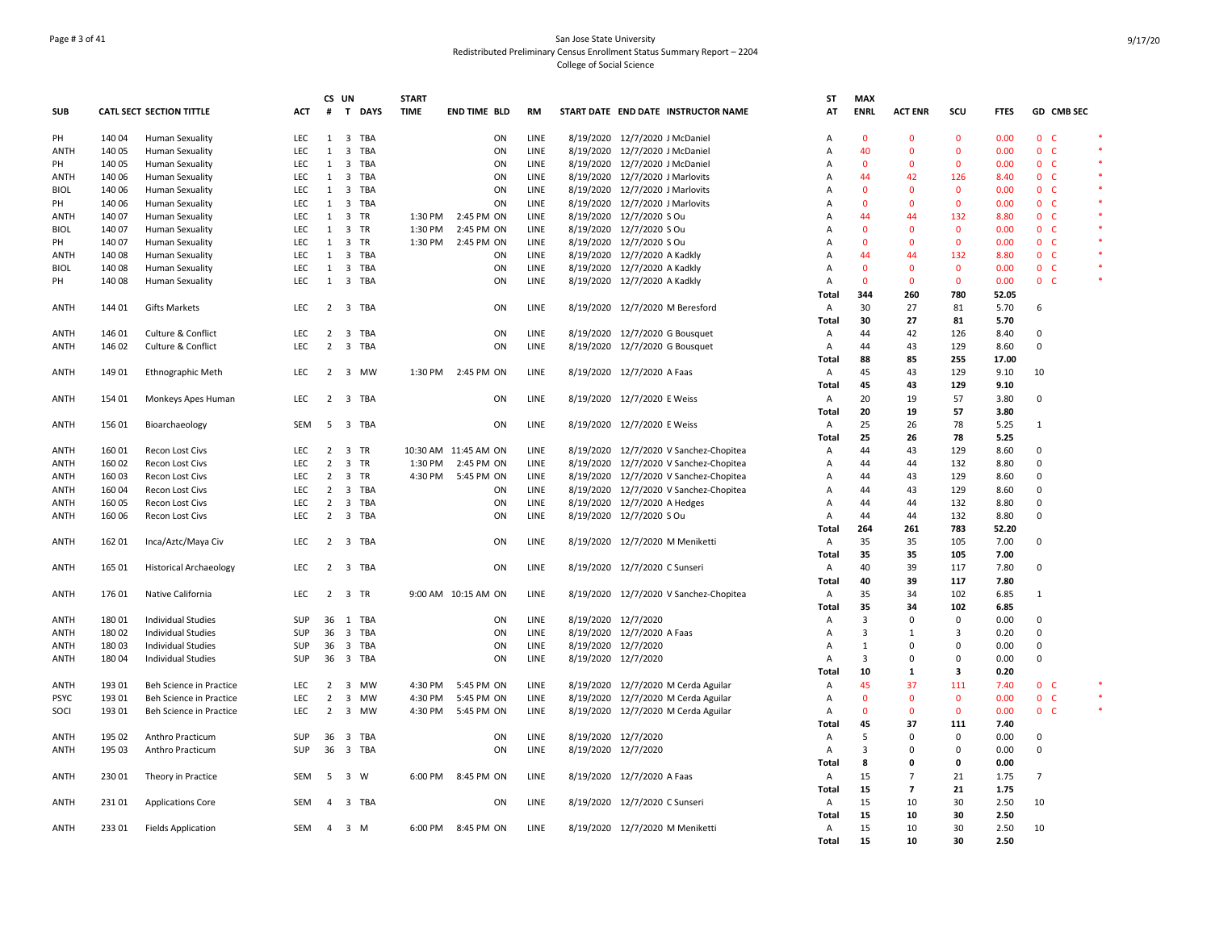San Jose State University
Redistributed Preliminary Census Enrollment Status Summary Report – 2204
College of Social Science

| SUB | CATL SECT | SECTION TITTLE | ACT | CS # | UN T | DAYS | START TIME | END TIME | BLD | RM | START DATE | END DATE | INSTRUCTOR NAME | ST AT | MAX ENRL | ACT ENR | SCU | FTES | GD | CMB SEC | |
|---|---|---|---|---|---|---|---|---|---|---|---|---|---|---|---|---|---|---|---|---|---|
| PH | 140 04 | Human Sexuality | LEC | 1 | 3 | TBA | | | ON | LINE | 8/19/2020 | 12/7/2020 | J McDaniel | A | 0 | 0 | 0 | 0.00 | 0 | C | * |
| ANTH | 140 05 | Human Sexuality | LEC | 1 | 3 | TBA | | | ON | LINE | 8/19/2020 | 12/7/2020 | J McDaniel | A | 40 | 0 | 0 | 0.00 | 0 | C | * |
| PH | 140 05 | Human Sexuality | LEC | 1 | 3 | TBA | | | ON | LINE | 8/19/2020 | 12/7/2020 | J McDaniel | A | 0 | 0 | 0 | 0.00 | 0 | C | * |
| ANTH | 140 06 | Human Sexuality | LEC | 1 | 3 | TBA | | | ON | LINE | 8/19/2020 | 12/7/2020 | J Marlovits | A | 44 | 42 | 126 | 8.40 | 0 | C | * |
| BIOL | 140 06 | Human Sexuality | LEC | 1 | 3 | TBA | | | ON | LINE | 8/19/2020 | 12/7/2020 | J Marlovits | A | 0 | 0 | 0 | 0.00 | 0 | C | * |
| PH | 140 06 | Human Sexuality | LEC | 1 | 3 | TBA | | | ON | LINE | 8/19/2020 | 12/7/2020 | J Marlovits | A | 0 | 0 | 0 | 0.00 | 0 | C | * |
| ANTH | 140 07 | Human Sexuality | LEC | 1 | 3 | TR | 1:30 PM | 2:45 PM | ON | LINE | 8/19/2020 | 12/7/2020 | S Ou | A | 44 | 44 | 132 | 8.80 | 0 | C | * |
| BIOL | 140 07 | Human Sexuality | LEC | 1 | 3 | TR | 1:30 PM | 2:45 PM | ON | LINE | 8/19/2020 | 12/7/2020 | S Ou | A | 0 | 0 | 0 | 0.00 | 0 | C | * |
| PH | 140 07 | Human Sexuality | LEC | 1 | 3 | TR | 1:30 PM | 2:45 PM | ON | LINE | 8/19/2020 | 12/7/2020 | S Ou | A | 0 | 0 | 0 | 0.00 | 0 | C | * |
| ANTH | 140 08 | Human Sexuality | LEC | 1 | 3 | TBA | | | ON | LINE | 8/19/2020 | 12/7/2020 | A Kadkly | A | 44 | 44 | 132 | 8.80 | 0 | C | * |
| BIOL | 140 08 | Human Sexuality | LEC | 1 | 3 | TBA | | | ON | LINE | 8/19/2020 | 12/7/2020 | A Kadkly | A | 0 | 0 | 0 | 0.00 | 0 | C | * |
| PH | 140 08 | Human Sexuality | LEC | 1 | 3 | TBA | | | ON | LINE | 8/19/2020 | 12/7/2020 | A Kadkly | A | 0 | 0 | 0 | 0.00 | 0 | C | * |
| | | | | | | | | | | | | | | **Total** | **344** | **260** | **780** | **52.05** | | | |
| ANTH | 144 01 | Gifts Markets | LEC | 2 | 3 | TBA | | | ON | LINE | 8/19/2020 | 12/7/2020 | M Beresford | A | 30 | 27 | 81 | 5.70 | 6 | | |
| | | | | | | | | | | | | | | **Total** | **30** | **27** | **81** | **5.70** | | | |
| ANTH | 146 01 | Culture & Conflict | LEC | 2 | 3 | TBA | | | ON | LINE | 8/19/2020 | 12/7/2020 | G Bousquet | A | 44 | 42 | 126 | 8.40 | 0 | | |
| ANTH | 146 02 | Culture & Conflict | LEC | 2 | 3 | TBA | | | ON | LINE | 8/19/2020 | 12/7/2020 | G Bousquet | A | 44 | 43 | 129 | 8.60 | 0 | | |
| | | | | | | | | | | | | | | **Total** | **88** | **85** | **255** | **17.00** | | | |
| ANTH | 149 01 | Ethnographic Meth | LEC | 2 | 3 | MW | 1:30 PM | 2:45 PM | ON | LINE | 8/19/2020 | 12/7/2020 | A Faas | A | 45 | 43 | 129 | 9.10 | 10 | | |
| | | | | | | | | | | | | | | **Total** | **45** | **43** | **129** | **9.10** | | | |
| ANTH | 154 01 | Monkeys Apes Human | LEC | 2 | 3 | TBA | | | ON | LINE | 8/19/2020 | 12/7/2020 | E Weiss | A | 20 | 19 | 57 | 3.80 | 0 | | |
| | | | | | | | | | | | | | | **Total** | **20** | **19** | **57** | **3.80** | | | |
| ANTH | 156 01 | Bioarchaeology | SEM | 5 | 3 | TBA | | | ON | LINE | 8/19/2020 | 12/7/2020 | E Weiss | A | 25 | 26 | 78 | 5.25 | 1 | | |
| | | | | | | | | | | | | | | **Total** | **25** | **26** | **78** | **5.25** | | | |
| ANTH | 160 01 | Recon Lost Civs | LEC | 2 | 3 | TR | 10:30 AM | 11:45 AM | ON | LINE | 8/19/2020 | 12/7/2020 | V Sanchez-Chopitea | A | 44 | 43 | 129 | 8.60 | 0 | | |
| ANTH | 160 02 | Recon Lost Civs | LEC | 2 | 3 | TR | 1:30 PM | 2:45 PM | ON | LINE | 8/19/2020 | 12/7/2020 | V Sanchez-Chopitea | A | 44 | 44 | 132 | 8.80 | 0 | | |
| ANTH | 160 03 | Recon Lost Civs | LEC | 2 | 3 | TR | 4:30 PM | 5:45 PM | ON | LINE | 8/19/2020 | 12/7/2020 | V Sanchez-Chopitea | A | 44 | 43 | 129 | 8.60 | 0 | | |
| ANTH | 160 04 | Recon Lost Civs | LEC | 2 | 3 | TBA | | | ON | LINE | 8/19/2020 | 12/7/2020 | V Sanchez-Chopitea | A | 44 | 43 | 129 | 8.60 | 0 | | |
| ANTH | 160 05 | Recon Lost Civs | LEC | 2 | 3 | TBA | | | ON | LINE | 8/19/2020 | 12/7/2020 | A Hedges | A | 44 | 44 | 132 | 8.80 | 0 | | |
| ANTH | 160 06 | Recon Lost Civs | LEC | 2 | 3 | TBA | | | ON | LINE | 8/19/2020 | 12/7/2020 | S Ou | A | 44 | 44 | 132 | 8.80 | 0 | | |
| | | | | | | | | | | | | | | **Total** | **264** | **261** | **783** | **52.20** | | | |
| ANTH | 162 01 | Inca/Aztc/Maya Civ | LEC | 2 | 3 | TBA | | | ON | LINE | 8/19/2020 | 12/7/2020 | M Meniketti | A | 35 | 35 | 105 | 7.00 | 0 | | |
| | | | | | | | | | | | | | | **Total** | **35** | **35** | **105** | **7.00** | | | |
| ANTH | 165 01 | Historical Archaeology | LEC | 2 | 3 | TBA | | | ON | LINE | 8/19/2020 | 12/7/2020 | C Sunseri | A | 40 | 39 | 117 | 7.80 | 0 | | |
| | | | | | | | | | | | | | | **Total** | **40** | **39** | **117** | **7.80** | | | |
| ANTH | 176 01 | Native California | LEC | 2 | 3 | TR | 9:00 AM | 10:15 AM | ON | LINE | 8/19/2020 | 12/7/2020 | V Sanchez-Chopitea | A | 35 | 34 | 102 | 6.85 | 1 | | |
| | | | | | | | | | | | | | | **Total** | **35** | **34** | **102** | **6.85** | | | |
| ANTH | 180 01 | Individual Studies | SUP | 36 | 1 | TBA | | | ON | LINE | 8/19/2020 | 12/7/2020 | | A | 3 | 0 | 0 | 0.00 | 0 | | |
| ANTH | 180 02 | Individual Studies | SUP | 36 | 3 | TBA | | | ON | LINE | 8/19/2020 | 12/7/2020 | A Faas | A | 3 | 1 | 3 | 0.20 | 0 | | |
| ANTH | 180 03 | Individual Studies | SUP | 36 | 3 | TBA | | | ON | LINE | 8/19/2020 | 12/7/2020 | | A | 1 | 0 | 0 | 0.00 | 0 | | |
| ANTH | 180 04 | Individual Studies | SUP | 36 | 3 | TBA | | | ON | LINE | 8/19/2020 | 12/7/2020 | | A | 3 | 0 | 0 | 0.00 | 0 | | |
| | | | | | | | | | | | | | | **Total** | **10** | **1** | **3** | **0.20** | | | |
| ANTH | 193 01 | Beh Science in Practice | LEC | 2 | 3 | MW | 4:30 PM | 5:45 PM | ON | LINE | 8/19/2020 | 12/7/2020 | M Cerda Aguilar | A | 45 | 37 | 111 | 7.40 | 0 | C | * |
| PSYC | 193 01 | Beh Science in Practice | LEC | 2 | 3 | MW | 4:30 PM | 5:45 PM | ON | LINE | 8/19/2020 | 12/7/2020 | M Cerda Aguilar | A | 0 | 0 | 0 | 0.00 | 0 | C | * |
| SOCI | 193 01 | Beh Science in Practice | LEC | 2 | 3 | MW | 4:30 PM | 5:45 PM | ON | LINE | 8/19/2020 | 12/7/2020 | M Cerda Aguilar | A | 0 | 0 | 0 | 0.00 | 0 | C | * |
| | | | | | | | | | | | | | | **Total** | **45** | **37** | **111** | **7.40** | | | |
| ANTH | 195 02 | Anthro Practicum | SUP | 36 | 3 | TBA | | | ON | LINE | 8/19/2020 | 12/7/2020 | | A | 5 | 0 | 0 | 0.00 | 0 | | |
| ANTH | 195 03 | Anthro Practicum | SUP | 36 | 3 | TBA | | | ON | LINE | 8/19/2020 | 12/7/2020 | | A | 3 | 0 | 0 | 0.00 | 0 | | |
| | | | | | | | | | | | | | | **Total** | **8** | **0** | **0** | **0.00** | | | |
| ANTH | 230 01 | Theory in Practice | SEM | 5 | 3 | W | 6:00 PM | 8:45 PM | ON | LINE | 8/19/2020 | 12/7/2020 | A Faas | A | 15 | 7 | 21 | 1.75 | 7 | | |
| | | | | | | | | | | | | | | **Total** | **15** | **7** | **21** | **1.75** | | | |
| ANTH | 231 01 | Applications Core | SEM | 4 | 3 | TBA | | | ON | LINE | 8/19/2020 | 12/7/2020 | C Sunseri | A | 15 | 10 | 30 | 2.50 | 10 | | |
| | | | | | | | | | | | | | | **Total** | **15** | **10** | **30** | **2.50** | | | |
| ANTH | 233 01 | Fields Application | SEM | 4 | 3 | M | 6:00 PM | 8:45 PM | ON | LINE | 8/19/2020 | 12/7/2020 | M Meniketti | A | 15 | 10 | 30 | 2.50 | 10 | | |
| | | | | | | | | | | | | | | **Total** | **15** | **10** | **30** | **2.50** | | | |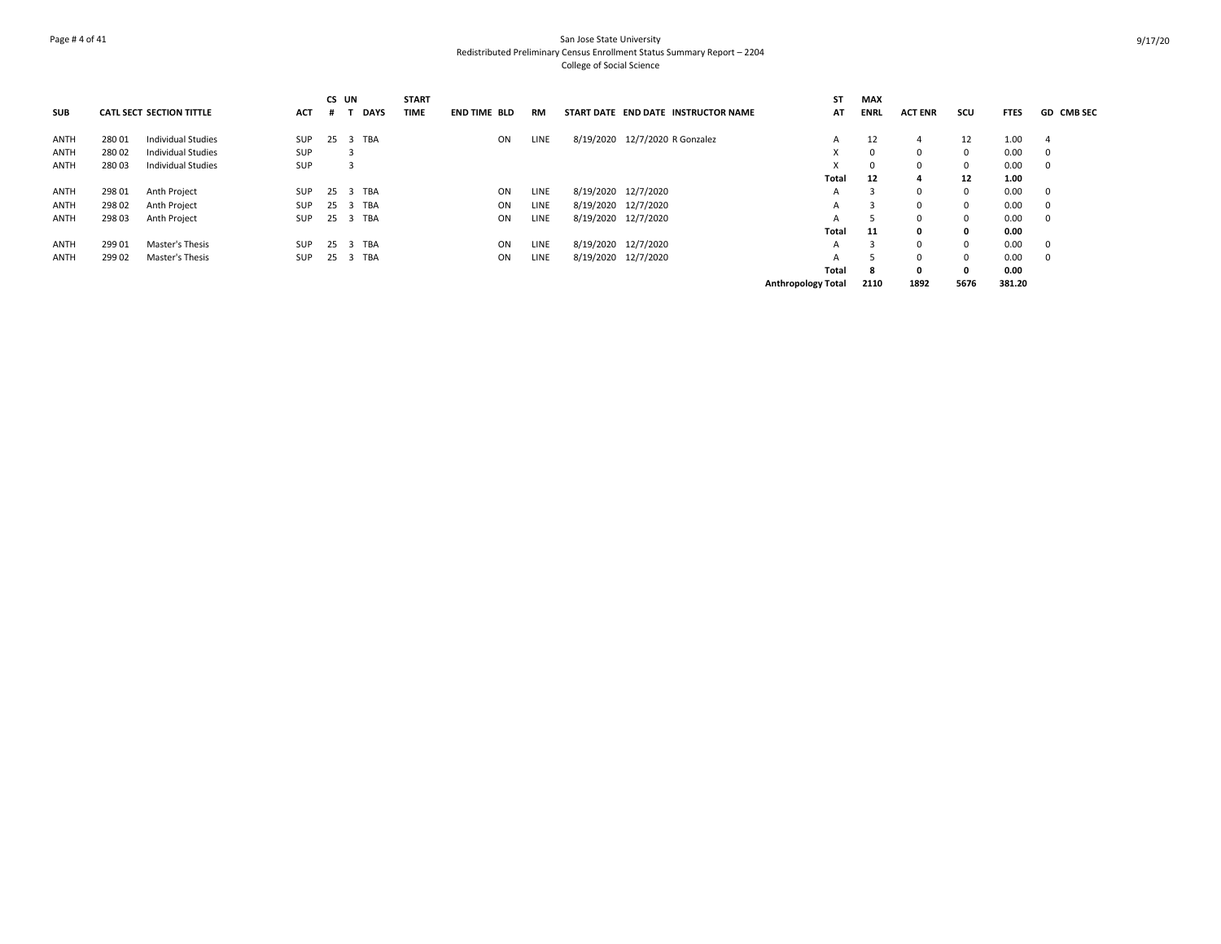San Jose State University
Redistributed Preliminary Census Enrollment Status Summary Report – 2204
College of Social Science

| SUB | CATL | SECT | SECTION TITTLE | ACT | CS # | UN T | DAYS | START TIME | END TIME | BLD | RM | START DATE | END DATE | INSTRUCTOR NAME | ST AT | MAX ENRL | ACT ENR | SCU | FTES | GD | CMB SEC |
|---|---|---|---|---|---|---|---|---|---|---|---|---|---|---|---|---|---|---|---|---|---|
| ANTH | 280 | 01 | Individual Studies | SUP | 25 | 3 | TBA | | | ON | LINE | 8/19/2020 | 12/7/2020 | R Gonzalez | A | 12 | 4 | 12 | 1.00 | 4 | |
| ANTH | 280 | 02 | Individual Studies | SUP | | 3 | | | | | | | | | X | 0 | 0 | 0 | 0.00 | 0 | |
| ANTH | 280 | 03 | Individual Studies | SUP | | 3 | | | | | | | | | X | 0 | 0 | 0 | 0.00 | 0 | |
| | | | | | | | | | | | | | | | **Total** | **12** | **4** | **12** | **1.00** | | |
| ANTH | 298 | 01 | Anth Project | SUP | 25 | 3 | TBA | | | ON | LINE | 8/19/2020 | 12/7/2020 | | A | 3 | 0 | 0 | 0.00 | 0 | |
| ANTH | 298 | 02 | Anth Project | SUP | 25 | 3 | TBA | | | ON | LINE | 8/19/2020 | 12/7/2020 | | A | 3 | 0 | 0 | 0.00 | 0 | |
| ANTH | 298 | 03 | Anth Project | SUP | 25 | 3 | TBA | | | ON | LINE | 8/19/2020 | 12/7/2020 | | A | 5 | 0 | 0 | 0.00 | 0 | |
| | | | | | | | | | | | | | | | **Total** | **11** | **0** | **0** | **0.00** | | |
| ANTH | 299 | 01 | Master's Thesis | SUP | 25 | 3 | TBA | | | ON | LINE | 8/19/2020 | 12/7/2020 | | A | 3 | 0 | 0 | 0.00 | 0 | |
| ANTH | 299 | 02 | Master's Thesis | SUP | 25 | 3 | TBA | | | ON | LINE | 8/19/2020 | 12/7/2020 | | A | 5 | 0 | 0 | 0.00 | 0 | |
| | | | | | | | | | | | | | | | **Total** | **8** | **0** | **0** | **0.00** | | |
| | | | | | | | | | | | | | | | **Anthropology Total** | **2110** | **1892** | **5676** | **381.20** | | |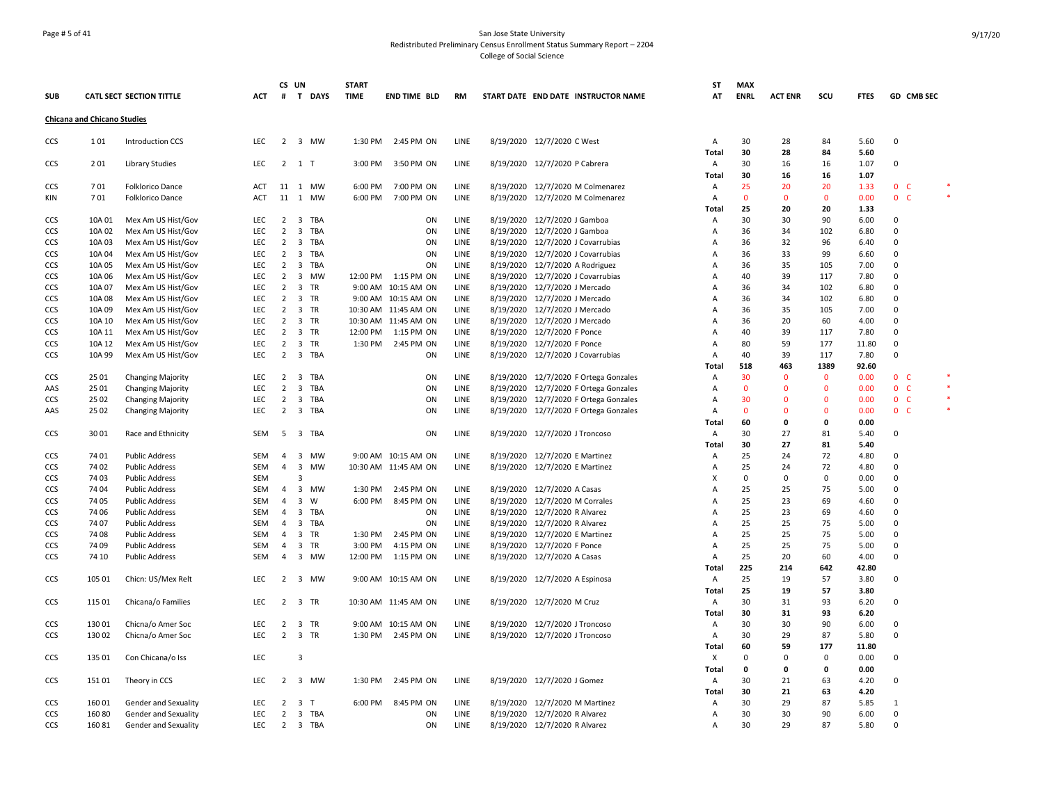San Jose State University
Redistributed Preliminary Census Enrollment Status Summary Report – 2204
College of Social Science

| SUB | CATL SECT | SECTION TITTLE | ACT | CS # | UN T | DAYS | START TIME | END TIME | BLD | RM | START DATE | END DATE | INSTRUCTOR NAME | ST AT | MAX ENRL | ACT ENR | SCU | FTES | GD | CMB SEC | |
|---|---|---|---|---|---|---|---|---|---|---|---|---|---|---|---|---|---|---|---|---|---|
| **Chicana and Chicano Studies** | | | | | | | | | | | | | | | | | | | | | |
| CCS | 1 01 | Introduction CCS | LEC | 2 | 3 | MW | 1:30 PM | 2:45 PM | ON | LINE | 8/19/2020 | 12/7/2020 | C West | A | 30 | 28 | 84 | 5.60 | 0 | | |
| | | | | | | | | | | | | | | Total | 30 | 28 | 84 | 5.60 | | | |
| CCS | 2 01 | Library Studies | LEC | 2 | 1 | T | 3:00 PM | 3:50 PM | ON | LINE | 8/19/2020 | 12/7/2020 | P Cabrera | A | 30 | 16 | 16 | 1.07 | 0 | | |
| | | | | | | | | | | | | | | Total | 30 | 16 | 16 | 1.07 | | | |
| CCS | 7 01 | Folklorico Dance | ACT | 11 | 1 | MW | 6:00 PM | 7:00 PM | ON | LINE | 8/19/2020 | 12/7/2020 | M Colmenarez | A | 25 | 20 | 20 | 1.33 | 0 | C | * |
| KIN | 7 01 | Folklorico Dance | ACT | 11 | 1 | MW | 6:00 PM | 7:00 PM | ON | LINE | 8/19/2020 | 12/7/2020 | M Colmenarez | A | 0 | 0 | 0 | 0.00 | 0 | C | * |
| | | | | | | | | | | | | | | Total | 25 | 20 | 20 | 1.33 | | | |
| CCS | 10A 01 | Mex Am US Hist/Gov | LEC | 2 | 3 | TBA | | | ON | LINE | 8/19/2020 | 12/7/2020 | J Gamboa | A | 30 | 30 | 90 | 6.00 | 0 | | |
| CCS | 10A 02 | Mex Am US Hist/Gov | LEC | 2 | 3 | TBA | | | ON | LINE | 8/19/2020 | 12/7/2020 | J Gamboa | A | 36 | 34 | 102 | 6.80 | 0 | | |
| CCS | 10A 03 | Mex Am US Hist/Gov | LEC | 2 | 3 | TBA | | | ON | LINE | 8/19/2020 | 12/7/2020 | J Covarrubias | A | 36 | 32 | 96 | 6.40 | 0 | | |
| CCS | 10A 04 | Mex Am US Hist/Gov | LEC | 2 | 3 | TBA | | | ON | LINE | 8/19/2020 | 12/7/2020 | J Covarrubias | A | 36 | 33 | 99 | 6.60 | 0 | | |
| CCS | 10A 05 | Mex Am US Hist/Gov | LEC | 2 | 3 | TBA | | | ON | LINE | 8/19/2020 | 12/7/2020 | A Rodriguez | A | 36 | 35 | 105 | 7.00 | 0 | | |
| CCS | 10A 06 | Mex Am US Hist/Gov | LEC | 2 | 3 | MW | 12:00 PM | 1:15 PM | ON | LINE | 8/19/2020 | 12/7/2020 | J Covarrubias | A | 40 | 39 | 117 | 7.80 | 0 | | |
| CCS | 10A 07 | Mex Am US Hist/Gov | LEC | 2 | 3 | TR | 9:00 AM | 10:15 AM | ON | LINE | 8/19/2020 | 12/7/2020 | J Mercado | A | 36 | 34 | 102 | 6.80 | 0 | | |
| CCS | 10A 08 | Mex Am US Hist/Gov | LEC | 2 | 3 | TR | 9:00 AM | 10:15 AM | ON | LINE | 8/19/2020 | 12/7/2020 | J Mercado | A | 36 | 34 | 102 | 6.80 | 0 | | |
| CCS | 10A 09 | Mex Am US Hist/Gov | LEC | 2 | 3 | TR | 10:30 AM | 11:45 AM | ON | LINE | 8/19/2020 | 12/7/2020 | J Mercado | A | 36 | 35 | 105 | 7.00 | 0 | | |
| CCS | 10A 10 | Mex Am US Hist/Gov | LEC | 2 | 3 | TR | 10:30 AM | 11:45 AM | ON | LINE | 8/19/2020 | 12/7/2020 | J Mercado | A | 36 | 20 | 60 | 4.00 | 0 | | |
| CCS | 10A 11 | Mex Am US Hist/Gov | LEC | 2 | 3 | TR | 12:00 PM | 1:15 PM | ON | LINE | 8/19/2020 | 12/7/2020 | F Ponce | A | 40 | 39 | 117 | 7.80 | 0 | | |
| CCS | 10A 12 | Mex Am US Hist/Gov | LEC | 2 | 3 | TR | 1:30 PM | 2:45 PM | ON | LINE | 8/19/2020 | 12/7/2020 | F Ponce | A | 80 | 59 | 177 | 11.80 | 0 | | |
| CCS | 10A 99 | Mex Am US Hist/Gov | LEC | 2 | 3 | TBA | | | ON | LINE | 8/19/2020 | 12/7/2020 | J Covarrubias | A | 40 | 39 | 117 | 7.80 | 0 | | |
| | | | | | | | | | | | | | | Total | 518 | 463 | 1389 | 92.60 | | | |
| CCS | 25 01 | Changing Majority | LEC | 2 | 3 | TBA | | | ON | LINE | 8/19/2020 | 12/7/2020 | F Ortega Gonzales | A | 30 | 0 | 0 | 0.00 | 0 | C | * |
| AAS | 25 01 | Changing Majority | LEC | 2 | 3 | TBA | | | ON | LINE | 8/19/2020 | 12/7/2020 | F Ortega Gonzales | A | 0 | 0 | 0 | 0.00 | 0 | C | * |
| CCS | 25 02 | Changing Majority | LEC | 2 | 3 | TBA | | | ON | LINE | 8/19/2020 | 12/7/2020 | F Ortega Gonzales | A | 30 | 0 | 0 | 0.00 | 0 | C | * |
| AAS | 25 02 | Changing Majority | LEC | 2 | 3 | TBA | | | ON | LINE | 8/19/2020 | 12/7/2020 | F Ortega Gonzales | A | 0 | 0 | 0 | 0.00 | 0 | C | * |
| | | | | | | | | | | | | | | Total | 60 | 0 | 0 | 0.00 | | | |
| CCS | 30 01 | Race and Ethnicity | SEM | 5 | 3 | TBA | | | ON | LINE | 8/19/2020 | 12/7/2020 | J Troncoso | A | 30 | 27 | 81 | 5.40 | 0 | | |
| | | | | | | | | | | | | | | Total | 30 | 27 | 81 | 5.40 | | | |
| CCS | 74 01 | Public Address | SEM | 4 | 3 | MW | 9:00 AM | 10:15 AM | ON | LINE | 8/19/2020 | 12/7/2020 | E Martinez | A | 25 | 24 | 72 | 4.80 | 0 | | |
| CCS | 74 02 | Public Address | SEM | 4 | 3 | MW | 10:30 AM | 11:45 AM | ON | LINE | 8/19/2020 | 12/7/2020 | E Martinez | A | 25 | 24 | 72 | 4.80 | 0 | | |
| CCS | 74 03 | Public Address | SEM | | 3 | | | | | | | | | X | 0 | 0 | 0 | 0.00 | 0 | | |
| CCS | 74 04 | Public Address | SEM | 4 | 3 | MW | 1:30 PM | 2:45 PM | ON | LINE | 8/19/2020 | 12/7/2020 | A Casas | A | 25 | 25 | 75 | 5.00 | 0 | | |
| CCS | 74 05 | Public Address | SEM | 4 | 3 | W | 6:00 PM | 8:45 PM | ON | LINE | 8/19/2020 | 12/7/2020 | M Corrales | A | 25 | 23 | 69 | 4.60 | 0 | | |
| CCS | 74 06 | Public Address | SEM | 4 | 3 | TBA | | | ON | LINE | 8/19/2020 | 12/7/2020 | R Alvarez | A | 25 | 23 | 69 | 4.60 | 0 | | |
| CCS | 74 07 | Public Address | SEM | 4 | 3 | TBA | | | ON | LINE | 8/19/2020 | 12/7/2020 | R Alvarez | A | 25 | 25 | 75 | 5.00 | 0 | | |
| CCS | 74 08 | Public Address | SEM | 4 | 3 | TR | 1:30 PM | 2:45 PM | ON | LINE | 8/19/2020 | 12/7/2020 | E Martinez | A | 25 | 25 | 75 | 5.00 | 0 | | |
| CCS | 74 09 | Public Address | SEM | 4 | 3 | TR | 3:00 PM | 4:15 PM | ON | LINE | 8/19/2020 | 12/7/2020 | F Ponce | A | 25 | 25 | 75 | 5.00 | 0 | | |
| CCS | 74 10 | Public Address | SEM | 4 | 3 | MW | 12:00 PM | 1:15 PM | ON | LINE | 8/19/2020 | 12/7/2020 | A Casas | A | 25 | 20 | 60 | 4.00 | 0 | | |
| | | | | | | | | | | | | | | Total | 225 | 214 | 642 | 42.80 | | | |
| CCS | 105 01 | Chicn: US/Mex Relt | LEC | 2 | 3 | MW | 9:00 AM | 10:15 AM | ON | LINE | 8/19/2020 | 12/7/2020 | A Espinosa | A | 25 | 19 | 57 | 3.80 | 0 | | |
| | | | | | | | | | | | | | | Total | 25 | 19 | 57 | 3.80 | | | |
| CCS | 115 01 | Chicana/o Families | LEC | 2 | 3 | TR | 10:30 AM | 11:45 AM | ON | LINE | 8/19/2020 | 12/7/2020 | M Cruz | A | 30 | 31 | 93 | 6.20 | 0 | | |
| | | | | | | | | | | | | | | Total | 30 | 31 | 93 | 6.20 | | | |
| CCS | 130 01 | Chicna/o Amer Soc | LEC | 2 | 3 | TR | 9:00 AM | 10:15 AM | ON | LINE | 8/19/2020 | 12/7/2020 | J Troncoso | A | 30 | 30 | 90 | 6.00 | 0 | | |
| CCS | 130 02 | Chicna/o Amer Soc | LEC | 2 | 3 | TR | 1:30 PM | 2:45 PM | ON | LINE | 8/19/2020 | 12/7/2020 | J Troncoso | A | 30 | 29 | 87 | 5.80 | 0 | | |
| | | | | | | | | | | | | | | Total | 60 | 59 | 177 | 11.80 | | | |
| CCS | 135 01 | Con Chicana/o Iss | LEC | | 3 | | | | | | | | | X | 0 | 0 | 0 | 0.00 | 0 | | |
| | | | | | | | | | | | | | | Total | 0 | 0 | 0 | 0.00 | | | |
| CCS | 151 01 | Theory in CCS | LEC | 2 | 3 | MW | 1:30 PM | 2:45 PM | ON | LINE | 8/19/2020 | 12/7/2020 | J Gomez | A | 30 | 21 | 63 | 4.20 | 0 | | |
| | | | | | | | | | | | | | | Total | 30 | 21 | 63 | 4.20 | | | |
| CCS | 160 01 | Gender and Sexuality | LEC | 2 | 3 | T | 6:00 PM | 8:45 PM | ON | LINE | 8/19/2020 | 12/7/2020 | M Martinez | A | 30 | 29 | 87 | 5.85 | 1 | | |
| CCS | 160 80 | Gender and Sexuality | LEC | 2 | 3 | TBA | | | ON | LINE | 8/19/2020 | 12/7/2020 | R Alvarez | A | 30 | 30 | 90 | 6.00 | 0 | | |
| CCS | 160 81 | Gender and Sexuality | LEC | 2 | 3 | TBA | | | ON | LINE | 8/19/2020 | 12/7/2020 | R Alvarez | A | 30 | 29 | 87 | 5.80 | 0 | | |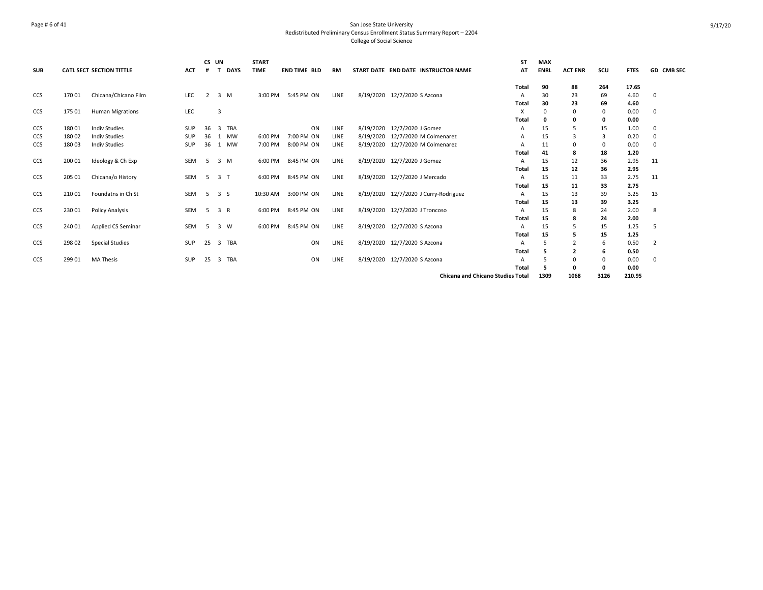# San Jose State University
## Redistributed Preliminary Census Enrollment Status Summary Report – 2204
### College of Social Science

| SUB | CATL SECT | SECTION TITTLE | ACT | CS # | UN T | DAYS | START TIME | END TIME | BLD | RM | START DATE | END DATE | INSTRUCTOR NAME | ST AT | MAX ENRL | ACT ENR | SCU | FTES | GD CMB SEC |
|---|---|---|---|---|---|---|---|---|---|---|---|---|---|---|---|---|---|---|---|
| | | | | | | | | | | | | | | Total | 90 | 88 | 264 | 17.65 | |
| CCS | 170 01 | Chicana/Chicano Film | LEC | 2 | 3 | M | 3:00 PM | 5:45 PM | ON | LINE | 8/19/2020 | 12/7/2020 | S Azcona | A | 30 | 23 | 69 | 4.60 | 0 |
| | | | | | | | | | | | | | | Total | 30 | 23 | 69 | 4.60 | |
| CCS | 175 01 | Human Migrations | LEC | | 3 | | | | | | | | | X | 0 | 0 | 0 | 0.00 | 0 |
| | | | | | | | | | | | | | | Total | 0 | 0 | 0 | 0.00 | |
| CCS | 180 01 | Indiv Studies | SUP | 36 | 3 | TBA | | | ON | LINE | 8/19/2020 | 12/7/2020 | J Gomez | A | 15 | 5 | 15 | 1.00 | 0 |
| CCS | 180 02 | Indiv Studies | SUP | 36 | 1 | MW | 6:00 PM | 7:00 PM | ON | LINE | 8/19/2020 | 12/7/2020 | M Colmenarez | A | 15 | 3 | 3 | 0.20 | 0 |
| CCS | 180 03 | Indiv Studies | SUP | 36 | 1 | MW | 7:00 PM | 8:00 PM | ON | LINE | 8/19/2020 | 12/7/2020 | M Colmenarez | A | 11 | 0 | 0 | 0.00 | 0 |
| | | | | | | | | | | | | | | Total | 41 | 8 | 18 | 1.20 | |
| CCS | 200 01 | Ideology & Ch Exp | SEM | 5 | 3 | M | 6:00 PM | 8:45 PM | ON | LINE | 8/19/2020 | 12/7/2020 | J Gomez | A | 15 | 12 | 36 | 2.95 | 11 |
| | | | | | | | | | | | | | | Total | 15 | 12 | 36 | 2.95 | |
| CCS | 205 01 | Chicana/o History | SEM | 5 | 3 | T | 6:00 PM | 8:45 PM | ON | LINE | 8/19/2020 | 12/7/2020 | J Mercado | A | 15 | 11 | 33 | 2.75 | 11 |
| | | | | | | | | | | | | | | Total | 15 | 11 | 33 | 2.75 | |
| CCS | 210 01 | Foundatns in Ch St | SEM | 5 | 3 | S | 10:30 AM | 3:00 PM | ON | LINE | 8/19/2020 | 12/7/2020 | J Curry-Rodriguez | A | 15 | 13 | 39 | 3.25 | 13 |
| | | | | | | | | | | | | | | Total | 15 | 13 | 39 | 3.25 | |
| CCS | 230 01 | Policy Analysis | SEM | 5 | 3 | R | 6:00 PM | 8:45 PM | ON | LINE | 8/19/2020 | 12/7/2020 | J Troncoso | A | 15 | 8 | 24 | 2.00 | 8 |
| | | | | | | | | | | | | | | Total | 15 | 8 | 24 | 2.00 | |
| CCS | 240 01 | Applied CS Seminar | SEM | 5 | 3 | W | 6:00 PM | 8:45 PM | ON | LINE | 8/19/2020 | 12/7/2020 | S Azcona | A | 15 | 5 | 15 | 1.25 | 5 |
| | | | | | | | | | | | | | | Total | 15 | 5 | 15 | 1.25 | |
| CCS | 298 02 | Special Studies | SUP | 25 | 3 | TBA | | | ON | LINE | 8/19/2020 | 12/7/2020 | S Azcona | A | 5 | 2 | 6 | 0.50 | 2 |
| | | | | | | | | | | | | | | Total | 5 | 2 | 6 | 0.50 | |
| CCS | 299 01 | MA Thesis | SUP | 25 | 3 | TBA | | | ON | LINE | 8/19/2020 | 12/7/2020 | S Azcona | A | 5 | 0 | 0 | 0.00 | 0 |
| | | | | | | | | | | | | | | Total | 5 | 0 | 0 | 0.00 | |
| | | | | | | | | | | | | | Chicana and Chicano Studies Total | | 1309 | 1068 | 3126 | 210.95 | |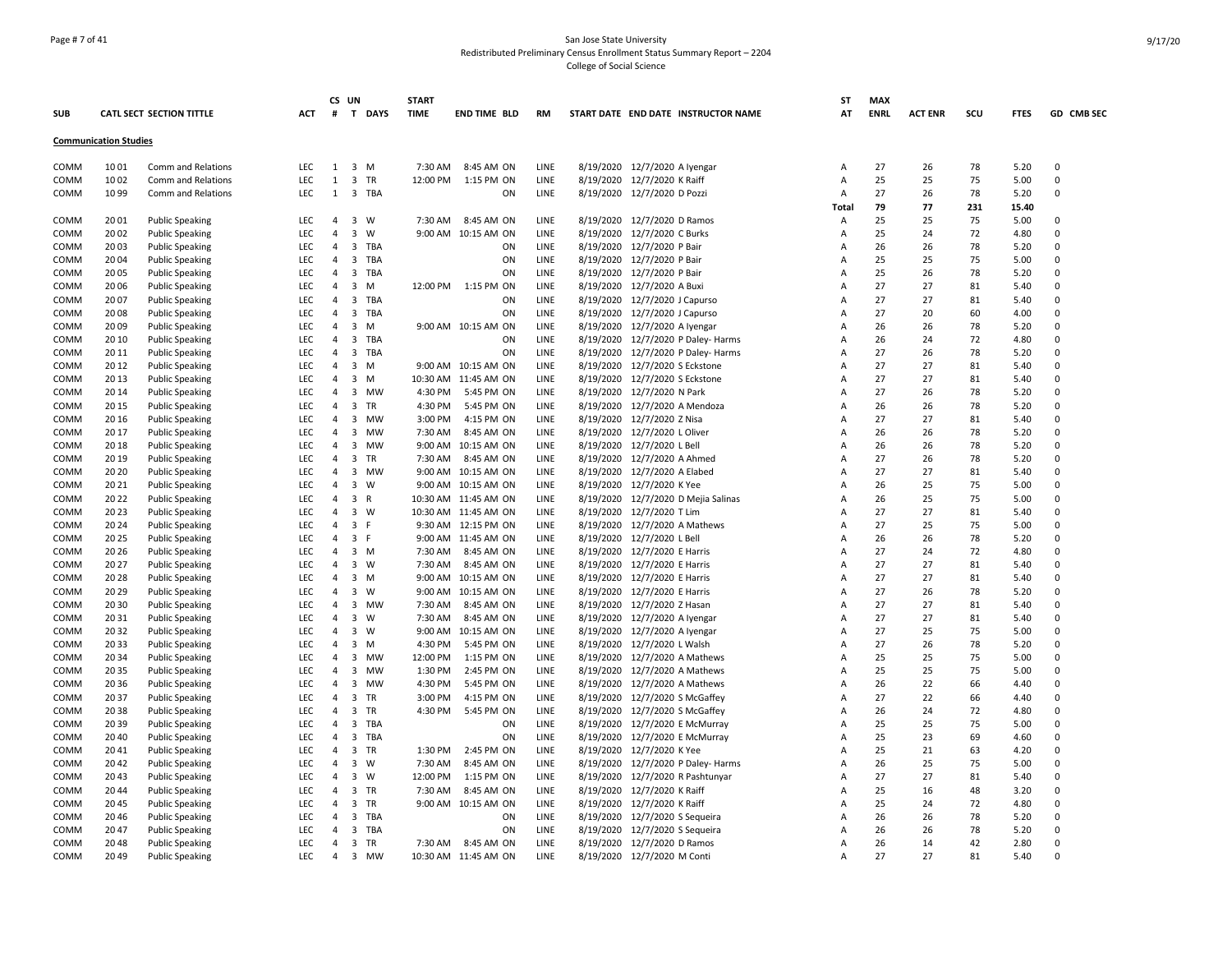San Jose State University
Redistributed Preliminary Census Enrollment Status Summary Report – 2204
College of Social Science

| SUB | CATL | SECT | SECTION TITTLE | ACT | CS # | UN T | DAYS | START TIME | END TIME | BLD | RM | START DATE | END DATE | INSTRUCTOR NAME | ST AT | MAX ENRL | ACT ENR | SCU | FTES | GD | CMB SEC |
|---|---|---|---|---|---|---|---|---|---|---|---|---|---|---|---|---|---|---|---|---|---|
| **Communication Studies** | | | | | | | | | | | | | | | | | | | | | |
| COMM | 10 | 01 | Comm and Relations | LEC | 1 | 3 | M | 7:30 AM | 8:45 AM | ON | LINE | 8/19/2020 | 12/7/2020 | A Iyengar | A | 27 | 26 | 78 | 5.20 | 0 | |
| COMM | 10 | 02 | Comm and Relations | LEC | 1 | 3 | TR | 12:00 PM | 1:15 PM | ON | LINE | 8/19/2020 | 12/7/2020 | K Raiff | A | 25 | 25 | 75 | 5.00 | 0 | |
| COMM | 10 | 99 | Comm and Relations | LEC | 1 | 3 | TBA | | | ON | LINE | 8/19/2020 | 12/7/2020 | D Pozzi | A | 27 | 26 | 78 | 5.20 | 0 | |
| | | | | | | | | | | | | | | | Total | 79 | 77 | 231 | 15.40 | | |
| COMM | 20 | 01 | Public Speaking | LEC | 4 | 3 | W | 7:30 AM | 8:45 AM | ON | LINE | 8/19/2020 | 12/7/2020 | D Ramos | A | 25 | 25 | 75 | 5.00 | 0 | |
| COMM | 20 | 02 | Public Speaking | LEC | 4 | 3 | W | 9:00 AM | 10:15 AM | ON | LINE | 8/19/2020 | 12/7/2020 | C Burks | A | 25 | 24 | 72 | 4.80 | 0 | |
| COMM | 20 | 03 | Public Speaking | LEC | 4 | 3 | TBA | | | ON | LINE | 8/19/2020 | 12/7/2020 | P Bair | A | 26 | 26 | 78 | 5.20 | 0 | |
| COMM | 20 | 04 | Public Speaking | LEC | 4 | 3 | TBA | | | ON | LINE | 8/19/2020 | 12/7/2020 | P Bair | A | 25 | 25 | 75 | 5.00 | 0 | |
| COMM | 20 | 05 | Public Speaking | LEC | 4 | 3 | TBA | | | ON | LINE | 8/19/2020 | 12/7/2020 | P Bair | A | 25 | 26 | 78 | 5.20 | 0 | |
| COMM | 20 | 06 | Public Speaking | LEC | 4 | 3 | M | 12:00 PM | 1:15 PM | ON | LINE | 8/19/2020 | 12/7/2020 | A Buxi | A | 27 | 27 | 81 | 5.40 | 0 | |
| COMM | 20 | 07 | Public Speaking | LEC | 4 | 3 | TBA | | | ON | LINE | 8/19/2020 | 12/7/2020 | J Capurso | A | 27 | 27 | 81 | 5.40 | 0 | |
| COMM | 20 | 08 | Public Speaking | LEC | 4 | 3 | TBA | | | ON | LINE | 8/19/2020 | 12/7/2020 | J Capurso | A | 27 | 20 | 60 | 4.00 | 0 | |
| COMM | 20 | 09 | Public Speaking | LEC | 4 | 3 | M | 9:00 AM | 10:15 AM | ON | LINE | 8/19/2020 | 12/7/2020 | A Iyengar | A | 26 | 26 | 78 | 5.20 | 0 | |
| COMM | 20 | 10 | Public Speaking | LEC | 4 | 3 | TBA | | | ON | LINE | 8/19/2020 | 12/7/2020 | P Daley- Harms | A | 26 | 24 | 72 | 4.80 | 0 | |
| COMM | 20 | 11 | Public Speaking | LEC | 4 | 3 | TBA | | | ON | LINE | 8/19/2020 | 12/7/2020 | P Daley- Harms | A | 27 | 26 | 78 | 5.20 | 0 | |
| COMM | 20 | 12 | Public Speaking | LEC | 4 | 3 | M | 9:00 AM | 10:15 AM | ON | LINE | 8/19/2020 | 12/7/2020 | S Eckstone | A | 27 | 27 | 81 | 5.40 | 0 | |
| COMM | 20 | 13 | Public Speaking | LEC | 4 | 3 | M | 10:30 AM | 11:45 AM | ON | LINE | 8/19/2020 | 12/7/2020 | S Eckstone | A | 27 | 27 | 81 | 5.40 | 0 | |
| COMM | 20 | 14 | Public Speaking | LEC | 4 | 3 | MW | 4:30 PM | 5:45 PM | ON | LINE | 8/19/2020 | 12/7/2020 | N Park | A | 27 | 26 | 78 | 5.20 | 0 | |
| COMM | 20 | 15 | Public Speaking | LEC | 4 | 3 | TR | 4:30 PM | 5:45 PM | ON | LINE | 8/19/2020 | 12/7/2020 | A Mendoza | A | 26 | 26 | 78 | 5.20 | 0 | |
| COMM | 20 | 16 | Public Speaking | LEC | 4 | 3 | MW | 3:00 PM | 4:15 PM | ON | LINE | 8/19/2020 | 12/7/2020 | Z Nisa | A | 27 | 27 | 81 | 5.40 | 0 | |
| COMM | 20 | 17 | Public Speaking | LEC | 4 | 3 | MW | 7:30 AM | 8:45 AM | ON | LINE | 8/19/2020 | 12/7/2020 | L Oliver | A | 26 | 26 | 78 | 5.20 | 0 | |
| COMM | 20 | 18 | Public Speaking | LEC | 4 | 3 | MW | 9:00 AM | 10:15 AM | ON | LINE | 8/19/2020 | 12/7/2020 | L Bell | A | 26 | 26 | 78 | 5.20 | 0 | |
| COMM | 20 | 19 | Public Speaking | LEC | 4 | 3 | TR | 7:30 AM | 8:45 AM | ON | LINE | 8/19/2020 | 12/7/2020 | A Ahmed | A | 27 | 26 | 78 | 5.20 | 0 | |
| COMM | 20 | 20 | Public Speaking | LEC | 4 | 3 | MW | 9:00 AM | 10:15 AM | ON | LINE | 8/19/2020 | 12/7/2020 | A Elabed | A | 27 | 27 | 81 | 5.40 | 0 | |
| COMM | 20 | 21 | Public Speaking | LEC | 4 | 3 | W | 9:00 AM | 10:15 AM | ON | LINE | 8/19/2020 | 12/7/2020 | K Yee | A | 26 | 25 | 75 | 5.00 | 0 | |
| COMM | 20 | 22 | Public Speaking | LEC | 4 | 3 | R | 10:30 AM | 11:45 AM | ON | LINE | 8/19/2020 | 12/7/2020 | D Mejia Salinas | A | 26 | 25 | 75 | 5.00 | 0 | |
| COMM | 20 | 23 | Public Speaking | LEC | 4 | 3 | W | 10:30 AM | 11:45 AM | ON | LINE | 8/19/2020 | 12/7/2020 | T Lim | A | 27 | 27 | 81 | 5.40 | 0 | |
| COMM | 20 | 24 | Public Speaking | LEC | 4 | 3 | F | 9:30 AM | 12:15 PM | ON | LINE | 8/19/2020 | 12/7/2020 | A Mathews | A | 27 | 25 | 75 | 5.00 | 0 | |
| COMM | 20 | 25 | Public Speaking | LEC | 4 | 3 | F | 9:00 AM | 11:45 AM | ON | LINE | 8/19/2020 | 12/7/2020 | L Bell | A | 26 | 26 | 78 | 5.20 | 0 | |
| COMM | 20 | 26 | Public Speaking | LEC | 4 | 3 | M | 7:30 AM | 8:45 AM | ON | LINE | 8/19/2020 | 12/7/2020 | E Harris | A | 27 | 24 | 72 | 4.80 | 0 | |
| COMM | 20 | 27 | Public Speaking | LEC | 4 | 3 | W | 7:30 AM | 8:45 AM | ON | LINE | 8/19/2020 | 12/7/2020 | E Harris | A | 27 | 27 | 81 | 5.40 | 0 | |
| COMM | 20 | 28 | Public Speaking | LEC | 4 | 3 | M | 9:00 AM | 10:15 AM | ON | LINE | 8/19/2020 | 12/7/2020 | E Harris | A | 27 | 27 | 81 | 5.40 | 0 | |
| COMM | 20 | 29 | Public Speaking | LEC | 4 | 3 | W | 9:00 AM | 10:15 AM | ON | LINE | 8/19/2020 | 12/7/2020 | E Harris | A | 27 | 26 | 78 | 5.20 | 0 | |
| COMM | 20 | 30 | Public Speaking | LEC | 4 | 3 | MW | 7:30 AM | 8:45 AM | ON | LINE | 8/19/2020 | 12/7/2020 | Z Hasan | A | 27 | 27 | 81 | 5.40 | 0 | |
| COMM | 20 | 31 | Public Speaking | LEC | 4 | 3 | W | 7:30 AM | 8:45 AM | ON | LINE | 8/19/2020 | 12/7/2020 | A Iyengar | A | 27 | 27 | 81 | 5.40 | 0 | |
| COMM | 20 | 32 | Public Speaking | LEC | 4 | 3 | W | 9:00 AM | 10:15 AM | ON | LINE | 8/19/2020 | 12/7/2020 | A Iyengar | A | 27 | 25 | 75 | 5.00 | 0 | |
| COMM | 20 | 33 | Public Speaking | LEC | 4 | 3 | M | 4:30 PM | 5:45 PM | ON | LINE | 8/19/2020 | 12/7/2020 | L Walsh | A | 27 | 26 | 78 | 5.20 | 0 | |
| COMM | 20 | 34 | Public Speaking | LEC | 4 | 3 | MW | 12:00 PM | 1:15 PM | ON | LINE | 8/19/2020 | 12/7/2020 | A Mathews | A | 25 | 25 | 75 | 5.00 | 0 | |
| COMM | 20 | 35 | Public Speaking | LEC | 4 | 3 | MW | 1:30 PM | 2:45 PM | ON | LINE | 8/19/2020 | 12/7/2020 | A Mathews | A | 25 | 25 | 75 | 5.00 | 0 | |
| COMM | 20 | 36 | Public Speaking | LEC | 4 | 3 | MW | 4:30 PM | 5:45 PM | ON | LINE | 8/19/2020 | 12/7/2020 | A Mathews | A | 26 | 22 | 66 | 4.40 | 0 | |
| COMM | 20 | 37 | Public Speaking | LEC | 4 | 3 | TR | 3:00 PM | 4:15 PM | ON | LINE | 8/19/2020 | 12/7/2020 | S McGaffey | A | 27 | 22 | 66 | 4.40 | 0 | |
| COMM | 20 | 38 | Public Speaking | LEC | 4 | 3 | TR | 4:30 PM | 5:45 PM | ON | LINE | 8/19/2020 | 12/7/2020 | S McGaffey | A | 26 | 24 | 72 | 4.80 | 0 | |
| COMM | 20 | 39 | Public Speaking | LEC | 4 | 3 | TBA | | | ON | LINE | 8/19/2020 | 12/7/2020 | E McMurray | A | 25 | 25 | 75 | 5.00 | 0 | |
| COMM | 20 | 40 | Public Speaking | LEC | 4 | 3 | TBA | | | ON | LINE | 8/19/2020 | 12/7/2020 | E McMurray | A | 25 | 23 | 69 | 4.60 | 0 | |
| COMM | 20 | 41 | Public Speaking | LEC | 4 | 3 | TR | 1:30 PM | 2:45 PM | ON | LINE | 8/19/2020 | 12/7/2020 | K Yee | A | 25 | 21 | 63 | 4.20 | 0 | |
| COMM | 20 | 42 | Public Speaking | LEC | 4 | 3 | W | 7:30 AM | 8:45 AM | ON | LINE | 8/19/2020 | 12/7/2020 | P Daley- Harms | A | 26 | 25 | 75 | 5.00 | 0 | |
| COMM | 20 | 43 | Public Speaking | LEC | 4 | 3 | W | 12:00 PM | 1:15 PM | ON | LINE | 8/19/2020 | 12/7/2020 | R Pashtunyar | A | 27 | 27 | 81 | 5.40 | 0 | |
| COMM | 20 | 44 | Public Speaking | LEC | 4 | 3 | TR | 7:30 AM | 8:45 AM | ON | LINE | 8/19/2020 | 12/7/2020 | K Raiff | A | 25 | 16 | 48 | 3.20 | 0 | |
| COMM | 20 | 45 | Public Speaking | LEC | 4 | 3 | TR | 9:00 AM | 10:15 AM | ON | LINE | 8/19/2020 | 12/7/2020 | K Raiff | A | 25 | 24 | 72 | 4.80 | 0 | |
| COMM | 20 | 46 | Public Speaking | LEC | 4 | 3 | TBA | | | ON | LINE | 8/19/2020 | 12/7/2020 | S Sequeira | A | 26 | 26 | 78 | 5.20 | 0 | |
| COMM | 20 | 47 | Public Speaking | LEC | 4 | 3 | TBA | | | ON | LINE | 8/19/2020 | 12/7/2020 | S Sequeira | A | 26 | 26 | 78 | 5.20 | 0 | |
| COMM | 20 | 48 | Public Speaking | LEC | 4 | 3 | TR | 7:30 AM | 8:45 AM | ON | LINE | 8/19/2020 | 12/7/2020 | D Ramos | A | 26 | 14 | 42 | 2.80 | 0 | |
| COMM | 20 | 49 | Public Speaking | LEC | 4 | 3 | MW | 10:30 AM | 11:45 AM | ON | LINE | 8/19/2020 | 12/7/2020 | M Conti | A | 27 | 27 | 81 | 5.40 | 0 | |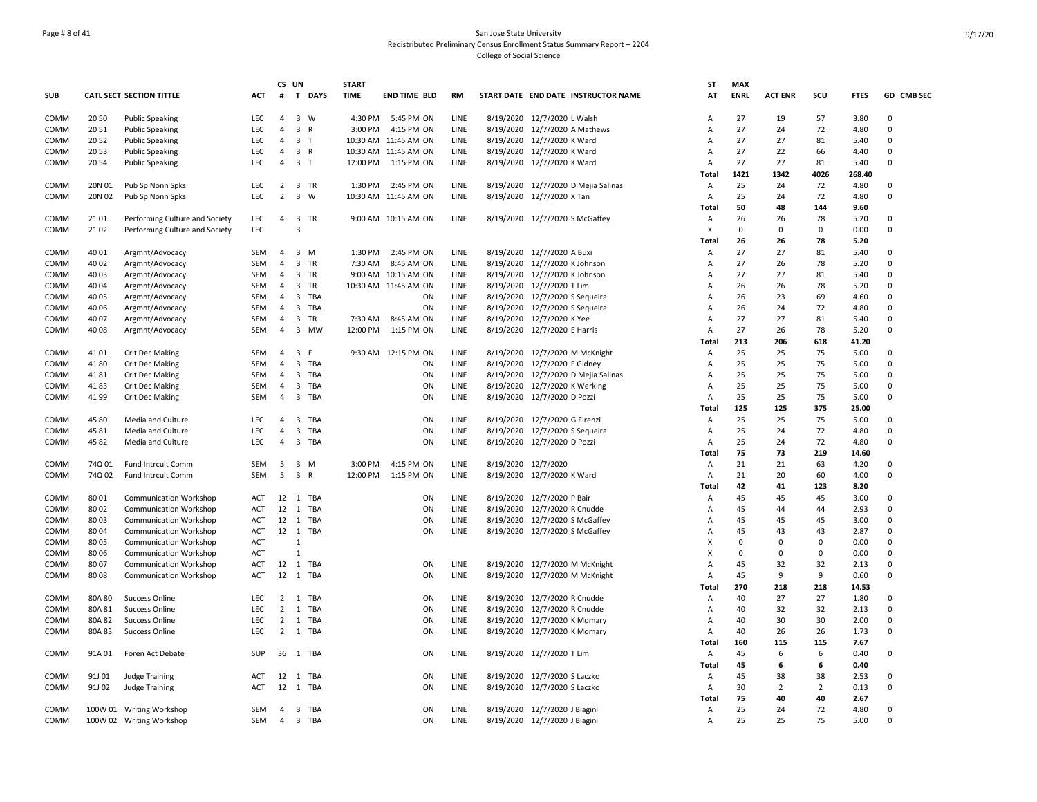San Jose State University
Redistributed Preliminary Census Enrollment Status Summary Report – 2204
College of Social Science

| SUB | CATL | SECT | SECTION TITTLE | ACT | CS # | UN T | DAYS | START TIME | END TIME | BLD | RM | START DATE | END DATE | INSTRUCTOR NAME | ST AT | MAX ENRL | ACT ENR | SCU | FTES | GD | CMB SEC |
|---|---|---|---|---|---|---|---|---|---|---|---|---|---|---|---|---|---|---|---|---|---|
| COMM | 20 | 50 | Public Speaking | LEC | 4 | 3 | W | 4:30 PM | 5:45 PM | ON | LINE | 8/19/2020 | 12/7/2020 | L Walsh | A | 27 | 19 | 57 | 3.80 | 0 | |
| COMM | 20 | 51 | Public Speaking | LEC | 4 | 3 | R | 3:00 PM | 4:15 PM | ON | LINE | 8/19/2020 | 12/7/2020 | A Mathews | A | 27 | 24 | 72 | 4.80 | 0 | |
| COMM | 20 | 52 | Public Speaking | LEC | 4 | 3 | T | 10:30 AM | 11:45 AM | ON | LINE | 8/19/2020 | 12/7/2020 | K Ward | A | 27 | 27 | 81 | 5.40 | 0 | |
| COMM | 20 | 53 | Public Speaking | LEC | 4 | 3 | R | 10:30 AM | 11:45 AM | ON | LINE | 8/19/2020 | 12/7/2020 | K Ward | A | 27 | 22 | 66 | 4.40 | 0 | |
| COMM | 20 | 54 | Public Speaking | LEC | 4 | 3 | T | 12:00 PM | 1:15 PM | ON | LINE | 8/19/2020 | 12/7/2020 | K Ward | A | 27 | 27 | 81 | 5.40 | 0 | |
| | | | | | | | | | | | | | | | Total | 1421 | 1342 | 4026 | 268.40 | | |
| COMM | 20N | 01 | Pub Sp Nonn Spks | LEC | 2 | 3 | TR | 1:30 PM | 2:45 PM | ON | LINE | 8/19/2020 | 12/7/2020 | D Mejia Salinas | A | 25 | 24 | 72 | 4.80 | 0 | |
| COMM | 20N | 02 | Pub Sp Nonn Spks | LEC | 2 | 3 | W | 10:30 AM | 11:45 AM | ON | LINE | 8/19/2020 | 12/7/2020 | X Tan | A | 25 | 24 | 72 | 4.80 | 0 | |
| | | | | | | | | | | | | | | | Total | 50 | 48 | 144 | 9.60 | | |
| COMM | 21 | 01 | Performing Culture and Society | LEC | 4 | 3 | TR | 9:00 AM | 10:15 AM | ON | LINE | 8/19/2020 | 12/7/2020 | S McGaffey | A | 26 | 26 | 78 | 5.20 | 0 | |
| COMM | 21 | 02 | Performing Culture and Society | LEC | | 3 | | | | | | | | | X | 0 | 0 | 0 | 0.00 | 0 | |
| | | | | | | | | | | | | | | | Total | 26 | 26 | 78 | 5.20 | | |
| COMM | 40 | 01 | Argmnt/Advocacy | SEM | 4 | 3 | M | 1:30 PM | 2:45 PM | ON | LINE | 8/19/2020 | 12/7/2020 | A Buxi | A | 27 | 27 | 81 | 5.40 | 0 | |
| COMM | 40 | 02 | Argmnt/Advocacy | SEM | 4 | 3 | TR | 7:30 AM | 8:45 AM | ON | LINE | 8/19/2020 | 12/7/2020 | K Johnson | A | 27 | 26 | 78 | 5.20 | 0 | |
| COMM | 40 | 03 | Argmnt/Advocacy | SEM | 4 | 3 | TR | 9:00 AM | 10:15 AM | ON | LINE | 8/19/2020 | 12/7/2020 | K Johnson | A | 27 | 27 | 81 | 5.40 | 0 | |
| COMM | 40 | 04 | Argmnt/Advocacy | SEM | 4 | 3 | TR | 10:30 AM | 11:45 AM | ON | LINE | 8/19/2020 | 12/7/2020 | T Lim | A | 26 | 26 | 78 | 5.20 | 0 | |
| COMM | 40 | 05 | Argmnt/Advocacy | SEM | 4 | 3 | TBA | | | ON | LINE | 8/19/2020 | 12/7/2020 | S Sequeira | A | 26 | 23 | 69 | 4.60 | 0 | |
| COMM | 40 | 06 | Argmnt/Advocacy | SEM | 4 | 3 | TBA | | | ON | LINE | 8/19/2020 | 12/7/2020 | S Sequeira | A | 26 | 24 | 72 | 4.80 | 0 | |
| COMM | 40 | 07 | Argmnt/Advocacy | SEM | 4 | 3 | TR | 7:30 AM | 8:45 AM | ON | LINE | 8/19/2020 | 12/7/2020 | K Yee | A | 27 | 27 | 81 | 5.40 | 0 | |
| COMM | 40 | 08 | Argmnt/Advocacy | SEM | 4 | 3 | MW | 12:00 PM | 1:15 PM | ON | LINE | 8/19/2020 | 12/7/2020 | E Harris | A | 27 | 26 | 78 | 5.20 | 0 | |
| | | | | | | | | | | | | | | | Total | 213 | 206 | 618 | 41.20 | | |
| COMM | 41 | 01 | Crit Dec Making | SEM | 4 | 3 | F | 9:30 AM | 12:15 PM | ON | LINE | 8/19/2020 | 12/7/2020 | M McKnight | A | 25 | 25 | 75 | 5.00 | 0 | |
| COMM | 41 | 80 | Crit Dec Making | SEM | 4 | 3 | TBA | | | ON | LINE | 8/19/2020 | 12/7/2020 | F Gidney | A | 25 | 25 | 75 | 5.00 | 0 | |
| COMM | 41 | 81 | Crit Dec Making | SEM | 4 | 3 | TBA | | | ON | LINE | 8/19/2020 | 12/7/2020 | D Mejia Salinas | A | 25 | 25 | 75 | 5.00 | 0 | |
| COMM | 41 | 83 | Crit Dec Making | SEM | 4 | 3 | TBA | | | ON | LINE | 8/19/2020 | 12/7/2020 | K Werking | A | 25 | 25 | 75 | 5.00 | 0 | |
| COMM | 41 | 99 | Crit Dec Making | SEM | 4 | 3 | TBA | | | ON | LINE | 8/19/2020 | 12/7/2020 | D Pozzi | A | 25 | 25 | 75 | 5.00 | 0 | |
| | | | | | | | | | | | | | | | Total | 125 | 125 | 375 | 25.00 | | |
| COMM | 45 | 80 | Media and Culture | LEC | 4 | 3 | TBA | | | ON | LINE | 8/19/2020 | 12/7/2020 | G Firenzi | A | 25 | 25 | 75 | 5.00 | 0 | |
| COMM | 45 | 81 | Media and Culture | LEC | 4 | 3 | TBA | | | ON | LINE | 8/19/2020 | 12/7/2020 | S Sequeira | A | 25 | 24 | 72 | 4.80 | 0 | |
| COMM | 45 | 82 | Media and Culture | LEC | 4 | 3 | TBA | | | ON | LINE | 8/19/2020 | 12/7/2020 | D Pozzi | A | 25 | 24 | 72 | 4.80 | 0 | |
| | | | | | | | | | | | | | | | Total | 75 | 73 | 219 | 14.60 | | |
| COMM | 74Q | 01 | Fund Intrcult Comm | SEM | 5 | 3 | M | 3:00 PM | 4:15 PM | ON | LINE | 8/19/2020 | 12/7/2020 | | A | 21 | 21 | 63 | 4.20 | 0 | |
| COMM | 74Q | 02 | Fund Intrcult Comm | SEM | 5 | 3 | R | 12:00 PM | 1:15 PM | ON | LINE | 8/19/2020 | 12/7/2020 | K Ward | A | 21 | 20 | 60 | 4.00 | 0 | |
| | | | | | | | | | | | | | | | Total | 42 | 41 | 123 | 8.20 | | |
| COMM | 80 | 01 | Communication Workshop | ACT | 12 | 1 | TBA | | | ON | LINE | 8/19/2020 | 12/7/2020 | P Bair | A | 45 | 45 | 45 | 3.00 | 0 | |
| COMM | 80 | 02 | Communication Workshop | ACT | 12 | 1 | TBA | | | ON | LINE | 8/19/2020 | 12/7/2020 | R Cnudde | A | 45 | 44 | 44 | 2.93 | 0 | |
| COMM | 80 | 03 | Communication Workshop | ACT | 12 | 1 | TBA | | | ON | LINE | 8/19/2020 | 12/7/2020 | S McGaffey | A | 45 | 45 | 45 | 3.00 | 0 | |
| COMM | 80 | 04 | Communication Workshop | ACT | 12 | 1 | TBA | | | ON | LINE | 8/19/2020 | 12/7/2020 | S McGaffey | A | 45 | 43 | 43 | 2.87 | 0 | |
| COMM | 80 | 05 | Communication Workshop | ACT | | 1 | | | | | | | | | X | 0 | 0 | 0 | 0.00 | 0 | |
| COMM | 80 | 06 | Communication Workshop | ACT | | 1 | | | | | | | | | X | 0 | 0 | 0 | 0.00 | 0 | |
| COMM | 80 | 07 | Communication Workshop | ACT | 12 | 1 | TBA | | | ON | LINE | 8/19/2020 | 12/7/2020 | M McKnight | A | 45 | 32 | 32 | 2.13 | 0 | |
| COMM | 80 | 08 | Communication Workshop | ACT | 12 | 1 | TBA | | | ON | LINE | 8/19/2020 | 12/7/2020 | M McKnight | A | 45 | 9 | 9 | 0.60 | 0 | |
| | | | | | | | | | | | | | | | Total | 270 | 218 | 218 | 14.53 | | |
| COMM | 80A | 80 | Success Online | LEC | 2 | 1 | TBA | | | ON | LINE | 8/19/2020 | 12/7/2020 | R Cnudde | A | 40 | 27 | 27 | 1.80 | 0 | |
| COMM | 80A | 81 | Success Online | LEC | 2 | 1 | TBA | | | ON | LINE | 8/19/2020 | 12/7/2020 | R Cnudde | A | 40 | 32 | 32 | 2.13 | 0 | |
| COMM | 80A | 82 | Success Online | LEC | 2 | 1 | TBA | | | ON | LINE | 8/19/2020 | 12/7/2020 | K Momary | A | 40 | 30 | 30 | 2.00 | 0 | |
| COMM | 80A | 83 | Success Online | LEC | 2 | 1 | TBA | | | ON | LINE | 8/19/2020 | 12/7/2020 | K Momary | A | 40 | 26 | 26 | 1.73 | 0 | |
| | | | | | | | | | | | | | | | Total | 160 | 115 | 115 | 7.67 | | |
| COMM | 91A | 01 | Foren Act Debate | SUP | 36 | 1 | TBA | | | ON | LINE | 8/19/2020 | 12/7/2020 | T Lim | A | 45 | 6 | 6 | 0.40 | 0 | |
| | | | | | | | | | | | | | | | Total | 45 | 6 | 6 | 0.40 | | |
| COMM | 91J | 01 | Judge Training | ACT | 12 | 1 | TBA | | | ON | LINE | 8/19/2020 | 12/7/2020 | S Laczko | A | 45 | 38 | 38 | 2.53 | 0 | |
| COMM | 91J | 02 | Judge Training | ACT | 12 | 1 | TBA | | | ON | LINE | 8/19/2020 | 12/7/2020 | S Laczko | A | 30 | 2 | 2 | 0.13 | 0 | |
| | | | | | | | | | | | | | | | Total | 75 | 40 | 40 | 2.67 | | |
| COMM | 100W | 01 | Writing Workshop | SEM | 4 | 3 | TBA | | | ON | LINE | 8/19/2020 | 12/7/2020 | J Biagini | A | 25 | 24 | 72 | 4.80 | 0 | |
| COMM | 100W | 02 | Writing Workshop | SEM | 4 | 3 | TBA | | | ON | LINE | 8/19/2020 | 12/7/2020 | J Biagini | A | 25 | 25 | 75 | 5.00 | 0 | |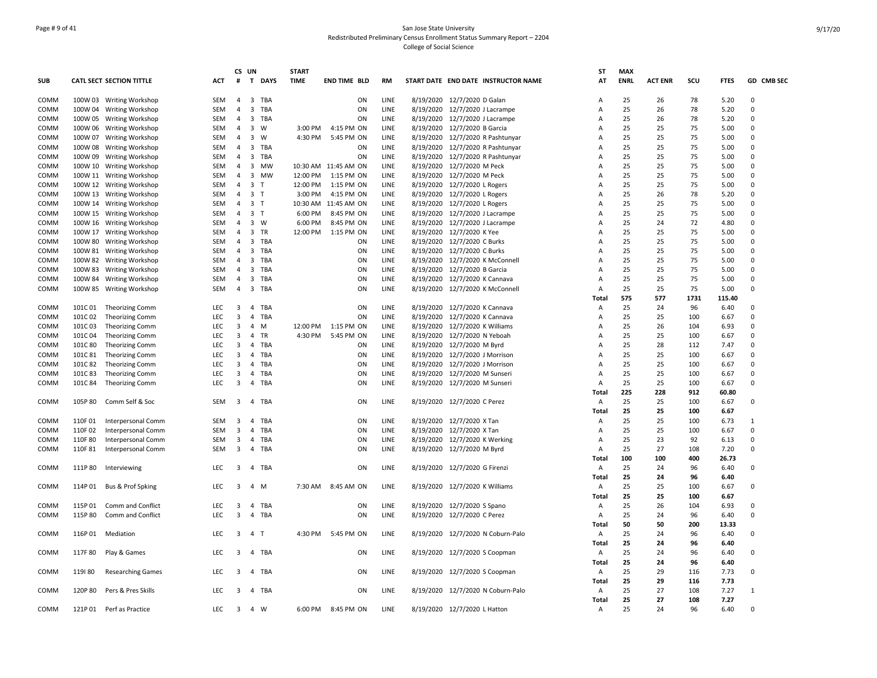San Jose State University
Redistributed Preliminary Census Enrollment Status Summary Report – 2204
College of Social Science

| SUB | CATL SECT | SECTION TITTLE | ACT | CS # | UN T | DAYS | START TIME | END TIME | BLD | RM | START DATE | END DATE | INSTRUCTOR NAME | ST AT | MAX ENRL | ACT ENR | SCU | FTES | GD | CMB SEC |
|---|---|---|---|---|---|---|---|---|---|---|---|---|---|---|---|---|---|---|---|---|
| COMM | 100W 03 | Writing Workshop | SEM | 4 | 3 | TBA | | | ON | LINE | 8/19/2020 | 12/7/2020 | D Galan | A | 25 | 26 | 78 | 5.20 | 0 | |
| COMM | 100W 04 | Writing Workshop | SEM | 4 | 3 | TBA | | | ON | LINE | 8/19/2020 | 12/7/2020 | J Lacrampe | A | 25 | 26 | 78 | 5.20 | 0 | |
| COMM | 100W 05 | Writing Workshop | SEM | 4 | 3 | TBA | | | ON | LINE | 8/19/2020 | 12/7/2020 | J Lacrampe | A | 25 | 26 | 78 | 5.20 | 0 | |
| COMM | 100W 06 | Writing Workshop | SEM | 4 | 3 | W | 3:00 PM | 4:15 PM | ON | LINE | 8/19/2020 | 12/7/2020 | B Garcia | A | 25 | 25 | 75 | 5.00 | 0 | |
| COMM | 100W 07 | Writing Workshop | SEM | 4 | 3 | W | 4:30 PM | 5:45 PM | ON | LINE | 8/19/2020 | 12/7/2020 | R Pashtunyar | A | 25 | 25 | 75 | 5.00 | 0 | |
| COMM | 100W 08 | Writing Workshop | SEM | 4 | 3 | TBA | | | ON | LINE | 8/19/2020 | 12/7/2020 | R Pashtunyar | A | 25 | 25 | 75 | 5.00 | 0 | |
| COMM | 100W 09 | Writing Workshop | SEM | 4 | 3 | TBA | | | ON | LINE | 8/19/2020 | 12/7/2020 | R Pashtunyar | A | 25 | 25 | 75 | 5.00 | 0 | |
| COMM | 100W 10 | Writing Workshop | SEM | 4 | 3 | MW | 10:30 AM | 11:45 AM | ON | LINE | 8/19/2020 | 12/7/2020 | M Peck | A | 25 | 25 | 75 | 5.00 | 0 | |
| COMM | 100W 11 | Writing Workshop | SEM | 4 | 3 | MW | 12:00 PM | 1:15 PM | ON | LINE | 8/19/2020 | 12/7/2020 | M Peck | A | 25 | 25 | 75 | 5.00 | 0 | |
| COMM | 100W 12 | Writing Workshop | SEM | 4 | 3 | T | 12:00 PM | 1:15 PM | ON | LINE | 8/19/2020 | 12/7/2020 | L Rogers | A | 25 | 25 | 75 | 5.00 | 0 | |
| COMM | 100W 13 | Writing Workshop | SEM | 4 | 3 | T | 3:00 PM | 4:15 PM | ON | LINE | 8/19/2020 | 12/7/2020 | L Rogers | A | 25 | 26 | 78 | 5.20 | 0 | |
| COMM | 100W 14 | Writing Workshop | SEM | 4 | 3 | T | 10:30 AM | 11:45 AM | ON | LINE | 8/19/2020 | 12/7/2020 | L Rogers | A | 25 | 25 | 75 | 5.00 | 0 | |
| COMM | 100W 15 | Writing Workshop | SEM | 4 | 3 | T | 6:00 PM | 8:45 PM | ON | LINE | 8/19/2020 | 12/7/2020 | J Lacrampe | A | 25 | 25 | 75 | 5.00 | 0 | |
| COMM | 100W 16 | Writing Workshop | SEM | 4 | 3 | W | 6:00 PM | 8:45 PM | ON | LINE | 8/19/2020 | 12/7/2020 | J Lacrampe | A | 25 | 24 | 72 | 4.80 | 0 | |
| COMM | 100W 17 | Writing Workshop | SEM | 4 | 3 | TR | 12:00 PM | 1:15 PM | ON | LINE | 8/19/2020 | 12/7/2020 | K Yee | A | 25 | 25 | 75 | 5.00 | 0 | |
| COMM | 100W 80 | Writing Workshop | SEM | 4 | 3 | TBA | | | ON | LINE | 8/19/2020 | 12/7/2020 | C Burks | A | 25 | 25 | 75 | 5.00 | 0 | |
| COMM | 100W 81 | Writing Workshop | SEM | 4 | 3 | TBA | | | ON | LINE | 8/19/2020 | 12/7/2020 | C Burks | A | 25 | 25 | 75 | 5.00 | 0 | |
| COMM | 100W 82 | Writing Workshop | SEM | 4 | 3 | TBA | | | ON | LINE | 8/19/2020 | 12/7/2020 | K McConnell | A | 25 | 25 | 75 | 5.00 | 0 | |
| COMM | 100W 83 | Writing Workshop | SEM | 4 | 3 | TBA | | | ON | LINE | 8/19/2020 | 12/7/2020 | B Garcia | A | 25 | 25 | 75 | 5.00 | 0 | |
| COMM | 100W 84 | Writing Workshop | SEM | 4 | 3 | TBA | | | ON | LINE | 8/19/2020 | 12/7/2020 | K Cannava | A | 25 | 25 | 75 | 5.00 | 0 | |
| COMM | 100W 85 | Writing Workshop | SEM | 4 | 3 | TBA | | | ON | LINE | 8/19/2020 | 12/7/2020 | K McConnell | A | 25 | 25 | 75 | 5.00 | 0 | |
| | | | | | | | | | | | | | | **Total** | **575** | **577** | **1731** | **115.40** | | |
| COMM | 101C 01 | Theorizing Comm | LEC | 3 | 4 | TBA | | | ON | LINE | 8/19/2020 | 12/7/2020 | K Cannava | A | 25 | 24 | 96 | 6.40 | 0 | |
| COMM | 101C 02 | Theorizing Comm | LEC | 3 | 4 | TBA | | | ON | LINE | 8/19/2020 | 12/7/2020 | K Cannava | A | 25 | 25 | 100 | 6.67 | 0 | |
| COMM | 101C 03 | Theorizing Comm | LEC | 3 | 4 | M | 12:00 PM | 1:15 PM | ON | LINE | 8/19/2020 | 12/7/2020 | K Williams | A | 25 | 26 | 104 | 6.93 | 0 | |
| COMM | 101C 04 | Theorizing Comm | LEC | 3 | 4 | TR | 4:30 PM | 5:45 PM | ON | LINE | 8/19/2020 | 12/7/2020 | N Yeboah | A | 25 | 25 | 100 | 6.67 | 0 | |
| COMM | 101C 80 | Theorizing Comm | LEC | 3 | 4 | TBA | | | ON | LINE | 8/19/2020 | 12/7/2020 | M Byrd | A | 25 | 28 | 112 | 7.47 | 0 | |
| COMM | 101C 81 | Theorizing Comm | LEC | 3 | 4 | TBA | | | ON | LINE | 8/19/2020 | 12/7/2020 | J Morrison | A | 25 | 25 | 100 | 6.67 | 0 | |
| COMM | 101C 82 | Theorizing Comm | LEC | 3 | 4 | TBA | | | ON | LINE | 8/19/2020 | 12/7/2020 | J Morrison | A | 25 | 25 | 100 | 6.67 | 0 | |
| COMM | 101C 83 | Theorizing Comm | LEC | 3 | 4 | TBA | | | ON | LINE | 8/19/2020 | 12/7/2020 | M Sunseri | A | 25 | 25 | 100 | 6.67 | 0 | |
| COMM | 101C 84 | Theorizing Comm | LEC | 3 | 4 | TBA | | | ON | LINE | 8/19/2020 | 12/7/2020 | M Sunseri | A | 25 | 25 | 100 | 6.67 | 0 | |
| | | | | | | | | | | | | | | **Total** | **225** | **228** | **912** | **60.80** | | |
| COMM | 105P 80 | Comm Self & Soc | SEM | 3 | 4 | TBA | | | ON | LINE | 8/19/2020 | 12/7/2020 | C Perez | A | 25 | 25 | 100 | 6.67 | 0 | |
| | | | | | | | | | | | | | | **Total** | **25** | **25** | **100** | **6.67** | | |
| COMM | 110F 01 | Interpersonal Comm | SEM | 3 | 4 | TBA | | | ON | LINE | 8/19/2020 | 12/7/2020 | X Tan | A | 25 | 25 | 100 | 6.73 | 1 | |
| COMM | 110F 02 | Interpersonal Comm | SEM | 3 | 4 | TBA | | | ON | LINE | 8/19/2020 | 12/7/2020 | X Tan | A | 25 | 25 | 100 | 6.67 | 0 | |
| COMM | 110F 80 | Interpersonal Comm | SEM | 3 | 4 | TBA | | | ON | LINE | 8/19/2020 | 12/7/2020 | K Werking | A | 25 | 23 | 92 | 6.13 | 0 | |
| COMM | 110F 81 | Interpersonal Comm | SEM | 3 | 4 | TBA | | | ON | LINE | 8/19/2020 | 12/7/2020 | M Byrd | A | 25 | 27 | 108 | 7.20 | 0 | |
| | | | | | | | | | | | | | | **Total** | **100** | **100** | **400** | **26.73** | | |
| COMM | 111P 80 | Interviewing | LEC | 3 | 4 | TBA | | | ON | LINE | 8/19/2020 | 12/7/2020 | G Firenzi | A | 25 | 24 | 96 | 6.40 | 0 | |
| | | | | | | | | | | | | | | **Total** | **25** | **24** | **96** | **6.40** | | |
| COMM | 114P 01 | Bus & Prof Spking | LEC | 3 | 4 | M | 7:30 AM | 8:45 AM | ON | LINE | 8/19/2020 | 12/7/2020 | K Williams | A | 25 | 25 | 100 | 6.67 | 0 | |
| | | | | | | | | | | | | | | **Total** | **25** | **25** | **100** | **6.67** | | |
| COMM | 115P 01 | Comm and Conflict | LEC | 3 | 4 | TBA | | | ON | LINE | 8/19/2020 | 12/7/2020 | S Spano | A | 25 | 26 | 104 | 6.93 | 0 | |
| COMM | 115P 80 | Comm and Conflict | LEC | 3 | 4 | TBA | | | ON | LINE | 8/19/2020 | 12/7/2020 | C Perez | A | 25 | 24 | 96 | 6.40 | 0 | |
| | | | | | | | | | | | | | | **Total** | **50** | **50** | **200** | **13.33** | | |
| COMM | 116P 01 | Mediation | LEC | 3 | 4 | T | 4:30 PM | 5:45 PM | ON | LINE | 8/19/2020 | 12/7/2020 | N Coburn-Palo | A | 25 | 24 | 96 | 6.40 | 0 | |
| | | | | | | | | | | | | | | **Total** | **25** | **24** | **96** | **6.40** | | |
| COMM | 117F 80 | Play & Games | LEC | 3 | 4 | TBA | | | ON | LINE | 8/19/2020 | 12/7/2020 | S Coopman | A | 25 | 24 | 96 | 6.40 | 0 | |
| | | | | | | | | | | | | | | **Total** | **25** | **24** | **96** | **6.40** | | |
| COMM | 119I 80 | Researching Games | LEC | 3 | 4 | TBA | | | ON | LINE | 8/19/2020 | 12/7/2020 | S Coopman | A | 25 | 29 | 116 | 7.73 | 0 | |
| | | | | | | | | | | | | | | **Total** | **25** | **29** | **116** | **7.73** | | |
| COMM | 120P 80 | Pers & Pres Skills | LEC | 3 | 4 | TBA | | | ON | LINE | 8/19/2020 | 12/7/2020 | N Coburn-Palo | A | 25 | 27 | 108 | 7.27 | 1 | |
| | | | | | | | | | | | | | | **Total** | **25** | **27** | **108** | **7.27** | | |
| COMM | 121P 01 | Perf as Practice | LEC | 3 | 4 | W | 6:00 PM | 8:45 PM | ON | LINE | 8/19/2020 | 12/7/2020 | L Hatton | A | 25 | 24 | 96 | 6.40 | 0 | |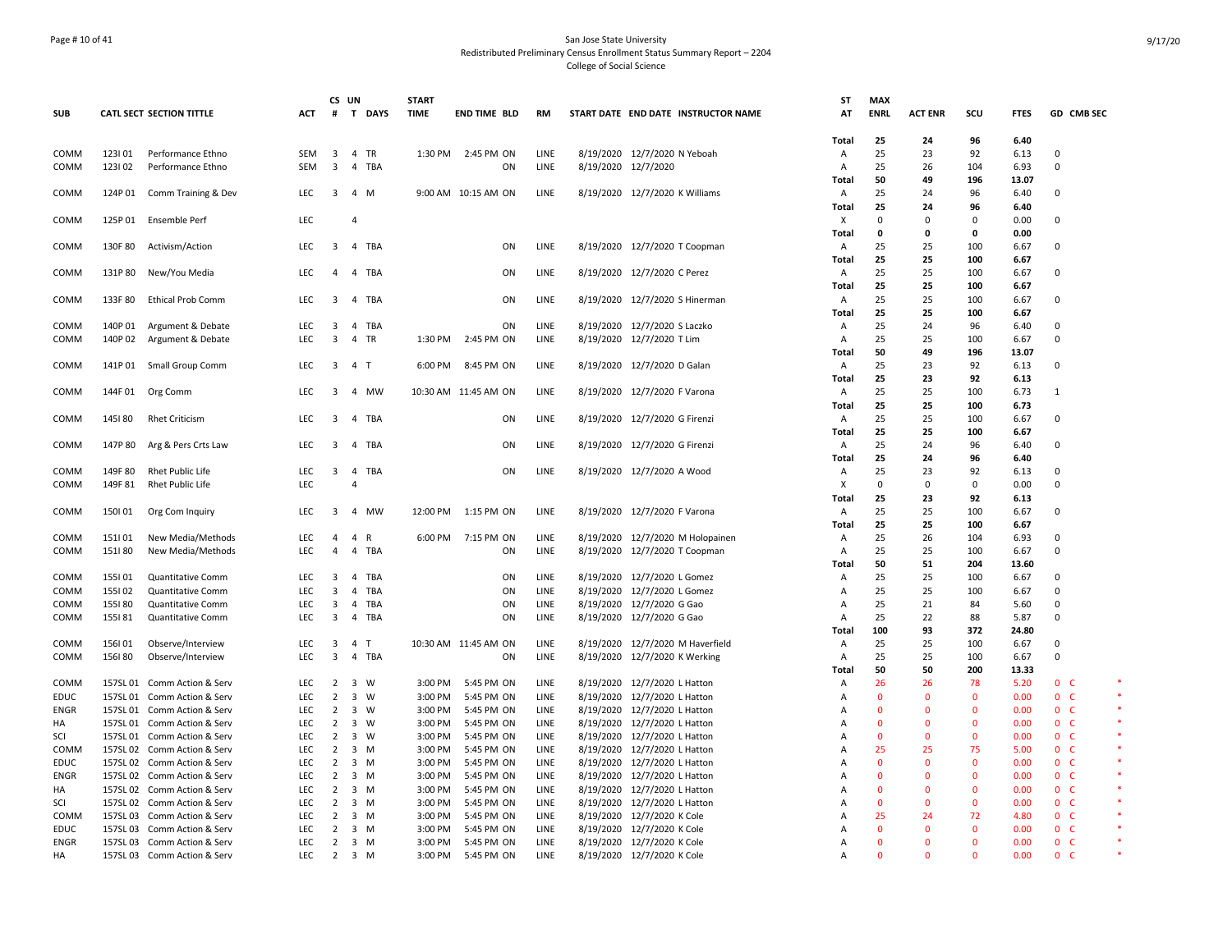San Jose State University
Redistributed Preliminary Census Enrollment Status Summary Report – 2204
College of Social Science

| SUB | CATL SECT | SECTION TITTLE | ACT | CS # | UN T | DAYS | START TIME | END TIME | BLD | RM | START DATE | END DATE | INSTRUCTOR NAME | ST AT | MAX ENRL | ACT ENR | SCU | FTES | GD | CMB SEC | |
|---|---|---|---|---|---|---|---|---|---|---|---|---|---|---|---|---|---|---|---|---|---|
| | | | | | | | | | | | | | | **Total** | **25** | **24** | **96** | **6.40** | | | |
| COMM | 123I 01 | Performance Ethno | SEM | 3 | 4 | TR | 1:30 PM | 2:45 PM | ON | LINE | 8/19/2020 | 12/7/2020 | N Yeboah | A | 25 | 23 | 92 | 6.13 | 0 | | |
| COMM | 123I 02 | Performance Ethno | SEM | 3 | 4 | TBA | | | ON | LINE | 8/19/2020 | 12/7/2020 | | A | 25 | 26 | 104 | 6.93 | 0 | | |
| | | | | | | | | | | | | | | **Total** | **50** | **49** | **196** | **13.07** | | | |
| COMM | 124P 01 | Comm Training & Dev | LEC | 3 | 4 | M | 9:00 AM | 10:15 AM | ON | LINE | 8/19/2020 | 12/7/2020 | K Williams | A | 25 | 24 | 96 | 6.40 | 0 | | |
| | | | | | | | | | | | | | | **Total** | **25** | **24** | **96** | **6.40** | | | |
| COMM | 125P 01 | Ensemble Perf | LEC | | 4 | | | | | | | | | X | 0 | 0 | 0 | 0.00 | 0 | | |
| | | | | | | | | | | | | | | **Total** | **0** | **0** | **0** | **0.00** | | | |
| COMM | 130F 80 | Activism/Action | LEC | 3 | 4 | TBA | | | ON | LINE | 8/19/2020 | 12/7/2020 | T Coopman | A | 25 | 25 | 100 | 6.67 | 0 | | |
| | | | | | | | | | | | | | | **Total** | **25** | **25** | **100** | **6.67** | | | |
| COMM | 131P 80 | New/You Media | LEC | 4 | 4 | TBA | | | ON | LINE | 8/19/2020 | 12/7/2020 | C Perez | A | 25 | 25 | 100 | 6.67 | 0 | | |
| | | | | | | | | | | | | | | **Total** | **25** | **25** | **100** | **6.67** | | | |
| COMM | 133F 80 | Ethical Prob Comm | LEC | 3 | 4 | TBA | | | ON | LINE | 8/19/2020 | 12/7/2020 | S Hinerman | A | 25 | 25 | 100 | 6.67 | 0 | | |
| | | | | | | | | | | | | | | **Total** | **25** | **25** | **100** | **6.67** | | | |
| COMM | 140P 01 | Argument & Debate | LEC | 3 | 4 | TBA | | | ON | LINE | 8/19/2020 | 12/7/2020 | S Laczko | A | 25 | 24 | 96 | 6.40 | 0 | | |
| COMM | 140P 02 | Argument & Debate | LEC | 3 | 4 | TR | 1:30 PM | 2:45 PM | ON | LINE | 8/19/2020 | 12/7/2020 | T Lim | A | 25 | 25 | 100 | 6.67 | 0 | | |
| | | | | | | | | | | | | | | **Total** | **50** | **49** | **196** | **13.07** | | | |
| COMM | 141P 01 | Small Group Comm | LEC | 3 | 4 | T | 6:00 PM | 8:45 PM | ON | LINE | 8/19/2020 | 12/7/2020 | D Galan | A | 25 | 23 | 92 | 6.13 | 0 | | |
| | | | | | | | | | | | | | | **Total** | **25** | **23** | **92** | **6.13** | | | |
| COMM | 144F 01 | Org Comm | LEC | 3 | 4 | MW | 10:30 AM | 11:45 AM | ON | LINE | 8/19/2020 | 12/7/2020 | F Varona | A | 25 | 25 | 100 | 6.73 | 1 | | |
| | | | | | | | | | | | | | | **Total** | **25** | **25** | **100** | **6.73** | | | |
| COMM | 145I 80 | Rhet Criticism | LEC | 3 | 4 | TBA | | | ON | LINE | 8/19/2020 | 12/7/2020 | G Firenzi | A | 25 | 25 | 100 | 6.67 | 0 | | |
| | | | | | | | | | | | | | | **Total** | **25** | **25** | **100** | **6.67** | | | |
| COMM | 147P 80 | Arg & Pers Crts Law | LEC | 3 | 4 | TBA | | | ON | LINE | 8/19/2020 | 12/7/2020 | G Firenzi | A | 25 | 24 | 96 | 6.40 | 0 | | |
| | | | | | | | | | | | | | | **Total** | **25** | **24** | **96** | **6.40** | | | |
| COMM | 149F 80 | Rhet Public Life | LEC | 3 | 4 | TBA | | | ON | LINE | 8/19/2020 | 12/7/2020 | A Wood | A | 25 | 23 | 92 | 6.13 | 0 | | |
| COMM | 149F 81 | Rhet Public Life | LEC | | 4 | | | | | | | | | X | 0 | 0 | 0 | 0.00 | 0 | | |
| | | | | | | | | | | | | | | **Total** | **25** | **23** | **92** | **6.13** | | | |
| COMM | 150I 01 | Org Com Inquiry | LEC | 3 | 4 | MW | 12:00 PM | 1:15 PM | ON | LINE | 8/19/2020 | 12/7/2020 | F Varona | A | 25 | 25 | 100 | 6.67 | 0 | | |
| | | | | | | | | | | | | | | **Total** | **25** | **25** | **100** | **6.67** | | | |
| COMM | 151I 01 | New Media/Methods | LEC | 4 | 4 | R | 6:00 PM | 7:15 PM | ON | LINE | 8/19/2020 | 12/7/2020 | M Holopainen | A | 25 | 26 | 104 | 6.93 | 0 | | |
| COMM | 151I 80 | New Media/Methods | LEC | 4 | 4 | TBA | | | ON | LINE | 8/19/2020 | 12/7/2020 | T Coopman | A | 25 | 25 | 100 | 6.67 | 0 | | |
| | | | | | | | | | | | | | | **Total** | **50** | **51** | **204** | **13.60** | | | |
| COMM | 155I 01 | Quantitative Comm | LEC | 3 | 4 | TBA | | | ON | LINE | 8/19/2020 | 12/7/2020 | L Gomez | A | 25 | 25 | 100 | 6.67 | 0 | | |
| COMM | 155I 02 | Quantitative Comm | LEC | 3 | 4 | TBA | | | ON | LINE | 8/19/2020 | 12/7/2020 | L Gomez | A | 25 | 25 | 100 | 6.67 | 0 | | |
| COMM | 155I 80 | Quantitative Comm | LEC | 3 | 4 | TBA | | | ON | LINE | 8/19/2020 | 12/7/2020 | G Gao | A | 25 | 21 | 84 | 5.60 | 0 | | |
| COMM | 155I 81 | Quantitative Comm | LEC | 3 | 4 | TBA | | | ON | LINE | 8/19/2020 | 12/7/2020 | G Gao | A | 25 | 22 | 88 | 5.87 | 0 | | |
| | | | | | | | | | | | | | | **Total** | **100** | **93** | **372** | **24.80** | | | |
| COMM | 156I 01 | Observe/Interview | LEC | 3 | 4 | T | 10:30 AM | 11:45 AM | ON | LINE | 8/19/2020 | 12/7/2020 | M Haverfield | A | 25 | 25 | 100 | 6.67 | 0 | | |
| COMM | 156I 80 | Observe/Interview | LEC | 3 | 4 | TBA | | | ON | LINE | 8/19/2020 | 12/7/2020 | K Werking | A | 25 | 25 | 100 | 6.67 | 0 | | |
| | | | | | | | | | | | | | | **Total** | **50** | **50** | **200** | **13.33** | | | |
| COMM | 157SL 01 | Comm Action & Serv | LEC | 2 | 3 | W | 3:00 PM | 5:45 PM | ON | LINE | 8/19/2020 | 12/7/2020 | L Hatton | A | 26 | 26 | 78 | 5.20 | 0 | C | * |
| EDUC | 157SL 01 | Comm Action & Serv | LEC | 2 | 3 | W | 3:00 PM | 5:45 PM | ON | LINE | 8/19/2020 | 12/7/2020 | L Hatton | A | 0 | 0 | 0 | 0.00 | 0 | C | * |
| ENGR | 157SL 01 | Comm Action & Serv | LEC | 2 | 3 | W | 3:00 PM | 5:45 PM | ON | LINE | 8/19/2020 | 12/7/2020 | L Hatton | A | 0 | 0 | 0 | 0.00 | 0 | C | * |
| HA | 157SL 01 | Comm Action & Serv | LEC | 2 | 3 | W | 3:00 PM | 5:45 PM | ON | LINE | 8/19/2020 | 12/7/2020 | L Hatton | A | 0 | 0 | 0 | 0.00 | 0 | C | * |
| SCI | 157SL 01 | Comm Action & Serv | LEC | 2 | 3 | W | 3:00 PM | 5:45 PM | ON | LINE | 8/19/2020 | 12/7/2020 | L Hatton | A | 0 | 0 | 0 | 0.00 | 0 | C | * |
| COMM | 157SL 02 | Comm Action & Serv | LEC | 2 | 3 | M | 3:00 PM | 5:45 PM | ON | LINE | 8/19/2020 | 12/7/2020 | L Hatton | A | 25 | 25 | 75 | 5.00 | 0 | C | * |
| EDUC | 157SL 02 | Comm Action & Serv | LEC | 2 | 3 | M | 3:00 PM | 5:45 PM | ON | LINE | 8/19/2020 | 12/7/2020 | L Hatton | A | 0 | 0 | 0 | 0.00 | 0 | C | * |
| ENGR | 157SL 02 | Comm Action & Serv | LEC | 2 | 3 | M | 3:00 PM | 5:45 PM | ON | LINE | 8/19/2020 | 12/7/2020 | L Hatton | A | 0 | 0 | 0 | 0.00 | 0 | C | * |
| HA | 157SL 02 | Comm Action & Serv | LEC | 2 | 3 | M | 3:00 PM | 5:45 PM | ON | LINE | 8/19/2020 | 12/7/2020 | L Hatton | A | 0 | 0 | 0 | 0.00 | 0 | C | * |
| SCI | 157SL 02 | Comm Action & Serv | LEC | 2 | 3 | M | 3:00 PM | 5:45 PM | ON | LINE | 8/19/2020 | 12/7/2020 | L Hatton | A | 0 | 0 | 0 | 0.00 | 0 | C | * |
| COMM | 157SL 03 | Comm Action & Serv | LEC | 2 | 3 | M | 3:00 PM | 5:45 PM | ON | LINE | 8/19/2020 | 12/7/2020 | K Cole | A | 25 | 24 | 72 | 4.80 | 0 | C | * |
| EDUC | 157SL 03 | Comm Action & Serv | LEC | 2 | 3 | M | 3:00 PM | 5:45 PM | ON | LINE | 8/19/2020 | 12/7/2020 | K Cole | A | 0 | 0 | 0 | 0.00 | 0 | C | * |
| ENGR | 157SL 03 | Comm Action & Serv | LEC | 2 | 3 | M | 3:00 PM | 5:45 PM | ON | LINE | 8/19/2020 | 12/7/2020 | K Cole | A | 0 | 0 | 0 | 0.00 | 0 | C | * |
| HA | 157SL 03 | Comm Action & Serv | LEC | 2 | 3 | M | 3:00 PM | 5:45 PM | ON | LINE | 8/19/2020 | 12/7/2020 | K Cole | A | 0 | 0 | 0 | 0.00 | 0 | C | * |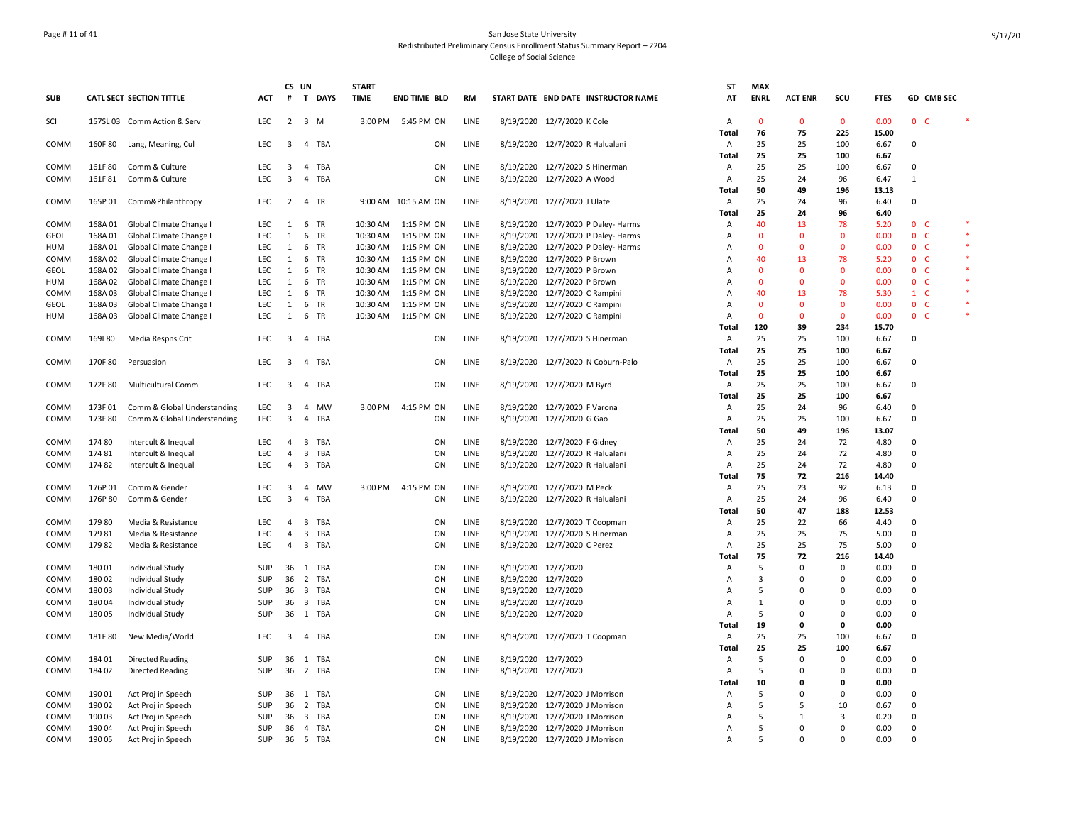San Jose State University
Redistributed Preliminary Census Enrollment Status Summary Report – 2204
College of Social Science

| SUB | CATL SECT | SECTION TITTLE | ACT | CS # | UN T | DAYS | START TIME | END TIME | BLD | RM | START DATE | END DATE | INSTRUCTOR NAME | ST AT | MAX ENRL | ACT ENR | SCU | FTES | GD | CMB SEC | |
|---|---|---|---|---|---|---|---|---|---|---|---|---|---|---|---|---|---|---|---|---|---|
| SCI | 157SL 03 | Comm Action & Serv | LEC | 2 | 3 | M | 3:00 PM | 5:45 PM | ON | LINE | 8/19/2020 | 12/7/2020 | K Cole | A | 0 | 0 | 0 | 0.00 | 0 | C | * |
| | | | | | | | | | | | | | | Total | 76 | 75 | 225 | 15.00 | | | |
| COMM | 160F 80 | Lang, Meaning, Cul | LEC | 3 | 4 | TBA | | | ON | LINE | 8/19/2020 | 12/7/2020 | R Halualani | A | 25 | 25 | 100 | 6.67 | 0 | | |
| | | | | | | | | | | | | | | Total | 25 | 25 | 100 | 6.67 | | | |
| COMM | 161F 80 | Comm & Culture | LEC | 3 | 4 | TBA | | | ON | LINE | 8/19/2020 | 12/7/2020 | S Hinerman | A | 25 | 25 | 100 | 6.67 | 0 | | |
| COMM | 161F 81 | Comm & Culture | LEC | 3 | 4 | TBA | | | ON | LINE | 8/19/2020 | 12/7/2020 | A Wood | A | 25 | 24 | 96 | 6.47 | 1 | | |
| | | | | | | | | | | | | | | Total | 50 | 49 | 196 | 13.13 | | | |
| COMM | 165P 01 | Comm&Philanthropy | LEC | 2 | 4 | TR | 9:00 AM | 10:15 AM | ON | LINE | 8/19/2020 | 12/7/2020 | J Ulate | A | 25 | 24 | 96 | 6.40 | 0 | | |
| | | | | | | | | | | | | | | Total | 25 | 24 | 96 | 6.40 | | | |
| COMM | 168A 01 | Global Climate Change I | LEC | 1 | 6 | TR | 10:30 AM | 1:15 PM | ON | LINE | 8/19/2020 | 12/7/2020 | P Daley- Harms | A | 40 | 13 | 78 | 5.20 | 0 | C | * |
| GEOL | 168A 01 | Global Climate Change I | LEC | 1 | 6 | TR | 10:30 AM | 1:15 PM | ON | LINE | 8/19/2020 | 12/7/2020 | P Daley- Harms | A | 0 | 0 | 0 | 0.00 | 0 | C | * |
| HUM | 168A 01 | Global Climate Change I | LEC | 1 | 6 | TR | 10:30 AM | 1:15 PM | ON | LINE | 8/19/2020 | 12/7/2020 | P Daley- Harms | A | 0 | 0 | 0 | 0.00 | 0 | C | * |
| COMM | 168A 02 | Global Climate Change I | LEC | 1 | 6 | TR | 10:30 AM | 1:15 PM | ON | LINE | 8/19/2020 | 12/7/2020 | P Brown | A | 40 | 13 | 78 | 5.20 | 0 | C | * |
| GEOL | 168A 02 | Global Climate Change I | LEC | 1 | 6 | TR | 10:30 AM | 1:15 PM | ON | LINE | 8/19/2020 | 12/7/2020 | P Brown | A | 0 | 0 | 0 | 0.00 | 0 | C | * |
| HUM | 168A 02 | Global Climate Change I | LEC | 1 | 6 | TR | 10:30 AM | 1:15 PM | ON | LINE | 8/19/2020 | 12/7/2020 | P Brown | A | 0 | 0 | 0 | 0.00 | 0 | C | * |
| COMM | 168A 03 | Global Climate Change I | LEC | 1 | 6 | TR | 10:30 AM | 1:15 PM | ON | LINE | 8/19/2020 | 12/7/2020 | C Rampini | A | 40 | 13 | 78 | 5.30 | 1 | C | * |
| GEOL | 168A 03 | Global Climate Change I | LEC | 1 | 6 | TR | 10:30 AM | 1:15 PM | ON | LINE | 8/19/2020 | 12/7/2020 | C Rampini | A | 0 | 0 | 0 | 0.00 | 0 | C | * |
| HUM | 168A 03 | Global Climate Change I | LEC | 1 | 6 | TR | 10:30 AM | 1:15 PM | ON | LINE | 8/19/2020 | 12/7/2020 | C Rampini | A | 0 | 0 | 0 | 0.00 | 0 | C | * |
| | | | | | | | | | | | | | | Total | 120 | 39 | 234 | 15.70 | | | |
| COMM | 169I 80 | Media Respns Crit | LEC | 3 | 4 | TBA | | | ON | LINE | 8/19/2020 | 12/7/2020 | S Hinerman | A | 25 | 25 | 100 | 6.67 | 0 | | |
| | | | | | | | | | | | | | | Total | 25 | 25 | 100 | 6.67 | | | |
| COMM | 170F 80 | Persuasion | LEC | 3 | 4 | TBA | | | ON | LINE | 8/19/2020 | 12/7/2020 | N Coburn-Palo | A | 25 | 25 | 100 | 6.67 | 0 | | |
| | | | | | | | | | | | | | | Total | 25 | 25 | 100 | 6.67 | | | |
| COMM | 172F 80 | Multicultural Comm | LEC | 3 | 4 | TBA | | | ON | LINE | 8/19/2020 | 12/7/2020 | M Byrd | A | 25 | 25 | 100 | 6.67 | 0 | | |
| | | | | | | | | | | | | | | Total | 25 | 25 | 100 | 6.67 | | | |
| COMM | 173F 01 | Comm & Global Understanding | LEC | 3 | 4 | MW | 3:00 PM | 4:15 PM | ON | LINE | 8/19/2020 | 12/7/2020 | F Varona | A | 25 | 24 | 96 | 6.40 | 0 | | |
| COMM | 173F 80 | Comm & Global Understanding | LEC | 3 | 4 | TBA | | | ON | LINE | 8/19/2020 | 12/7/2020 | G Gao | A | 25 | 25 | 100 | 6.67 | 0 | | |
| | | | | | | | | | | | | | | Total | 50 | 49 | 196 | 13.07 | | | |
| COMM | 174 80 | Intercult & Inequal | LEC | 4 | 3 | TBA | | | ON | LINE | 8/19/2020 | 12/7/2020 | F Gidney | A | 25 | 24 | 72 | 4.80 | 0 | | |
| COMM | 174 81 | Intercult & Inequal | LEC | 4 | 3 | TBA | | | ON | LINE | 8/19/2020 | 12/7/2020 | R Halualani | A | 25 | 24 | 72 | 4.80 | 0 | | |
| COMM | 174 82 | Intercult & Inequal | LEC | 4 | 3 | TBA | | | ON | LINE | 8/19/2020 | 12/7/2020 | R Halualani | A | 25 | 24 | 72 | 4.80 | 0 | | |
| | | | | | | | | | | | | | | Total | 75 | 72 | 216 | 14.40 | | | |
| COMM | 176P 01 | Comm & Gender | LEC | 3 | 4 | MW | 3:00 PM | 4:15 PM | ON | LINE | 8/19/2020 | 12/7/2020 | M Peck | A | 25 | 23 | 92 | 6.13 | 0 | | |
| COMM | 176P 80 | Comm & Gender | LEC | 3 | 4 | TBA | | | ON | LINE | 8/19/2020 | 12/7/2020 | R Halualani | A | 25 | 24 | 96 | 6.40 | 0 | | |
| | | | | | | | | | | | | | | Total | 50 | 47 | 188 | 12.53 | | | |
| COMM | 179 80 | Media & Resistance | LEC | 4 | 3 | TBA | | | ON | LINE | 8/19/2020 | 12/7/2020 | T Coopman | A | 25 | 22 | 66 | 4.40 | 0 | | |
| COMM | 179 81 | Media & Resistance | LEC | 4 | 3 | TBA | | | ON | LINE | 8/19/2020 | 12/7/2020 | S Hinerman | A | 25 | 25 | 75 | 5.00 | 0 | | |
| COMM | 179 82 | Media & Resistance | LEC | 4 | 3 | TBA | | | ON | LINE | 8/19/2020 | 12/7/2020 | C Perez | A | 25 | 25 | 75 | 5.00 | 0 | | |
| | | | | | | | | | | | | | | Total | 75 | 72 | 216 | 14.40 | | | |
| COMM | 180 01 | Individual Study | SUP | 36 | 1 | TBA | | | ON | LINE | 8/19/2020 | 12/7/2020 | | A | 5 | 0 | 0 | 0.00 | 0 | | |
| COMM | 180 02 | Individual Study | SUP | 36 | 2 | TBA | | | ON | LINE | 8/19/2020 | 12/7/2020 | | A | 3 | 0 | 0 | 0.00 | 0 | | |
| COMM | 180 03 | Individual Study | SUP | 36 | 3 | TBA | | | ON | LINE | 8/19/2020 | 12/7/2020 | | A | 5 | 0 | 0 | 0.00 | 0 | | |
| COMM | 180 04 | Individual Study | SUP | 36 | 3 | TBA | | | ON | LINE | 8/19/2020 | 12/7/2020 | | A | 1 | 0 | 0 | 0.00 | 0 | | |
| COMM | 180 05 | Individual Study | SUP | 36 | 1 | TBA | | | ON | LINE | 8/19/2020 | 12/7/2020 | | A | 5 | 0 | 0 | 0.00 | 0 | | |
| | | | | | | | | | | | | | | Total | 19 | 0 | 0 | 0.00 | | | |
| COMM | 181F 80 | New Media/World | LEC | 3 | 4 | TBA | | | ON | LINE | 8/19/2020 | 12/7/2020 | T Coopman | A | 25 | 25 | 100 | 6.67 | 0 | | |
| | | | | | | | | | | | | | | Total | 25 | 25 | 100 | 6.67 | | | |
| COMM | 184 01 | Directed Reading | SUP | 36 | 1 | TBA | | | ON | LINE | 8/19/2020 | 12/7/2020 | | A | 5 | 0 | 0 | 0.00 | 0 | | |
| COMM | 184 02 | Directed Reading | SUP | 36 | 2 | TBA | | | ON | LINE | 8/19/2020 | 12/7/2020 | | A | 5 | 0 | 0 | 0.00 | 0 | | |
| | | | | | | | | | | | | | | Total | 10 | 0 | 0 | 0.00 | | | |
| COMM | 190 01 | Act Proj in Speech | SUP | 36 | 1 | TBA | | | ON | LINE | 8/19/2020 | 12/7/2020 | J Morrison | A | 5 | 0 | 0 | 0.00 | 0 | | |
| COMM | 190 02 | Act Proj in Speech | SUP | 36 | 2 | TBA | | | ON | LINE | 8/19/2020 | 12/7/2020 | J Morrison | A | 5 | 5 | 10 | 0.67 | 0 | | |
| COMM | 190 03 | Act Proj in Speech | SUP | 36 | 3 | TBA | | | ON | LINE | 8/19/2020 | 12/7/2020 | J Morrison | A | 5 | 1 | 3 | 0.20 | 0 | | |
| COMM | 190 04 | Act Proj in Speech | SUP | 36 | 4 | TBA | | | ON | LINE | 8/19/2020 | 12/7/2020 | J Morrison | A | 5 | 0 | 0 | 0.00 | 0 | | |
| COMM | 190 05 | Act Proj in Speech | SUP | 36 | 5 | TBA | | | ON | LINE | 8/19/2020 | 12/7/2020 | J Morrison | A | 5 | 0 | 0 | 0.00 | 0 | | |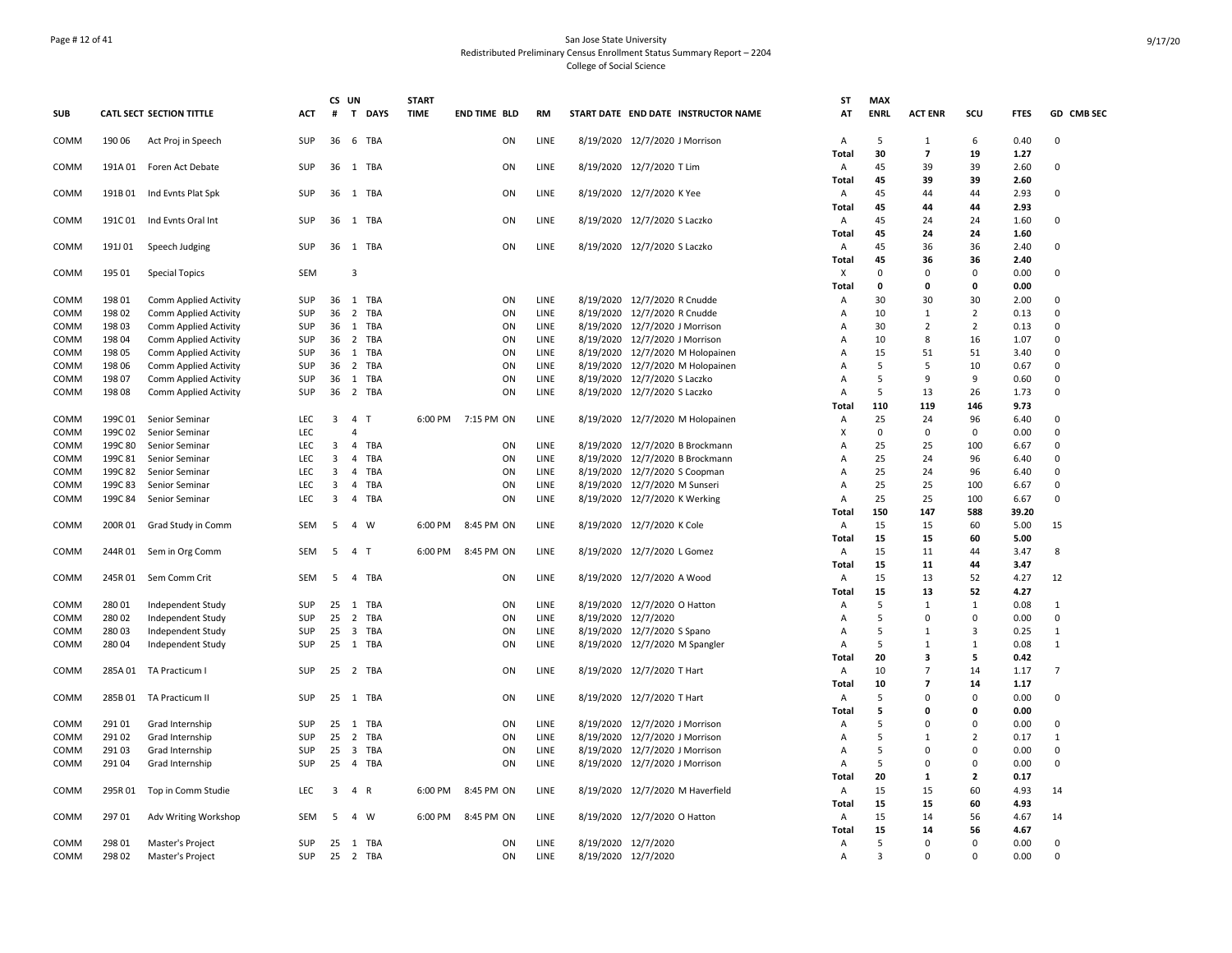San Jose State University
Redistributed Preliminary Census Enrollment Status Summary Report – 2204
College of Social Science

| SUB | CATL SECT | SECTION TITTLE | ACT | CS # | UN T | DAYS | START TIME | END TIME | BLD | RM | START DATE | END DATE | INSTRUCTOR NAME | ST AT | MAX ENRL | ACT ENR | SCU | FTES | GD | CMB SEC |
|---|---|---|---|---|---|---|---|---|---|---|---|---|---|---|---|---|---|---|---|---|
| COMM | 190 06 | Act Proj in Speech | SUP | 36 | 6 | TBA | | | ON | LINE | 8/19/2020 | 12/7/2020 | J Morrison | A | 5 | 1 | 6 | 0.40 | 0 | |
| | | | | | | | | | | | | | | **Total** | **30** | **7** | **19** | **1.27** | | |
| COMM | 191A 01 | Foren Act Debate | SUP | 36 | 1 | TBA | | | ON | LINE | 8/19/2020 | 12/7/2020 | T Lim | A | 45 | 39 | 39 | 2.60 | 0 | |
| | | | | | | | | | | | | | | **Total** | **45** | **39** | **39** | **2.60** | | |
| COMM | 191B 01 | Ind Evnts Plat Spk | SUP | 36 | 1 | TBA | | | ON | LINE | 8/19/2020 | 12/7/2020 | K Yee | A | 45 | 44 | 44 | 2.93 | 0 | |
| | | | | | | | | | | | | | | **Total** | **45** | **44** | **44** | **2.93** | | |
| COMM | 191C 01 | Ind Evnts Oral Int | SUP | 36 | 1 | TBA | | | ON | LINE | 8/19/2020 | 12/7/2020 | S Laczko | A | 45 | 24 | 24 | 1.60 | 0 | |
| | | | | | | | | | | | | | | **Total** | **45** | **24** | **24** | **1.60** | | |
| COMM | 191J 01 | Speech Judging | SUP | 36 | 1 | TBA | | | ON | LINE | 8/19/2020 | 12/7/2020 | S Laczko | A | 45 | 36 | 36 | 2.40 | 0 | |
| | | | | | | | | | | | | | | **Total** | **45** | **36** | **36** | **2.40** | | |
| COMM | 195 01 | Special Topics | SEM | | 3 | | | | | | | | | X | 0 | 0 | 0 | 0.00 | 0 | |
| | | | | | | | | | | | | | | **Total** | **0** | **0** | **0** | **0.00** | | |
| COMM | 198 01 | Comm Applied Activity | SUP | 36 | 1 | TBA | | | ON | LINE | 8/19/2020 | 12/7/2020 | R Cnudde | A | 30 | 30 | 30 | 2.00 | 0 | |
| COMM | 198 02 | Comm Applied Activity | SUP | 36 | 2 | TBA | | | ON | LINE | 8/19/2020 | 12/7/2020 | R Cnudde | A | 10 | 1 | 2 | 0.13 | 0 | |
| COMM | 198 03 | Comm Applied Activity | SUP | 36 | 1 | TBA | | | ON | LINE | 8/19/2020 | 12/7/2020 | J Morrison | A | 30 | 2 | 2 | 0.13 | 0 | |
| COMM | 198 04 | Comm Applied Activity | SUP | 36 | 2 | TBA | | | ON | LINE | 8/19/2020 | 12/7/2020 | J Morrison | A | 10 | 8 | 16 | 1.07 | 0 | |
| COMM | 198 05 | Comm Applied Activity | SUP | 36 | 1 | TBA | | | ON | LINE | 8/19/2020 | 12/7/2020 | M Holopainen | A | 15 | 51 | 51 | 3.40 | 0 | |
| COMM | 198 06 | Comm Applied Activity | SUP | 36 | 2 | TBA | | | ON | LINE | 8/19/2020 | 12/7/2020 | M Holopainen | A | 5 | 5 | 10 | 0.67 | 0 | |
| COMM | 198 07 | Comm Applied Activity | SUP | 36 | 1 | TBA | | | ON | LINE | 8/19/2020 | 12/7/2020 | S Laczko | A | 5 | 9 | 9 | 0.60 | 0 | |
| COMM | 198 08 | Comm Applied Activity | SUP | 36 | 2 | TBA | | | ON | LINE | 8/19/2020 | 12/7/2020 | S Laczko | A | 5 | 13 | 26 | 1.73 | 0 | |
| | | | | | | | | | | | | | | **Total** | **110** | **119** | **146** | **9.73** | | |
| COMM | 199C 01 | Senior Seminar | LEC | 3 | 4 | T | 6:00 PM | 7:15 PM | ON | LINE | 8/19/2020 | 12/7/2020 | M Holopainen | A | 25 | 24 | 96 | 6.40 | 0 | |
| COMM | 199C 02 | Senior Seminar | LEC | | 4 | | | | | | | | | X | 0 | 0 | 0 | 0.00 | 0 | |
| COMM | 199C 80 | Senior Seminar | LEC | 3 | 4 | TBA | | | ON | LINE | 8/19/2020 | 12/7/2020 | B Brockmann | A | 25 | 25 | 100 | 6.67 | 0 | |
| COMM | 199C 81 | Senior Seminar | LEC | 3 | 4 | TBA | | | ON | LINE | 8/19/2020 | 12/7/2020 | B Brockmann | A | 25 | 24 | 96 | 6.40 | 0 | |
| COMM | 199C 82 | Senior Seminar | LEC | 3 | 4 | TBA | | | ON | LINE | 8/19/2020 | 12/7/2020 | S Coopman | A | 25 | 24 | 96 | 6.40 | 0 | |
| COMM | 199C 83 | Senior Seminar | LEC | 3 | 4 | TBA | | | ON | LINE | 8/19/2020 | 12/7/2020 | M Sunseri | A | 25 | 25 | 100 | 6.67 | 0 | |
| COMM | 199C 84 | Senior Seminar | LEC | 3 | 4 | TBA | | | ON | LINE | 8/19/2020 | 12/7/2020 | K Werking | A | 25 | 25 | 100 | 6.67 | 0 | |
| | | | | | | | | | | | | | | **Total** | **150** | **147** | **588** | **39.20** | | |
| COMM | 200R 01 | Grad Study in Comm | SEM | 5 | 4 | W | 6:00 PM | 8:45 PM | ON | LINE | 8/19/2020 | 12/7/2020 | K Cole | A | 15 | 15 | 60 | 5.00 | 15 | |
| | | | | | | | | | | | | | | **Total** | **15** | **15** | **60** | **5.00** | | |
| COMM | 244R 01 | Sem in Org Comm | SEM | 5 | 4 | T | 6:00 PM | 8:45 PM | ON | LINE | 8/19/2020 | 12/7/2020 | L Gomez | A | 15 | 11 | 44 | 3.47 | 8 | |
| | | | | | | | | | | | | | | **Total** | **15** | **11** | **44** | **3.47** | | |
| COMM | 245R 01 | Sem Comm Crit | SEM | 5 | 4 | TBA | | | ON | LINE | 8/19/2020 | 12/7/2020 | A Wood | A | 15 | 13 | 52 | 4.27 | 12 | |
| | | | | | | | | | | | | | | **Total** | **15** | **13** | **52** | **4.27** | | |
| COMM | 280 01 | Independent Study | SUP | 25 | 1 | TBA | | | ON | LINE | 8/19/2020 | 12/7/2020 | O Hatton | A | 5 | 1 | 1 | 0.08 | 1 | |
| COMM | 280 02 | Independent Study | SUP | 25 | 2 | TBA | | | ON | LINE | 8/19/2020 | 12/7/2020 | | A | 5 | 0 | 0 | 0.00 | 0 | |
| COMM | 280 03 | Independent Study | SUP | 25 | 3 | TBA | | | ON | LINE | 8/19/2020 | 12/7/2020 | S Spano | A | 5 | 1 | 3 | 0.25 | 1 | |
| COMM | 280 04 | Independent Study | SUP | 25 | 1 | TBA | | | ON | LINE | 8/19/2020 | 12/7/2020 | M Spangler | A | 5 | 1 | 1 | 0.08 | 1 | |
| | | | | | | | | | | | | | | **Total** | **20** | **3** | **5** | **0.42** | | |
| COMM | 285A 01 | TA Practicum I | SUP | 25 | 2 | TBA | | | ON | LINE | 8/19/2020 | 12/7/2020 | T Hart | A | 10 | 7 | 14 | 1.17 | 7 | |
| | | | | | | | | | | | | | | **Total** | **10** | **7** | **14** | **1.17** | | |
| COMM | 285B 01 | TA Practicum II | SUP | 25 | 1 | TBA | | | ON | LINE | 8/19/2020 | 12/7/2020 | T Hart | A | 5 | 0 | 0 | 0.00 | 0 | |
| | | | | | | | | | | | | | | **Total** | **5** | **0** | **0** | **0.00** | | |
| COMM | 291 01 | Grad Internship | SUP | 25 | 1 | TBA | | | ON | LINE | 8/19/2020 | 12/7/2020 | J Morrison | A | 5 | 0 | 0 | 0.00 | 0 | |
| COMM | 291 02 | Grad Internship | SUP | 25 | 2 | TBA | | | ON | LINE | 8/19/2020 | 12/7/2020 | J Morrison | A | 5 | 1 | 2 | 0.17 | 1 | |
| COMM | 291 03 | Grad Internship | SUP | 25 | 3 | TBA | | | ON | LINE | 8/19/2020 | 12/7/2020 | J Morrison | A | 5 | 0 | 0 | 0.00 | 0 | |
| COMM | 291 04 | Grad Internship | SUP | 25 | 4 | TBA | | | ON | LINE | 8/19/2020 | 12/7/2020 | J Morrison | A | 5 | 0 | 0 | 0.00 | 0 | |
| | | | | | | | | | | | | | | **Total** | **20** | **1** | **2** | **0.17** | | |
| COMM | 295R 01 | Top in Comm Studie | LEC | 3 | 4 | R | 6:00 PM | 8:45 PM | ON | LINE | 8/19/2020 | 12/7/2020 | M Haverfield | A | 15 | 15 | 60 | 4.93 | 14 | |
| | | | | | | | | | | | | | | **Total** | **15** | **15** | **60** | **4.93** | | |
| COMM | 297 01 | Adv Writing Workshop | SEM | 5 | 4 | W | 6:00 PM | 8:45 PM | ON | LINE | 8/19/2020 | 12/7/2020 | O Hatton | A | 15 | 14 | 56 | 4.67 | 14 | |
| | | | | | | | | | | | | | | **Total** | **15** | **14** | **56** | **4.67** | | |
| COMM | 298 01 | Master's Project | SUP | 25 | 1 | TBA | | | ON | LINE | 8/19/2020 | 12/7/2020 | | A | 5 | 0 | 0 | 0.00 | 0 | |
| COMM | 298 02 | Master's Project | SUP | 25 | 2 | TBA | | | ON | LINE | 8/19/2020 | 12/7/2020 | | A | 3 | 0 | 0 | 0.00 | 0 | |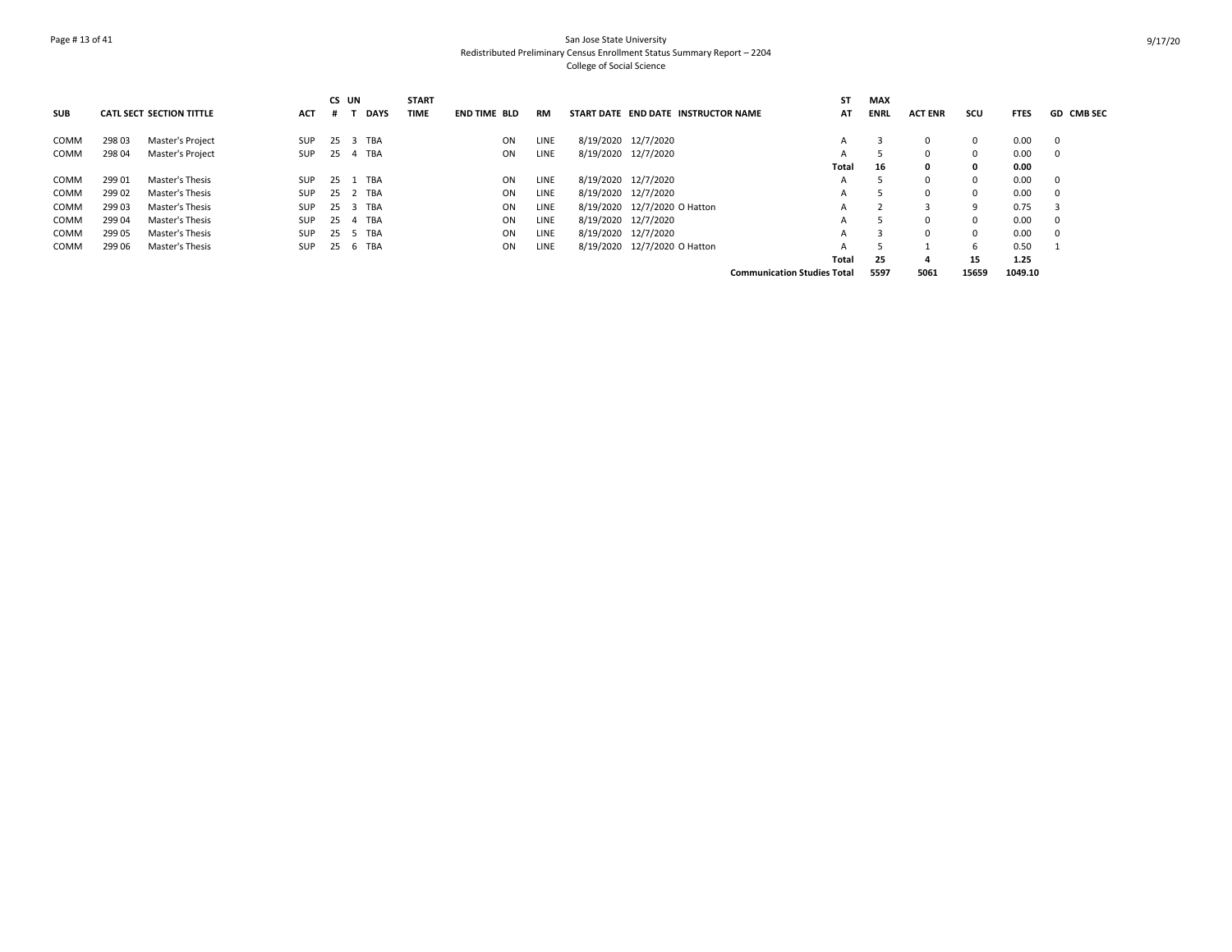San Jose State University
Redistributed Preliminary Census Enrollment Status Summary Report – 2204
College of Social Science

| SUB | CATL | SECT | SECTION TITTLE | ACT | CS # | UN T | DAYS | START TIME | END TIME | BLD | RM | START DATE | END DATE | INSTRUCTOR NAME | ST AT | MAX ENRL | ACT ENR | SCU | FTES | GD | CMB SEC |
|---|---|---|---|---|---|---|---|---|---|---|---|---|---|---|---|---|---|---|---|---|---|
| COMM | 298 | 03 | Master's Project | SUP | 25 | 3 | TBA | | | ON | LINE | 8/19/2020 | 12/7/2020 | | A | 3 | 0 | 0 | 0.00 | 0 | |
| COMM | 298 | 04 | Master's Project | SUP | 25 | 4 | TBA | | | ON | LINE | 8/19/2020 | 12/7/2020 | | A | 5 | 0 | 0 | 0.00 | 0 | |
| | | | | | | | | | | | | | | | **Total** | **16** | **0** | **0** | **0.00** | | |
| COMM | 299 | 01 | Master's Thesis | SUP | 25 | 1 | TBA | | | ON | LINE | 8/19/2020 | 12/7/2020 | | A | 5 | 0 | 0 | 0.00 | 0 | |
| COMM | 299 | 02 | Master's Thesis | SUP | 25 | 2 | TBA | | | ON | LINE | 8/19/2020 | 12/7/2020 | | A | 5 | 0 | 0 | 0.00 | 0 | |
| COMM | 299 | 03 | Master's Thesis | SUP | 25 | 3 | TBA | | | ON | LINE | 8/19/2020 | 12/7/2020 | O Hatton | A | 2 | 3 | 9 | 0.75 | 3 | |
| COMM | 299 | 04 | Master's Thesis | SUP | 25 | 4 | TBA | | | ON | LINE | 8/19/2020 | 12/7/2020 | | A | 5 | 0 | 0 | 0.00 | 0 | |
| COMM | 299 | 05 | Master's Thesis | SUP | 25 | 5 | TBA | | | ON | LINE | 8/19/2020 | 12/7/2020 | | A | 3 | 0 | 0 | 0.00 | 0 | |
| COMM | 299 | 06 | Master's Thesis | SUP | 25 | 6 | TBA | | | ON | LINE | 8/19/2020 | 12/7/2020 | O Hatton | A | 5 | 1 | 6 | 0.50 | 1 | |
| | | | | | | | | | | | | | | | **Total** | **25** | **4** | **15** | **1.25** | | |
| | | | | | | | | | | | | | | **Communication Studies Total** | | **5597** | **5061** | **15659** | **1049.10** | | |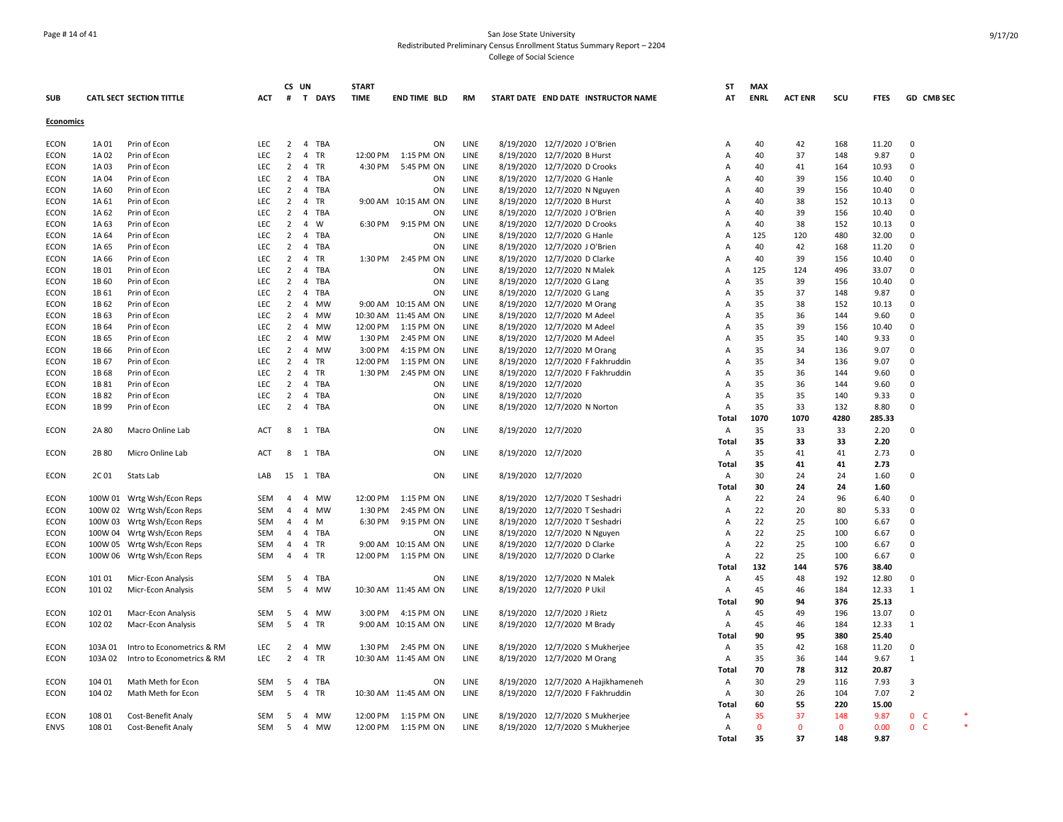San Jose State University
Redistributed Preliminary Census Enrollment Status Summary Report – 2204
College of Social Science

| SUB | CATL | SECT | SECTION TITTLE | ACT | CS # | UN T | DAYS | START TIME | END TIME | BLD | RM | START DATE | END DATE | INSTRUCTOR NAME | ST AT | MAX ENRL | ACT ENR | SCU | FTES | GD | CMB SEC | |
|---|---|---|---|---|---|---|---|---|---|---|---|---|---|---|---|---|---|---|---|---|---|---|
| **Economics** | | | | | | | | | | | | | | | | | | | | | | |
| ECON | 1A | 01 | Prin of Econ | LEC | 2 | 4 | TBA | | | ON | LINE | 8/19/2020 | 12/7/2020 | J O'Brien | A | 40 | 42 | 168 | 11.20 | 0 | | |
| ECON | 1A | 02 | Prin of Econ | LEC | 2 | 4 | TR | 12:00 PM | 1:15 PM | ON | LINE | 8/19/2020 | 12/7/2020 | B Hurst | A | 40 | 37 | 148 | 9.87 | 0 | | |
| ECON | 1A | 03 | Prin of Econ | LEC | 2 | 4 | TR | 4:30 PM | 5:45 PM | ON | LINE | 8/19/2020 | 12/7/2020 | D Crooks | A | 40 | 41 | 164 | 10.93 | 0 | | |
| ECON | 1A | 04 | Prin of Econ | LEC | 2 | 4 | TBA | | | ON | LINE | 8/19/2020 | 12/7/2020 | G Hanle | A | 40 | 39 | 156 | 10.40 | 0 | | |
| ECON | 1A | 60 | Prin of Econ | LEC | 2 | 4 | TBA | | | ON | LINE | 8/19/2020 | 12/7/2020 | N Nguyen | A | 40 | 39 | 156 | 10.40 | 0 | | |
| ECON | 1A | 61 | Prin of Econ | LEC | 2 | 4 | TR | 9:00 AM | 10:15 AM | ON | LINE | 8/19/2020 | 12/7/2020 | B Hurst | A | 40 | 38 | 152 | 10.13 | 0 | | |
| ECON | 1A | 62 | Prin of Econ | LEC | 2 | 4 | TBA | | | ON | LINE | 8/19/2020 | 12/7/2020 | J O'Brien | A | 40 | 39 | 156 | 10.40 | 0 | | |
| ECON | 1A | 63 | Prin of Econ | LEC | 2 | 4 | W | 6:30 PM | 9:15 PM | ON | LINE | 8/19/2020 | 12/7/2020 | D Crooks | A | 40 | 38 | 152 | 10.13 | 0 | | |
| ECON | 1A | 64 | Prin of Econ | LEC | 2 | 4 | TBA | | | ON | LINE | 8/19/2020 | 12/7/2020 | G Hanle | A | 125 | 120 | 480 | 32.00 | 0 | | |
| ECON | 1A | 65 | Prin of Econ | LEC | 2 | 4 | TBA | | | ON | LINE | 8/19/2020 | 12/7/2020 | J O'Brien | A | 40 | 42 | 168 | 11.20 | 0 | | |
| ECON | 1A | 66 | Prin of Econ | LEC | 2 | 4 | TR | 1:30 PM | 2:45 PM | ON | LINE | 8/19/2020 | 12/7/2020 | D Clarke | A | 40 | 39 | 156 | 10.40 | 0 | | |
| ECON | 1B | 01 | Prin of Econ | LEC | 2 | 4 | TBA | | | ON | LINE | 8/19/2020 | 12/7/2020 | N Malek | A | 125 | 124 | 496 | 33.07 | 0 | | |
| ECON | 1B | 60 | Prin of Econ | LEC | 2 | 4 | TBA | | | ON | LINE | 8/19/2020 | 12/7/2020 | G Lang | A | 35 | 39 | 156 | 10.40 | 0 | | |
| ECON | 1B | 61 | Prin of Econ | LEC | 2 | 4 | TBA | | | ON | LINE | 8/19/2020 | 12/7/2020 | G Lang | A | 35 | 37 | 148 | 9.87 | 0 | | |
| ECON | 1B | 62 | Prin of Econ | LEC | 2 | 4 | MW | 9:00 AM | 10:15 AM | ON | LINE | 8/19/2020 | 12/7/2020 | M Orang | A | 35 | 38 | 152 | 10.13 | 0 | | |
| ECON | 1B | 63 | Prin of Econ | LEC | 2 | 4 | MW | 10:30 AM | 11:45 AM | ON | LINE | 8/19/2020 | 12/7/2020 | M Adeel | A | 35 | 36 | 144 | 9.60 | 0 | | |
| ECON | 1B | 64 | Prin of Econ | LEC | 2 | 4 | MW | 12:00 PM | 1:15 PM | ON | LINE | 8/19/2020 | 12/7/2020 | M Adeel | A | 35 | 39 | 156 | 10.40 | 0 | | |
| ECON | 1B | 65 | Prin of Econ | LEC | 2 | 4 | MW | 1:30 PM | 2:45 PM | ON | LINE | 8/19/2020 | 12/7/2020 | M Adeel | A | 35 | 35 | 140 | 9.33 | 0 | | |
| ECON | 1B | 66 | Prin of Econ | LEC | 2 | 4 | MW | 3:00 PM | 4:15 PM | ON | LINE | 8/19/2020 | 12/7/2020 | M Orang | A | 35 | 34 | 136 | 9.07 | 0 | | |
| ECON | 1B | 67 | Prin of Econ | LEC | 2 | 4 | TR | 12:00 PM | 1:15 PM | ON | LINE | 8/19/2020 | 12/7/2020 | F Fakhruddin | A | 35 | 34 | 136 | 9.07 | 0 | | |
| ECON | 1B | 68 | Prin of Econ | LEC | 2 | 4 | TR | 1:30 PM | 2:45 PM | ON | LINE | 8/19/2020 | 12/7/2020 | F Fakhruddin | A | 35 | 36 | 144 | 9.60 | 0 | | |
| ECON | 1B | 81 | Prin of Econ | LEC | 2 | 4 | TBA | | | ON | LINE | 8/19/2020 | 12/7/2020 | | A | 35 | 36 | 144 | 9.60 | 0 | | |
| ECON | 1B | 82 | Prin of Econ | LEC | 2 | 4 | TBA | | | ON | LINE | 8/19/2020 | 12/7/2020 | | A | 35 | 35 | 140 | 9.33 | 0 | | |
| ECON | 1B | 99 | Prin of Econ | LEC | 2 | 4 | TBA | | | ON | LINE | 8/19/2020 | 12/7/2020 | N Norton | A | 35 | 33 | 132 | 8.80 | 0 | | |
| | | | | | | | | | | | | | | | **Total** | **1070** | **1070** | **4280** | **285.33** | | | |
| ECON | 2A | 80 | Macro Online Lab | ACT | 8 | 1 | TBA | | | ON | LINE | 8/19/2020 | 12/7/2020 | | A | 35 | 33 | 33 | 2.20 | 0 | | |
| | | | | | | | | | | | | | | | **Total** | **35** | **33** | **33** | **2.20** | | | |
| ECON | 2B | 80 | Micro Online Lab | ACT | 8 | 1 | TBA | | | ON | LINE | 8/19/2020 | 12/7/2020 | | A | 35 | 41 | 41 | 2.73 | 0 | | |
| | | | | | | | | | | | | | | | **Total** | **35** | **41** | **41** | **2.73** | | | |
| ECON | 2C | 01 | Stats Lab | LAB | 15 | 1 | TBA | | | ON | LINE | 8/19/2020 | 12/7/2020 | | A | 30 | 24 | 24 | 1.60 | 0 | | |
| | | | | | | | | | | | | | | | **Total** | **30** | **24** | **24** | **1.60** | | | |
| ECON | 100W | 01 | Wrtg Wsh/Econ Reps | SEM | 4 | 4 | MW | 12:00 PM | 1:15 PM | ON | LINE | 8/19/2020 | 12/7/2020 | T Seshadri | A | 22 | 24 | 96 | 6.40 | 0 | | |
| ECON | 100W | 02 | Wrtg Wsh/Econ Reps | SEM | 4 | 4 | MW | 1:30 PM | 2:45 PM | ON | LINE | 8/19/2020 | 12/7/2020 | T Seshadri | A | 22 | 20 | 80 | 5.33 | 0 | | |
| ECON | 100W | 03 | Wrtg Wsh/Econ Reps | SEM | 4 | 4 | M | 6:30 PM | 9:15 PM | ON | LINE | 8/19/2020 | 12/7/2020 | T Seshadri | A | 22 | 25 | 100 | 6.67 | 0 | | |
| ECON | 100W | 04 | Wrtg Wsh/Econ Reps | SEM | 4 | 4 | TBA | | | ON | LINE | 8/19/2020 | 12/7/2020 | N Nguyen | A | 22 | 25 | 100 | 6.67 | 0 | | |
| ECON | 100W | 05 | Wrtg Wsh/Econ Reps | SEM | 4 | 4 | TR | 9:00 AM | 10:15 AM | ON | LINE | 8/19/2020 | 12/7/2020 | D Clarke | A | 22 | 25 | 100 | 6.67 | 0 | | |
| ECON | 100W | 06 | Wrtg Wsh/Econ Reps | SEM | 4 | 4 | TR | 12:00 PM | 1:15 PM | ON | LINE | 8/19/2020 | 12/7/2020 | D Clarke | A | 22 | 25 | 100 | 6.67 | 0 | | |
| | | | | | | | | | | | | | | | **Total** | **132** | **144** | **576** | **38.40** | | | |
| ECON | 101 | 01 | Micr-Econ Analysis | SEM | 5 | 4 | TBA | | | ON | LINE | 8/19/2020 | 12/7/2020 | N Malek | A | 45 | 48 | 192 | 12.80 | 0 | | |
| ECON | 101 | 02 | Micr-Econ Analysis | SEM | 5 | 4 | MW | 10:30 AM | 11:45 AM | ON | LINE | 8/19/2020 | 12/7/2020 | P Ukil | A | 45 | 46 | 184 | 12.33 | 1 | | |
| | | | | | | | | | | | | | | | **Total** | **90** | **94** | **376** | **25.13** | | | |
| ECON | 102 | 01 | Macr-Econ Analysis | SEM | 5 | 4 | MW | 3:00 PM | 4:15 PM | ON | LINE | 8/19/2020 | 12/7/2020 | J Rietz | A | 45 | 49 | 196 | 13.07 | 0 | | |
| ECON | 102 | 02 | Macr-Econ Analysis | SEM | 5 | 4 | TR | 9:00 AM | 10:15 AM | ON | LINE | 8/19/2020 | 12/7/2020 | M Brady | A | 45 | 46 | 184 | 12.33 | 1 | | |
| | | | | | | | | | | | | | | | **Total** | **90** | **95** | **380** | **25.40** | | | |
| ECON | 103A | 01 | Intro to Econometrics & RM | LEC | 2 | 4 | MW | 1:30 PM | 2:45 PM | ON | LINE | 8/19/2020 | 12/7/2020 | S Mukherjee | A | 35 | 42 | 168 | 11.20 | 0 | | |
| ECON | 103A | 02 | Intro to Econometrics & RM | LEC | 2 | 4 | TR | 10:30 AM | 11:45 AM | ON | LINE | 8/19/2020 | 12/7/2020 | M Orang | A | 35 | 36 | 144 | 9.67 | 1 | | |
| | | | | | | | | | | | | | | | **Total** | **70** | **78** | **312** | **20.87** | | | |
| ECON | 104 | 01 | Math Meth for Econ | SEM | 5 | 4 | TBA | | | ON | LINE | 8/19/2020 | 12/7/2020 | A Hajikhameneh | A | 30 | 29 | 116 | 7.93 | 3 | | |
| ECON | 104 | 02 | Math Meth for Econ | SEM | 5 | 4 | TR | 10:30 AM | 11:45 AM | ON | LINE | 8/19/2020 | 12/7/2020 | F Fakhruddin | A | 30 | 26 | 104 | 7.07 | 2 | | |
| | | | | | | | | | | | | | | | **Total** | **60** | **55** | **220** | **15.00** | | | |
| ECON | 108 | 01 | Cost-Benefit Analy | SEM | 5 | 4 | MW | 12:00 PM | 1:15 PM | ON | LINE | 8/19/2020 | 12/7/2020 | S Mukherjee | A | 35 | 37 | 148 | 9.87 | 0 | C | * |
| ENVS | 108 | 01 | Cost-Benefit Analy | SEM | 5 | 4 | MW | 12:00 PM | 1:15 PM | ON | LINE | 8/19/2020 | 12/7/2020 | S Mukherjee | A | 0 | 0 | 0 | 0.00 | 0 | C | * |
| | | | | | | | | | | | | | | | **Total** | **35** | **37** | **148** | **9.87** | | | |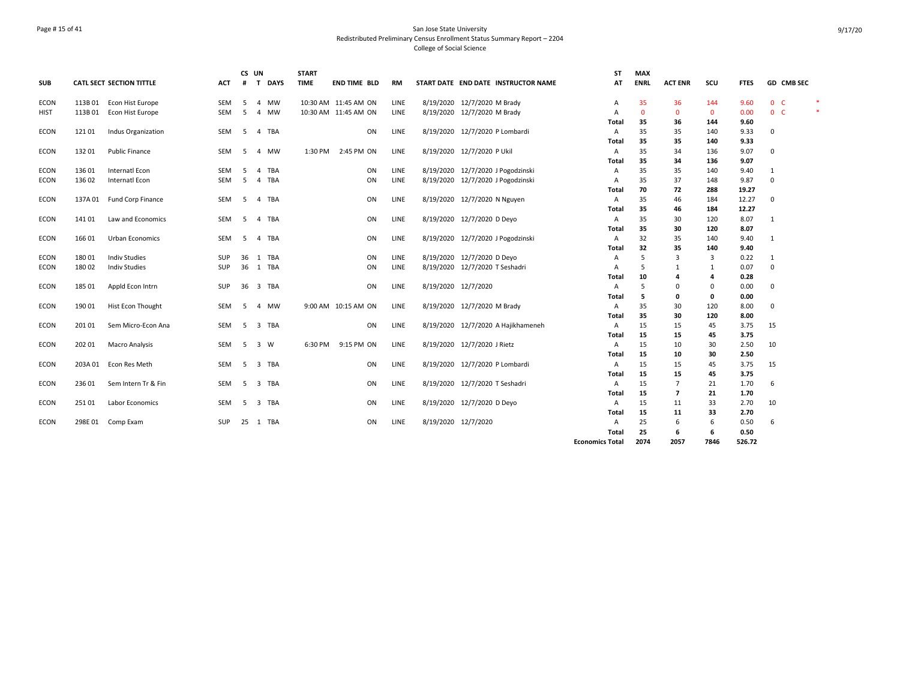San Jose State University
Redistributed Preliminary Census Enrollment Status Summary Report – 2204
College of Social Science

| SUB | CATL SECT | SECTION TITTLE | ACT | CS # | UN T | DAYS | START TIME | END TIME | BLD | RM | START DATE | END DATE | INSTRUCTOR NAME | ST AT | MAX ENRL | ACT ENR | SCU | FTES | GD | CMB SEC | |
|---|---|---|---|---|---|---|---|---|---|---|---|---|---|---|---|---|---|---|---|---|---|
| ECON | 113B 01 | Econ Hist Europe | SEM | 5 | 4 | MW | 10:30 AM | 11:45 AM | ON | LINE | 8/19/2020 | 12/7/2020 | M Brady | A | 35 | 36 | 144 | 9.60 | 0 | C | * |
| HIST | 113B 01 | Econ Hist Europe | SEM | 5 | 4 | MW | 10:30 AM | 11:45 AM | ON | LINE | 8/19/2020 | 12/7/2020 | M Brady | A | 0 | 0 | 0 | 0.00 | 0 | C | * |
| | | | | | | | | | | | | | | Total | 35 | 36 | 144 | 9.60 | | | |
| ECON | 121 01 | Indus Organization | SEM | 5 | 4 | TBA | | | ON | LINE | 8/19/2020 | 12/7/2020 | P Lombardi | A | 35 | 35 | 140 | 9.33 | 0 | | |
| | | | | | | | | | | | | | | Total | 35 | 35 | 140 | 9.33 | | | |
| ECON | 132 01 | Public Finance | SEM | 5 | 4 | MW | 1:30 PM | 2:45 PM | ON | LINE | 8/19/2020 | 12/7/2020 | P Ukil | A | 35 | 34 | 136 | 9.07 | 0 | | |
| | | | | | | | | | | | | | | Total | 35 | 34 | 136 | 9.07 | | | |
| ECON | 136 01 | Internatl Econ | SEM | 5 | 4 | TBA | | | ON | LINE | 8/19/2020 | 12/7/2020 | J Pogodzinski | A | 35 | 35 | 140 | 9.40 | 1 | | |
| ECON | 136 02 | Internatl Econ | SEM | 5 | 4 | TBA | | | ON | LINE | 8/19/2020 | 12/7/2020 | J Pogodzinski | A | 35 | 37 | 148 | 9.87 | 0 | | |
| | | | | | | | | | | | | | | Total | 70 | 72 | 288 | 19.27 | | | |
| ECON | 137A 01 | Fund Corp Finance | SEM | 5 | 4 | TBA | | | ON | LINE | 8/19/2020 | 12/7/2020 | N Nguyen | A | 35 | 46 | 184 | 12.27 | 0 | | |
| | | | | | | | | | | | | | | Total | 35 | 46 | 184 | 12.27 | | | |
| ECON | 141 01 | Law and Economics | SEM | 5 | 4 | TBA | | | ON | LINE | 8/19/2020 | 12/7/2020 | D Deyo | A | 35 | 30 | 120 | 8.07 | 1 | | |
| | | | | | | | | | | | | | | Total | 35 | 30 | 120 | 8.07 | | | |
| ECON | 166 01 | Urban Economics | SEM | 5 | 4 | TBA | | | ON | LINE | 8/19/2020 | 12/7/2020 | J Pogodzinski | A | 32 | 35 | 140 | 9.40 | 1 | | |
| | | | | | | | | | | | | | | Total | 32 | 35 | 140 | 9.40 | | | |
| ECON | 180 01 | Indiv Studies | SUP | 36 | 1 | TBA | | | ON | LINE | 8/19/2020 | 12/7/2020 | D Deyo | A | 5 | 3 | 3 | 0.22 | 1 | | |
| ECON | 180 02 | Indiv Studies | SUP | 36 | 1 | TBA | | | ON | LINE | 8/19/2020 | 12/7/2020 | T Seshadri | A | 5 | 1 | 1 | 0.07 | 0 | | |
| | | | | | | | | | | | | | | Total | 10 | 4 | 4 | 0.28 | | | |
| ECON | 185 01 | Appld Econ Intrn | SUP | 36 | 3 | TBA | | | ON | LINE | 8/19/2020 | 12/7/2020 | | A | 5 | 0 | 0 | 0.00 | 0 | | |
| | | | | | | | | | | | | | | Total | 5 | 0 | 0 | 0.00 | | | |
| ECON | 190 01 | Hist Econ Thought | SEM | 5 | 4 | MW | 9:00 AM | 10:15 AM | ON | LINE | 8/19/2020 | 12/7/2020 | M Brady | A | 35 | 30 | 120 | 8.00 | 0 | | |
| | | | | | | | | | | | | | | Total | 35 | 30 | 120 | 8.00 | | | |
| ECON | 201 01 | Sem Micro-Econ Ana | SEM | 5 | 3 | TBA | | | ON | LINE | 8/19/2020 | 12/7/2020 | A Hajikhameneh | A | 15 | 15 | 45 | 3.75 | 15 | | |
| | | | | | | | | | | | | | | Total | 15 | 15 | 45 | 3.75 | | | |
| ECON | 202 01 | Macro Analysis | SEM | 5 | 3 | W | 6:30 PM | 9:15 PM | ON | LINE | 8/19/2020 | 12/7/2020 | J Rietz | A | 15 | 10 | 30 | 2.50 | 10 | | |
| | | | | | | | | | | | | | | Total | 15 | 10 | 30 | 2.50 | | | |
| ECON | 203A 01 | Econ Res Meth | SEM | 5 | 3 | TBA | | | ON | LINE | 8/19/2020 | 12/7/2020 | P Lombardi | A | 15 | 15 | 45 | 3.75 | 15 | | |
| | | | | | | | | | | | | | | Total | 15 | 15 | 45 | 3.75 | | | |
| ECON | 236 01 | Sem Intern Tr & Fin | SEM | 5 | 3 | TBA | | | ON | LINE | 8/19/2020 | 12/7/2020 | T Seshadri | A | 15 | 7 | 21 | 1.70 | 6 | | |
| | | | | | | | | | | | | | | Total | 15 | 7 | 21 | 1.70 | | | |
| ECON | 251 01 | Labor Economics | SEM | 5 | 3 | TBA | | | ON | LINE | 8/19/2020 | 12/7/2020 | D Deyo | A | 15 | 11 | 33 | 2.70 | 10 | | |
| | | | | | | | | | | | | | | Total | 15 | 11 | 33 | 2.70 | | | |
| ECON | 298E 01 | Comp Exam | SUP | 25 | 1 | TBA | | | ON | LINE | 8/19/2020 | 12/7/2020 | | A | 25 | 6 | 6 | 0.50 | 6 | | |
| | | | | | | | | | | | | | | Total | 25 | 6 | 6 | 0.50 | | | |
| | | | | | | | | | | | | | | Economics Total | 2074 | 2057 | 7846 | 526.72 | | | |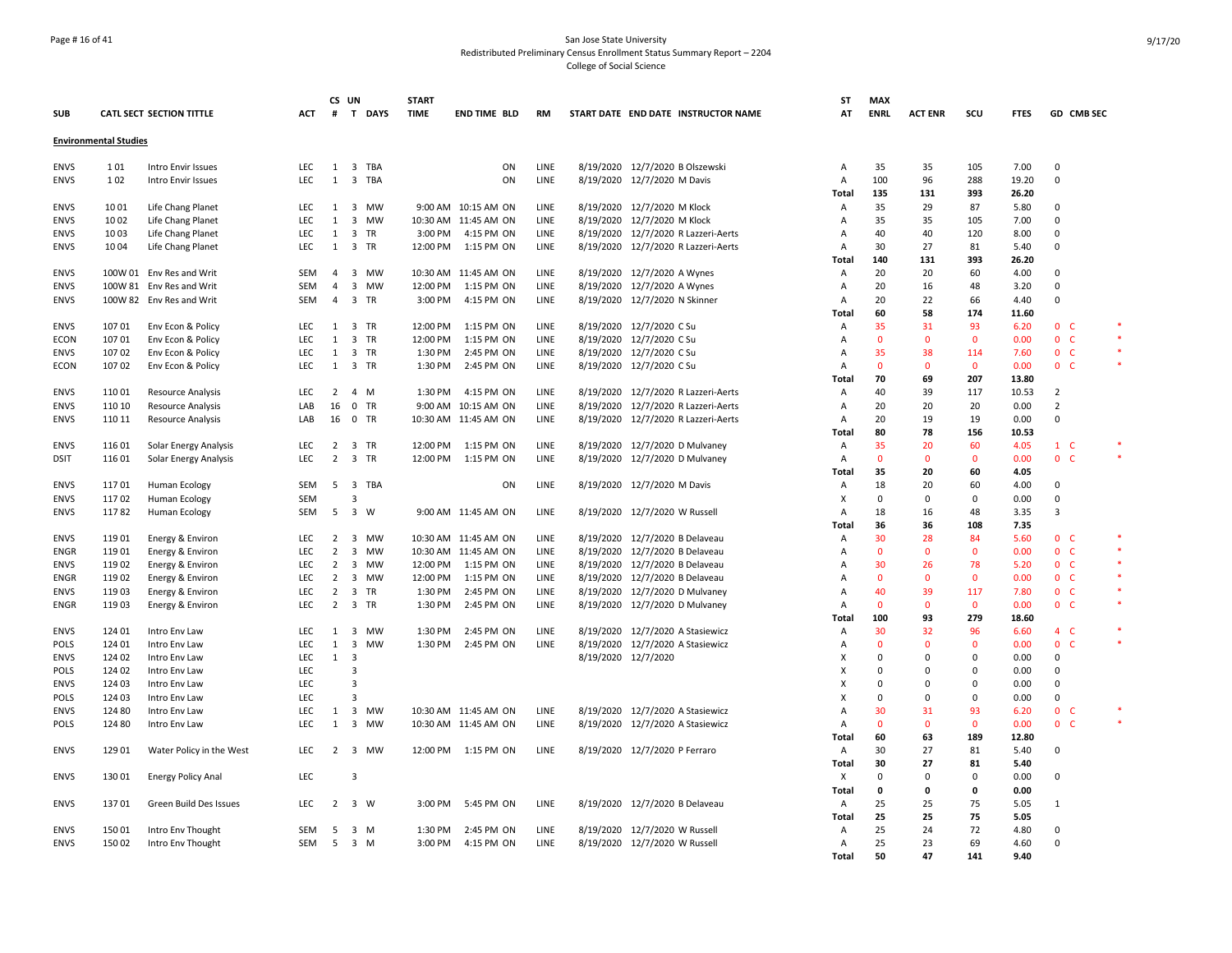San Jose State University
Redistributed Preliminary Census Enrollment Status Summary Report – 2204
College of Social Science

| SUB | CATL SECT | SECTION TITTLE | ACT | CS # | UN T | DAYS | START TIME | END TIME | BLD | RM | START DATE | END DATE | INSTRUCTOR NAME | ST AT | MAX ENRL | ACT ENR | SCU | FTES | GD | CMB SEC | |
|---|---|---|---|---|---|---|---|---|---|---|---|---|---|---|---|---|---|---|---|---|---|
| **Environmental Studies** | | | | | | | | | | | | | | | | | | | | | |
| ENVS | 1 01 | Intro Envir Issues | LEC | 1 | 3 | TBA | | | ON | LINE | 8/19/2020 | 12/7/2020 | B Olszewski | A | 35 | 35 | 105 | 7.00 | 0 | | |
| ENVS | 1 02 | Intro Envir Issues | LEC | 1 | 3 | TBA | | | ON | LINE | 8/19/2020 | 12/7/2020 | M Davis | A | 100 | 96 | 288 | 19.20 | 0 | | |
| | | | | | | | | | | | | | | **Total** | **135** | **131** | **393** | **26.20** | | | |
| ENVS | 10 01 | Life Chang Planet | LEC | 1 | 3 | MW | 9:00 AM | 10:15 AM | ON | LINE | 8/19/2020 | 12/7/2020 | M Klock | A | 35 | 29 | 87 | 5.80 | 0 | | |
| ENVS | 10 02 | Life Chang Planet | LEC | 1 | 3 | MW | 10:30 AM | 11:45 AM | ON | LINE | 8/19/2020 | 12/7/2020 | M Klock | A | 35 | 35 | 105 | 7.00 | 0 | | |
| ENVS | 10 03 | Life Chang Planet | LEC | 1 | 3 | TR | 3:00 PM | 4:15 PM | ON | LINE | 8/19/2020 | 12/7/2020 | R Lazzeri-Aerts | A | 40 | 40 | 120 | 8.00 | 0 | | |
| ENVS | 10 04 | Life Chang Planet | LEC | 1 | 3 | TR | 12:00 PM | 1:15 PM | ON | LINE | 8/19/2020 | 12/7/2020 | R Lazzeri-Aerts | A | 30 | 27 | 81 | 5.40 | 0 | | |
| | | | | | | | | | | | | | | **Total** | **140** | **131** | **393** | **26.20** | | | |
| ENVS | 100W 01 | Env Res and Writ | SEM | 4 | 3 | MW | 10:30 AM | 11:45 AM | ON | LINE | 8/19/2020 | 12/7/2020 | A Wynes | A | 20 | 20 | 60 | 4.00 | 0 | | |
| ENVS | 100W 81 | Env Res and Writ | SEM | 4 | 3 | MW | 12:00 PM | 1:15 PM | ON | LINE | 8/19/2020 | 12/7/2020 | A Wynes | A | 20 | 16 | 48 | 3.20 | 0 | | |
| ENVS | 100W 82 | Env Res and Writ | SEM | 4 | 3 | TR | 3:00 PM | 4:15 PM | ON | LINE | 8/19/2020 | 12/7/2020 | N Skinner | A | 20 | 22 | 66 | 4.40 | 0 | | |
| | | | | | | | | | | | | | | **Total** | **60** | **58** | **174** | **11.60** | | | |
| ENVS | 107 01 | Env Econ & Policy | LEC | 1 | 3 | TR | 12:00 PM | 1:15 PM | ON | LINE | 8/19/2020 | 12/7/2020 | C Su | A | 35 | 31 | 93 | 6.20 | 0 | C | * |
| ECON | 107 01 | Env Econ & Policy | LEC | 1 | 3 | TR | 12:00 PM | 1:15 PM | ON | LINE | 8/19/2020 | 12/7/2020 | C Su | A | 0 | 0 | 0 | 0.00 | 0 | C | * |
| ENVS | 107 02 | Env Econ & Policy | LEC | 1 | 3 | TR | 1:30 PM | 2:45 PM | ON | LINE | 8/19/2020 | 12/7/2020 | C Su | A | 35 | 38 | 114 | 7.60 | 0 | C | * |
| ECON | 107 02 | Env Econ & Policy | LEC | 1 | 3 | TR | 1:30 PM | 2:45 PM | ON | LINE | 8/19/2020 | 12/7/2020 | C Su | A | 0 | 0 | 0 | 0.00 | 0 | C | * |
| | | | | | | | | | | | | | | **Total** | **70** | **69** | **207** | **13.80** | | | |
| ENVS | 110 01 | Resource Analysis | LEC | 2 | 4 | M | 1:30 PM | 4:15 PM | ON | LINE | 8/19/2020 | 12/7/2020 | R Lazzeri-Aerts | A | 40 | 39 | 117 | 10.53 | 2 | | |
| ENVS | 110 10 | Resource Analysis | LAB | 16 | 0 | TR | 9:00 AM | 10:15 AM | ON | LINE | 8/19/2020 | 12/7/2020 | R Lazzeri-Aerts | A | 20 | 20 | 20 | 0.00 | 2 | | |
| ENVS | 110 11 | Resource Analysis | LAB | 16 | 0 | TR | 10:30 AM | 11:45 AM | ON | LINE | 8/19/2020 | 12/7/2020 | R Lazzeri-Aerts | A | 20 | 19 | 19 | 0.00 | 0 | | |
| | | | | | | | | | | | | | | **Total** | **80** | **78** | **156** | **10.53** | | | |
| ENVS | 116 01 | Solar Energy Analysis | LEC | 2 | 3 | TR | 12:00 PM | 1:15 PM | ON | LINE | 8/19/2020 | 12/7/2020 | D Mulvaney | A | 35 | 20 | 60 | 4.05 | 1 | C | * |
| DSIT | 116 01 | Solar Energy Analysis | LEC | 2 | 3 | TR | 12:00 PM | 1:15 PM | ON | LINE | 8/19/2020 | 12/7/2020 | D Mulvaney | A | 0 | 0 | 0 | 0.00 | 0 | C | * |
| | | | | | | | | | | | | | | **Total** | **35** | **20** | **60** | **4.05** | | | |
| ENVS | 117 01 | Human Ecology | SEM | 5 | 3 | TBA | | | ON | LINE | 8/19/2020 | 12/7/2020 | M Davis | A | 18 | 20 | 60 | 4.00 | 0 | | |
| ENVS | 117 02 | Human Ecology | SEM | | 3 | | | | | | | | | X | 0 | 0 | 0 | 0.00 | 0 | | |
| ENVS | 117 82 | Human Ecology | SEM | 5 | 3 | W | 9:00 AM | 11:45 AM | ON | LINE | 8/19/2020 | 12/7/2020 | W Russell | A | 18 | 16 | 48 | 3.35 | 3 | | |
| | | | | | | | | | | | | | | **Total** | **36** | **36** | **108** | **7.35** | | | |
| ENVS | 119 01 | Energy & Environ | LEC | 2 | 3 | MW | 10:30 AM | 11:45 AM | ON | LINE | 8/19/2020 | 12/7/2020 | B Delaveau | A | 30 | 28 | 84 | 5.60 | 0 | C | * |
| ENGR | 119 01 | Energy & Environ | LEC | 2 | 3 | MW | 10:30 AM | 11:45 AM | ON | LINE | 8/19/2020 | 12/7/2020 | B Delaveau | A | 0 | 0 | 0 | 0.00 | 0 | C | * |
| ENVS | 119 02 | Energy & Environ | LEC | 2 | 3 | MW | 12:00 PM | 1:15 PM | ON | LINE | 8/19/2020 | 12/7/2020 | B Delaveau | A | 30 | 26 | 78 | 5.20 | 0 | C | * |
| ENGR | 119 02 | Energy & Environ | LEC | 2 | 3 | MW | 12:00 PM | 1:15 PM | ON | LINE | 8/19/2020 | 12/7/2020 | B Delaveau | A | 0 | 0 | 0 | 0.00 | 0 | C | * |
| ENVS | 119 03 | Energy & Environ | LEC | 2 | 3 | TR | 1:30 PM | 2:45 PM | ON | LINE | 8/19/2020 | 12/7/2020 | D Mulvaney | A | 40 | 39 | 117 | 7.80 | 0 | C | * |
| ENGR | 119 03 | Energy & Environ | LEC | 2 | 3 | TR | 1:30 PM | 2:45 PM | ON | LINE | 8/19/2020 | 12/7/2020 | D Mulvaney | A | 0 | 0 | 0 | 0.00 | 0 | C | * |
| | | | | | | | | | | | | | | **Total** | **100** | **93** | **279** | **18.60** | | | |
| ENVS | 124 01 | Intro Env Law | LEC | 1 | 3 | MW | 1:30 PM | 2:45 PM | ON | LINE | 8/19/2020 | 12/7/2020 | A Stasiewicz | A | 30 | 32 | 96 | 6.60 | 4 | C | * |
| POLS | 124 01 | Intro Env Law | LEC | 1 | 3 | MW | 1:30 PM | 2:45 PM | ON | LINE | 8/19/2020 | 12/7/2020 | A Stasiewicz | A | 0 | 0 | 0 | 0.00 | 0 | C | * |
| ENVS | 124 02 | Intro Env Law | LEC | 1 | 3 | | | | | | 8/19/2020 | 12/7/2020 | | X | 0 | 0 | 0 | 0.00 | 0 | | |
| POLS | 124 02 | Intro Env Law | LEC | | 3 | | | | | | | | | X | 0 | 0 | 0 | 0.00 | 0 | | |
| ENVS | 124 03 | Intro Env Law | LEC | | 3 | | | | | | | | | X | 0 | 0 | 0 | 0.00 | 0 | | |
| POLS | 124 03 | Intro Env Law | LEC | | 3 | | | | | | | | | X | 0 | 0 | 0 | 0.00 | 0 | | |
| ENVS | 124 80 | Intro Env Law | LEC | 1 | 3 | MW | 10:30 AM | 11:45 AM | ON | LINE | 8/19/2020 | 12/7/2020 | A Stasiewicz | A | 30 | 31 | 93 | 6.20 | 0 | C | * |
| POLS | 124 80 | Intro Env Law | LEC | 1 | 3 | MW | 10:30 AM | 11:45 AM | ON | LINE | 8/19/2020 | 12/7/2020 | A Stasiewicz | A | 0 | 0 | 0 | 0.00 | 0 | C | * |
| | | | | | | | | | | | | | | **Total** | **60** | **63** | **189** | **12.80** | | | |
| ENVS | 129 01 | Water Policy in the West | LEC | 2 | 3 | MW | 12:00 PM | 1:15 PM | ON | LINE | 8/19/2020 | 12/7/2020 | P Ferraro | A | 30 | 27 | 81 | 5.40 | 0 | | |
| | | | | | | | | | | | | | | **Total** | **30** | **27** | **81** | **5.40** | | | |
| ENVS | 130 01 | Energy Policy Anal | LEC | | 3 | | | | | | | | | X | 0 | 0 | 0 | 0.00 | 0 | | |
| | | | | | | | | | | | | | | **Total** | **0** | **0** | **0** | **0.00** | | | |
| ENVS | 137 01 | Green Build Des Issues | LEC | 2 | 3 | W | 3:00 PM | 5:45 PM | ON | LINE | 8/19/2020 | 12/7/2020 | B Delaveau | A | 25 | 25 | 75 | 5.05 | 1 | | |
| | | | | | | | | | | | | | | **Total** | **25** | **25** | **75** | **5.05** | | | |
| ENVS | 150 01 | Intro Env Thought | SEM | 5 | 3 | M | 1:30 PM | 2:45 PM | ON | LINE | 8/19/2020 | 12/7/2020 | W Russell | A | 25 | 24 | 72 | 4.80 | 0 | | |
| ENVS | 150 02 | Intro Env Thought | SEM | 5 | 3 | M | 3:00 PM | 4:15 PM | ON | LINE | 8/19/2020 | 12/7/2020 | W Russell | A | 25 | 23 | 69 | 4.60 | 0 | | |
| | | | | | | | | | | | | | | **Total** | **50** | **47** | **141** | **9.40** | | | |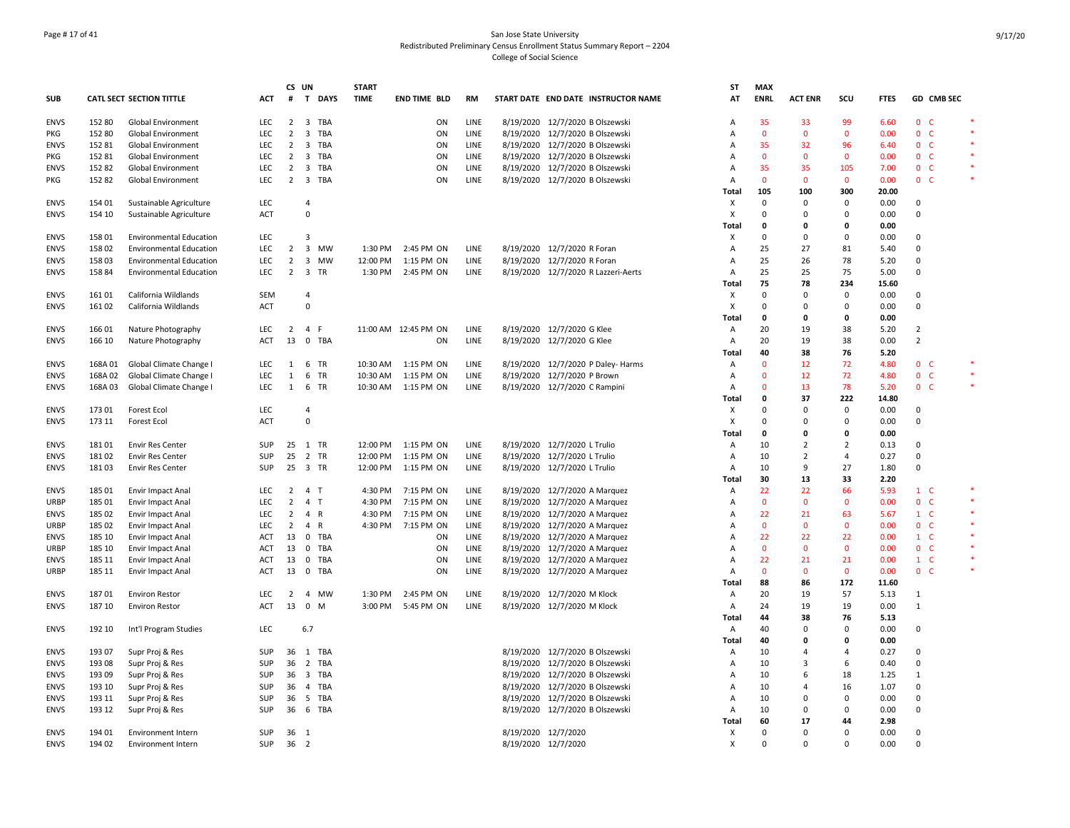San Jose State University
Redistributed Preliminary Census Enrollment Status Summary Report – 2204
College of Social Science

| SUB | CATL | SECT | SECTION TITTLE | ACT | CS # | UN T | DAYS | START TIME | END TIME | BLD | RM | START DATE | END DATE | INSTRUCTOR NAME | ST AT | MAX ENRL | ACT ENR | SCU | FTES | GD | CMB SEC | |
|---|---|---|---|---|---|---|---|---|---|---|---|---|---|---|---|---|---|---|---|---|---|---|
| ENVS | 152 | 80 | Global Environment | LEC | 2 | 3 | TBA | | | ON | LINE | 8/19/2020 | 12/7/2020 | B Olszewski | A | 35 | 33 | 99 | 6.60 | 0 | C | * |
| PKG | 152 | 80 | Global Environment | LEC | 2 | 3 | TBA | | | ON | LINE | 8/19/2020 | 12/7/2020 | B Olszewski | A | 0 | 0 | 0 | 0.00 | 0 | C | * |
| ENVS | 152 | 81 | Global Environment | LEC | 2 | 3 | TBA | | | ON | LINE | 8/19/2020 | 12/7/2020 | B Olszewski | A | 35 | 32 | 96 | 6.40 | 0 | C | * |
| PKG | 152 | 81 | Global Environment | LEC | 2 | 3 | TBA | | | ON | LINE | 8/19/2020 | 12/7/2020 | B Olszewski | A | 0 | 0 | 0 | 0.00 | 0 | C | * |
| ENVS | 152 | 82 | Global Environment | LEC | 2 | 3 | TBA | | | ON | LINE | 8/19/2020 | 12/7/2020 | B Olszewski | A | 35 | 35 | 105 | 7.00 | 0 | C | * |
| PKG | 152 | 82 | Global Environment | LEC | 2 | 3 | TBA | | | ON | LINE | 8/19/2020 | 12/7/2020 | B Olszewski | A | 0 | 0 | 0 | 0.00 | 0 | C | * |
| | | | | | | | | | | | | | | | Total | 105 | 100 | 300 | 20.00 | | | |
| ENVS | 154 | 01 | Sustainable Agriculture | LEC | | 4 | | | | | | | | | X | 0 | 0 | 0 | 0.00 | 0 | | |
| ENVS | 154 | 10 | Sustainable Agriculture | ACT | | 0 | | | | | | | | | X | 0 | 0 | 0 | 0.00 | 0 | | |
| | | | | | | | | | | | | | | | Total | 0 | 0 | 0 | 0.00 | | | |
| ENVS | 158 | 01 | Environmental Education | LEC | | 3 | | | | | | | | | X | 0 | 0 | 0 | 0.00 | 0 | | |
| ENVS | 158 | 02 | Environmental Education | LEC | 2 | 3 | MW | 1:30 PM | 2:45 PM | ON | LINE | 8/19/2020 | 12/7/2020 | R Foran | A | 25 | 27 | 81 | 5.40 | 0 | | |
| ENVS | 158 | 03 | Environmental Education | LEC | 2 | 3 | MW | 12:00 PM | 1:15 PM | ON | LINE | 8/19/2020 | 12/7/2020 | R Foran | A | 25 | 26 | 78 | 5.20 | 0 | | |
| ENVS | 158 | 84 | Environmental Education | LEC | 2 | 3 | TR | 1:30 PM | 2:45 PM | ON | LINE | 8/19/2020 | 12/7/2020 | R Lazzeri-Aerts | A | 25 | 25 | 75 | 5.00 | 0 | | |
| | | | | | | | | | | | | | | | Total | 75 | 78 | 234 | 15.60 | | | |
| ENVS | 161 | 01 | California Wildlands | SEM | | 4 | | | | | | | | | X | 0 | 0 | 0 | 0.00 | 0 | | |
| ENVS | 161 | 02 | California Wildlands | ACT | | 0 | | | | | | | | | X | 0 | 0 | 0 | 0.00 | 0 | | |
| | | | | | | | | | | | | | | | Total | 0 | 0 | 0 | 0.00 | | | |
| ENVS | 166 | 01 | Nature Photography | LEC | 2 | 4 | F | 11:00 AM | 12:45 PM | ON | LINE | 8/19/2020 | 12/7/2020 | G Klee | A | 20 | 19 | 38 | 5.20 | 2 | | |
| ENVS | 166 | 10 | Nature Photography | ACT | 13 | 0 | TBA | | | ON | LINE | 8/19/2020 | 12/7/2020 | G Klee | A | 20 | 19 | 38 | 0.00 | 2 | | |
| | | | | | | | | | | | | | | | Total | 40 | 38 | 76 | 5.20 | | | |
| ENVS | 168A | 01 | Global Climate Change I | LEC | 1 | 6 | TR | 10:30 AM | 1:15 PM | ON | LINE | 8/19/2020 | 12/7/2020 | P Daley- Harms | A | 0 | 12 | 72 | 4.80 | 0 | C | * |
| ENVS | 168A | 02 | Global Climate Change I | LEC | 1 | 6 | TR | 10:30 AM | 1:15 PM | ON | LINE | 8/19/2020 | 12/7/2020 | P Brown | A | 0 | 12 | 72 | 4.80 | 0 | C | * |
| ENVS | 168A | 03 | Global Climate Change I | LEC | 1 | 6 | TR | 10:30 AM | 1:15 PM | ON | LINE | 8/19/2020 | 12/7/2020 | C Rampini | A | 0 | 13 | 78 | 5.20 | 0 | C | * |
| | | | | | | | | | | | | | | | Total | 0 | 37 | 222 | 14.80 | | | |
| ENVS | 173 | 01 | Forest Ecol | LEC | | 4 | | | | | | | | | X | 0 | 0 | 0 | 0.00 | 0 | | |
| ENVS | 173 | 11 | Forest Ecol | ACT | | 0 | | | | | | | | | X | 0 | 0 | 0 | 0.00 | 0 | | |
| | | | | | | | | | | | | | | | Total | 0 | 0 | 0 | 0.00 | | | |
| ENVS | 181 | 01 | Envir Res Center | SUP | 25 | 1 | TR | 12:00 PM | 1:15 PM | ON | LINE | 8/19/2020 | 12/7/2020 | L Trulio | A | 10 | 2 | 2 | 0.13 | 0 | | |
| ENVS | 181 | 02 | Envir Res Center | SUP | 25 | 2 | TR | 12:00 PM | 1:15 PM | ON | LINE | 8/19/2020 | 12/7/2020 | L Trulio | A | 10 | 2 | 4 | 0.27 | 0 | | |
| ENVS | 181 | 03 | Envir Res Center | SUP | 25 | 3 | TR | 12:00 PM | 1:15 PM | ON | LINE | 8/19/2020 | 12/7/2020 | L Trulio | A | 10 | 9 | 27 | 1.80 | 0 | | |
| | | | | | | | | | | | | | | | Total | 30 | 13 | 33 | 2.20 | | | |
| ENVS | 185 | 01 | Envir Impact Anal | LEC | 2 | 4 | T | 4:30 PM | 7:15 PM | ON | LINE | 8/19/2020 | 12/7/2020 | A Marquez | A | 22 | 22 | 66 | 5.93 | 1 | C | * |
| URBP | 185 | 01 | Envir Impact Anal | LEC | 2 | 4 | T | 4:30 PM | 7:15 PM | ON | LINE | 8/19/2020 | 12/7/2020 | A Marquez | A | 0 | 0 | 0 | 0.00 | 0 | C | * |
| ENVS | 185 | 02 | Envir Impact Anal | LEC | 2 | 4 | R | 4:30 PM | 7:15 PM | ON | LINE | 8/19/2020 | 12/7/2020 | A Marquez | A | 22 | 21 | 63 | 5.67 | 1 | C | * |
| URBP | 185 | 02 | Envir Impact Anal | LEC | 2 | 4 | R | 4:30 PM | 7:15 PM | ON | LINE | 8/19/2020 | 12/7/2020 | A Marquez | A | 0 | 0 | 0 | 0.00 | 0 | C | * |
| ENVS | 185 | 10 | Envir Impact Anal | ACT | 13 | 0 | TBA | | | ON | LINE | 8/19/2020 | 12/7/2020 | A Marquez | A | 22 | 22 | 22 | 0.00 | 1 | C | * |
| URBP | 185 | 10 | Envir Impact Anal | ACT | 13 | 0 | TBA | | | ON | LINE | 8/19/2020 | 12/7/2020 | A Marquez | A | 0 | 0 | 0 | 0.00 | 0 | C | * |
| ENVS | 185 | 11 | Envir Impact Anal | ACT | 13 | 0 | TBA | | | ON | LINE | 8/19/2020 | 12/7/2020 | A Marquez | A | 22 | 21 | 21 | 0.00 | 1 | C | * |
| URBP | 185 | 11 | Envir Impact Anal | ACT | 13 | 0 | TBA | | | ON | LINE | 8/19/2020 | 12/7/2020 | A Marquez | A | 0 | 0 | 0 | 0.00 | 0 | C | * |
| | | | | | | | | | | | | | | | Total | 88 | 86 | 172 | 11.60 | | | |
| ENVS | 187 | 01 | Environ Restor | LEC | 2 | 4 | MW | 1:30 PM | 2:45 PM | ON | LINE | 8/19/2020 | 12/7/2020 | M Klock | A | 20 | 19 | 57 | 5.13 | 1 | | |
| ENVS | 187 | 10 | Environ Restor | ACT | 13 | 0 | M | 3:00 PM | 5:45 PM | ON | LINE | 8/19/2020 | 12/7/2020 | M Klock | A | 24 | 19 | 19 | 0.00 | 1 | | |
| | | | | | | | | | | | | | | | Total | 44 | 38 | 76 | 5.13 | | | |
| ENVS | 192 | 10 | Int'l Program Studies | LEC | | 6.7 | | | | | | | | | A | 40 | 0 | 0 | 0.00 | 0 | | |
| | | | | | | | | | | | | | | | Total | 40 | 0 | 0 | 0.00 | | | |
| ENVS | 193 | 07 | Supr Proj & Res | SUP | 36 | 1 | TBA | | | | | 8/19/2020 | 12/7/2020 | B Olszewski | A | 10 | 4 | 4 | 0.27 | 0 | | |
| ENVS | 193 | 08 | Supr Proj & Res | SUP | 36 | 2 | TBA | | | | | 8/19/2020 | 12/7/2020 | B Olszewski | A | 10 | 3 | 6 | 0.40 | 0 | | |
| ENVS | 193 | 09 | Supr Proj & Res | SUP | 36 | 3 | TBA | | | | | 8/19/2020 | 12/7/2020 | B Olszewski | A | 10 | 6 | 18 | 1.25 | 1 | | |
| ENVS | 193 | 10 | Supr Proj & Res | SUP | 36 | 4 | TBA | | | | | 8/19/2020 | 12/7/2020 | B Olszewski | A | 10 | 4 | 16 | 1.07 | 0 | | |
| ENVS | 193 | 11 | Supr Proj & Res | SUP | 36 | 5 | TBA | | | | | 8/19/2020 | 12/7/2020 | B Olszewski | A | 10 | 0 | 0 | 0.00 | 0 | | |
| ENVS | 193 | 12 | Supr Proj & Res | SUP | 36 | 6 | TBA | | | | | 8/19/2020 | 12/7/2020 | B Olszewski | A | 10 | 0 | 0 | 0.00 | 0 | | |
| | | | | | | | | | | | | | | | Total | 60 | 17 | 44 | 2.98 | | | |
| ENVS | 194 | 01 | Environment Intern | SUP | 36 | 1 | | | | | | 8/19/2020 | 12/7/2020 | | X | 0 | 0 | 0 | 0.00 | 0 | | |
| ENVS | 194 | 02 | Environment Intern | SUP | 36 | 2 | | | | | | 8/19/2020 | 12/7/2020 | | X | 0 | 0 | 0 | 0.00 | 0 | | |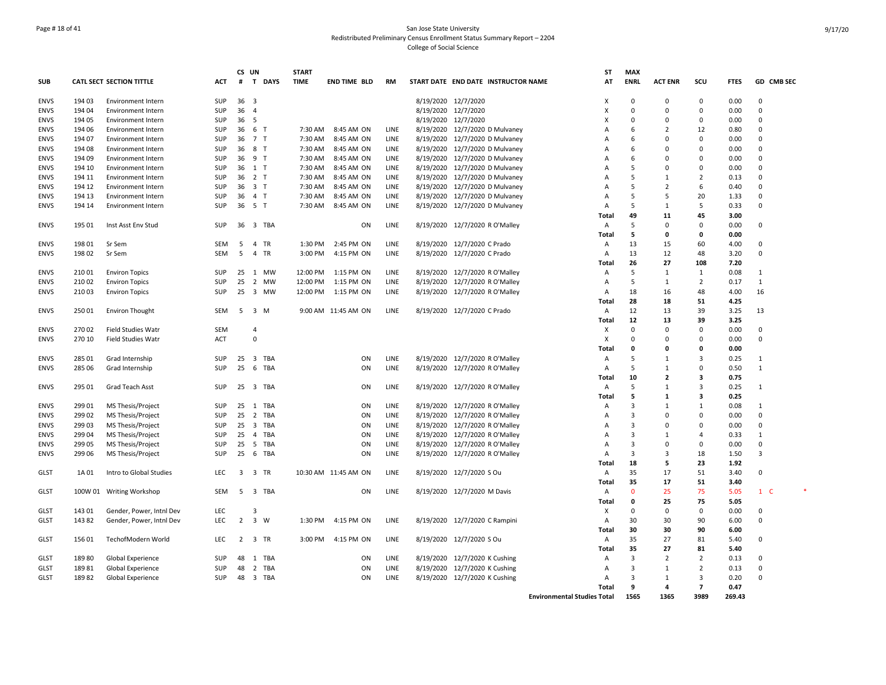San Jose State University
Redistributed Preliminary Census Enrollment Status Summary Report – 2204
College of Social Science

| SUB | CATL SECT | SECTION TITTLE | ACT | CS # | UN T | DAYS | START TIME | END TIME | BLD | RM | START DATE | END DATE | INSTRUCTOR NAME | ST AT | MAX ENRL | ACT ENR | SCU | FTES | GD | CMB SEC |
|---|---|---|---|---|---|---|---|---|---|---|---|---|---|---|---|---|---|---|---|---|
| ENVS | 194 03 | Environment Intern | SUP | 36 | 3 | | | | | | 8/19/2020 | 12/7/2020 | | X | 0 | 0 | 0 | 0.00 | 0 | |
| ENVS | 194 04 | Environment Intern | SUP | 36 | 4 | | | | | | 8/19/2020 | 12/7/2020 | | X | 0 | 0 | 0 | 0.00 | 0 | |
| ENVS | 194 05 | Environment Intern | SUP | 36 | 5 | | | | | | 8/19/2020 | 12/7/2020 | | X | 0 | 0 | 0 | 0.00 | 0 | |
| ENVS | 194 06 | Environment Intern | SUP | 36 | 6 | T | 7:30 AM | 8:45 AM | ON | LINE | 8/19/2020 | 12/7/2020 | D Mulvaney | A | 6 | 2 | 12 | 0.80 | 0 | |
| ENVS | 194 07 | Environment Intern | SUP | 36 | 7 | T | 7:30 AM | 8:45 AM | ON | LINE | 8/19/2020 | 12/7/2020 | D Mulvaney | A | 6 | 0 | 0 | 0.00 | 0 | |
| ENVS | 194 08 | Environment Intern | SUP | 36 | 8 | T | 7:30 AM | 8:45 AM | ON | LINE | 8/19/2020 | 12/7/2020 | D Mulvaney | A | 6 | 0 | 0 | 0.00 | 0 | |
| ENVS | 194 09 | Environment Intern | SUP | 36 | 9 | T | 7:30 AM | 8:45 AM | ON | LINE | 8/19/2020 | 12/7/2020 | D Mulvaney | A | 6 | 0 | 0 | 0.00 | 0 | |
| ENVS | 194 10 | Environment Intern | SUP | 36 | 1 | T | 7:30 AM | 8:45 AM | ON | LINE | 8/19/2020 | 12/7/2020 | D Mulvaney | A | 5 | 0 | 0 | 0.00 | 0 | |
| ENVS | 194 11 | Environment Intern | SUP | 36 | 2 | T | 7:30 AM | 8:45 AM | ON | LINE | 8/19/2020 | 12/7/2020 | D Mulvaney | A | 5 | 1 | 2 | 0.13 | 0 | |
| ENVS | 194 12 | Environment Intern | SUP | 36 | 3 | T | 7:30 AM | 8:45 AM | ON | LINE | 8/19/2020 | 12/7/2020 | D Mulvaney | A | 5 | 2 | 6 | 0.40 | 0 | |
| ENVS | 194 13 | Environment Intern | SUP | 36 | 4 | T | 7:30 AM | 8:45 AM | ON | LINE | 8/19/2020 | 12/7/2020 | D Mulvaney | A | 5 | 5 | 20 | 1.33 | 0 | |
| ENVS | 194 14 | Environment Intern | SUP | 36 | 5 | T | 7:30 AM | 8:45 AM | ON | LINE | 8/19/2020 | 12/7/2020 | D Mulvaney | A | 5 | 1 | 5 | 0.33 | 0 | |
| | | | | | | | | | | | | | | **Total** | **49** | **11** | **45** | **3.00** | | |
| ENVS | 195 01 | Inst Asst Env Stud | SUP | 36 | 3 | TBA | | | ON | LINE | 8/19/2020 | 12/7/2020 | R O'Malley | A | 5 | 0 | 0 | 0.00 | 0 | |
| | | | | | | | | | | | | | | **Total** | **5** | **0** | **0** | **0.00** | | |
| ENVS | 198 01 | Sr Sem | SEM | 5 | 4 | TR | 1:30 PM | 2:45 PM | ON | LINE | 8/19/2020 | 12/7/2020 | C Prado | A | 13 | 15 | 60 | 4.00 | 0 | |
| ENVS | 198 02 | Sr Sem | SEM | 5 | 4 | TR | 3:00 PM | 4:15 PM | ON | LINE | 8/19/2020 | 12/7/2020 | C Prado | A | 13 | 12 | 48 | 3.20 | 0 | |
| | | | | | | | | | | | | | | **Total** | **26** | **27** | **108** | **7.20** | | |
| ENVS | 210 01 | Environ Topics | SUP | 25 | 1 | MW | 12:00 PM | 1:15 PM | ON | LINE | 8/19/2020 | 12/7/2020 | R O'Malley | A | 5 | 1 | 1 | 0.08 | 1 | |
| ENVS | 210 02 | Environ Topics | SUP | 25 | 2 | MW | 12:00 PM | 1:15 PM | ON | LINE | 8/19/2020 | 12/7/2020 | R O'Malley | A | 5 | 1 | 2 | 0.17 | 1 | |
| ENVS | 210 03 | Environ Topics | SUP | 25 | 3 | MW | 12:00 PM | 1:15 PM | ON | LINE | 8/19/2020 | 12/7/2020 | R O'Malley | A | 18 | 16 | 48 | 4.00 | 16 | |
| | | | | | | | | | | | | | | **Total** | **28** | **18** | **51** | **4.25** | | |
| ENVS | 250 01 | Environ Thought | SEM | 5 | 3 | M | 9:00 AM | 11:45 AM | ON | LINE | 8/19/2020 | 12/7/2020 | C Prado | A | 12 | 13 | 39 | 3.25 | 13 | |
| | | | | | | | | | | | | | | **Total** | **12** | **13** | **39** | **3.25** | | |
| ENVS | 270 02 | Field Studies Watr | SEM | | 4 | | | | | | | | | X | 0 | 0 | 0 | 0.00 | 0 | |
| ENVS | 270 10 | Field Studies Watr | ACT | | 0 | | | | | | | | | X | 0 | 0 | 0 | 0.00 | 0 | |
| | | | | | | | | | | | | | | **Total** | **0** | **0** | **0** | **0.00** | | |
| ENVS | 285 01 | Grad Internship | SUP | 25 | 3 | TBA | | | ON | LINE | 8/19/2020 | 12/7/2020 | R O'Malley | A | 5 | 1 | 3 | 0.25 | 1 | |
| ENVS | 285 06 | Grad Internship | SUP | 25 | 6 | TBA | | | ON | LINE | 8/19/2020 | 12/7/2020 | R O'Malley | A | 5 | 1 | 0 | 0.50 | 1 | |
| | | | | | | | | | | | | | | **Total** | **10** | **2** | **3** | **0.75** | | |
| ENVS | 295 01 | Grad Teach Asst | SUP | 25 | 3 | TBA | | | ON | LINE | 8/19/2020 | 12/7/2020 | R O'Malley | A | 5 | 1 | 3 | 0.25 | 1 | |
| | | | | | | | | | | | | | | **Total** | **5** | **1** | **3** | **0.25** | | |
| ENVS | 299 01 | MS Thesis/Project | SUP | 25 | 1 | TBA | | | ON | LINE | 8/19/2020 | 12/7/2020 | R O'Malley | A | 3 | 1 | 1 | 0.08 | 1 | |
| ENVS | 299 02 | MS Thesis/Project | SUP | 25 | 2 | TBA | | | ON | LINE | 8/19/2020 | 12/7/2020 | R O'Malley | A | 3 | 0 | 0 | 0.00 | 0 | |
| ENVS | 299 03 | MS Thesis/Project | SUP | 25 | 3 | TBA | | | ON | LINE | 8/19/2020 | 12/7/2020 | R O'Malley | A | 3 | 0 | 0 | 0.00 | 0 | |
| ENVS | 299 04 | MS Thesis/Project | SUP | 25 | 4 | TBA | | | ON | LINE | 8/19/2020 | 12/7/2020 | R O'Malley | A | 3 | 1 | 4 | 0.33 | 1 | |
| ENVS | 299 05 | MS Thesis/Project | SUP | 25 | 5 | TBA | | | ON | LINE | 8/19/2020 | 12/7/2020 | R O'Malley | A | 3 | 0 | 0 | 0.00 | 0 | |
| ENVS | 299 06 | MS Thesis/Project | SUP | 25 | 6 | TBA | | | ON | LINE | 8/19/2020 | 12/7/2020 | R O'Malley | A | 3 | 3 | 18 | 1.50 | 3 | |
| | | | | | | | | | | | | | | **Total** | **18** | **5** | **23** | **1.92** | | |
| GLST | 1A 01 | Intro to Global Studies | LEC | 3 | 3 | TR | 10:30 AM | 11:45 AM | ON | LINE | 8/19/2020 | 12/7/2020 | S Ou | A | 35 | 17 | 51 | 3.40 | 0 | |
| | | | | | | | | | | | | | | **Total** | **35** | **17** | **51** | **3.40** | | |
| GLST | 100W 01 | Writing Workshop | SEM | 5 | 3 | TBA | | | ON | LINE | 8/19/2020 | 12/7/2020 | M Davis | A | 0 | 25 | 75 | 5.05 | 1 | C * |
| | | | | | | | | | | | | | | **Total** | **0** | **25** | **75** | **5.05** | | |
| GLST | 143 01 | Gender, Power, Intnl Dev | LEC | | 3 | | | | | | | | | X | 0 | 0 | 0 | 0.00 | 0 | |
| GLST | 143 82 | Gender, Power, Intnl Dev | LEC | 2 | 3 | W | 1:30 PM | 4:15 PM | ON | LINE | 8/19/2020 | 12/7/2020 | C Rampini | A | 30 | 30 | 90 | 6.00 | 0 | |
| | | | | | | | | | | | | | | **Total** | **30** | **30** | **90** | **6.00** | | |
| GLST | 156 01 | TechofModern World | LEC | 2 | 3 | TR | 3:00 PM | 4:15 PM | ON | LINE | 8/19/2020 | 12/7/2020 | S Ou | A | 35 | 27 | 81 | 5.40 | 0 | |
| | | | | | | | | | | | | | | **Total** | **35** | **27** | **81** | **5.40** | | |
| GLST | 189 80 | Global Experience | SUP | 48 | 1 | TBA | | | ON | LINE | 8/19/2020 | 12/7/2020 | K Cushing | A | 3 | 2 | 2 | 0.13 | 0 | |
| GLST | 189 81 | Global Experience | SUP | 48 | 2 | TBA | | | ON | LINE | 8/19/2020 | 12/7/2020 | K Cushing | A | 3 | 1 | 2 | 0.13 | 0 | |
| GLST | 189 82 | Global Experience | SUP | 48 | 3 | TBA | | | ON | LINE | 8/19/2020 | 12/7/2020 | K Cushing | A | 3 | 1 | 3 | 0.20 | 0 | |
| | | | | | | | | | | | | | | **Total** | **9** | **4** | **7** | **0.47** | | |
| | | | | | | | | | | | | | **Environmental Studies Total** | | **1565** | **1365** | **3989** | **269.43** | | |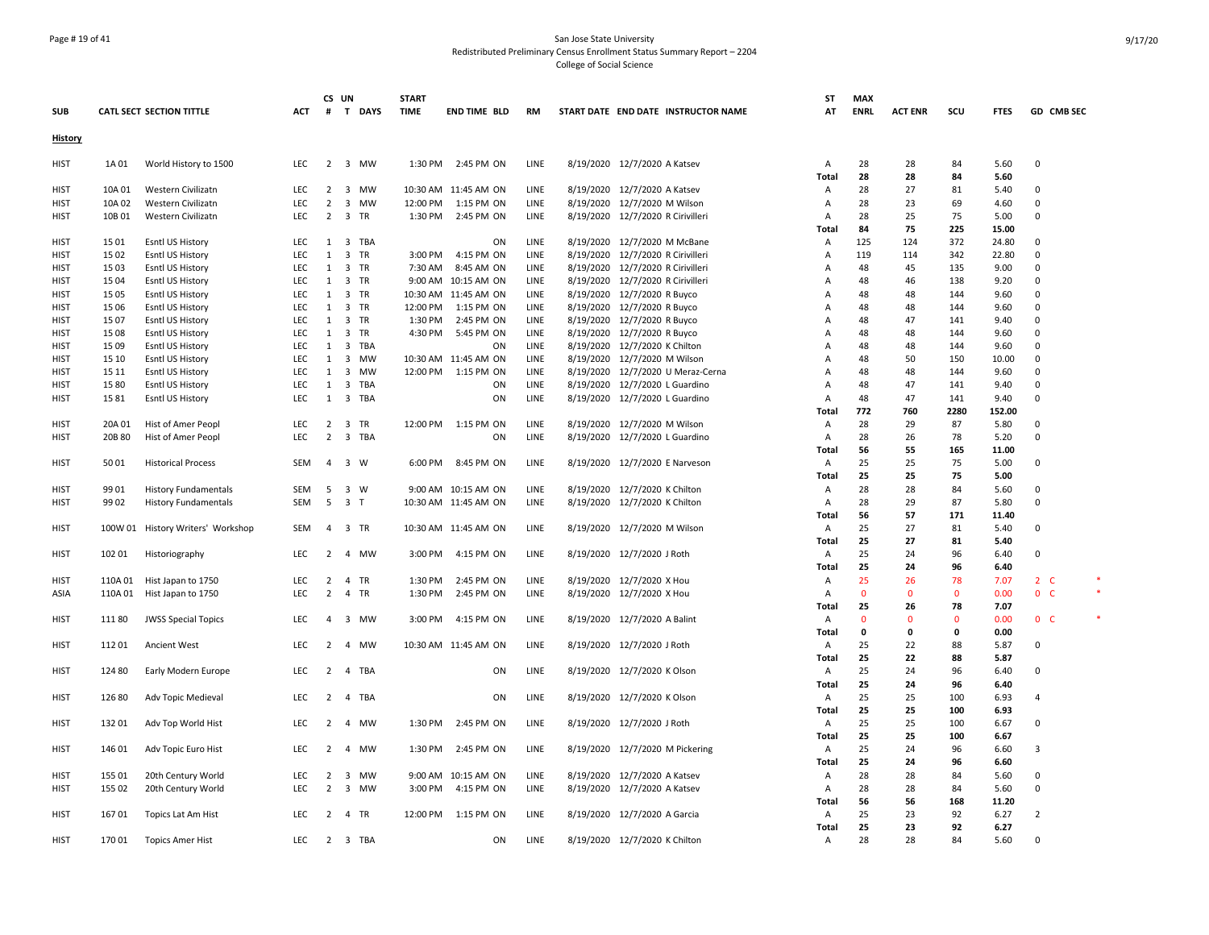San Jose State University
Redistributed Preliminary Census Enrollment Status Summary Report – 2204
College of Social Science

| SUB | CATL SECT SECTION TITTLE | | ACT | CS # | UN T | DAYS | START TIME | END TIME | BLD | RM | START DATE | END DATE | INSTRUCTOR NAME | ST AT | MAX ENRL | ACT ENR | SCU | FTES | GD | CMB SEC | |
|---|---|---|---|---|---|---|---|---|---|---|---|---|---|---|---|---|---|---|---|---|---|
| **History** | | | | | | | | | | | | | | | | | | | | | |
| HIST | 1A 01 | World History to 1500 | LEC | 2 | 3 | MW | 1:30 PM | 2:45 PM | ON | LINE | 8/19/2020 | 12/7/2020 | A Katsev | A | 28 | 28 | 84 | 5.60 | 0 | | |
| | | | | | | | | | | | | | | **Total** | **28** | **28** | **84** | **5.60** | | | |
| HIST | 10A 01 | Western Civilizatn | LEC | 2 | 3 | MW | 10:30 AM | 11:45 AM | ON | LINE | 8/19/2020 | 12/7/2020 | A Katsev | A | 28 | 27 | 81 | 5.40 | 0 | | |
| HIST | 10A 02 | Western Civilizatn | LEC | 2 | 3 | MW | 12:00 PM | 1:15 PM | ON | LINE | 8/19/2020 | 12/7/2020 | M Wilson | A | 28 | 23 | 69 | 4.60 | 0 | | |
| HIST | 10B 01 | Western Civilizatn | LEC | 2 | 3 | TR | 1:30 PM | 2:45 PM | ON | LINE | 8/19/2020 | 12/7/2020 | R Cirivilleri | A | 28 | 25 | 75 | 5.00 | 0 | | |
| | | | | | | | | | | | | | | **Total** | **84** | **75** | **225** | **15.00** | | | |
| HIST | 15 01 | Esntl US History | LEC | 1 | 3 | TBA | | | ON | LINE | 8/19/2020 | 12/7/2020 | M McBane | A | 125 | 124 | 372 | 24.80 | 0 | | |
| HIST | 15 02 | Esntl US History | LEC | 1 | 3 | TR | 3:00 PM | 4:15 PM | ON | LINE | 8/19/2020 | 12/7/2020 | R Cirivilleri | A | 119 | 114 | 342 | 22.80 | 0 | | |
| HIST | 15 03 | Esntl US History | LEC | 1 | 3 | TR | 7:30 AM | 8:45 AM | ON | LINE | 8/19/2020 | 12/7/2020 | R Cirivilleri | A | 48 | 45 | 135 | 9.00 | 0 | | |
| HIST | 15 04 | Esntl US History | LEC | 1 | 3 | TR | 9:00 AM | 10:15 AM | ON | LINE | 8/19/2020 | 12/7/2020 | R Cirivilleri | A | 48 | 46 | 138 | 9.20 | 0 | | |
| HIST | 15 05 | Esntl US History | LEC | 1 | 3 | TR | 10:30 AM | 11:45 AM | ON | LINE | 8/19/2020 | 12/7/2020 | R Buyco | A | 48 | 48 | 144 | 9.60 | 0 | | |
| HIST | 15 06 | Esntl US History | LEC | 1 | 3 | TR | 12:00 PM | 1:15 PM | ON | LINE | 8/19/2020 | 12/7/2020 | R Buyco | A | 48 | 48 | 144 | 9.60 | 0 | | |
| HIST | 15 07 | Esntl US History | LEC | 1 | 3 | TR | 1:30 PM | 2:45 PM | ON | LINE | 8/19/2020 | 12/7/2020 | R Buyco | A | 48 | 47 | 141 | 9.40 | 0 | | |
| HIST | 15 08 | Esntl US History | LEC | 1 | 3 | TR | 4:30 PM | 5:45 PM | ON | LINE | 8/19/2020 | 12/7/2020 | R Buyco | A | 48 | 48 | 144 | 9.60 | 0 | | |
| HIST | 15 09 | Esntl US History | LEC | 1 | 3 | TBA | | | ON | LINE | 8/19/2020 | 12/7/2020 | K Chilton | A | 48 | 48 | 144 | 9.60 | 0 | | |
| HIST | 15 10 | Esntl US History | LEC | 1 | 3 | MW | 10:30 AM | 11:45 AM | ON | LINE | 8/19/2020 | 12/7/2020 | M Wilson | A | 48 | 50 | 150 | 10.00 | 0 | | |
| HIST | 15 11 | Esntl US History | LEC | 1 | 3 | MW | 12:00 PM | 1:15 PM | ON | LINE | 8/19/2020 | 12/7/2020 | U Meraz-Cerna | A | 48 | 48 | 144 | 9.60 | 0 | | |
| HIST | 15 80 | Esntl US History | LEC | 1 | 3 | TBA | | | ON | LINE | 8/19/2020 | 12/7/2020 | L Guardino | A | 48 | 47 | 141 | 9.40 | 0 | | |
| HIST | 15 81 | Esntl US History | LEC | 1 | 3 | TBA | | | ON | LINE | 8/19/2020 | 12/7/2020 | L Guardino | A | 48 | 47 | 141 | 9.40 | 0 | | |
| | | | | | | | | | | | | | | **Total** | **772** | **760** | **2280** | **152.00** | | | |
| HIST | 20A 01 | Hist of Amer Peopl | LEC | 2 | 3 | TR | 12:00 PM | 1:15 PM | ON | LINE | 8/19/2020 | 12/7/2020 | M Wilson | A | 28 | 29 | 87 | 5.80 | 0 | | |
| HIST | 20B 80 | Hist of Amer Peopl | LEC | 2 | 3 | TBA | | | ON | LINE | 8/19/2020 | 12/7/2020 | L Guardino | A | 28 | 26 | 78 | 5.20 | 0 | | |
| | | | | | | | | | | | | | | **Total** | **56** | **55** | **165** | **11.00** | | | |
| HIST | 50 01 | Historical Process | SEM | 4 | 3 | W | 6:00 PM | 8:45 PM | ON | LINE | 8/19/2020 | 12/7/2020 | E Narveson | A | 25 | 25 | 75 | 5.00 | 0 | | |
| | | | | | | | | | | | | | | **Total** | **25** | **25** | **75** | **5.00** | | | |
| HIST | 99 01 | History Fundamentals | SEM | 5 | 3 | W | 9:00 AM | 10:15 AM | ON | LINE | 8/19/2020 | 12/7/2020 | K Chilton | A | 28 | 28 | 84 | 5.60 | 0 | | |
| HIST | 99 02 | History Fundamentals | SEM | 5 | 3 | T | 10:30 AM | 11:45 AM | ON | LINE | 8/19/2020 | 12/7/2020 | K Chilton | A | 28 | 29 | 87 | 5.80 | 0 | | |
| | | | | | | | | | | | | | | **Total** | **56** | **57** | **171** | **11.40** | | | |
| HIST | 100W 01 | History Writers' Workshop | SEM | 4 | 3 | TR | 10:30 AM | 11:45 AM | ON | LINE | 8/19/2020 | 12/7/2020 | M Wilson | A | 25 | 27 | 81 | 5.40 | 0 | | |
| | | | | | | | | | | | | | | **Total** | **25** | **27** | **81** | **5.40** | | | |
| HIST | 102 01 | Historiography | LEC | 2 | 4 | MW | 3:00 PM | 4:15 PM | ON | LINE | 8/19/2020 | 12/7/2020 | J Roth | A | 25 | 24 | 96 | 6.40 | 0 | | |
| | | | | | | | | | | | | | | **Total** | **25** | **24** | **96** | **6.40** | | | |
| HIST | 110A 01 | Hist Japan to 1750 | LEC | 2 | 4 | TR | 1:30 PM | 2:45 PM | ON | LINE | 8/19/2020 | 12/7/2020 | X Hou | A | 25 | 26 | 78 | 7.07 | 2 | C | * |
| ASIA | 110A 01 | Hist Japan to 1750 | LEC | 2 | 4 | TR | 1:30 PM | 2:45 PM | ON | LINE | 8/19/2020 | 12/7/2020 | X Hou | A | 0 | 0 | 0 | 0.00 | 0 | C | * |
| | | | | | | | | | | | | | | **Total** | **25** | **26** | **78** | **7.07** | | | |
| HIST | 111 80 | JWSS Special Topics | LEC | 4 | 3 | MW | 3:00 PM | 4:15 PM | ON | LINE | 8/19/2020 | 12/7/2020 | A Balint | A | 0 | 0 | 0 | 0.00 | 0 | C | * |
| | | | | | | | | | | | | | | **Total** | **0** | **0** | **0** | **0.00** | | | |
| HIST | 112 01 | Ancient West | LEC | 2 | 4 | MW | 10:30 AM | 11:45 AM | ON | LINE | 8/19/2020 | 12/7/2020 | J Roth | A | 25 | 22 | 88 | 5.87 | 0 | | |
| | | | | | | | | | | | | | | **Total** | **25** | **22** | **88** | **5.87** | | | |
| HIST | 124 80 | Early Modern Europe | LEC | 2 | 4 | TBA | | | ON | LINE | 8/19/2020 | 12/7/2020 | K Olson | A | 25 | 24 | 96 | 6.40 | 0 | | |
| | | | | | | | | | | | | | | **Total** | **25** | **24** | **96** | **6.40** | | | |
| HIST | 126 80 | Adv Topic Medieval | LEC | 2 | 4 | TBA | | | ON | LINE | 8/19/2020 | 12/7/2020 | K Olson | A | 25 | 25 | 100 | 6.93 | 4 | | |
| | | | | | | | | | | | | | | **Total** | **25** | **25** | **100** | **6.93** | | | |
| HIST | 132 01 | Adv Top World Hist | LEC | 2 | 4 | MW | 1:30 PM | 2:45 PM | ON | LINE | 8/19/2020 | 12/7/2020 | J Roth | A | 25 | 25 | 100 | 6.67 | 0 | | |
| | | | | | | | | | | | | | | **Total** | **25** | **25** | **100** | **6.67** | | | |
| HIST | 146 01 | Adv Topic Euro Hist | LEC | 2 | 4 | MW | 1:30 PM | 2:45 PM | ON | LINE | 8/19/2020 | 12/7/2020 | M Pickering | A | 25 | 24 | 96 | 6.60 | 3 | | |
| | | | | | | | | | | | | | | **Total** | **25** | **24** | **96** | **6.60** | | | |
| HIST | 155 01 | 20th Century World | LEC | 2 | 3 | MW | 9:00 AM | 10:15 AM | ON | LINE | 8/19/2020 | 12/7/2020 | A Katsev | A | 28 | 28 | 84 | 5.60 | 0 | | |
| HIST | 155 02 | 20th Century World | LEC | 2 | 3 | MW | 3:00 PM | 4:15 PM | ON | LINE | 8/19/2020 | 12/7/2020 | A Katsev | A | 28 | 28 | 84 | 5.60 | 0 | | |
| | | | | | | | | | | | | | | **Total** | **56** | **56** | **168** | **11.20** | | | |
| HIST | 167 01 | Topics Lat Am Hist | LEC | 2 | 4 | TR | 12:00 PM | 1:15 PM | ON | LINE | 8/19/2020 | 12/7/2020 | A Garcia | A | 25 | 23 | 92 | 6.27 | 2 | | |
| | | | | | | | | | | | | | | **Total** | **25** | **23** | **92** | **6.27** | | | |
| HIST | 170 01 | Topics Amer Hist | LEC | 2 | 3 | TBA | | | ON | LINE | 8/19/2020 | 12/7/2020 | K Chilton | A | 28 | 28 | 84 | 5.60 | 0 | | |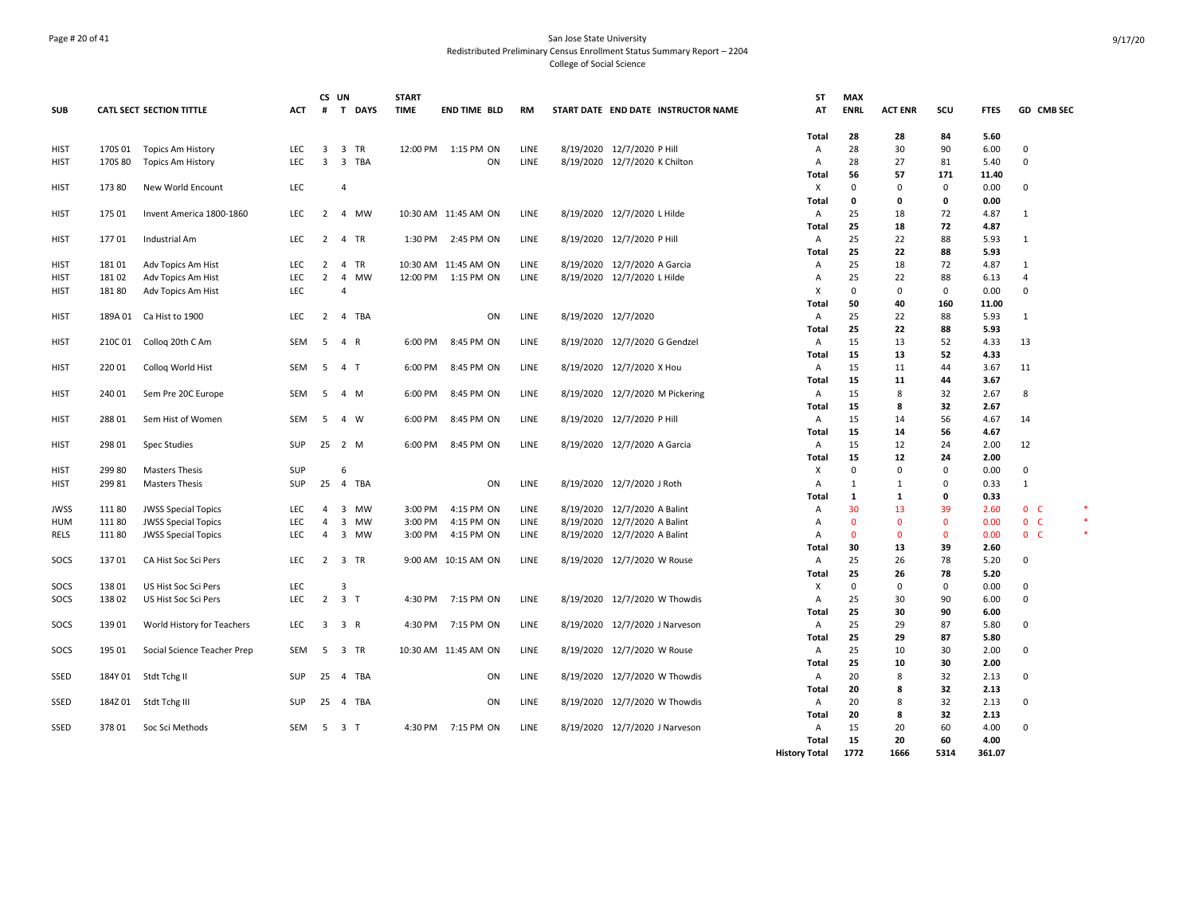San Jose State University
Redistributed Preliminary Census Enrollment Status Summary Report – 2204
College of Social Science

| SUB | CATL | SECT | SECTION TITTLE | ACT | CS # | UN T | DAYS | START TIME | END TIME | BLD | RM | START DATE | END DATE | INSTRUCTOR NAME | ST AT | MAX ENRL | ACT ENR | SCU | FTES | GD | CMB SEC | |
|---|---|---|---|---|---|---|---|---|---|---|---|---|---|---|---|---|---|---|---|---|---|---|
| | | | | | | | | | | | | | | | **Total** | **28** | **28** | **84** | **5.60** | | | |
| HIST | 170S | 01 | Topics Am History | LEC | 3 | 3 | TR | 12:00 PM | 1:15 PM | ON | LINE | 8/19/2020 | 12/7/2020 | P Hill | A | 28 | 30 | 90 | 6.00 | 0 | | |
| HIST | 170S | 80 | Topics Am History | LEC | 3 | 3 | TBA | | | ON | LINE | 8/19/2020 | 12/7/2020 | K Chilton | A | 28 | 27 | 81 | 5.40 | 0 | | |
| | | | | | | | | | | | | | | | **Total** | **56** | **57** | **171** | **11.40** | | | |
| HIST | 173 | 80 | New World Encount | LEC | | 4 | | | | | | | | | X | 0 | 0 | 0 | 0.00 | 0 | | |
| | | | | | | | | | | | | | | | **Total** | **0** | **0** | **0** | **0.00** | | | |
| HIST | 175 | 01 | Invent America 1800-1860 | LEC | 2 | 4 | MW | 10:30 AM | 11:45 AM | ON | LINE | 8/19/2020 | 12/7/2020 | L Hilde | A | 25 | 18 | 72 | 4.87 | 1 | | |
| | | | | | | | | | | | | | | | **Total** | **25** | **18** | **72** | **4.87** | | | |
| HIST | 177 | 01 | Industrial Am | LEC | 2 | 4 | TR | 1:30 PM | 2:45 PM | ON | LINE | 8/19/2020 | 12/7/2020 | P Hill | A | 25 | 22 | 88 | 5.93 | 1 | | |
| | | | | | | | | | | | | | | | **Total** | **25** | **22** | **88** | **5.93** | | | |
| HIST | 181 | 01 | Adv Topics Am Hist | LEC | 2 | 4 | TR | 10:30 AM | 11:45 AM | ON | LINE | 8/19/2020 | 12/7/2020 | A Garcia | A | 25 | 18 | 72 | 4.87 | 1 | | |
| HIST | 181 | 02 | Adv Topics Am Hist | LEC | 2 | 4 | MW | 12:00 PM | 1:15 PM | ON | LINE | 8/19/2020 | 12/7/2020 | L Hilde | A | 25 | 22 | 88 | 6.13 | 4 | | |
| HIST | 181 | 80 | Adv Topics Am Hist | LEC | | 4 | | | | | | | | | X | 0 | 0 | 0 | 0.00 | 0 | | |
| | | | | | | | | | | | | | | | **Total** | **50** | **40** | **160** | **11.00** | | | |
| HIST | 189A | 01 | Ca Hist to 1900 | LEC | 2 | 4 | TBA | | | ON | LINE | 8/19/2020 | 12/7/2020 | | A | 25 | 22 | 88 | 5.93 | 1 | | |
| | | | | | | | | | | | | | | | **Total** | **25** | **22** | **88** | **5.93** | | | |
| HIST | 210C | 01 | Colloq 20th C Am | SEM | 5 | 4 | R | 6:00 PM | 8:45 PM | ON | LINE | 8/19/2020 | 12/7/2020 | G Gendzel | A | 15 | 13 | 52 | 4.33 | 13 | | |
| | | | | | | | | | | | | | | | **Total** | **15** | **13** | **52** | **4.33** | | | |
| HIST | 220 | 01 | Colloq World Hist | SEM | 5 | 4 | T | 6:00 PM | 8:45 PM | ON | LINE | 8/19/2020 | 12/7/2020 | X Hou | A | 15 | 11 | 44 | 3.67 | 11 | | |
| | | | | | | | | | | | | | | | **Total** | **15** | **11** | **44** | **3.67** | | | |
| HIST | 240 | 01 | Sem Pre 20C Europe | SEM | 5 | 4 | M | 6:00 PM | 8:45 PM | ON | LINE | 8/19/2020 | 12/7/2020 | M Pickering | A | 15 | 8 | 32 | 2.67 | 8 | | |
| | | | | | | | | | | | | | | | **Total** | **15** | **8** | **32** | **2.67** | | | |
| HIST | 288 | 01 | Sem Hist of Women | SEM | 5 | 4 | W | 6:00 PM | 8:45 PM | ON | LINE | 8/19/2020 | 12/7/2020 | P Hill | A | 15 | 14 | 56 | 4.67 | 14 | | |
| | | | | | | | | | | | | | | | **Total** | **15** | **14** | **56** | **4.67** | | | |
| HIST | 298 | 01 | Spec Studies | SUP | 25 | 2 | M | 6:00 PM | 8:45 PM | ON | LINE | 8/19/2020 | 12/7/2020 | A Garcia | A | 15 | 12 | 24 | 2.00 | 12 | | |
| | | | | | | | | | | | | | | | **Total** | **15** | **12** | **24** | **2.00** | | | |
| HIST | 299 | 80 | Masters Thesis | SUP | | 6 | | | | | | | | | X | 0 | 0 | 0 | 0.00 | 0 | | |
| HIST | 299 | 81 | Masters Thesis | SUP | 25 | 4 | TBA | | | ON | LINE | 8/19/2020 | 12/7/2020 | J Roth | A | 1 | 1 | 0 | 0.33 | 1 | | |
| | | | | | | | | | | | | | | | **Total** | **1** | **1** | **0** | **0.33** | | | |
| JWSS | 111 | 80 | JWSS Special Topics | LEC | 4 | 3 | MW | 3:00 PM | 4:15 PM | ON | LINE | 8/19/2020 | 12/7/2020 | A Balint | A | 30 | 13 | 39 | 2.60 | 0 | C | * |
| HUM | 111 | 80 | JWSS Special Topics | LEC | 4 | 3 | MW | 3:00 PM | 4:15 PM | ON | LINE | 8/19/2020 | 12/7/2020 | A Balint | A | 0 | 0 | 0 | 0.00 | 0 | C | * |
| RELS | 111 | 80 | JWSS Special Topics | LEC | 4 | 3 | MW | 3:00 PM | 4:15 PM | ON | LINE | 8/19/2020 | 12/7/2020 | A Balint | A | 0 | 0 | 0 | 0.00 | 0 | C | * |
| | | | | | | | | | | | | | | | **Total** | **30** | **13** | **39** | **2.60** | | | |
| SOCS | 137 | 01 | CA Hist Soc Sci Pers | LEC | 2 | 3 | TR | 9:00 AM | 10:15 AM | ON | LINE | 8/19/2020 | 12/7/2020 | W Rouse | A | 25 | 26 | 78 | 5.20 | 0 | | |
| | | | | | | | | | | | | | | | **Total** | **25** | **26** | **78** | **5.20** | | | |
| SOCS | 138 | 01 | US Hist Soc Sci Pers | LEC | | 3 | | | | | | | | | X | 0 | 0 | 0 | 0.00 | 0 | | |
| SOCS | 138 | 02 | US Hist Soc Sci Pers | LEC | 2 | 3 | T | 4:30 PM | 7:15 PM | ON | LINE | 8/19/2020 | 12/7/2020 | W Thowdis | A | 25 | 30 | 90 | 6.00 | 0 | | |
| | | | | | | | | | | | | | | | **Total** | **25** | **30** | **90** | **6.00** | | | |
| SOCS | 139 | 01 | World History for Teachers | LEC | 3 | 3 | R | 4:30 PM | 7:15 PM | ON | LINE | 8/19/2020 | 12/7/2020 | J Narveson | A | 25 | 29 | 87 | 5.80 | 0 | | |
| | | | | | | | | | | | | | | | **Total** | **25** | **29** | **87** | **5.80** | | | |
| SOCS | 195 | 01 | Social Science Teacher Prep | SEM | 5 | 3 | TR | 10:30 AM | 11:45 AM | ON | LINE | 8/19/2020 | 12/7/2020 | W Rouse | A | 25 | 10 | 30 | 2.00 | 0 | | |
| | | | | | | | | | | | | | | | **Total** | **25** | **10** | **30** | **2.00** | | | |
| SSED | 184Y | 01 | Stdt Tchg II | SUP | 25 | 4 | TBA | | | ON | LINE | 8/19/2020 | 12/7/2020 | W Thowdis | A | 20 | 8 | 32 | 2.13 | 0 | | |
| | | | | | | | | | | | | | | | **Total** | **20** | **8** | **32** | **2.13** | | | |
| SSED | 184Z | 01 | Stdt Tchg III | SUP | 25 | 4 | TBA | | | ON | LINE | 8/19/2020 | 12/7/2020 | W Thowdis | A | 20 | 8 | 32 | 2.13 | 0 | | |
| | | | | | | | | | | | | | | | **Total** | **20** | **8** | **32** | **2.13** | | | |
| SSED | 378 | 01 | Soc Sci Methods | SEM | 5 | 3 | T | 4:30 PM | 7:15 PM | ON | LINE | 8/19/2020 | 12/7/2020 | J Narveson | A | 15 | 20 | 60 | 4.00 | 0 | | |
| | | | | | | | | | | | | | | | **Total** | **15** | **20** | **60** | **4.00** | | | |
| | | | | | | | | | | | | | | | **History Total** | **1772** | **1666** | **5314** | **361.07** | | | |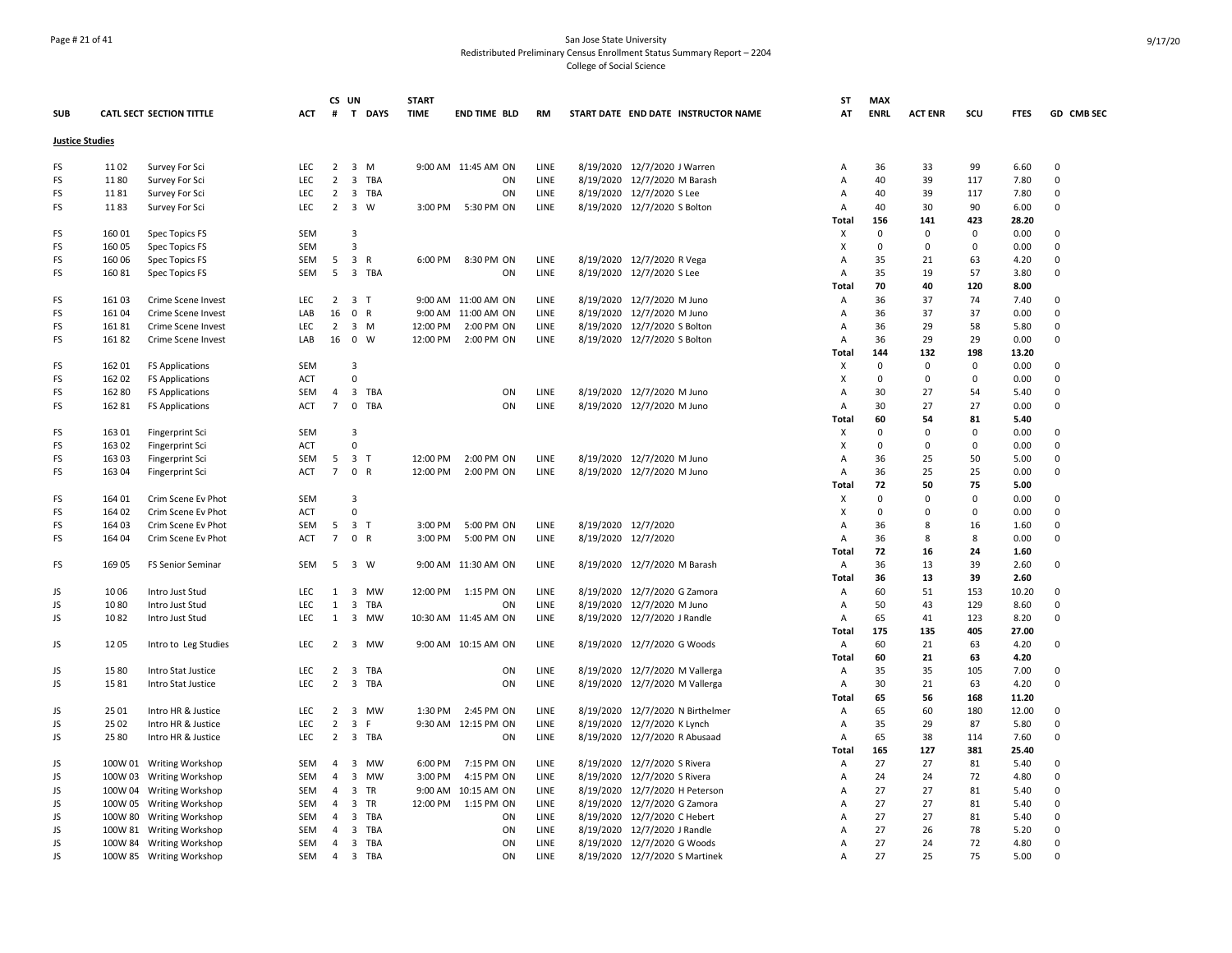San Jose State University
Redistributed Preliminary Census Enrollment Status Summary Report – 2204
College of Social Science

| SUB | CATL | SECT | SECTION TITTLE | ACT | CS # | UN T | DAYS | START TIME | END TIME | BLD | RM | START DATE | END DATE | INSTRUCTOR NAME | ST AT | MAX ENRL | ACT ENR | SCU | FTES | GD | CMB SEC |
|---|---|---|---|---|---|---|---|---|---|---|---|---|---|---|---|---|---|---|---|---|---|
| **Justice Studies** | | | | | | | | | | | | | | | | | | | | | |
| FS | 11 | 02 | Survey For Sci | LEC | 2 | 3 | M | 9:00 AM | 11:45 AM | ON | LINE | 8/19/2020 | 12/7/2020 | J Warren | A | 36 | 33 | 99 | 6.60 | 0 | |
| FS | 11 | 80 | Survey For Sci | LEC | 2 | 3 | TBA | | | ON | LINE | 8/19/2020 | 12/7/2020 | M Barash | A | 40 | 39 | 117 | 7.80 | 0 | |
| FS | 11 | 81 | Survey For Sci | LEC | 2 | 3 | TBA | | | ON | LINE | 8/19/2020 | 12/7/2020 | S Lee | A | 40 | 39 | 117 | 7.80 | 0 | |
| FS | 11 | 83 | Survey For Sci | LEC | 2 | 3 | W | 3:00 PM | 5:30 PM | ON | LINE | 8/19/2020 | 12/7/2020 | S Bolton | A | 40 | 30 | 90 | 6.00 | 0 | |
| | | | | | | | | | | | | | | | Total | 156 | 141 | 423 | 28.20 | | |
| FS | 160 | 01 | Spec Topics FS | SEM | | 3 | | | | | | | | | X | 0 | 0 | 0 | 0.00 | 0 | |
| FS | 160 | 05 | Spec Topics FS | SEM | | 3 | | | | | | | | | X | 0 | 0 | 0 | 0.00 | 0 | |
| FS | 160 | 06 | Spec Topics FS | SEM | 5 | 3 | R | 6:00 PM | 8:30 PM | ON | LINE | 8/19/2020 | 12/7/2020 | R Vega | A | 35 | 21 | 63 | 4.20 | 0 | |
| FS | 160 | 81 | Spec Topics FS | SEM | 5 | 3 | TBA | | | ON | LINE | 8/19/2020 | 12/7/2020 | S Lee | A | 35 | 19 | 57 | 3.80 | 0 | |
| | | | | | | | | | | | | | | | Total | 70 | 40 | 120 | 8.00 | | |
| FS | 161 | 03 | Crime Scene Invest | LEC | 2 | 3 | T | 9:00 AM | 11:00 AM | ON | LINE | 8/19/2020 | 12/7/2020 | M Juno | A | 36 | 37 | 74 | 7.40 | 0 | |
| FS | 161 | 04 | Crime Scene Invest | LAB | 16 | 0 | R | 9:00 AM | 11:00 AM | ON | LINE | 8/19/2020 | 12/7/2020 | M Juno | A | 36 | 37 | 37 | 0.00 | 0 | |
| FS | 161 | 81 | Crime Scene Invest | LEC | 2 | 3 | M | 12:00 PM | 2:00 PM | ON | LINE | 8/19/2020 | 12/7/2020 | S Bolton | A | 36 | 29 | 58 | 5.80 | 0 | |
| FS | 161 | 82 | Crime Scene Invest | LAB | 16 | 0 | W | 12:00 PM | 2:00 PM | ON | LINE | 8/19/2020 | 12/7/2020 | S Bolton | A | 36 | 29 | 29 | 0.00 | 0 | |
| | | | | | | | | | | | | | | | Total | 144 | 132 | 198 | 13.20 | | |
| FS | 162 | 01 | FS Applications | SEM | | 3 | | | | | | | | | X | 0 | 0 | 0 | 0.00 | 0 | |
| FS | 162 | 02 | FS Applications | ACT | | 0 | | | | | | | | | X | 0 | 0 | 0 | 0.00 | 0 | |
| FS | 162 | 80 | FS Applications | SEM | 4 | 3 | TBA | | | ON | LINE | 8/19/2020 | 12/7/2020 | M Juno | A | 30 | 27 | 54 | 5.40 | 0 | |
| FS | 162 | 81 | FS Applications | ACT | 7 | 0 | TBA | | | ON | LINE | 8/19/2020 | 12/7/2020 | M Juno | A | 30 | 27 | 27 | 0.00 | 0 | |
| | | | | | | | | | | | | | | | Total | 60 | 54 | 81 | 5.40 | | |
| FS | 163 | 01 | Fingerprint Sci | SEM | | 3 | | | | | | | | | X | 0 | 0 | 0 | 0.00 | 0 | |
| FS | 163 | 02 | Fingerprint Sci | ACT | | 0 | | | | | | | | | X | 0 | 0 | 0 | 0.00 | 0 | |
| FS | 163 | 03 | Fingerprint Sci | SEM | 5 | 3 | T | 12:00 PM | 2:00 PM | ON | LINE | 8/19/2020 | 12/7/2020 | M Juno | A | 36 | 25 | 50 | 5.00 | 0 | |
| FS | 163 | 04 | Fingerprint Sci | ACT | 7 | 0 | R | 12:00 PM | 2:00 PM | ON | LINE | 8/19/2020 | 12/7/2020 | M Juno | A | 36 | 25 | 25 | 0.00 | 0 | |
| | | | | | | | | | | | | | | | Total | 72 | 50 | 75 | 5.00 | | |
| FS | 164 | 01 | Crim Scene Ev Phot | SEM | | 3 | | | | | | | | | X | 0 | 0 | 0 | 0.00 | 0 | |
| FS | 164 | 02 | Crim Scene Ev Phot | ACT | | 0 | | | | | | | | | X | 0 | 0 | 0 | 0.00 | 0 | |
| FS | 164 | 03 | Crim Scene Ev Phot | SEM | 5 | 3 | T | 3:00 PM | 5:00 PM | ON | LINE | 8/19/2020 | 12/7/2020 | | A | 36 | 8 | 16 | 1.60 | 0 | |
| FS | 164 | 04 | Crim Scene Ev Phot | ACT | 7 | 0 | R | 3:00 PM | 5:00 PM | ON | LINE | 8/19/2020 | 12/7/2020 | | A | 36 | 8 | 8 | 0.00 | 0 | |
| | | | | | | | | | | | | | | | Total | 72 | 16 | 24 | 1.60 | | |
| FS | 169 | 05 | FS Senior Seminar | SEM | 5 | 3 | W | 9:00 AM | 11:30 AM | ON | LINE | 8/19/2020 | 12/7/2020 | M Barash | A | 36 | 13 | 39 | 2.60 | 0 | |
| | | | | | | | | | | | | | | | Total | 36 | 13 | 39 | 2.60 | | |
| JS | 10 | 06 | Intro Just Stud | LEC | 1 | 3 | MW | 12:00 PM | 1:15 PM | ON | LINE | 8/19/2020 | 12/7/2020 | G Zamora | A | 60 | 51 | 153 | 10.20 | 0 | |
| JS | 10 | 80 | Intro Just Stud | LEC | 1 | 3 | TBA | | | ON | LINE | 8/19/2020 | 12/7/2020 | M Juno | A | 50 | 43 | 129 | 8.60 | 0 | |
| JS | 10 | 82 | Intro Just Stud | LEC | 1 | 3 | MW | 10:30 AM | 11:45 AM | ON | LINE | 8/19/2020 | 12/7/2020 | J Randle | A | 65 | 41 | 123 | 8.20 | 0 | |
| | | | | | | | | | | | | | | | Total | 175 | 135 | 405 | 27.00 | | |
| JS | 12 | 05 | Intro to Leg Studies | LEC | 2 | 3 | MW | 9:00 AM | 10:15 AM | ON | LINE | 8/19/2020 | 12/7/2020 | G Woods | A | 60 | 21 | 63 | 4.20 | 0 | |
| | | | | | | | | | | | | | | | Total | 60 | 21 | 63 | 4.20 | | |
| JS | 15 | 80 | Intro Stat Justice | LEC | 2 | 3 | TBA | | | ON | LINE | 8/19/2020 | 12/7/2020 | M Vallerga | A | 35 | 35 | 105 | 7.00 | 0 | |
| JS | 15 | 81 | Intro Stat Justice | LEC | 2 | 3 | TBA | | | ON | LINE | 8/19/2020 | 12/7/2020 | M Vallerga | A | 30 | 21 | 63 | 4.20 | 0 | |
| | | | | | | | | | | | | | | | Total | 65 | 56 | 168 | 11.20 | | |
| JS | 25 | 01 | Intro HR & Justice | LEC | 2 | 3 | MW | 1:30 PM | 2:45 PM | ON | LINE | 8/19/2020 | 12/7/2020 | N Birthelmer | A | 65 | 60 | 180 | 12.00 | 0 | |
| JS | 25 | 02 | Intro HR & Justice | LEC | 2 | 3 | F | 9:30 AM | 12:15 PM | ON | LINE | 8/19/2020 | 12/7/2020 | K Lynch | A | 35 | 29 | 87 | 5.80 | 0 | |
| JS | 25 | 80 | Intro HR & Justice | LEC | 2 | 3 | TBA | | | ON | LINE | 8/19/2020 | 12/7/2020 | R Abusaad | A | 65 | 38 | 114 | 7.60 | 0 | |
| | | | | | | | | | | | | | | | Total | 165 | 127 | 381 | 25.40 | | |
| JS | 100W | 01 | Writing Workshop | SEM | 4 | 3 | MW | 6:00 PM | 7:15 PM | ON | LINE | 8/19/2020 | 12/7/2020 | S Rivera | A | 27 | 27 | 81 | 5.40 | 0 | |
| JS | 100W | 03 | Writing Workshop | SEM | 4 | 3 | MW | 3:00 PM | 4:15 PM | ON | LINE | 8/19/2020 | 12/7/2020 | S Rivera | A | 24 | 24 | 72 | 4.80 | 0 | |
| JS | 100W | 04 | Writing Workshop | SEM | 4 | 3 | TR | 9:00 AM | 10:15 AM | ON | LINE | 8/19/2020 | 12/7/2020 | H Peterson | A | 27 | 27 | 81 | 5.40 | 0 | |
| JS | 100W | 05 | Writing Workshop | SEM | 4 | 3 | TR | 12:00 PM | 1:15 PM | ON | LINE | 8/19/2020 | 12/7/2020 | G Zamora | A | 27 | 27 | 81 | 5.40 | 0 | |
| JS | 100W | 80 | Writing Workshop | SEM | 4 | 3 | TBA | | | ON | LINE | 8/19/2020 | 12/7/2020 | C Hebert | A | 27 | 27 | 81 | 5.40 | 0 | |
| JS | 100W | 81 | Writing Workshop | SEM | 4 | 3 | TBA | | | ON | LINE | 8/19/2020 | 12/7/2020 | J Randle | A | 27 | 26 | 78 | 5.20 | 0 | |
| JS | 100W | 84 | Writing Workshop | SEM | 4 | 3 | TBA | | | ON | LINE | 8/19/2020 | 12/7/2020 | G Woods | A | 27 | 24 | 72 | 4.80 | 0 | |
| JS | 100W | 85 | Writing Workshop | SEM | 4 | 3 | TBA | | | ON | LINE | 8/19/2020 | 12/7/2020 | S Martinek | A | 27 | 25 | 75 | 5.00 | 0 | |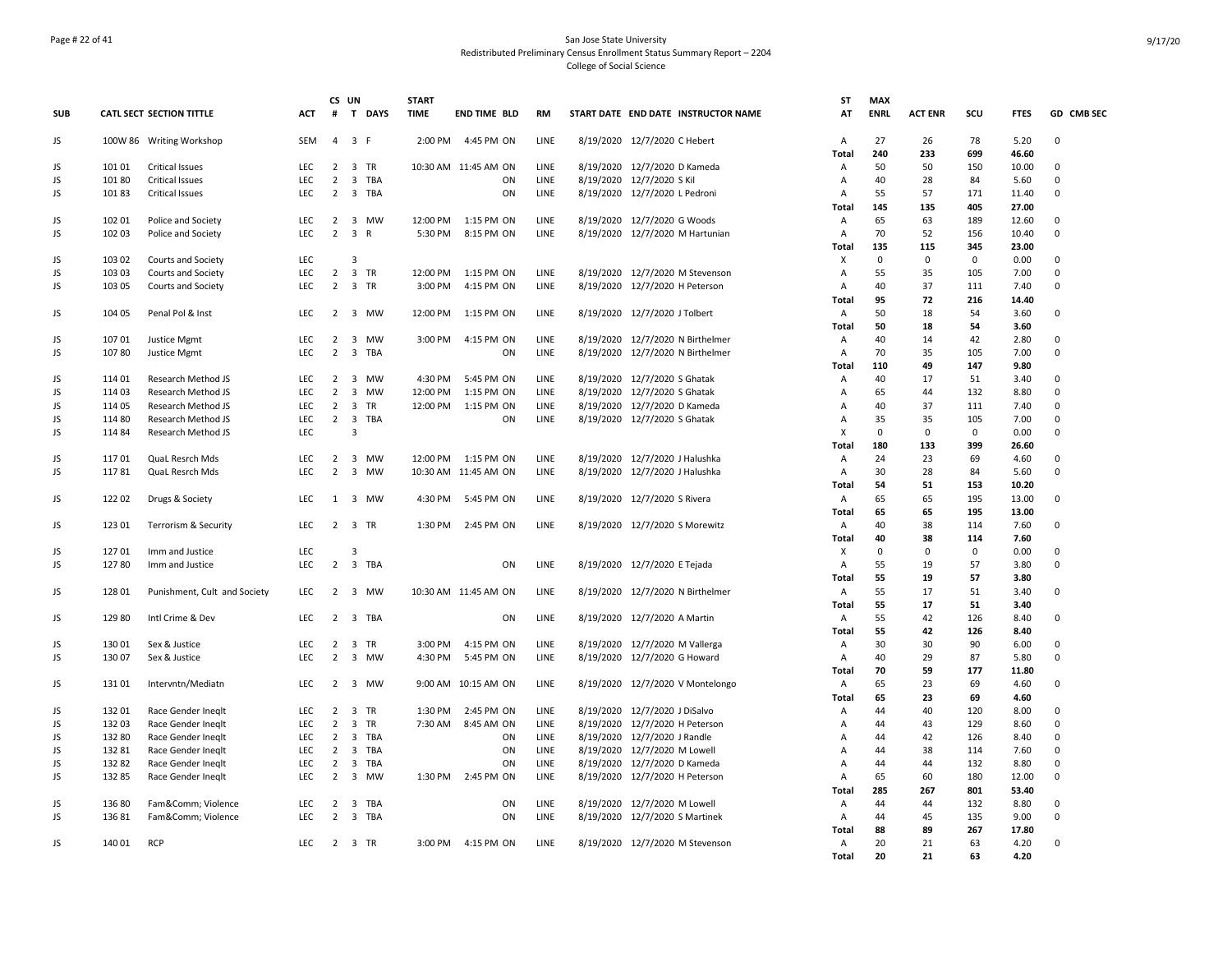San Jose State University
Redistributed Preliminary Census Enrollment Status Summary Report – 2204
College of Social Science

| SUB | CATL SECT | SECTION TITTLE | ACT | CS # | UN T | DAYS | START TIME | END TIME | BLD | RM | START DATE | END DATE | INSTRUCTOR NAME | ST AT | MAX ENRL | ACT ENR | SCU | FTES | GD | CMB SEC |
|---|---|---|---|---|---|---|---|---|---|---|---|---|---|---|---|---|---|---|---|---|
| JS | 100W 86 | Writing Workshop | SEM | 4 | 3 | F | 2:00 PM | 4:45 PM | ON | LINE | 8/19/2020 | 12/7/2020 | C Hebert | A | 27 | 26 | 78 | 5.20 | 0 | |
| | | | | | | | | | | | | | | Total | 240 | 233 | 699 | 46.60 | | |
| JS | 101 01 | Critical Issues | LEC | 2 | 3 | TR | 10:30 AM | 11:45 AM | ON | LINE | 8/19/2020 | 12/7/2020 | D Kameda | A | 50 | 50 | 150 | 10.00 | 0 | |
| JS | 101 80 | Critical Issues | LEC | 2 | 3 | TBA | | | ON | LINE | 8/19/2020 | 12/7/2020 | S Kil | A | 40 | 28 | 84 | 5.60 | 0 | |
| JS | 101 83 | Critical Issues | LEC | 2 | 3 | TBA | | | ON | LINE | 8/19/2020 | 12/7/2020 | L Pedroni | A | 55 | 57 | 171 | 11.40 | 0 | |
| | | | | | | | | | | | | | | Total | 145 | 135 | 405 | 27.00 | | |
| JS | 102 01 | Police and Society | LEC | 2 | 3 | MW | 12:00 PM | 1:15 PM | ON | LINE | 8/19/2020 | 12/7/2020 | G Woods | A | 65 | 63 | 189 | 12.60 | 0 | |
| JS | 102 03 | Police and Society | LEC | 2 | 3 | R | 5:30 PM | 8:15 PM | ON | LINE | 8/19/2020 | 12/7/2020 | M Hartunian | A | 70 | 52 | 156 | 10.40 | 0 | |
| | | | | | | | | | | | | | | Total | 135 | 115 | 345 | 23.00 | | |
| JS | 103 02 | Courts and Society | LEC | | 3 | | | | | | | | | X | 0 | 0 | 0 | 0.00 | 0 | |
| JS | 103 03 | Courts and Society | LEC | 2 | 3 | TR | 12:00 PM | 1:15 PM | ON | LINE | 8/19/2020 | 12/7/2020 | M Stevenson | A | 55 | 35 | 105 | 7.00 | 0 | |
| JS | 103 05 | Courts and Society | LEC | 2 | 3 | TR | 3:00 PM | 4:15 PM | ON | LINE | 8/19/2020 | 12/7/2020 | H Peterson | A | 40 | 37 | 111 | 7.40 | 0 | |
| | | | | | | | | | | | | | | Total | 95 | 72 | 216 | 14.40 | | |
| JS | 104 05 | Penal Pol & Inst | LEC | 2 | 3 | MW | 12:00 PM | 1:15 PM | ON | LINE | 8/19/2020 | 12/7/2020 | J Tolbert | A | 50 | 18 | 54 | 3.60 | 0 | |
| | | | | | | | | | | | | | | Total | 50 | 18 | 54 | 3.60 | | |
| JS | 107 01 | Justice Mgmt | LEC | 2 | 3 | MW | 3:00 PM | 4:15 PM | ON | LINE | 8/19/2020 | 12/7/2020 | N Birthelmer | A | 40 | 14 | 42 | 2.80 | 0 | |
| JS | 107 80 | Justice Mgmt | LEC | 2 | 3 | TBA | | | ON | LINE | 8/19/2020 | 12/7/2020 | N Birthelmer | A | 70 | 35 | 105 | 7.00 | 0 | |
| | | | | | | | | | | | | | | Total | 110 | 49 | 147 | 9.80 | | |
| JS | 114 01 | Research Method JS | LEC | 2 | 3 | MW | 4:30 PM | 5:45 PM | ON | LINE | 8/19/2020 | 12/7/2020 | S Ghatak | A | 40 | 17 | 51 | 3.40 | 0 | |
| JS | 114 03 | Research Method JS | LEC | 2 | 3 | MW | 12:00 PM | 1:15 PM | ON | LINE | 8/19/2020 | 12/7/2020 | S Ghatak | A | 65 | 44 | 132 | 8.80 | 0 | |
| JS | 114 05 | Research Method JS | LEC | 2 | 3 | TR | 12:00 PM | 1:15 PM | ON | LINE | 8/19/2020 | 12/7/2020 | D Kameda | A | 40 | 37 | 111 | 7.40 | 0 | |
| JS | 114 80 | Research Method JS | LEC | 2 | 3 | TBA | | | ON | LINE | 8/19/2020 | 12/7/2020 | S Ghatak | A | 35 | 35 | 105 | 7.00 | 0 | |
| JS | 114 84 | Research Method JS | LEC | | 3 | | | | | | | | | X | 0 | 0 | 0 | 0.00 | 0 | |
| | | | | | | | | | | | | | | Total | 180 | 133 | 399 | 26.60 | | |
| JS | 117 01 | QuaL Resrch Mds | LEC | 2 | 3 | MW | 12:00 PM | 1:15 PM | ON | LINE | 8/19/2020 | 12/7/2020 | J Halushka | A | 24 | 23 | 69 | 4.60 | 0 | |
| JS | 117 81 | QuaL Resrch Mds | LEC | 2 | 3 | MW | 10:30 AM | 11:45 AM | ON | LINE | 8/19/2020 | 12/7/2020 | J Halushka | A | 30 | 28 | 84 | 5.60 | 0 | |
| | | | | | | | | | | | | | | Total | 54 | 51 | 153 | 10.20 | | |
| JS | 122 02 | Drugs & Society | LEC | 1 | 3 | MW | 4:30 PM | 5:45 PM | ON | LINE | 8/19/2020 | 12/7/2020 | S Rivera | A | 65 | 65 | 195 | 13.00 | 0 | |
| | | | | | | | | | | | | | | Total | 65 | 65 | 195 | 13.00 | | |
| JS | 123 01 | Terrorism & Security | LEC | 2 | 3 | TR | 1:30 PM | 2:45 PM | ON | LINE | 8/19/2020 | 12/7/2020 | S Morewitz | A | 40 | 38 | 114 | 7.60 | 0 | |
| | | | | | | | | | | | | | | Total | 40 | 38 | 114 | 7.60 | | |
| JS | 127 01 | Imm and Justice | LEC | | 3 | | | | | | | | | X | 0 | 0 | 0 | 0.00 | 0 | |
| JS | 127 80 | Imm and Justice | LEC | 2 | 3 | TBA | | | ON | LINE | 8/19/2020 | 12/7/2020 | E Tejada | A | 55 | 19 | 57 | 3.80 | 0 | |
| | | | | | | | | | | | | | | Total | 55 | 19 | 57 | 3.80 | | |
| JS | 128 01 | Punishment, Cult and Society | LEC | 2 | 3 | MW | 10:30 AM | 11:45 AM | ON | LINE | 8/19/2020 | 12/7/2020 | N Birthelmer | A | 55 | 17 | 51 | 3.40 | 0 | |
| | | | | | | | | | | | | | | Total | 55 | 17 | 51 | 3.40 | | |
| JS | 129 80 | Intl Crime & Dev | LEC | 2 | 3 | TBA | | | ON | LINE | 8/19/2020 | 12/7/2020 | A Martin | A | 55 | 42 | 126 | 8.40 | 0 | |
| | | | | | | | | | | | | | | Total | 55 | 42 | 126 | 8.40 | | |
| JS | 130 01 | Sex & Justice | LEC | 2 | 3 | TR | 3:00 PM | 4:15 PM | ON | LINE | 8/19/2020 | 12/7/2020 | M Vallerga | A | 30 | 30 | 90 | 6.00 | 0 | |
| JS | 130 07 | Sex & Justice | LEC | 2 | 3 | MW | 4:30 PM | 5:45 PM | ON | LINE | 8/19/2020 | 12/7/2020 | G Howard | A | 40 | 29 | 87 | 5.80 | 0 | |
| | | | | | | | | | | | | | | Total | 70 | 59 | 177 | 11.80 | | |
| JS | 131 01 | Intervntn/Mediatn | LEC | 2 | 3 | MW | 9:00 AM | 10:15 AM | ON | LINE | 8/19/2020 | 12/7/2020 | V Montelongo | A | 65 | 23 | 69 | 4.60 | 0 | |
| | | | | | | | | | | | | | | Total | 65 | 23 | 69 | 4.60 | | |
| JS | 132 01 | Race Gender Ineqlt | LEC | 2 | 3 | TR | 1:30 PM | 2:45 PM | ON | LINE | 8/19/2020 | 12/7/2020 | J DiSalvo | A | 44 | 40 | 120 | 8.00 | 0 | |
| JS | 132 03 | Race Gender Ineqlt | LEC | 2 | 3 | TR | 7:30 AM | 8:45 AM | ON | LINE | 8/19/2020 | 12/7/2020 | H Peterson | A | 44 | 43 | 129 | 8.60 | 0 | |
| JS | 132 80 | Race Gender Ineqlt | LEC | 2 | 3 | TBA | | | ON | LINE | 8/19/2020 | 12/7/2020 | J Randle | A | 44 | 42 | 126 | 8.40 | 0 | |
| JS | 132 81 | Race Gender Ineqlt | LEC | 2 | 3 | TBA | | | ON | LINE | 8/19/2020 | 12/7/2020 | M Lowell | A | 44 | 38 | 114 | 7.60 | 0 | |
| JS | 132 82 | Race Gender Ineqlt | LEC | 2 | 3 | TBA | | | ON | LINE | 8/19/2020 | 12/7/2020 | D Kameda | A | 44 | 44 | 132 | 8.80 | 0 | |
| JS | 132 85 | Race Gender Ineqlt | LEC | 2 | 3 | MW | 1:30 PM | 2:45 PM | ON | LINE | 8/19/2020 | 12/7/2020 | H Peterson | A | 65 | 60 | 180 | 12.00 | 0 | |
| | | | | | | | | | | | | | | Total | 285 | 267 | 801 | 53.40 | | |
| JS | 136 80 | Fam&Comm; Violence | LEC | 2 | 3 | TBA | | | ON | LINE | 8/19/2020 | 12/7/2020 | M Lowell | A | 44 | 44 | 132 | 8.80 | 0 | |
| JS | 136 81 | Fam&Comm; Violence | LEC | 2 | 3 | TBA | | | ON | LINE | 8/19/2020 | 12/7/2020 | S Martinek | A | 44 | 45 | 135 | 9.00 | 0 | |
| | | | | | | | | | | | | | | Total | 88 | 89 | 267 | 17.80 | | |
| JS | 140 01 | RCP | LEC | 2 | 3 | TR | 3:00 PM | 4:15 PM | ON | LINE | 8/19/2020 | 12/7/2020 | M Stevenson | A | 20 | 21 | 63 | 4.20 | 0 | |
| | | | | | | | | | | | | | | Total | 20 | 21 | 63 | 4.20 | | |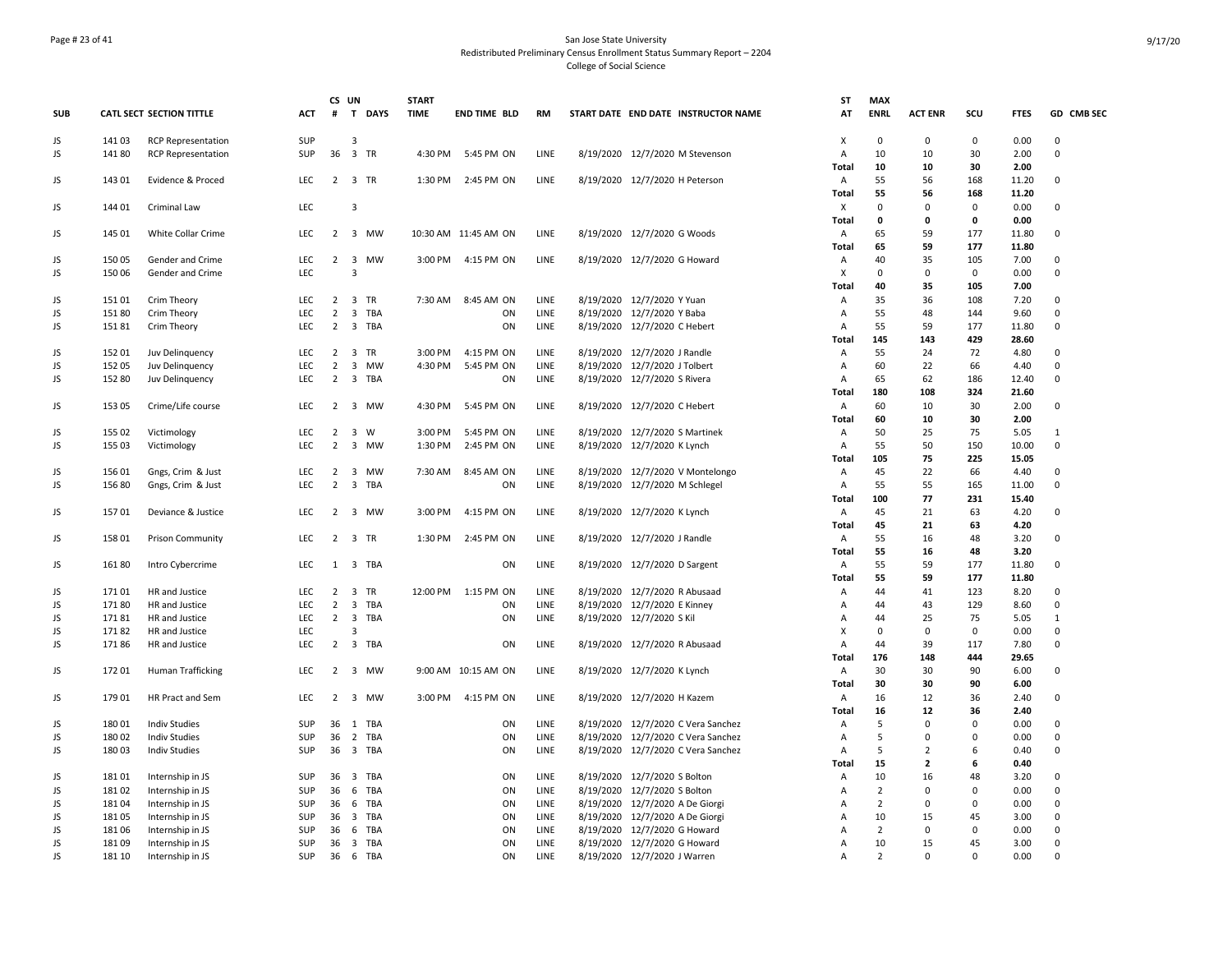San Jose State University
Redistributed Preliminary Census Enrollment Status Summary Report – 2204
College of Social Science

| SUB | CATL SECT | SECTION TITTLE | ACT | CS # | UN T | DAYS | START TIME | END TIME | BLD | RM | START DATE | END DATE | INSTRUCTOR NAME | ST AT | MAX ENRL | ACT ENR | SCU | FTES | GD | CMB SEC |
|---|---|---|---|---|---|---|---|---|---|---|---|---|---|---|---|---|---|---|---|---|
| JS | 141 03 | RCP Representation | SUP | | 3 | | | | | | | | | X | 0 | 0 | 0 | 0.00 | 0 | |
| JS | 141 80 | RCP Representation | SUP | 36 | 3 | TR | 4:30 PM | 5:45 PM | ON | LINE | 8/19/2020 | 12/7/2020 | M Stevenson | A | 10 | 10 | 30 | 2.00 | 0 | |
| | | | | | | | | | | | | | | Total | 10 | 10 | 30 | 2.00 | | |
| JS | 143 01 | Evidence & Proced | LEC | 2 | 3 | TR | 1:30 PM | 2:45 PM | ON | LINE | 8/19/2020 | 12/7/2020 | H Peterson | A | 55 | 56 | 168 | 11.20 | 0 | |
| | | | | | | | | | | | | | | Total | 55 | 56 | 168 | 11.20 | | |
| JS | 144 01 | Criminal Law | LEC | | 3 | | | | | | | | | X | 0 | 0 | 0 | 0.00 | 0 | |
| | | | | | | | | | | | | | | Total | 0 | 0 | 0 | 0.00 | | |
| JS | 145 01 | White Collar Crime | LEC | 2 | 3 | MW | 10:30 AM | 11:45 AM | ON | LINE | 8/19/2020 | 12/7/2020 | G Woods | A | 65 | 59 | 177 | 11.80 | 0 | |
| | | | | | | | | | | | | | | Total | 65 | 59 | 177 | 11.80 | | |
| JS | 150 05 | Gender and Crime | LEC | 2 | 3 | MW | 3:00 PM | 4:15 PM | ON | LINE | 8/19/2020 | 12/7/2020 | G Howard | A | 40 | 35 | 105 | 7.00 | 0 | |
| JS | 150 06 | Gender and Crime | LEC | | 3 | | | | | | | | | X | 0 | 0 | 0 | 0.00 | 0 | |
| | | | | | | | | | | | | | | Total | 40 | 35 | 105 | 7.00 | | |
| JS | 151 01 | Crim Theory | LEC | 2 | 3 | TR | 7:30 AM | 8:45 AM | ON | LINE | 8/19/2020 | 12/7/2020 | Y Yuan | A | 35 | 36 | 108 | 7.20 | 0 | |
| JS | 151 80 | Crim Theory | LEC | 2 | 3 | TBA | | | ON | LINE | 8/19/2020 | 12/7/2020 | Y Baba | A | 55 | 48 | 144 | 9.60 | 0 | |
| JS | 151 81 | Crim Theory | LEC | 2 | 3 | TBA | | | ON | LINE | 8/19/2020 | 12/7/2020 | C Hebert | A | 55 | 59 | 177 | 11.80 | 0 | |
| | | | | | | | | | | | | | | Total | 145 | 143 | 429 | 28.60 | | |
| JS | 152 01 | Juv Delinquency | LEC | 2 | 3 | TR | 3:00 PM | 4:15 PM | ON | LINE | 8/19/2020 | 12/7/2020 | J Randle | A | 55 | 24 | 72 | 4.80 | 0 | |
| JS | 152 05 | Juv Delinquency | LEC | 2 | 3 | MW | 4:30 PM | 5:45 PM | ON | LINE | 8/19/2020 | 12/7/2020 | J Tolbert | A | 60 | 22 | 66 | 4.40 | 0 | |
| JS | 152 80 | Juv Delinquency | LEC | 2 | 3 | TBA | | | ON | LINE | 8/19/2020 | 12/7/2020 | S Rivera | A | 65 | 62 | 186 | 12.40 | 0 | |
| | | | | | | | | | | | | | | Total | 180 | 108 | 324 | 21.60 | | |
| JS | 153 05 | Crime/Life course | LEC | 2 | 3 | MW | 4:30 PM | 5:45 PM | ON | LINE | 8/19/2020 | 12/7/2020 | C Hebert | A | 60 | 10 | 30 | 2.00 | 0 | |
| | | | | | | | | | | | | | | Total | 60 | 10 | 30 | 2.00 | | |
| JS | 155 02 | Victimology | LEC | 2 | 3 | W | 3:00 PM | 5:45 PM | ON | LINE | 8/19/2020 | 12/7/2020 | S Martinek | A | 50 | 25 | 75 | 5.05 | 1 | |
| JS | 155 03 | Victimology | LEC | 2 | 3 | MW | 1:30 PM | 2:45 PM | ON | LINE | 8/19/2020 | 12/7/2020 | K Lynch | A | 55 | 50 | 150 | 10.00 | 0 | |
| | | | | | | | | | | | | | | Total | 105 | 75 | 225 | 15.05 | | |
| JS | 156 01 | Gngs, Crim & Just | LEC | 2 | 3 | MW | 7:30 AM | 8:45 AM | ON | LINE | 8/19/2020 | 12/7/2020 | V Montelongo | A | 45 | 22 | 66 | 4.40 | 0 | |
| JS | 156 80 | Gngs, Crim & Just | LEC | 2 | 3 | TBA | | | ON | LINE | 8/19/2020 | 12/7/2020 | M Schlegel | A | 55 | 55 | 165 | 11.00 | 0 | |
| | | | | | | | | | | | | | | Total | 100 | 77 | 231 | 15.40 | | |
| JS | 157 01 | Deviance & Justice | LEC | 2 | 3 | MW | 3:00 PM | 4:15 PM | ON | LINE | 8/19/2020 | 12/7/2020 | K Lynch | A | 45 | 21 | 63 | 4.20 | 0 | |
| | | | | | | | | | | | | | | Total | 45 | 21 | 63 | 4.20 | | |
| JS | 158 01 | Prison Community | LEC | 2 | 3 | TR | 1:30 PM | 2:45 PM | ON | LINE | 8/19/2020 | 12/7/2020 | J Randle | A | 55 | 16 | 48 | 3.20 | 0 | |
| | | | | | | | | | | | | | | Total | 55 | 16 | 48 | 3.20 | | |
| JS | 161 80 | Intro Cybercrime | LEC | 1 | 3 | TBA | | | ON | LINE | 8/19/2020 | 12/7/2020 | D Sargent | A | 55 | 59 | 177 | 11.80 | 0 | |
| | | | | | | | | | | | | | | Total | 55 | 59 | 177 | 11.80 | | |
| JS | 171 01 | HR and Justice | LEC | 2 | 3 | TR | 12:00 PM | 1:15 PM | ON | LINE | 8/19/2020 | 12/7/2020 | R Abusaad | A | 44 | 41 | 123 | 8.20 | 0 | |
| JS | 171 80 | HR and Justice | LEC | 2 | 3 | TBA | | | ON | LINE | 8/19/2020 | 12/7/2020 | E Kinney | A | 44 | 43 | 129 | 8.60 | 0 | |
| JS | 171 81 | HR and Justice | LEC | 2 | 3 | TBA | | | ON | LINE | 8/19/2020 | 12/7/2020 | S Kil | A | 44 | 25 | 75 | 5.05 | 1 | |
| JS | 171 82 | HR and Justice | LEC | | 3 | | | | | | | | | X | 0 | 0 | 0 | 0.00 | 0 | |
| JS | 171 86 | HR and Justice | LEC | 2 | 3 | TBA | | | ON | LINE | 8/19/2020 | 12/7/2020 | R Abusaad | A | 44 | 39 | 117 | 7.80 | 0 | |
| | | | | | | | | | | | | | | Total | 176 | 148 | 444 | 29.65 | | |
| JS | 172 01 | Human Trafficking | LEC | 2 | 3 | MW | 9:00 AM | 10:15 AM | ON | LINE | 8/19/2020 | 12/7/2020 | K Lynch | A | 30 | 30 | 90 | 6.00 | 0 | |
| | | | | | | | | | | | | | | Total | 30 | 30 | 90 | 6.00 | | |
| JS | 179 01 | HR Pract and Sem | LEC | 2 | 3 | MW | 3:00 PM | 4:15 PM | ON | LINE | 8/19/2020 | 12/7/2020 | H Kazem | A | 16 | 12 | 36 | 2.40 | 0 | |
| | | | | | | | | | | | | | | Total | 16 | 12 | 36 | 2.40 | | |
| JS | 180 01 | Indiv Studies | SUP | 36 | 1 | TBA | | | ON | LINE | 8/19/2020 | 12/7/2020 | C Vera Sanchez | A | 5 | 0 | 0 | 0.00 | 0 | |
| JS | 180 02 | Indiv Studies | SUP | 36 | 2 | TBA | | | ON | LINE | 8/19/2020 | 12/7/2020 | C Vera Sanchez | A | 5 | 0 | 0 | 0.00 | 0 | |
| JS | 180 03 | Indiv Studies | SUP | 36 | 3 | TBA | | | ON | LINE | 8/19/2020 | 12/7/2020 | C Vera Sanchez | A | 5 | 2 | 6 | 0.40 | 0 | |
| | | | | | | | | | | | | | | Total | 15 | 2 | 6 | 0.40 | | |
| JS | 181 01 | Internship in JS | SUP | 36 | 3 | TBA | | | ON | LINE | 8/19/2020 | 12/7/2020 | S Bolton | A | 10 | 16 | 48 | 3.20 | 0 | |
| JS | 181 02 | Internship in JS | SUP | 36 | 6 | TBA | | | ON | LINE | 8/19/2020 | 12/7/2020 | S Bolton | A | 2 | 0 | 0 | 0.00 | 0 | |
| JS | 181 04 | Internship in JS | SUP | 36 | 6 | TBA | | | ON | LINE | 8/19/2020 | 12/7/2020 | A De Giorgi | A | 2 | 0 | 0 | 0.00 | 0 | |
| JS | 181 05 | Internship in JS | SUP | 36 | 3 | TBA | | | ON | LINE | 8/19/2020 | 12/7/2020 | A De Giorgi | A | 10 | 15 | 45 | 3.00 | 0 | |
| JS | 181 06 | Internship in JS | SUP | 36 | 6 | TBA | | | ON | LINE | 8/19/2020 | 12/7/2020 | G Howard | A | 2 | 0 | 0 | 0.00 | 0 | |
| JS | 181 09 | Internship in JS | SUP | 36 | 3 | TBA | | | ON | LINE | 8/19/2020 | 12/7/2020 | G Howard | A | 10 | 15 | 45 | 3.00 | 0 | |
| JS | 181 10 | Internship in JS | SUP | 36 | 6 | TBA | | | ON | LINE | 8/19/2020 | 12/7/2020 | J Warren | A | 2 | 0 | 0 | 0.00 | 0 | |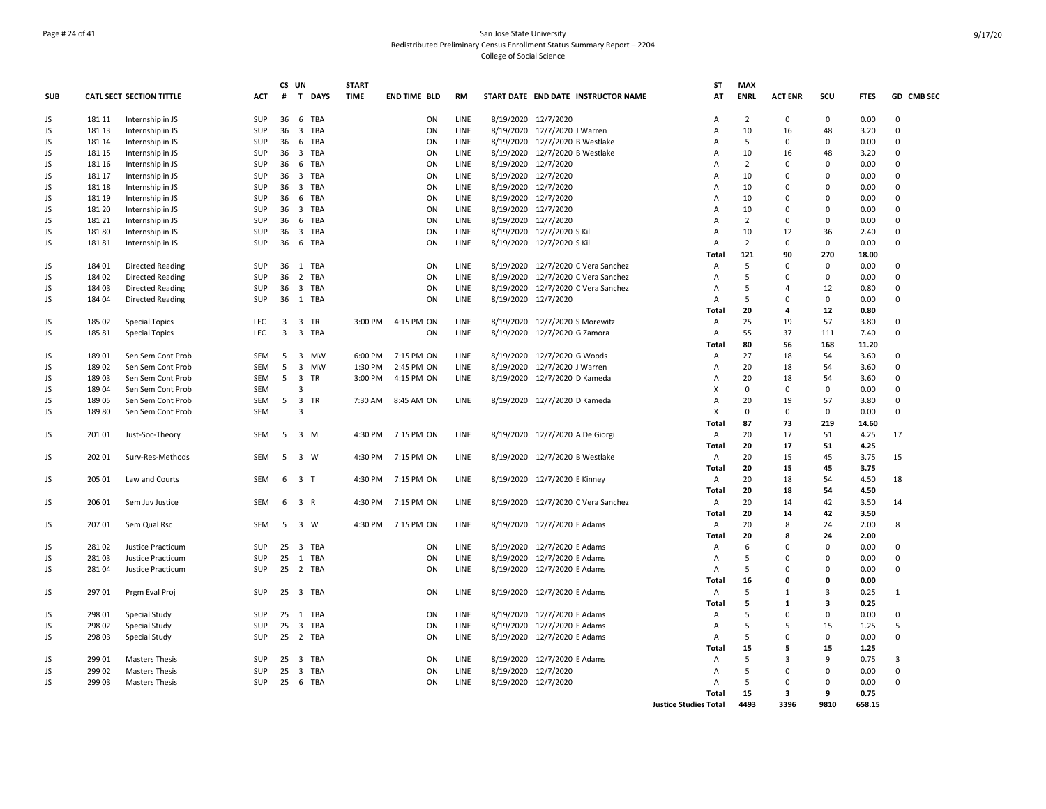San Jose State University
Redistributed Preliminary Census Enrollment Status Summary Report – 2204
College of Social Science

| SUB | CATL | SECT | SECTION TITTLE | ACT | CS # | UN T | DAYS | START TIME | END TIME | BLD | RM | START DATE | END DATE | INSTRUCTOR NAME | ST AT | MAX ENRL | ACT ENR | SCU | FTES | GD | CMB SEC |
|---|---|---|---|---|---|---|---|---|---|---|---|---|---|---|---|---|---|---|---|---|---|
| JS | 181 | 11 | Internship in JS | SUP | 36 | 6 | TBA | | | ON | LINE | 8/19/2020 | 12/7/2020 | | A | 2 | 0 | 0 | 0.00 | 0 | |
| JS | 181 | 13 | Internship in JS | SUP | 36 | 3 | TBA | | | ON | LINE | 8/19/2020 | 12/7/2020 | J Warren | A | 10 | 16 | 48 | 3.20 | 0 | |
| JS | 181 | 14 | Internship in JS | SUP | 36 | 6 | TBA | | | ON | LINE | 8/19/2020 | 12/7/2020 | B Westlake | A | 5 | 0 | 0 | 0.00 | 0 | |
| JS | 181 | 15 | Internship in JS | SUP | 36 | 3 | TBA | | | ON | LINE | 8/19/2020 | 12/7/2020 | B Westlake | A | 10 | 16 | 48 | 3.20 | 0 | |
| JS | 181 | 16 | Internship in JS | SUP | 36 | 6 | TBA | | | ON | LINE | 8/19/2020 | 12/7/2020 | | A | 2 | 0 | 0 | 0.00 | 0 | |
| JS | 181 | 17 | Internship in JS | SUP | 36 | 3 | TBA | | | ON | LINE | 8/19/2020 | 12/7/2020 | | A | 10 | 0 | 0 | 0.00 | 0 | |
| JS | 181 | 18 | Internship in JS | SUP | 36 | 3 | TBA | | | ON | LINE | 8/19/2020 | 12/7/2020 | | A | 10 | 0 | 0 | 0.00 | 0 | |
| JS | 181 | 19 | Internship in JS | SUP | 36 | 6 | TBA | | | ON | LINE | 8/19/2020 | 12/7/2020 | | A | 10 | 0 | 0 | 0.00 | 0 | |
| JS | 181 | 20 | Internship in JS | SUP | 36 | 3 | TBA | | | ON | LINE | 8/19/2020 | 12/7/2020 | | A | 10 | 0 | 0 | 0.00 | 0 | |
| JS | 181 | 21 | Internship in JS | SUP | 36 | 6 | TBA | | | ON | LINE | 8/19/2020 | 12/7/2020 | | A | 2 | 0 | 0 | 0.00 | 0 | |
| JS | 181 | 80 | Internship in JS | SUP | 36 | 3 | TBA | | | ON | LINE | 8/19/2020 | 12/7/2020 | S Kil | A | 10 | 12 | 36 | 2.40 | 0 | |
| JS | 181 | 81 | Internship in JS | SUP | 36 | 6 | TBA | | | ON | LINE | 8/19/2020 | 12/7/2020 | S Kil | A | 2 | 0 | 0 | 0.00 | 0 | |
| | | | | | | | | | | | | | | | **Total** | **121** | **90** | **270** | **18.00** | | |
| JS | 184 | 01 | Directed Reading | SUP | 36 | 1 | TBA | | | ON | LINE | 8/19/2020 | 12/7/2020 | C Vera Sanchez | A | 5 | 0 | 0 | 0.00 | 0 | |
| JS | 184 | 02 | Directed Reading | SUP | 36 | 2 | TBA | | | ON | LINE | 8/19/2020 | 12/7/2020 | C Vera Sanchez | A | 5 | 0 | 0 | 0.00 | 0 | |
| JS | 184 | 03 | Directed Reading | SUP | 36 | 3 | TBA | | | ON | LINE | 8/19/2020 | 12/7/2020 | C Vera Sanchez | A | 5 | 4 | 12 | 0.80 | 0 | |
| JS | 184 | 04 | Directed Reading | SUP | 36 | 1 | TBA | | | ON | LINE | 8/19/2020 | 12/7/2020 | | A | 5 | 0 | 0 | 0.00 | 0 | |
| | | | | | | | | | | | | | | | **Total** | **20** | **4** | **12** | **0.80** | | |
| JS | 185 | 02 | Special Topics | LEC | 3 | 3 | TR | 3:00 PM | 4:15 PM | ON | LINE | 8/19/2020 | 12/7/2020 | S Morewitz | A | 25 | 19 | 57 | 3.80 | 0 | |
| JS | 185 | 81 | Special Topics | LEC | 3 | 3 | TBA | | | ON | LINE | 8/19/2020 | 12/7/2020 | G Zamora | A | 55 | 37 | 111 | 7.40 | 0 | |
| | | | | | | | | | | | | | | | **Total** | **80** | **56** | **168** | **11.20** | | |
| JS | 189 | 01 | Sen Sem Cont Prob | SEM | 5 | 3 | MW | 6:00 PM | 7:15 PM | ON | LINE | 8/19/2020 | 12/7/2020 | G Woods | A | 27 | 18 | 54 | 3.60 | 0 | |
| JS | 189 | 02 | Sen Sem Cont Prob | SEM | 5 | 3 | MW | 1:30 PM | 2:45 PM | ON | LINE | 8/19/2020 | 12/7/2020 | J Warren | A | 20 | 18 | 54 | 3.60 | 0 | |
| JS | 189 | 03 | Sen Sem Cont Prob | SEM | 5 | 3 | TR | 3:00 PM | 4:15 PM | ON | LINE | 8/19/2020 | 12/7/2020 | D Kameda | A | 20 | 18 | 54 | 3.60 | 0 | |
| JS | 189 | 04 | Sen Sem Cont Prob | SEM | | 3 | | | | | | | | | X | 0 | 0 | 0 | 0.00 | 0 | |
| JS | 189 | 05 | Sen Sem Cont Prob | SEM | 5 | 3 | TR | 7:30 AM | 8:45 AM | ON | LINE | 8/19/2020 | 12/7/2020 | D Kameda | A | 20 | 19 | 57 | 3.80 | 0 | |
| JS | 189 | 80 | Sen Sem Cont Prob | SEM | | 3 | | | | | | | | | X | 0 | 0 | 0 | 0.00 | 0 | |
| | | | | | | | | | | | | | | | **Total** | **87** | **73** | **219** | **14.60** | | |
| JS | 201 | 01 | Just-Soc-Theory | SEM | 5 | 3 | M | 4:30 PM | 7:15 PM | ON | LINE | 8/19/2020 | 12/7/2020 | A De Giorgi | A | 20 | 17 | 51 | 4.25 | 17 | |
| | | | | | | | | | | | | | | | **Total** | **20** | **17** | **51** | **4.25** | | |
| JS | 202 | 01 | Surv-Res-Methods | SEM | 5 | 3 | W | 4:30 PM | 7:15 PM | ON | LINE | 8/19/2020 | 12/7/2020 | B Westlake | A | 20 | 15 | 45 | 3.75 | 15 | |
| | | | | | | | | | | | | | | | **Total** | **20** | **15** | **45** | **3.75** | | |
| JS | 205 | 01 | Law and Courts | SEM | 6 | 3 | T | 4:30 PM | 7:15 PM | ON | LINE | 8/19/2020 | 12/7/2020 | E Kinney | A | 20 | 18 | 54 | 4.50 | 18 | |
| | | | | | | | | | | | | | | | **Total** | **20** | **18** | **54** | **4.50** | | |
| JS | 206 | 01 | Sem Juv Justice | SEM | 6 | 3 | R | 4:30 PM | 7:15 PM | ON | LINE | 8/19/2020 | 12/7/2020 | C Vera Sanchez | A | 20 | 14 | 42 | 3.50 | 14 | |
| | | | | | | | | | | | | | | | **Total** | **20** | **14** | **42** | **3.50** | | |
| JS | 207 | 01 | Sem Qual Rsc | SEM | 5 | 3 | W | 4:30 PM | 7:15 PM | ON | LINE | 8/19/2020 | 12/7/2020 | E Adams | A | 20 | 8 | 24 | 2.00 | 8 | |
| | | | | | | | | | | | | | | | **Total** | **20** | **8** | **24** | **2.00** | | |
| JS | 281 | 02 | Justice Practicum | SUP | 25 | 3 | TBA | | | ON | LINE | 8/19/2020 | 12/7/2020 | E Adams | A | 6 | 0 | 0 | 0.00 | 0 | |
| JS | 281 | 03 | Justice Practicum | SUP | 25 | 1 | TBA | | | ON | LINE | 8/19/2020 | 12/7/2020 | E Adams | A | 5 | 0 | 0 | 0.00 | 0 | |
| JS | 281 | 04 | Justice Practicum | SUP | 25 | 2 | TBA | | | ON | LINE | 8/19/2020 | 12/7/2020 | E Adams | A | 5 | 0 | 0 | 0.00 | 0 | |
| | | | | | | | | | | | | | | | **Total** | **16** | **0** | **0** | **0.00** | | |
| JS | 297 | 01 | Prgm Eval Proj | SUP | 25 | 3 | TBA | | | ON | LINE | 8/19/2020 | 12/7/2020 | E Adams | A | 5 | 1 | 3 | 0.25 | 1 | |
| | | | | | | | | | | | | | | | **Total** | **5** | **1** | **3** | **0.25** | | |
| JS | 298 | 01 | Special Study | SUP | 25 | 1 | TBA | | | ON | LINE | 8/19/2020 | 12/7/2020 | E Adams | A | 5 | 0 | 0 | 0.00 | 0 | |
| JS | 298 | 02 | Special Study | SUP | 25 | 3 | TBA | | | ON | LINE | 8/19/2020 | 12/7/2020 | E Adams | A | 5 | 5 | 15 | 1.25 | 5 | |
| JS | 298 | 03 | Special Study | SUP | 25 | 2 | TBA | | | ON | LINE | 8/19/2020 | 12/7/2020 | E Adams | A | 5 | 0 | 0 | 0.00 | 0 | |
| | | | | | | | | | | | | | | | **Total** | **15** | **5** | **15** | **1.25** | | |
| JS | 299 | 01 | Masters Thesis | SUP | 25 | 3 | TBA | | | ON | LINE | 8/19/2020 | 12/7/2020 | E Adams | A | 5 | 3 | 9 | 0.75 | 3 | |
| JS | 299 | 02 | Masters Thesis | SUP | 25 | 3 | TBA | | | ON | LINE | 8/19/2020 | 12/7/2020 | | A | 5 | 0 | 0 | 0.00 | 0 | |
| JS | 299 | 03 | Masters Thesis | SUP | 25 | 6 | TBA | | | ON | LINE | 8/19/2020 | 12/7/2020 | | A | 5 | 0 | 0 | 0.00 | 0 | |
| | | | | | | | | | | | | | | | **Total** | **15** | **3** | **9** | **0.75** | | |
| | | | | | | | | | | | | | | | **Justice Studies Total** | **4493** | **3396** | **9810** | **658.15** | | |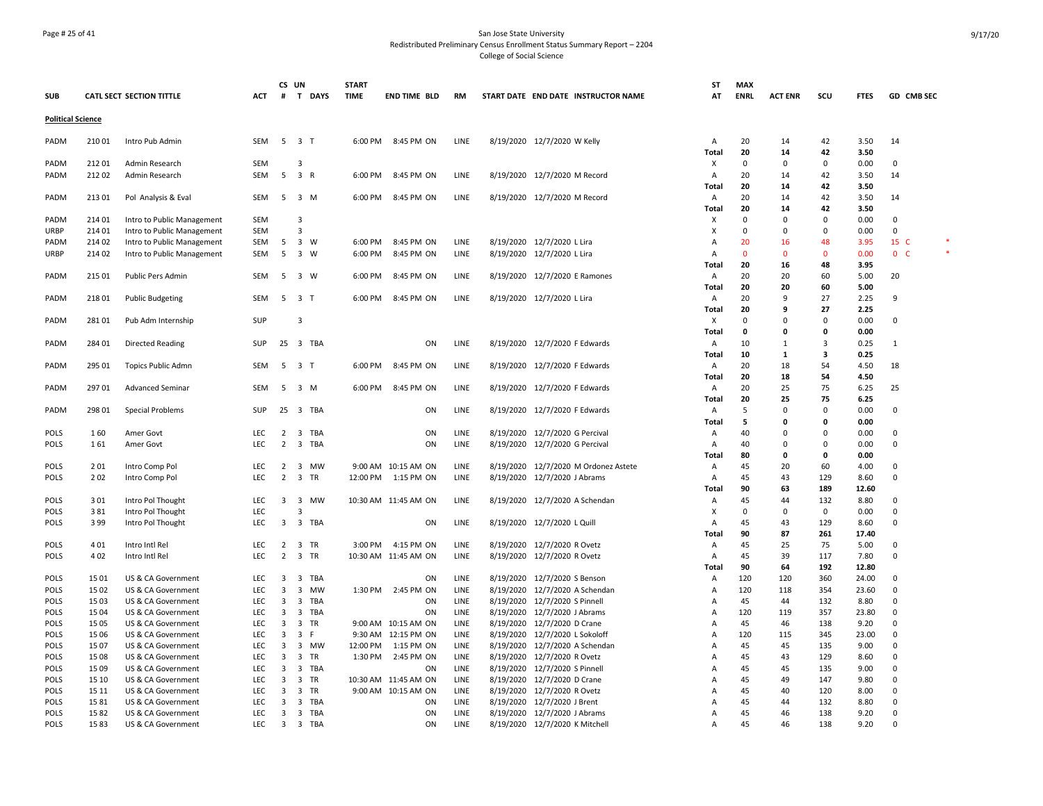San Jose State University
Redistributed Preliminary Census Enrollment Status Summary Report – 2204
College of Social Science

| SUB | CATL | SECT | SECTION TITTLE | ACT | CS # | UN T | DAYS | START TIME | END TIME | BLD | RM | START DATE | END DATE | INSTRUCTOR NAME | ST AT | MAX ENRL | ACT ENR | SCU | FTES | GD | CMB SEC | |
|---|---|---|---|---|---|---|---|---|---|---|---|---|---|---|---|---|---|---|---|---|---|---|
| **Political Science** | | | | | | | | | | | | | | | | | | | | | | |
| PADM | 210 | 01 | Intro Pub Admin | SEM | 5 | 3 | T | 6:00 PM | 8:45 PM | ON | LINE | 8/19/2020 | 12/7/2020 | W Kelly | A | 20 | 14 | 42 | 3.50 | 14 | | |
| | | | | | | | | | | | | | | | **Total** | **20** | **14** | **42** | **3.50** | | | |
| PADM | 212 | 01 | Admin Research | SEM | | 3 | | | | | | | | | X | 0 | 0 | 0 | 0.00 | 0 | | |
| PADM | 212 | 02 | Admin Research | SEM | 5 | 3 | R | 6:00 PM | 8:45 PM | ON | LINE | 8/19/2020 | 12/7/2020 | M Record | A | 20 | 14 | 42 | 3.50 | 14 | | |
| | | | | | | | | | | | | | | | **Total** | **20** | **14** | **42** | **3.50** | | | |
| PADM | 213 | 01 | Pol Analysis & Eval | SEM | 5 | 3 | M | 6:00 PM | 8:45 PM | ON | LINE | 8/19/2020 | 12/7/2020 | M Record | A | 20 | 14 | 42 | 3.50 | 14 | | |
| | | | | | | | | | | | | | | | **Total** | **20** | **14** | **42** | **3.50** | | | |
| PADM | 214 | 01 | Intro to Public Management | SEM | | 3 | | | | | | | | | X | 0 | 0 | 0 | 0.00 | 0 | | |
| URBP | 214 | 01 | Intro to Public Management | SEM | | 3 | | | | | | | | | X | 0 | 0 | 0 | 0.00 | 0 | | |
| PADM | 214 | 02 | Intro to Public Management | SEM | 5 | 3 | W | 6:00 PM | 8:45 PM | ON | LINE | 8/19/2020 | 12/7/2020 | L Lira | A | 20 | 16 | 48 | 3.95 | 15 | C | * |
| URBP | 214 | 02 | Intro to Public Management | SEM | 5 | 3 | W | 6:00 PM | 8:45 PM | ON | LINE | 8/19/2020 | 12/7/2020 | L Lira | A | 0 | 0 | 0 | 0.00 | 0 | C | * |
| | | | | | | | | | | | | | | | **Total** | **20** | **16** | **48** | **3.95** | | | |
| PADM | 215 | 01 | Public Pers Admin | SEM | 5 | 3 | W | 6:00 PM | 8:45 PM | ON | LINE | 8/19/2020 | 12/7/2020 | E Ramones | A | 20 | 20 | 60 | 5.00 | 20 | | |
| | | | | | | | | | | | | | | | **Total** | **20** | **20** | **60** | **5.00** | | | |
| PADM | 218 | 01 | Public Budgeting | SEM | 5 | 3 | T | 6:00 PM | 8:45 PM | ON | LINE | 8/19/2020 | 12/7/2020 | L Lira | A | 20 | 9 | 27 | 2.25 | 9 | | |
| | | | | | | | | | | | | | | | **Total** | **20** | **9** | **27** | **2.25** | | | |
| PADM | 281 | 01 | Pub Adm Internship | SUP | | 3 | | | | | | | | | X | 0 | 0 | 0 | 0.00 | 0 | | |
| | | | | | | | | | | | | | | | **Total** | **0** | **0** | **0** | **0.00** | | | |
| PADM | 284 | 01 | Directed Reading | SUP | 25 | 3 | TBA | | | ON | LINE | 8/19/2020 | 12/7/2020 | F Edwards | A | 10 | 1 | 3 | 0.25 | 1 | | |
| | | | | | | | | | | | | | | | **Total** | **10** | **1** | **3** | **0.25** | | | |
| PADM | 295 | 01 | Topics Public Admn | SEM | 5 | 3 | T | 6:00 PM | 8:45 PM | ON | LINE | 8/19/2020 | 12/7/2020 | F Edwards | A | 20 | 18 | 54 | 4.50 | 18 | | |
| | | | | | | | | | | | | | | | **Total** | **20** | **18** | **54** | **4.50** | | | |
| PADM | 297 | 01 | Advanced Seminar | SEM | 5 | 3 | M | 6:00 PM | 8:45 PM | ON | LINE | 8/19/2020 | 12/7/2020 | F Edwards | A | 20 | 25 | 75 | 6.25 | 25 | | |
| | | | | | | | | | | | | | | | **Total** | **20** | **25** | **75** | **6.25** | | | |
| PADM | 298 | 01 | Special Problems | SUP | 25 | 3 | TBA | | | ON | LINE | 8/19/2020 | 12/7/2020 | F Edwards | A | 5 | 0 | 0 | 0.00 | 0 | | |
| | | | | | | | | | | | | | | | **Total** | **5** | **0** | **0** | **0.00** | | | |
| POLS | 1 | 60 | Amer Govt | LEC | 2 | 3 | TBA | | | ON | LINE | 8/19/2020 | 12/7/2020 | G Percival | A | 40 | 0 | 0 | 0.00 | 0 | | |
| POLS | 1 | 61 | Amer Govt | LEC | 2 | 3 | TBA | | | ON | LINE | 8/19/2020 | 12/7/2020 | G Percival | A | 40 | 0 | 0 | 0.00 | 0 | | |
| | | | | | | | | | | | | | | | **Total** | **80** | **0** | **0** | **0.00** | | | |
| POLS | 2 | 01 | Intro Comp Pol | LEC | 2 | 3 | MW | 9:00 AM | 10:15 AM | ON | LINE | 8/19/2020 | 12/7/2020 | M Ordonez Astete | A | 45 | 20 | 60 | 4.00 | 0 | | |
| POLS | 2 | 02 | Intro Comp Pol | LEC | 2 | 3 | TR | 12:00 PM | 1:15 PM | ON | LINE | 8/19/2020 | 12/7/2020 | J Abrams | A | 45 | 43 | 129 | 8.60 | 0 | | |
| | | | | | | | | | | | | | | | **Total** | **90** | **63** | **189** | **12.60** | | | |
| POLS | 3 | 01 | Intro Pol Thought | LEC | 3 | 3 | MW | 10:30 AM | 11:45 AM | ON | LINE | 8/19/2020 | 12/7/2020 | A Schendan | A | 45 | 44 | 132 | 8.80 | 0 | | |
| POLS | 3 | 81 | Intro Pol Thought | LEC | | 3 | | | | | | | | | X | 0 | 0 | 0 | 0.00 | 0 | | |
| POLS | 3 | 99 | Intro Pol Thought | LEC | 3 | 3 | TBA | | | ON | LINE | 8/19/2020 | 12/7/2020 | L Quill | A | 45 | 43 | 129 | 8.60 | 0 | | |
| | | | | | | | | | | | | | | | **Total** | **90** | **87** | **261** | **17.40** | | | |
| POLS | 4 | 01 | Intro Intl Rel | LEC | 2 | 3 | TR | 3:00 PM | 4:15 PM | ON | LINE | 8/19/2020 | 12/7/2020 | R Ovetz | A | 45 | 25 | 75 | 5.00 | 0 | | |
| POLS | 4 | 02 | Intro Intl Rel | LEC | 2 | 3 | TR | 10:30 AM | 11:45 AM | ON | LINE | 8/19/2020 | 12/7/2020 | R Ovetz | A | 45 | 39 | 117 | 7.80 | 0 | | |
| | | | | | | | | | | | | | | | **Total** | **90** | **64** | **192** | **12.80** | | | |
| POLS | 15 | 01 | US & CA Government | LEC | 3 | 3 | TBA | | | ON | LINE | 8/19/2020 | 12/7/2020 | S Benson | A | 120 | 120 | 360 | 24.00 | 0 | | |
| POLS | 15 | 02 | US & CA Government | LEC | 3 | 3 | MW | 1:30 PM | 2:45 PM | ON | LINE | 8/19/2020 | 12/7/2020 | A Schendan | A | 120 | 118 | 354 | 23.60 | 0 | | |
| POLS | 15 | 03 | US & CA Government | LEC | 3 | 3 | TBA | | | ON | LINE | 8/19/2020 | 12/7/2020 | S Pinnell | A | 45 | 44 | 132 | 8.80 | 0 | | |
| POLS | 15 | 04 | US & CA Government | LEC | 3 | 3 | TBA | | | ON | LINE | 8/19/2020 | 12/7/2020 | J Abrams | A | 120 | 119 | 357 | 23.80 | 0 | | |
| POLS | 15 | 05 | US & CA Government | LEC | 3 | 3 | TR | 9:00 AM | 10:15 AM | ON | LINE | 8/19/2020 | 12/7/2020 | D Crane | A | 45 | 46 | 138 | 9.20 | 0 | | |
| POLS | 15 | 06 | US & CA Government | LEC | 3 | 3 | F | 9:30 AM | 12:15 PM | ON | LINE | 8/19/2020 | 12/7/2020 | L Sokoloff | A | 120 | 115 | 345 | 23.00 | 0 | | |
| POLS | 15 | 07 | US & CA Government | LEC | 3 | 3 | MW | 12:00 PM | 1:15 PM | ON | LINE | 8/19/2020 | 12/7/2020 | A Schendan | A | 45 | 45 | 135 | 9.00 | 0 | | |
| POLS | 15 | 08 | US & CA Government | LEC | 3 | 3 | TR | 1:30 PM | 2:45 PM | ON | LINE | 8/19/2020 | 12/7/2020 | R Ovetz | A | 45 | 43 | 129 | 8.60 | 0 | | |
| POLS | 15 | 09 | US & CA Government | LEC | 3 | 3 | TBA | | | ON | LINE | 8/19/2020 | 12/7/2020 | S Pinnell | A | 45 | 45 | 135 | 9.00 | 0 | | |
| POLS | 15 | 10 | US & CA Government | LEC | 3 | 3 | TR | 10:30 AM | 11:45 AM | ON | LINE | 8/19/2020 | 12/7/2020 | D Crane | A | 45 | 49 | 147 | 9.80 | 0 | | |
| POLS | 15 | 11 | US & CA Government | LEC | 3 | 3 | TR | 9:00 AM | 10:15 AM | ON | LINE | 8/19/2020 | 12/7/2020 | R Ovetz | A | 45 | 40 | 120 | 8.00 | 0 | | |
| POLS | 15 | 81 | US & CA Government | LEC | 3 | 3 | TBA | | | ON | LINE | 8/19/2020 | 12/7/2020 | J Brent | A | 45 | 44 | 132 | 8.80 | 0 | | |
| POLS | 15 | 82 | US & CA Government | LEC | 3 | 3 | TBA | | | ON | LINE | 8/19/2020 | 12/7/2020 | J Abrams | A | 45 | 46 | 138 | 9.20 | 0 | | |
| POLS | 15 | 83 | US & CA Government | LEC | 3 | 3 | TBA | | | ON | LINE | 8/19/2020 | 12/7/2020 | K Mitchell | A | 45 | 46 | 138 | 9.20 | 0 | | |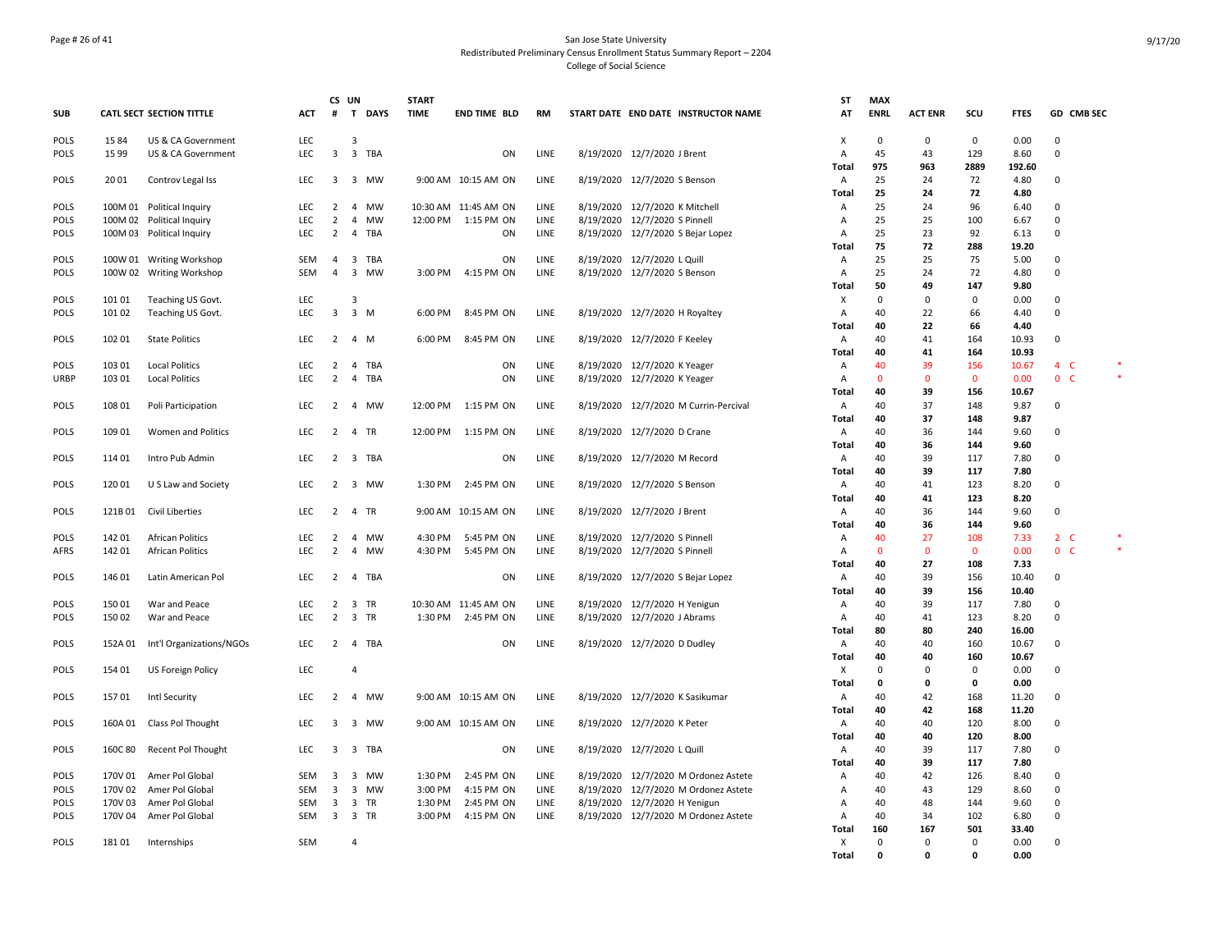San Jose State University
Redistributed Preliminary Census Enrollment Status Summary Report – 2204
College of Social Science

| SUB | CATL SECT | SECTION TITTLE | ACT | CS # | UN T | DAYS | START TIME | END TIME | BLD | RM | START DATE | END DATE | INSTRUCTOR NAME | ST AT | MAX ENRL | ACT ENR | SCU | FTES | GD | CMB SEC |
|---|---|---|---|---|---|---|---|---|---|---|---|---|---|---|---|---|---|---|---|---|
| POLS | 15 84 | US & CA Government | LEC | | 3 | | | | | | | | | X | 0 | 0 | 0 | 0.00 | 0 | |
| POLS | 15 99 | US & CA Government | LEC | 3 | 3 | TBA | | | ON | LINE | 8/19/2020 | 12/7/2020 | J Brent | A | 45 | 43 | 129 | 8.60 | 0 | |
| | | | | | | | | | | | | | | **Total** | **975** | **963** | **2889** | **192.60** | | |
| POLS | 20 01 | Controv Legal Iss | LEC | 3 | 3 | MW | 9:00 AM | 10:15 AM | ON | LINE | 8/19/2020 | 12/7/2020 | S Benson | A | 25 | 24 | 72 | 4.80 | 0 | |
| | | | | | | | | | | | | | | **Total** | **25** | **24** | **72** | **4.80** | | |
| POLS | 100M 01 | Political Inquiry | LEC | 2 | 4 | MW | 10:30 AM | 11:45 AM | ON | LINE | 8/19/2020 | 12/7/2020 | K Mitchell | A | 25 | 24 | 96 | 6.40 | 0 | |
| POLS | 100M 02 | Political Inquiry | LEC | 2 | 4 | MW | 12:00 PM | 1:15 PM | ON | LINE | 8/19/2020 | 12/7/2020 | S Pinnell | A | 25 | 25 | 100 | 6.67 | 0 | |
| POLS | 100M 03 | Political Inquiry | LEC | 2 | 4 | TBA | | | ON | LINE | 8/19/2020 | 12/7/2020 | S Bejar Lopez | A | 25 | 23 | 92 | 6.13 | 0 | |
| | | | | | | | | | | | | | | **Total** | **75** | **72** | **288** | **19.20** | | |
| POLS | 100W 01 | Writing Workshop | SEM | 4 | 3 | TBA | | | ON | LINE | 8/19/2020 | 12/7/2020 | L Quill | A | 25 | 25 | 75 | 5.00 | 0 | |
| POLS | 100W 02 | Writing Workshop | SEM | 4 | 3 | MW | 3:00 PM | 4:15 PM | ON | LINE | 8/19/2020 | 12/7/2020 | S Benson | A | 25 | 24 | 72 | 4.80 | 0 | |
| | | | | | | | | | | | | | | **Total** | **50** | **49** | **147** | **9.80** | | |
| POLS | 101 01 | Teaching US Govt. | LEC | | 3 | | | | | | | | | X | 0 | 0 | 0 | 0.00 | 0 | |
| POLS | 101 02 | Teaching US Govt. | LEC | 3 | 3 | M | 6:00 PM | 8:45 PM | ON | LINE | 8/19/2020 | 12/7/2020 | H Royaltey | A | 40 | 22 | 66 | 4.40 | 0 | |
| | | | | | | | | | | | | | | **Total** | **40** | **22** | **66** | **4.40** | | |
| POLS | 102 01 | State Politics | LEC | 2 | 4 | M | 6:00 PM | 8:45 PM | ON | LINE | 8/19/2020 | 12/7/2020 | F Keeley | A | 40 | 41 | 164 | 10.93 | 0 | |
| | | | | | | | | | | | | | | **Total** | **40** | **41** | **164** | **10.93** | | |
| POLS | 103 01 | Local Politics | LEC | 2 | 4 | TBA | | | ON | LINE | 8/19/2020 | 12/7/2020 | K Yeager | A | 40 | 39 | 156 | 10.67 | 4 | C * |
| URBP | 103 01 | Local Politics | LEC | 2 | 4 | TBA | | | ON | LINE | 8/19/2020 | 12/7/2020 | K Yeager | A | 0 | 0 | 0 | 0.00 | 0 | C * |
| | | | | | | | | | | | | | | **Total** | **40** | **39** | **156** | **10.67** | | |
| POLS | 108 01 | Poli Participation | LEC | 2 | 4 | MW | 12:00 PM | 1:15 PM | ON | LINE | 8/19/2020 | 12/7/2020 | M Currin-Percival | A | 40 | 37 | 148 | 9.87 | 0 | |
| | | | | | | | | | | | | | | **Total** | **40** | **37** | **148** | **9.87** | | |
| POLS | 109 01 | Women and Politics | LEC | 2 | 4 | TR | 12:00 PM | 1:15 PM | ON | LINE | 8/19/2020 | 12/7/2020 | D Crane | A | 40 | 36 | 144 | 9.60 | 0 | |
| | | | | | | | | | | | | | | **Total** | **40** | **36** | **144** | **9.60** | | |
| POLS | 114 01 | Intro Pub Admin | LEC | 2 | 3 | TBA | | | ON | LINE | 8/19/2020 | 12/7/2020 | M Record | A | 40 | 39 | 117 | 7.80 | 0 | |
| | | | | | | | | | | | | | | **Total** | **40** | **39** | **117** | **7.80** | | |
| POLS | 120 01 | U S Law and Society | LEC | 2 | 3 | MW | 1:30 PM | 2:45 PM | ON | LINE | 8/19/2020 | 12/7/2020 | S Benson | A | 40 | 41 | 123 | 8.20 | 0 | |
| | | | | | | | | | | | | | | **Total** | **40** | **41** | **123** | **8.20** | | |
| POLS | 121B 01 | Civil Liberties | LEC | 2 | 4 | TR | 9:00 AM | 10:15 AM | ON | LINE | 8/19/2020 | 12/7/2020 | J Brent | A | 40 | 36 | 144 | 9.60 | 0 | |
| | | | | | | | | | | | | | | **Total** | **40** | **36** | **144** | **9.60** | | |
| POLS | 142 01 | African Politics | LEC | 2 | 4 | MW | 4:30 PM | 5:45 PM | ON | LINE | 8/19/2020 | 12/7/2020 | S Pinnell | A | 40 | 27 | 108 | 7.33 | 2 | C * |
| AFRS | 142 01 | African Politics | LEC | 2 | 4 | MW | 4:30 PM | 5:45 PM | ON | LINE | 8/19/2020 | 12/7/2020 | S Pinnell | A | 0 | 0 | 0 | 0.00 | 0 | C * |
| | | | | | | | | | | | | | | **Total** | **40** | **27** | **108** | **7.33** | | |
| POLS | 146 01 | Latin American Pol | LEC | 2 | 4 | TBA | | | ON | LINE | 8/19/2020 | 12/7/2020 | S Bejar Lopez | A | 40 | 39 | 156 | 10.40 | 0 | |
| | | | | | | | | | | | | | | **Total** | **40** | **39** | **156** | **10.40** | | |
| POLS | 150 01 | War and Peace | LEC | 2 | 3 | TR | 10:30 AM | 11:45 AM | ON | LINE | 8/19/2020 | 12/7/2020 | H Yenigun | A | 40 | 39 | 117 | 7.80 | 0 | |
| POLS | 150 02 | War and Peace | LEC | 2 | 3 | TR | 1:30 PM | 2:45 PM | ON | LINE | 8/19/2020 | 12/7/2020 | J Abrams | A | 40 | 41 | 123 | 8.20 | 0 | |
| | | | | | | | | | | | | | | **Total** | **80** | **80** | **240** | **16.00** | | |
| POLS | 152A 01 | Int'l Organizations/NGOs | LEC | 2 | 4 | TBA | | | ON | LINE | 8/19/2020 | 12/7/2020 | D Dudley | A | 40 | 40 | 160 | 10.67 | 0 | |
| | | | | | | | | | | | | | | **Total** | **40** | **40** | **160** | **10.67** | | |
| POLS | 154 01 | US Foreign Policy | LEC | | 4 | | | | | | | | | X | 0 | 0 | 0 | 0.00 | 0 | |
| | | | | | | | | | | | | | | **Total** | **0** | **0** | **0** | **0.00** | | |
| POLS | 157 01 | Intl Security | LEC | 2 | 4 | MW | 9:00 AM | 10:15 AM | ON | LINE | 8/19/2020 | 12/7/2020 | K Sasikumar | A | 40 | 42 | 168 | 11.20 | 0 | |
| | | | | | | | | | | | | | | **Total** | **40** | **42** | **168** | **11.20** | | |
| POLS | 160A 01 | Class Pol Thought | LEC | 3 | 3 | MW | 9:00 AM | 10:15 AM | ON | LINE | 8/19/2020 | 12/7/2020 | K Peter | A | 40 | 40 | 120 | 8.00 | 0 | |
| | | | | | | | | | | | | | | **Total** | **40** | **40** | **120** | **8.00** | | |
| POLS | 160C 80 | Recent Pol Thought | LEC | 3 | 3 | TBA | | | ON | LINE | 8/19/2020 | 12/7/2020 | L Quill | A | 40 | 39 | 117 | 7.80 | 0 | |
| | | | | | | | | | | | | | | **Total** | **40** | **39** | **117** | **7.80** | | |
| POLS | 170V 01 | Amer Pol Global | SEM | 3 | 3 | MW | 1:30 PM | 2:45 PM | ON | LINE | 8/19/2020 | 12/7/2020 | M Ordonez Astete | A | 40 | 42 | 126 | 8.40 | 0 | |
| POLS | 170V 02 | Amer Pol Global | SEM | 3 | 3 | MW | 3:00 PM | 4:15 PM | ON | LINE | 8/19/2020 | 12/7/2020 | M Ordonez Astete | A | 40 | 43 | 129 | 8.60 | 0 | |
| POLS | 170V 03 | Amer Pol Global | SEM | 3 | 3 | TR | 1:30 PM | 2:45 PM | ON | LINE | 8/19/2020 | 12/7/2020 | H Yenigun | A | 40 | 48 | 144 | 9.60 | 0 | |
| POLS | 170V 04 | Amer Pol Global | SEM | 3 | 3 | TR | 3:00 PM | 4:15 PM | ON | LINE | 8/19/2020 | 12/7/2020 | M Ordonez Astete | A | 40 | 34 | 102 | 6.80 | 0 | |
| | | | | | | | | | | | | | | **Total** | **160** | **167** | **501** | **33.40** | | |
| POLS | 181 01 | Internships | SEM | | 4 | | | | | | | | | X | 0 | 0 | 0 | 0.00 | 0 | |
| | | | | | | | | | | | | | | **Total** | **0** | **0** | **0** | **0.00** | | |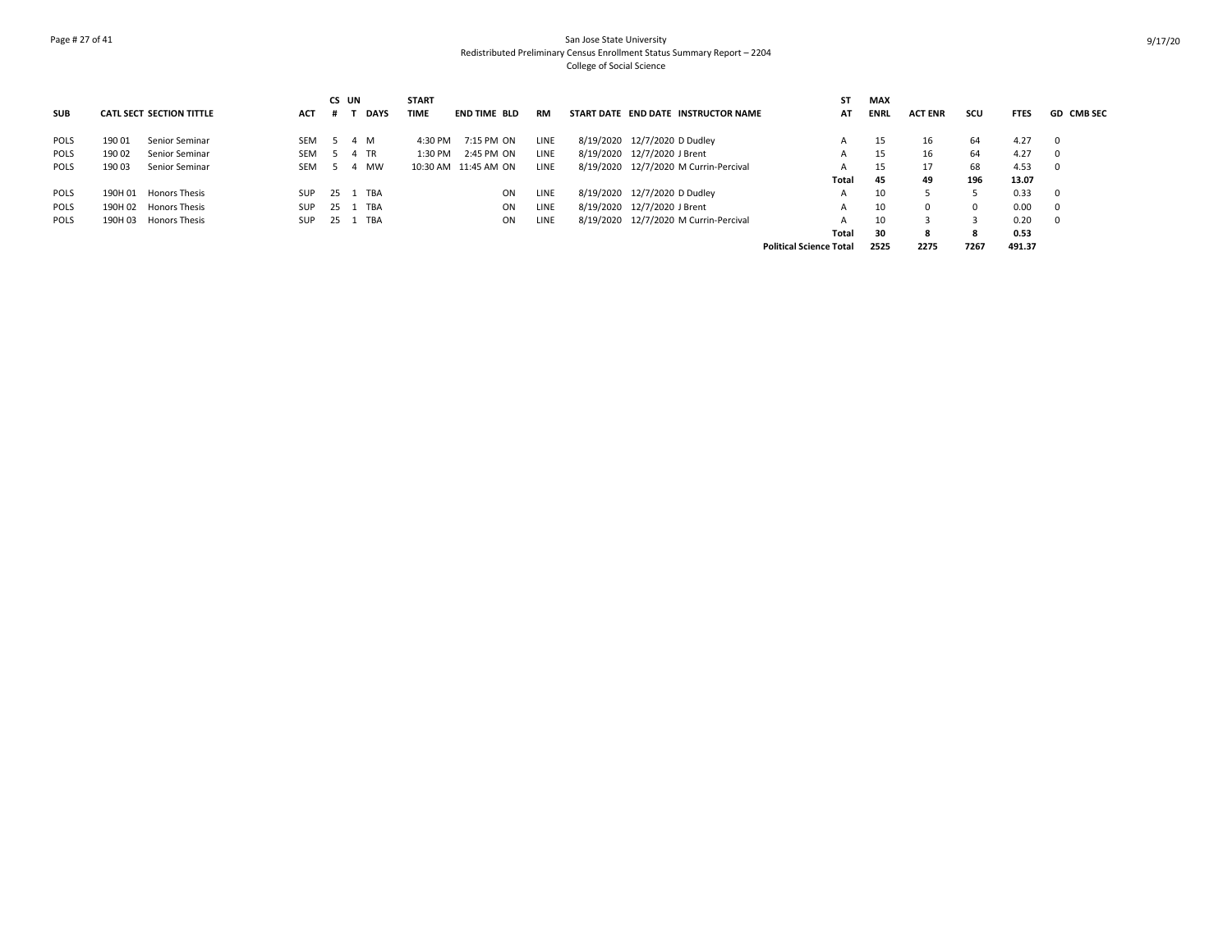San Jose State University
Redistributed Preliminary Census Enrollment Status Summary Report – 2204
College of Social Science

| SUB | CATL SECT | SECTION TITTLE | ACT | CS # | UN T | DAYS | START TIME | END TIME | BLD | RM | START DATE | END DATE | INSTRUCTOR NAME | ST AT | MAX ENRL | ACT ENR | SCU | FTES | GD | CMB SEC |
|---|---|---|---|---|---|---|---|---|---|---|---|---|---|---|---|---|---|---|---|---|
| POLS | 190 01 | Senior Seminar | SEM | 5 | 4 | M | 4:30 PM | 7:15 PM | ON | LINE | 8/19/2020 | 12/7/2020 | D Dudley | A | 15 | 16 | 64 | 4.27 | 0 | |
| POLS | 190 02 | Senior Seminar | SEM | 5 | 4 | TR | 1:30 PM | 2:45 PM | ON | LINE | 8/19/2020 | 12/7/2020 | J Brent | A | 15 | 16 | 64 | 4.27 | 0 | |
| POLS | 190 03 | Senior Seminar | SEM | 5 | 4 | MW | 10:30 AM | 11:45 AM | ON | LINE | 8/19/2020 | 12/7/2020 | M Currin-Percival | A | 15 | 17 | 68 | 4.53 | 0 | |
| | | | | | | | | | | | | | | **Total** | **45** | **49** | **196** | **13.07** | | |
| POLS | 190H 01 | Honors Thesis | SUP | 25 | 1 | TBA | | | ON | LINE | 8/19/2020 | 12/7/2020 | D Dudley | A | 10 | 5 | 5 | 0.33 | 0 | |
| POLS | 190H 02 | Honors Thesis | SUP | 25 | 1 | TBA | | | ON | LINE | 8/19/2020 | 12/7/2020 | J Brent | A | 10 | 0 | 0 | 0.00 | 0 | |
| POLS | 190H 03 | Honors Thesis | SUP | 25 | 1 | TBA | | | ON | LINE | 8/19/2020 | 12/7/2020 | M Currin-Percival | A | 10 | 3 | 3 | 0.20 | 0 | |
| | | | | | | | | | | | | | | **Total** | **30** | **8** | **8** | **0.53** | | |
| | | | | | | | | | | | | | **Political Science Total** | | **2525** | **2275** | **7267** | **491.37** | | |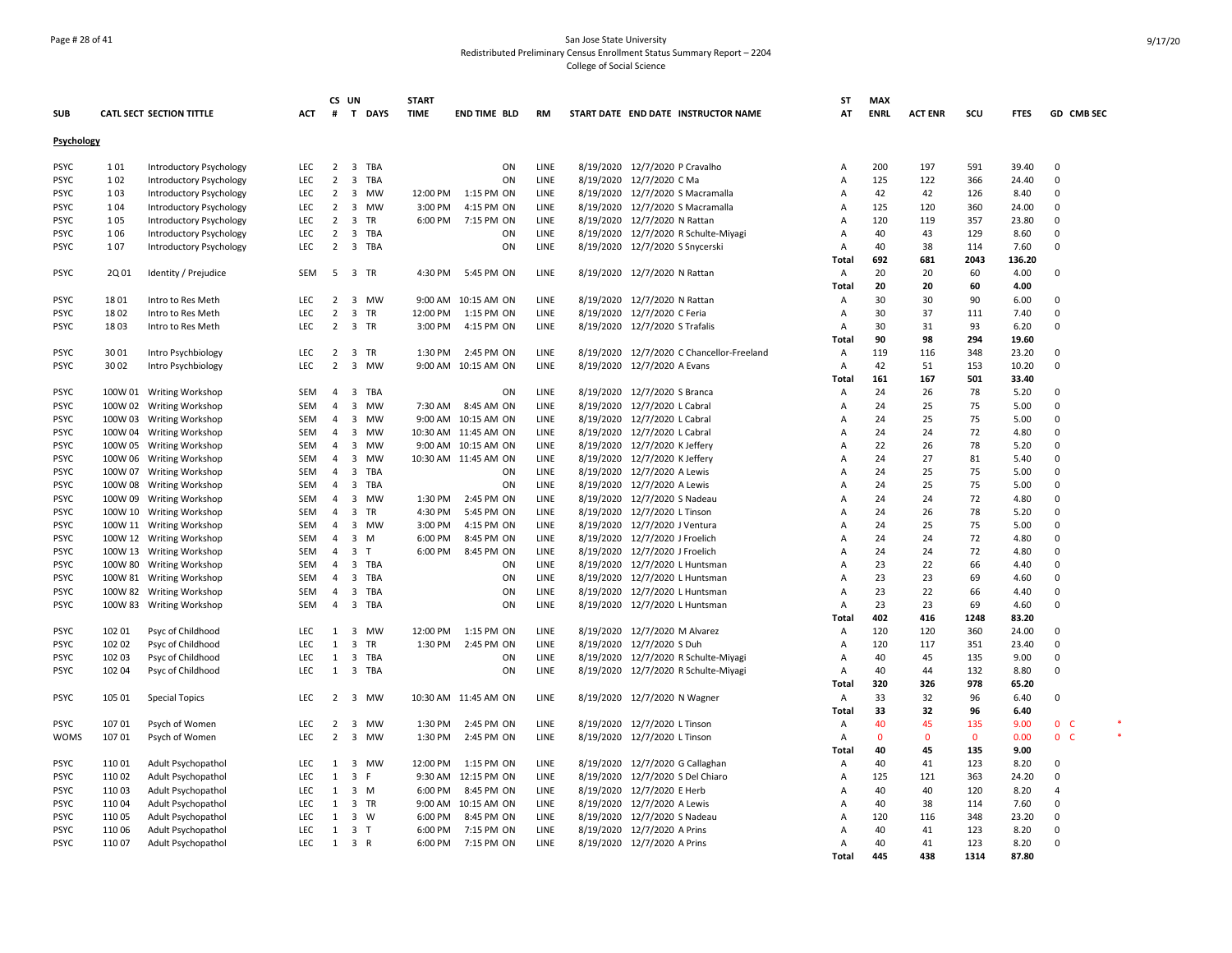San Jose State University
Redistributed Preliminary Census Enrollment Status Summary Report – 2204
College of Social Science

| SUB | CATL SECT | SECTION TITTLE | ACT | CS # | UN T | DAYS | START TIME | END TIME | BLD | RM | START DATE | END DATE | INSTRUCTOR NAME | ST AT | MAX ENRL | ACT ENR | SCU | FTES | GD | CMB SEC |
|---|---|---|---|---|---|---|---|---|---|---|---|---|---|---|---|---|---|---|---|---|
| **Psychology** | | | | | | | | | | | | | | | | | | | | |
| PSYC | 1 01 | Introductory Psychology | LEC | 2 | 3 | TBA | | | ON | LINE | 8/19/2020 | 12/7/2020 | P Cravalho | A | 200 | 197 | 591 | 39.40 | 0 | |
| PSYC | 1 02 | Introductory Psychology | LEC | 2 | 3 | TBA | | | ON | LINE | 8/19/2020 | 12/7/2020 | C Ma | A | 125 | 122 | 366 | 24.40 | 0 | |
| PSYC | 1 03 | Introductory Psychology | LEC | 2 | 3 | MW | 12:00 PM | 1:15 PM | ON | LINE | 8/19/2020 | 12/7/2020 | S Macramalla | A | 42 | 42 | 126 | 8.40 | 0 | |
| PSYC | 1 04 | Introductory Psychology | LEC | 2 | 3 | MW | 3:00 PM | 4:15 PM | ON | LINE | 8/19/2020 | 12/7/2020 | S Macramalla | A | 125 | 120 | 360 | 24.00 | 0 | |
| PSYC | 1 05 | Introductory Psychology | LEC | 2 | 3 | TR | 6:00 PM | 7:15 PM | ON | LINE | 8/19/2020 | 12/7/2020 | N Rattan | A | 120 | 119 | 357 | 23.80 | 0 | |
| PSYC | 1 06 | Introductory Psychology | LEC | 2 | 3 | TBA | | | ON | LINE | 8/19/2020 | 12/7/2020 | R Schulte-Miyagi | A | 40 | 43 | 129 | 8.60 | 0 | |
| PSYC | 1 07 | Introductory Psychology | LEC | 2 | 3 | TBA | | | ON | LINE | 8/19/2020 | 12/7/2020 | S Snycerski | A | 40 | 38 | 114 | 7.60 | 0 | |
| | | | | | | | | | | | | | | Total | 692 | 681 | 2043 | 136.20 | | |
| PSYC | 2Q 01 | Identity / Prejudice | SEM | 5 | 3 | TR | 4:30 PM | 5:45 PM | ON | LINE | 8/19/2020 | 12/7/2020 | N Rattan | A | 20 | 20 | 60 | 4.00 | 0 | |
| | | | | | | | | | | | | | | Total | 20 | 20 | 60 | 4.00 | | |
| PSYC | 18 01 | Intro to Res Meth | LEC | 2 | 3 | MW | 9:00 AM | 10:15 AM | ON | LINE | 8/19/2020 | 12/7/2020 | N Rattan | A | 30 | 30 | 90 | 6.00 | 0 | |
| PSYC | 18 02 | Intro to Res Meth | LEC | 2 | 3 | TR | 12:00 PM | 1:15 PM | ON | LINE | 8/19/2020 | 12/7/2020 | C Feria | A | 30 | 37 | 111 | 7.40 | 0 | |
| PSYC | 18 03 | Intro to Res Meth | LEC | 2 | 3 | TR | 3:00 PM | 4:15 PM | ON | LINE | 8/19/2020 | 12/7/2020 | S Trafalis | A | 30 | 31 | 93 | 6.20 | 0 | |
| | | | | | | | | | | | | | | Total | 90 | 98 | 294 | 19.60 | | |
| PSYC | 30 01 | Intro Psychbiology | LEC | 2 | 3 | TR | 1:30 PM | 2:45 PM | ON | LINE | 8/19/2020 | 12/7/2020 | C Chancellor-Freeland | A | 119 | 116 | 348 | 23.20 | 0 | |
| PSYC | 30 02 | Intro Psychbiology | LEC | 2 | 3 | MW | 9:00 AM | 10:15 AM | ON | LINE | 8/19/2020 | 12/7/2020 | A Evans | A | 42 | 51 | 153 | 10.20 | 0 | |
| | | | | | | | | | | | | | | Total | 161 | 167 | 501 | 33.40 | | |
| PSYC | 100W 01 | Writing Workshop | SEM | 4 | 3 | TBA | | | ON | LINE | 8/19/2020 | 12/7/2020 | S Branca | A | 24 | 26 | 78 | 5.20 | 0 | |
| PSYC | 100W 02 | Writing Workshop | SEM | 4 | 3 | MW | 7:30 AM | 8:45 AM | ON | LINE | 8/19/2020 | 12/7/2020 | L Cabral | A | 24 | 25 | 75 | 5.00 | 0 | |
| PSYC | 100W 03 | Writing Workshop | SEM | 4 | 3 | MW | 9:00 AM | 10:15 AM | ON | LINE | 8/19/2020 | 12/7/2020 | L Cabral | A | 24 | 25 | 75 | 5.00 | 0 | |
| PSYC | 100W 04 | Writing Workshop | SEM | 4 | 3 | MW | 10:30 AM | 11:45 AM | ON | LINE | 8/19/2020 | 12/7/2020 | L Cabral | A | 24 | 24 | 72 | 4.80 | 0 | |
| PSYC | 100W 05 | Writing Workshop | SEM | 4 | 3 | MW | 9:00 AM | 10:15 AM | ON | LINE | 8/19/2020 | 12/7/2020 | K Jeffery | A | 22 | 26 | 78 | 5.20 | 0 | |
| PSYC | 100W 06 | Writing Workshop | SEM | 4 | 3 | MW | 10:30 AM | 11:45 AM | ON | LINE | 8/19/2020 | 12/7/2020 | K Jeffery | A | 24 | 27 | 81 | 5.40 | 0 | |
| PSYC | 100W 07 | Writing Workshop | SEM | 4 | 3 | TBA | | | ON | LINE | 8/19/2020 | 12/7/2020 | A Lewis | A | 24 | 25 | 75 | 5.00 | 0 | |
| PSYC | 100W 08 | Writing Workshop | SEM | 4 | 3 | TBA | | | ON | LINE | 8/19/2020 | 12/7/2020 | A Lewis | A | 24 | 25 | 75 | 5.00 | 0 | |
| PSYC | 100W 09 | Writing Workshop | SEM | 4 | 3 | MW | 1:30 PM | 2:45 PM | ON | LINE | 8/19/2020 | 12/7/2020 | S Nadeau | A | 24 | 24 | 72 | 4.80 | 0 | |
| PSYC | 100W 10 | Writing Workshop | SEM | 4 | 3 | TR | 4:30 PM | 5:45 PM | ON | LINE | 8/19/2020 | 12/7/2020 | L Tinson | A | 24 | 26 | 78 | 5.20 | 0 | |
| PSYC | 100W 11 | Writing Workshop | SEM | 4 | 3 | MW | 3:00 PM | 4:15 PM | ON | LINE | 8/19/2020 | 12/7/2020 | J Ventura | A | 24 | 25 | 75 | 5.00 | 0 | |
| PSYC | 100W 12 | Writing Workshop | SEM | 4 | 3 | M | 6:00 PM | 8:45 PM | ON | LINE | 8/19/2020 | 12/7/2020 | J Froelich | A | 24 | 24 | 72 | 4.80 | 0 | |
| PSYC | 100W 13 | Writing Workshop | SEM | 4 | 3 | T | 6:00 PM | 8:45 PM | ON | LINE | 8/19/2020 | 12/7/2020 | J Froelich | A | 24 | 24 | 72 | 4.80 | 0 | |
| PSYC | 100W 80 | Writing Workshop | SEM | 4 | 3 | TBA | | | ON | LINE | 8/19/2020 | 12/7/2020 | L Huntsman | A | 23 | 22 | 66 | 4.40 | 0 | |
| PSYC | 100W 81 | Writing Workshop | SEM | 4 | 3 | TBA | | | ON | LINE | 8/19/2020 | 12/7/2020 | L Huntsman | A | 23 | 23 | 69 | 4.60 | 0 | |
| PSYC | 100W 82 | Writing Workshop | SEM | 4 | 3 | TBA | | | ON | LINE | 8/19/2020 | 12/7/2020 | L Huntsman | A | 23 | 22 | 66 | 4.40 | 0 | |
| PSYC | 100W 83 | Writing Workshop | SEM | 4 | 3 | TBA | | | ON | LINE | 8/19/2020 | 12/7/2020 | L Huntsman | A | 23 | 23 | 69 | 4.60 | 0 | |
| | | | | | | | | | | | | | | Total | 402 | 416 | 1248 | 83.20 | | |
| PSYC | 102 01 | Psyc of Childhood | LEC | 1 | 3 | MW | 12:00 PM | 1:15 PM | ON | LINE | 8/19/2020 | 12/7/2020 | M Alvarez | A | 120 | 120 | 360 | 24.00 | 0 | |
| PSYC | 102 02 | Psyc of Childhood | LEC | 1 | 3 | TR | 1:30 PM | 2:45 PM | ON | LINE | 8/19/2020 | 12/7/2020 | S Duh | A | 120 | 117 | 351 | 23.40 | 0 | |
| PSYC | 102 03 | Psyc of Childhood | LEC | 1 | 3 | TBA | | | ON | LINE | 8/19/2020 | 12/7/2020 | R Schulte-Miyagi | A | 40 | 45 | 135 | 9.00 | 0 | |
| PSYC | 102 04 | Psyc of Childhood | LEC | 1 | 3 | TBA | | | ON | LINE | 8/19/2020 | 12/7/2020 | R Schulte-Miyagi | A | 40 | 44 | 132 | 8.80 | 0 | |
| | | | | | | | | | | | | | | Total | 320 | 326 | 978 | 65.20 | | |
| PSYC | 105 01 | Special Topics | LEC | 2 | 3 | MW | 10:30 AM | 11:45 AM | ON | LINE | 8/19/2020 | 12/7/2020 | N Wagner | A | 33 | 32 | 96 | 6.40 | 0 | |
| | | | | | | | | | | | | | | Total | 33 | 32 | 96 | 6.40 | | |
| PSYC | 107 01 | Psych of Women | LEC | 2 | 3 | MW | 1:30 PM | 2:45 PM | ON | LINE | 8/19/2020 | 12/7/2020 | L Tinson | A | 40 | 45 | 135 | 9.00 | 0 | C * |
| WOMS | 107 01 | Psych of Women | LEC | 2 | 3 | MW | 1:30 PM | 2:45 PM | ON | LINE | 8/19/2020 | 12/7/2020 | L Tinson | A | 0 | 0 | 0 | 0.00 | 0 | C * |
| | | | | | | | | | | | | | | Total | 40 | 45 | 135 | 9.00 | | |
| PSYC | 110 01 | Adult Psychopathol | LEC | 1 | 3 | MW | 12:00 PM | 1:15 PM | ON | LINE | 8/19/2020 | 12/7/2020 | G Callaghan | A | 40 | 41 | 123 | 8.20 | 0 | |
| PSYC | 110 02 | Adult Psychopathol | LEC | 1 | 3 | F | 9:30 AM | 12:15 PM | ON | LINE | 8/19/2020 | 12/7/2020 | S Del Chiaro | A | 125 | 121 | 363 | 24.20 | 0 | |
| PSYC | 110 03 | Adult Psychopathol | LEC | 1 | 3 | M | 6:00 PM | 8:45 PM | ON | LINE | 8/19/2020 | 12/7/2020 | E Herb | A | 40 | 40 | 120 | 8.20 | 4 | |
| PSYC | 110 04 | Adult Psychopathol | LEC | 1 | 3 | TR | 9:00 AM | 10:15 AM | ON | LINE | 8/19/2020 | 12/7/2020 | A Lewis | A | 40 | 38 | 114 | 7.60 | 0 | |
| PSYC | 110 05 | Adult Psychopathol | LEC | 1 | 3 | W | 6:00 PM | 8:45 PM | ON | LINE | 8/19/2020 | 12/7/2020 | S Nadeau | A | 120 | 116 | 348 | 23.20 | 0 | |
| PSYC | 110 06 | Adult Psychopathol | LEC | 1 | 3 | T | 6:00 PM | 7:15 PM | ON | LINE | 8/19/2020 | 12/7/2020 | A Prins | A | 40 | 41 | 123 | 8.20 | 0 | |
| PSYC | 110 07 | Adult Psychopathol | LEC | 1 | 3 | R | 6:00 PM | 7:15 PM | ON | LINE | 8/19/2020 | 12/7/2020 | A Prins | A | 40 | 41 | 123 | 8.20 | 0 | |
| | | | | | | | | | | | | | | Total | 445 | 438 | 1314 | 87.80 | | |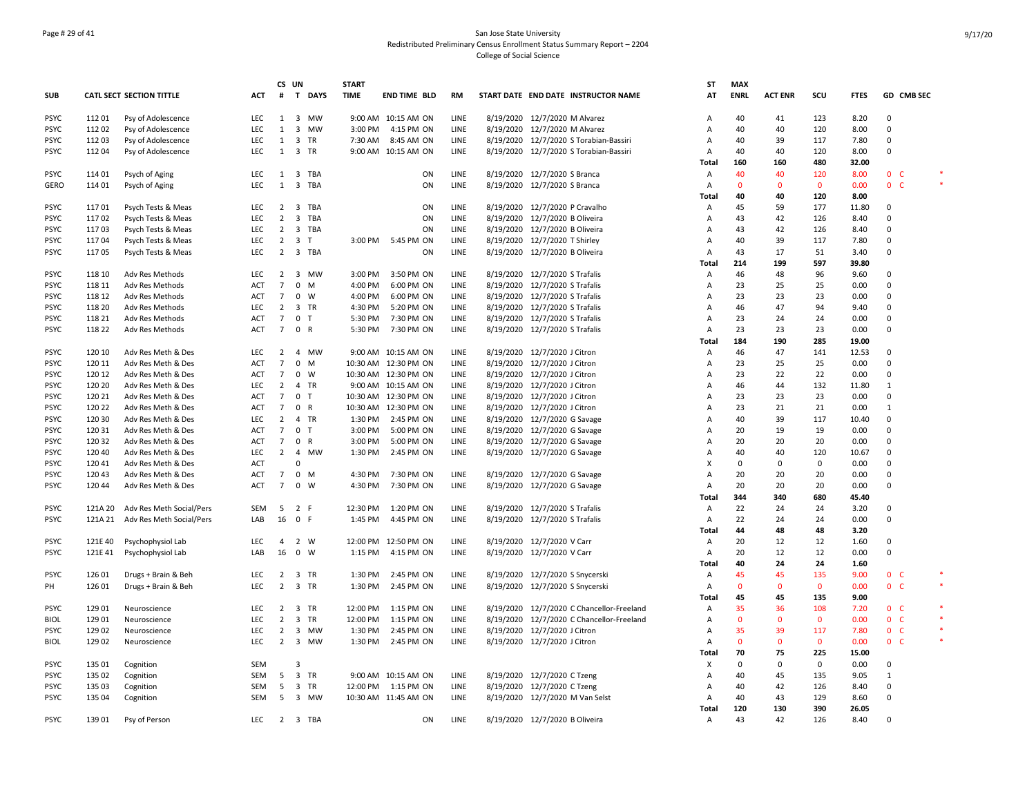San Jose State University
Redistributed Preliminary Census Enrollment Status Summary Report – 2204
College of Social Science

| SUB | CATL | SECT | SECTION TITTLE | ACT | CS # | UN T | DAYS | START TIME | END TIME | BLD | RM | START DATE | END DATE | INSTRUCTOR NAME | ST AT | MAX ENRL | ACT ENR | SCU | FTES | GD | CMB SEC |
|---|---|---|---|---|---|---|---|---|---|---|---|---|---|---|---|---|---|---|---|---|---|
| PSYC | 112 | 01 | Psy of Adolescence | LEC | 1 | 3 | MW | 9:00 AM | 10:15 AM | ON | LINE | 8/19/2020 | 12/7/2020 | M Alvarez | A | 40 | 41 | 123 | 8.20 | 0 | |
| PSYC | 112 | 02 | Psy of Adolescence | LEC | 1 | 3 | MW | 3:00 PM | 4:15 PM | ON | LINE | 8/19/2020 | 12/7/2020 | M Alvarez | A | 40 | 40 | 120 | 8.00 | 0 | |
| PSYC | 112 | 03 | Psy of Adolescence | LEC | 1 | 3 | TR | 7:30 AM | 8:45 AM | ON | LINE | 8/19/2020 | 12/7/2020 | S Torabian-Bassiri | A | 40 | 39 | 117 | 7.80 | 0 | |
| PSYC | 112 | 04 | Psy of Adolescence | LEC | 1 | 3 | TR | 9:00 AM | 10:15 AM | ON | LINE | 8/19/2020 | 12/7/2020 | S Torabian-Bassiri | A | 40 | 40 | 120 | 8.00 | 0 | |
| | | | | | | | | | | | | | | | **Total** | **160** | **160** | **480** | **32.00** | | |
| PSYC | 114 | 01 | Psych of Aging | LEC | 1 | 3 | TBA | | | ON | LINE | 8/19/2020 | 12/7/2020 | S Branca | A | 40 | 40 | 120 | 8.00 | 0 | C * |
| GERO | 114 | 01 | Psych of Aging | LEC | 1 | 3 | TBA | | | ON | LINE | 8/19/2020 | 12/7/2020 | S Branca | A | 0 | 0 | 0 | 0.00 | 0 | C * |
| | | | | | | | | | | | | | | | **Total** | **40** | **40** | **120** | **8.00** | | |
| PSYC | 117 | 01 | Psych Tests & Meas | LEC | 2 | 3 | TBA | | | ON | LINE | 8/19/2020 | 12/7/2020 | P Cravalho | A | 45 | 59 | 177 | 11.80 | 0 | |
| PSYC | 117 | 02 | Psych Tests & Meas | LEC | 2 | 3 | TBA | | | ON | LINE | 8/19/2020 | 12/7/2020 | B Oliveira | A | 43 | 42 | 126 | 8.40 | 0 | |
| PSYC | 117 | 03 | Psych Tests & Meas | LEC | 2 | 3 | TBA | | | ON | LINE | 8/19/2020 | 12/7/2020 | B Oliveira | A | 43 | 42 | 126 | 8.40 | 0 | |
| PSYC | 117 | 04 | Psych Tests & Meas | LEC | 2 | 3 | T | 3:00 PM | 5:45 PM | ON | LINE | 8/19/2020 | 12/7/2020 | T Shirley | A | 40 | 39 | 117 | 7.80 | 0 | |
| PSYC | 117 | 05 | Psych Tests & Meas | LEC | 2 | 3 | TBA | | | ON | LINE | 8/19/2020 | 12/7/2020 | B Oliveira | A | 43 | 17 | 51 | 3.40 | 0 | |
| | | | | | | | | | | | | | | | **Total** | **214** | **199** | **597** | **39.80** | | |
| PSYC | 118 | 10 | Adv Res Methods | LEC | 2 | 3 | MW | 3:00 PM | 3:50 PM | ON | LINE | 8/19/2020 | 12/7/2020 | S Trafalis | A | 46 | 48 | 96 | 9.60 | 0 | |
| PSYC | 118 | 11 | Adv Res Methods | ACT | 7 | 0 | M | 4:00 PM | 6:00 PM | ON | LINE | 8/19/2020 | 12/7/2020 | S Trafalis | A | 23 | 25 | 25 | 0.00 | 0 | |
| PSYC | 118 | 12 | Adv Res Methods | ACT | 7 | 0 | W | 4:00 PM | 6:00 PM | ON | LINE | 8/19/2020 | 12/7/2020 | S Trafalis | A | 23 | 23 | 23 | 0.00 | 0 | |
| PSYC | 118 | 20 | Adv Res Methods | LEC | 2 | 3 | TR | 4:30 PM | 5:20 PM | ON | LINE | 8/19/2020 | 12/7/2020 | S Trafalis | A | 46 | 47 | 94 | 9.40 | 0 | |
| PSYC | 118 | 21 | Adv Res Methods | ACT | 7 | 0 | T | 5:30 PM | 7:30 PM | ON | LINE | 8/19/2020 | 12/7/2020 | S Trafalis | A | 23 | 24 | 24 | 0.00 | 0 | |
| PSYC | 118 | 22 | Adv Res Methods | ACT | 7 | 0 | R | 5:30 PM | 7:30 PM | ON | LINE | 8/19/2020 | 12/7/2020 | S Trafalis | A | 23 | 23 | 23 | 0.00 | 0 | |
| | | | | | | | | | | | | | | | **Total** | **184** | **190** | **285** | **19.00** | | |
| PSYC | 120 | 10 | Adv Res Meth & Des | LEC | 2 | 4 | MW | 9:00 AM | 10:15 AM | ON | LINE | 8/19/2020 | 12/7/2020 | J Citron | A | 46 | 47 | 141 | 12.53 | 0 | |
| PSYC | 120 | 11 | Adv Res Meth & Des | ACT | 7 | 0 | M | 10:30 AM | 12:30 PM | ON | LINE | 8/19/2020 | 12/7/2020 | J Citron | A | 23 | 25 | 25 | 0.00 | 0 | |
| PSYC | 120 | 12 | Adv Res Meth & Des | ACT | 7 | 0 | W | 10:30 AM | 12:30 PM | ON | LINE | 8/19/2020 | 12/7/2020 | J Citron | A | 23 | 22 | 22 | 0.00 | 0 | |
| PSYC | 120 | 20 | Adv Res Meth & Des | LEC | 2 | 4 | TR | 9:00 AM | 10:15 AM | ON | LINE | 8/19/2020 | 12/7/2020 | J Citron | A | 46 | 44 | 132 | 11.80 | 1 | |
| PSYC | 120 | 21 | Adv Res Meth & Des | ACT | 7 | 0 | T | 10:30 AM | 12:30 PM | ON | LINE | 8/19/2020 | 12/7/2020 | J Citron | A | 23 | 23 | 23 | 0.00 | 0 | |
| PSYC | 120 | 22 | Adv Res Meth & Des | ACT | 7 | 0 | R | 10:30 AM | 12:30 PM | ON | LINE | 8/19/2020 | 12/7/2020 | J Citron | A | 23 | 21 | 21 | 0.00 | 1 | |
| PSYC | 120 | 30 | Adv Res Meth & Des | LEC | 2 | 4 | TR | 1:30 PM | 2:45 PM | ON | LINE | 8/19/2020 | 12/7/2020 | G Savage | A | 40 | 39 | 117 | 10.40 | 0 | |
| PSYC | 120 | 31 | Adv Res Meth & Des | ACT | 7 | 0 | T | 3:00 PM | 5:00 PM | ON | LINE | 8/19/2020 | 12/7/2020 | G Savage | A | 20 | 19 | 19 | 0.00 | 0 | |
| PSYC | 120 | 32 | Adv Res Meth & Des | ACT | 7 | 0 | R | 3:00 PM | 5:00 PM | ON | LINE | 8/19/2020 | 12/7/2020 | G Savage | A | 20 | 20 | 20 | 0.00 | 0 | |
| PSYC | 120 | 40 | Adv Res Meth & Des | LEC | 2 | 4 | MW | 1:30 PM | 2:45 PM | ON | LINE | 8/19/2020 | 12/7/2020 | G Savage | A | 40 | 40 | 120 | 10.67 | 0 | |
| PSYC | 120 | 41 | Adv Res Meth & Des | ACT | | 0 | | | | | | | | | X | 0 | 0 | 0 | 0.00 | 0 | |
| PSYC | 120 | 43 | Adv Res Meth & Des | ACT | 7 | 0 | M | 4:30 PM | 7:30 PM | ON | LINE | 8/19/2020 | 12/7/2020 | G Savage | A | 20 | 20 | 20 | 0.00 | 0 | |
| PSYC | 120 | 44 | Adv Res Meth & Des | ACT | 7 | 0 | W | 4:30 PM | 7:30 PM | ON | LINE | 8/19/2020 | 12/7/2020 | G Savage | A | 20 | 20 | 20 | 0.00 | 0 | |
| | | | | | | | | | | | | | | | **Total** | **344** | **340** | **680** | **45.40** | | |
| PSYC | 121A | 20 | Adv Res Meth Social/Pers | SEM | 5 | 2 | F | 12:30 PM | 1:20 PM | ON | LINE | 8/19/2020 | 12/7/2020 | S Trafalis | A | 22 | 24 | 24 | 3.20 | 0 | |
| PSYC | 121A | 21 | Adv Res Meth Social/Pers | LAB | 16 | 0 | F | 1:45 PM | 4:45 PM | ON | LINE | 8/19/2020 | 12/7/2020 | S Trafalis | A | 22 | 24 | 24 | 0.00 | 0 | |
| | | | | | | | | | | | | | | | **Total** | **44** | **48** | **48** | **3.20** | | |
| PSYC | 121E | 40 | Psychophysiol Lab | LEC | 4 | 2 | W | 12:00 PM | 12:50 PM | ON | LINE | 8/19/2020 | 12/7/2020 | V Carr | A | 20 | 12 | 12 | 1.60 | 0 | |
| PSYC | 121E | 41 | Psychophysiol Lab | LAB | 16 | 0 | W | 1:15 PM | 4:15 PM | ON | LINE | 8/19/2020 | 12/7/2020 | V Carr | A | 20 | 12 | 12 | 0.00 | 0 | |
| | | | | | | | | | | | | | | | **Total** | **40** | **24** | **24** | **1.60** | | |
| PSYC | 126 | 01 | Drugs + Brain & Beh | LEC | 2 | 3 | TR | 1:30 PM | 2:45 PM | ON | LINE | 8/19/2020 | 12/7/2020 | S Snycerski | A | 45 | 45 | 135 | 9.00 | 0 | C * |
| PH | 126 | 01 | Drugs + Brain & Beh | LEC | 2 | 3 | TR | 1:30 PM | 2:45 PM | ON | LINE | 8/19/2020 | 12/7/2020 | S Snycerski | A | 0 | 0 | 0 | 0.00 | 0 | C * |
| | | | | | | | | | | | | | | | **Total** | **45** | **45** | **135** | **9.00** | | |
| PSYC | 129 | 01 | Neuroscience | LEC | 2 | 3 | TR | 12:00 PM | 1:15 PM | ON | LINE | 8/19/2020 | 12/7/2020 | C Chancellor-Freeland | A | 35 | 36 | 108 | 7.20 | 0 | C * |
| BIOL | 129 | 01 | Neuroscience | LEC | 2 | 3 | TR | 12:00 PM | 1:15 PM | ON | LINE | 8/19/2020 | 12/7/2020 | C Chancellor-Freeland | A | 0 | 0 | 0 | 0.00 | 0 | C * |
| PSYC | 129 | 02 | Neuroscience | LEC | 2 | 3 | MW | 1:30 PM | 2:45 PM | ON | LINE | 8/19/2020 | 12/7/2020 | J Citron | A | 35 | 39 | 117 | 7.80 | 0 | C * |
| BIOL | 129 | 02 | Neuroscience | LEC | 2 | 3 | MW | 1:30 PM | 2:45 PM | ON | LINE | 8/19/2020 | 12/7/2020 | J Citron | A | 0 | 0 | 0 | 0.00 | 0 | C * |
| | | | | | | | | | | | | | | | **Total** | **70** | **75** | **225** | **15.00** | | |
| PSYC | 135 | 01 | Cognition | SEM | | 3 | | | | | | | | | X | 0 | 0 | 0 | 0.00 | 0 | |
| PSYC | 135 | 02 | Cognition | SEM | 5 | 3 | TR | 9:00 AM | 10:15 AM | ON | LINE | 8/19/2020 | 12/7/2020 | C Tzeng | A | 40 | 45 | 135 | 9.05 | 1 | |
| PSYC | 135 | 03 | Cognition | SEM | 5 | 3 | TR | 12:00 PM | 1:15 PM | ON | LINE | 8/19/2020 | 12/7/2020 | C Tzeng | A | 40 | 42 | 126 | 8.40 | 0 | |
| PSYC | 135 | 04 | Cognition | SEM | 5 | 3 | MW | 10:30 AM | 11:45 AM | ON | LINE | 8/19/2020 | 12/7/2020 | M Van Selst | A | 40 | 43 | 129 | 8.60 | 0 | |
| | | | | | | | | | | | | | | | **Total** | **120** | **130** | **390** | **26.05** | | |
| PSYC | 139 | 01 | Psy of Person | LEC | 2 | 3 | TBA | | | ON | LINE | 8/19/2020 | 12/7/2020 | B Oliveira | A | 43 | 42 | 126 | 8.40 | 0 | |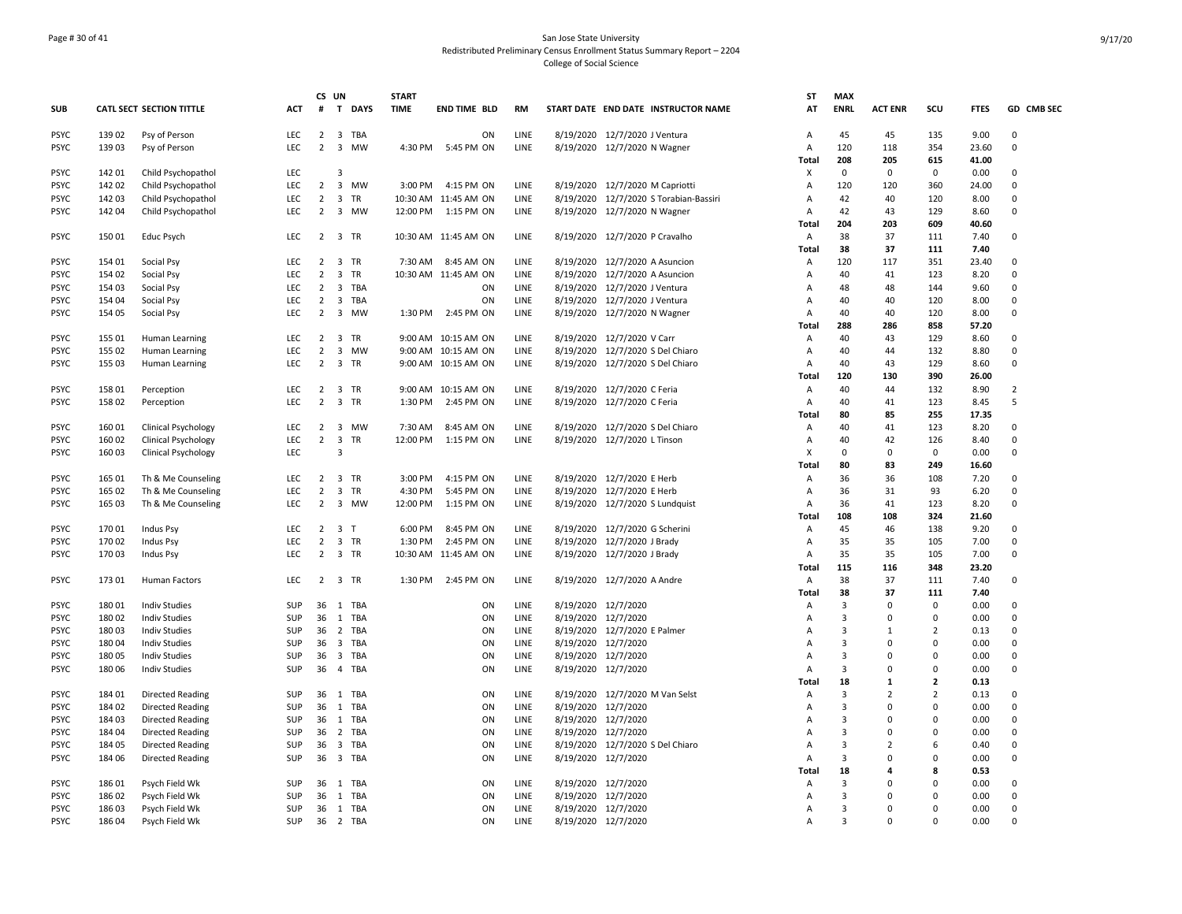San Jose State University
Redistributed Preliminary Census Enrollment Status Summary Report – 2204
College of Social Science

| SUB | CATL | SECT | SECTION TITTLE | ACT | CS # | UN T | DAYS | START TIME | END TIME | BLD | RM | START DATE | END DATE | INSTRUCTOR NAME | ST AT | MAX ENRL | ACT ENR | SCU | FTES | GD | CMB SEC |
|---|---|---|---|---|---|---|---|---|---|---|---|---|---|---|---|---|---|---|---|---|---|
| PSYC | 139 | 02 | Psy of Person | LEC | 2 | 3 | TBA | | | ON | LINE | 8/19/2020 | 12/7/2020 | J Ventura | A | 45 | 45 | 135 | 9.00 | 0 | |
| PSYC | 139 | 03 | Psy of Person | LEC | 2 | 3 | MW | 4:30 PM | 5:45 PM | ON | LINE | 8/19/2020 | 12/7/2020 | N Wagner | A | 120 | 118 | 354 | 23.60 | 0 | |
| | | | | | | | | | | | | | | | Total | 208 | 205 | 615 | 41.00 | | |
| PSYC | 142 | 01 | Child Psychopathol | LEC | | 3 | | | | | | | | | X | 0 | 0 | 0 | 0.00 | 0 | |
| PSYC | 142 | 02 | Child Psychopathol | LEC | 2 | 3 | MW | 3:00 PM | 4:15 PM | ON | LINE | 8/19/2020 | 12/7/2020 | M Capriotti | A | 120 | 120 | 360 | 24.00 | 0 | |
| PSYC | 142 | 03 | Child Psychopathol | LEC | 2 | 3 | TR | 10:30 AM | 11:45 AM | ON | LINE | 8/19/2020 | 12/7/2020 | S Torabian-Bassiri | A | 42 | 40 | 120 | 8.00 | 0 | |
| PSYC | 142 | 04 | Child Psychopathol | LEC | 2 | 3 | MW | 12:00 PM | 1:15 PM | ON | LINE | 8/19/2020 | 12/7/2020 | N Wagner | A | 42 | 43 | 129 | 8.60 | 0 | |
| | | | | | | | | | | | | | | | Total | 204 | 203 | 609 | 40.60 | | |
| PSYC | 150 | 01 | Educ Psych | LEC | 2 | 3 | TR | 10:30 AM | 11:45 AM | ON | LINE | 8/19/2020 | 12/7/2020 | P Cravalho | A | 38 | 37 | 111 | 7.40 | 0 | |
| | | | | | | | | | | | | | | | Total | 38 | 37 | 111 | 7.40 | | |
| PSYC | 154 | 01 | Social Psy | LEC | 2 | 3 | TR | 7:30 AM | 8:45 AM | ON | LINE | 8/19/2020 | 12/7/2020 | A Asuncion | A | 120 | 117 | 351 | 23.40 | 0 | |
| PSYC | 154 | 02 | Social Psy | LEC | 2 | 3 | TR | 10:30 AM | 11:45 AM | ON | LINE | 8/19/2020 | 12/7/2020 | A Asuncion | A | 40 | 41 | 123 | 8.20 | 0 | |
| PSYC | 154 | 03 | Social Psy | LEC | 2 | 3 | TBA | | | ON | LINE | 8/19/2020 | 12/7/2020 | J Ventura | A | 48 | 48 | 144 | 9.60 | 0 | |
| PSYC | 154 | 04 | Social Psy | LEC | 2 | 3 | TBA | | | ON | LINE | 8/19/2020 | 12/7/2020 | J Ventura | A | 40 | 40 | 120 | 8.00 | 0 | |
| PSYC | 154 | 05 | Social Psy | LEC | 2 | 3 | MW | 1:30 PM | 2:45 PM | ON | LINE | 8/19/2020 | 12/7/2020 | N Wagner | A | 40 | 40 | 120 | 8.00 | 0 | |
| | | | | | | | | | | | | | | | Total | 288 | 286 | 858 | 57.20 | | |
| PSYC | 155 | 01 | Human Learning | LEC | 2 | 3 | TR | 9:00 AM | 10:15 AM | ON | LINE | 8/19/2020 | 12/7/2020 | V Carr | A | 40 | 43 | 129 | 8.60 | 0 | |
| PSYC | 155 | 02 | Human Learning | LEC | 2 | 3 | MW | 9:00 AM | 10:15 AM | ON | LINE | 8/19/2020 | 12/7/2020 | S Del Chiaro | A | 40 | 44 | 132 | 8.80 | 0 | |
| PSYC | 155 | 03 | Human Learning | LEC | 2 | 3 | TR | 9:00 AM | 10:15 AM | ON | LINE | 8/19/2020 | 12/7/2020 | S Del Chiaro | A | 40 | 43 | 129 | 8.60 | 0 | |
| | | | | | | | | | | | | | | | Total | 120 | 130 | 390 | 26.00 | | |
| PSYC | 158 | 01 | Perception | LEC | 2 | 3 | TR | 9:00 AM | 10:15 AM | ON | LINE | 8/19/2020 | 12/7/2020 | C Feria | A | 40 | 44 | 132 | 8.90 | 2 | |
| PSYC | 158 | 02 | Perception | LEC | 2 | 3 | TR | 1:30 PM | 2:45 PM | ON | LINE | 8/19/2020 | 12/7/2020 | C Feria | A | 40 | 41 | 123 | 8.45 | 5 | |
| | | | | | | | | | | | | | | | Total | 80 | 85 | 255 | 17.35 | | |
| PSYC | 160 | 01 | Clinical Psychology | LEC | 2 | 3 | MW | 7:30 AM | 8:45 AM | ON | LINE | 8/19/2020 | 12/7/2020 | S Del Chiaro | A | 40 | 41 | 123 | 8.20 | 0 | |
| PSYC | 160 | 02 | Clinical Psychology | LEC | 2 | 3 | TR | 12:00 PM | 1:15 PM | ON | LINE | 8/19/2020 | 12/7/2020 | L Tinson | A | 40 | 42 | 126 | 8.40 | 0 | |
| PSYC | 160 | 03 | Clinical Psychology | LEC | | 3 | | | | | | | | | X | 0 | 0 | 0 | 0.00 | 0 | |
| | | | | | | | | | | | | | | | Total | 80 | 83 | 249 | 16.60 | | |
| PSYC | 165 | 01 | Th & Me Counseling | LEC | 2 | 3 | TR | 3:00 PM | 4:15 PM | ON | LINE | 8/19/2020 | 12/7/2020 | E Herb | A | 36 | 36 | 108 | 7.20 | 0 | |
| PSYC | 165 | 02 | Th & Me Counseling | LEC | 2 | 3 | TR | 4:30 PM | 5:45 PM | ON | LINE | 8/19/2020 | 12/7/2020 | E Herb | A | 36 | 31 | 93 | 6.20 | 0 | |
| PSYC | 165 | 03 | Th & Me Counseling | LEC | 2 | 3 | MW | 12:00 PM | 1:15 PM | ON | LINE | 8/19/2020 | 12/7/2020 | S Lundquist | A | 36 | 41 | 123 | 8.20 | 0 | |
| | | | | | | | | | | | | | | | Total | 108 | 108 | 324 | 21.60 | | |
| PSYC | 170 | 01 | Indus Psy | LEC | 2 | 3 | T | 6:00 PM | 8:45 PM | ON | LINE | 8/19/2020 | 12/7/2020 | G Scherini | A | 45 | 46 | 138 | 9.20 | 0 | |
| PSYC | 170 | 02 | Indus Psy | LEC | 2 | 3 | TR | 1:30 PM | 2:45 PM | ON | LINE | 8/19/2020 | 12/7/2020 | J Brady | A | 35 | 35 | 105 | 7.00 | 0 | |
| PSYC | 170 | 03 | Indus Psy | LEC | 2 | 3 | TR | 10:30 AM | 11:45 AM | ON | LINE | 8/19/2020 | 12/7/2020 | J Brady | A | 35 | 35 | 105 | 7.00 | 0 | |
| | | | | | | | | | | | | | | | Total | 115 | 116 | 348 | 23.20 | | |
| PSYC | 173 | 01 | Human Factors | LEC | 2 | 3 | TR | 1:30 PM | 2:45 PM | ON | LINE | 8/19/2020 | 12/7/2020 | A Andre | A | 38 | 37 | 111 | 7.40 | 0 | |
| | | | | | | | | | | | | | | | Total | 38 | 37 | 111 | 7.40 | | |
| PSYC | 180 | 01 | Indiv Studies | SUP | 36 | 1 | TBA | | | ON | LINE | 8/19/2020 | 12/7/2020 | | A | 3 | 0 | 0 | 0.00 | 0 | |
| PSYC | 180 | 02 | Indiv Studies | SUP | 36 | 1 | TBA | | | ON | LINE | 8/19/2020 | 12/7/2020 | | A | 3 | 0 | 0 | 0.00 | 0 | |
| PSYC | 180 | 03 | Indiv Studies | SUP | 36 | 2 | TBA | | | ON | LINE | 8/19/2020 | 12/7/2020 | E Palmer | A | 3 | 1 | 2 | 0.13 | 0 | |
| PSYC | 180 | 04 | Indiv Studies | SUP | 36 | 3 | TBA | | | ON | LINE | 8/19/2020 | 12/7/2020 | | A | 3 | 0 | 0 | 0.00 | 0 | |
| PSYC | 180 | 05 | Indiv Studies | SUP | 36 | 3 | TBA | | | ON | LINE | 8/19/2020 | 12/7/2020 | | A | 3 | 0 | 0 | 0.00 | 0 | |
| PSYC | 180 | 06 | Indiv Studies | SUP | 36 | 4 | TBA | | | ON | LINE | 8/19/2020 | 12/7/2020 | | A | 3 | 0 | 0 | 0.00 | 0 | |
| | | | | | | | | | | | | | | | Total | 18 | 1 | 2 | 0.13 | | |
| PSYC | 184 | 01 | Directed Reading | SUP | 36 | 1 | TBA | | | ON | LINE | 8/19/2020 | 12/7/2020 | M Van Selst | A | 3 | 2 | 2 | 0.13 | 0 | |
| PSYC | 184 | 02 | Directed Reading | SUP | 36 | 1 | TBA | | | ON | LINE | 8/19/2020 | 12/7/2020 | | A | 3 | 0 | 0 | 0.00 | 0 | |
| PSYC | 184 | 03 | Directed Reading | SUP | 36 | 1 | TBA | | | ON | LINE | 8/19/2020 | 12/7/2020 | | A | 3 | 0 | 0 | 0.00 | 0 | |
| PSYC | 184 | 04 | Directed Reading | SUP | 36 | 2 | TBA | | | ON | LINE | 8/19/2020 | 12/7/2020 | | A | 3 | 0 | 0 | 0.00 | 0 | |
| PSYC | 184 | 05 | Directed Reading | SUP | 36 | 3 | TBA | | | ON | LINE | 8/19/2020 | 12/7/2020 | S Del Chiaro | A | 3 | 2 | 6 | 0.40 | 0 | |
| PSYC | 184 | 06 | Directed Reading | SUP | 36 | 3 | TBA | | | ON | LINE | 8/19/2020 | 12/7/2020 | | A | 3 | 0 | 0 | 0.00 | 0 | |
| | | | | | | | | | | | | | | | Total | 18 | 4 | 8 | 0.53 | | |
| PSYC | 186 | 01 | Psych Field Wk | SUP | 36 | 1 | TBA | | | ON | LINE | 8/19/2020 | 12/7/2020 | | A | 3 | 0 | 0 | 0.00 | 0 | |
| PSYC | 186 | 02 | Psych Field Wk | SUP | 36 | 1 | TBA | | | ON | LINE | 8/19/2020 | 12/7/2020 | | A | 3 | 0 | 0 | 0.00 | 0 | |
| PSYC | 186 | 03 | Psych Field Wk | SUP | 36 | 1 | TBA | | | ON | LINE | 8/19/2020 | 12/7/2020 | | A | 3 | 0 | 0 | 0.00 | 0 | |
| PSYC | 186 | 04 | Psych Field Wk | SUP | 36 | 2 | TBA | | | ON | LINE | 8/19/2020 | 12/7/2020 | | A | 3 | 0 | 0 | 0.00 | 0 | |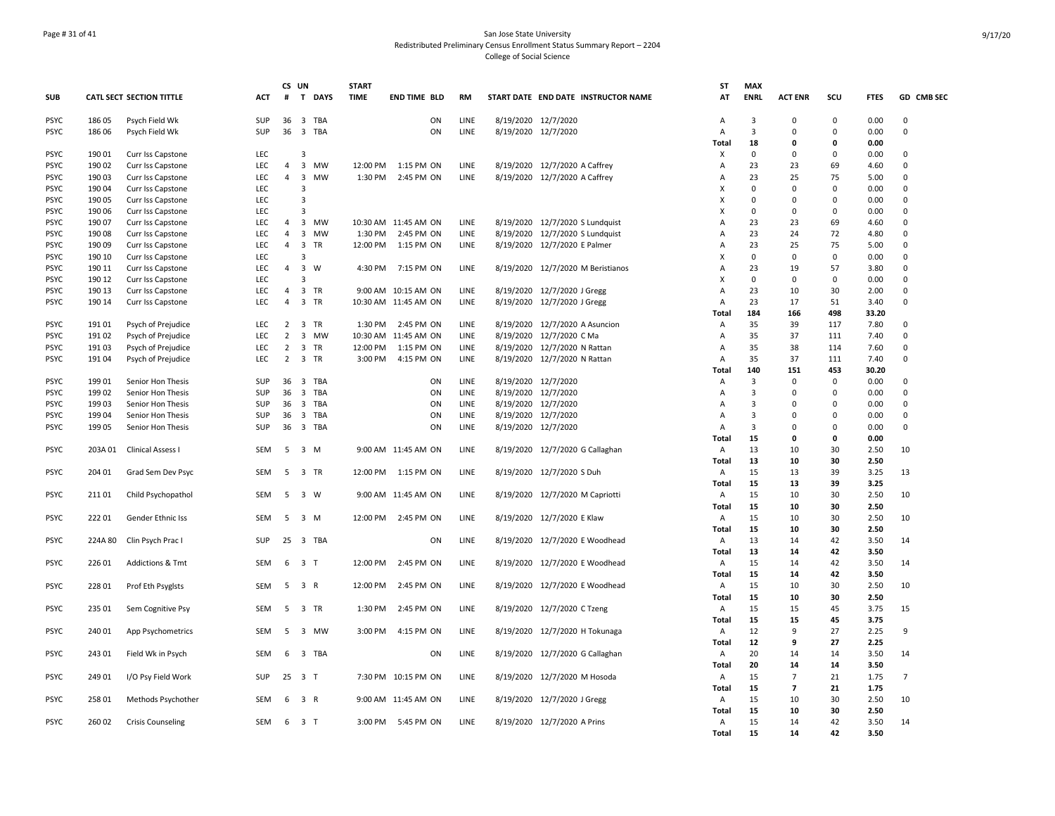San Jose State University
Redistributed Preliminary Census Enrollment Status Summary Report – 2204
College of Social Science

| SUB | CATL SECT | SECTION TITTLE | ACT | CS # | UN T | DAYS | START TIME | END TIME | BLD | RM | START DATE | END DATE | INSTRUCTOR NAME | ST AT | MAX ENRL | ACT ENR | SCU | FTES | GD | CMB SEC |
|---|---|---|---|---|---|---|---|---|---|---|---|---|---|---|---|---|---|---|---|---|
| PSYC | 186 05 | Psych Field Wk | SUP | 36 | 3 | TBA | | | ON | LINE | 8/19/2020 | 12/7/2020 | | A | 3 | 0 | 0 | 0.00 | 0 | |
| PSYC | 186 06 | Psych Field Wk | SUP | 36 | 3 | TBA | | | ON | LINE | 8/19/2020 | 12/7/2020 | | A | 3 | 0 | 0 | 0.00 | 0 | |
| | | | | | | | | | | | | | | **Total** | **18** | **0** | **0** | **0.00** | | |
| PSYC | 190 01 | Curr Iss Capstone | LEC | | 3 | | | | | | | | | X | 0 | 0 | 0 | 0.00 | 0 | |
| PSYC | 190 02 | Curr Iss Capstone | LEC | 4 | 3 | MW | 12:00 PM | 1:15 PM | ON | LINE | 8/19/2020 | 12/7/2020 | A Caffrey | A | 23 | 23 | 69 | 4.60 | 0 | |
| PSYC | 190 03 | Curr Iss Capstone | LEC | 4 | 3 | MW | 1:30 PM | 2:45 PM | ON | LINE | 8/19/2020 | 12/7/2020 | A Caffrey | A | 23 | 25 | 75 | 5.00 | 0 | |
| PSYC | 190 04 | Curr Iss Capstone | LEC | | 3 | | | | | | | | | X | 0 | 0 | 0 | 0.00 | 0 | |
| PSYC | 190 05 | Curr Iss Capstone | LEC | | 3 | | | | | | | | | X | 0 | 0 | 0 | 0.00 | 0 | |
| PSYC | 190 06 | Curr Iss Capstone | LEC | | 3 | | | | | | | | | X | 0 | 0 | 0 | 0.00 | 0 | |
| PSYC | 190 07 | Curr Iss Capstone | LEC | 4 | 3 | MW | 10:30 AM | 11:45 AM | ON | LINE | 8/19/2020 | 12/7/2020 | S Lundquist | A | 23 | 23 | 69 | 4.60 | 0 | |
| PSYC | 190 08 | Curr Iss Capstone | LEC | 4 | 3 | MW | 1:30 PM | 2:45 PM | ON | LINE | 8/19/2020 | 12/7/2020 | S Lundquist | A | 23 | 24 | 72 | 4.80 | 0 | |
| PSYC | 190 09 | Curr Iss Capstone | LEC | 4 | 3 | TR | 12:00 PM | 1:15 PM | ON | LINE | 8/19/2020 | 12/7/2020 | E Palmer | A | 23 | 25 | 75 | 5.00 | 0 | |
| PSYC | 190 10 | Curr Iss Capstone | LEC | | 3 | | | | | | | | | X | 0 | 0 | 0 | 0.00 | 0 | |
| PSYC | 190 11 | Curr Iss Capstone | LEC | 4 | 3 | W | 4:30 PM | 7:15 PM | ON | LINE | 8/19/2020 | 12/7/2020 | M Beristianos | A | 23 | 19 | 57 | 3.80 | 0 | |
| PSYC | 190 12 | Curr Iss Capstone | LEC | | 3 | | | | | | | | | X | 0 | 0 | 0 | 0.00 | 0 | |
| PSYC | 190 13 | Curr Iss Capstone | LEC | 4 | 3 | TR | 9:00 AM | 10:15 AM | ON | LINE | 8/19/2020 | 12/7/2020 | J Gregg | A | 23 | 10 | 30 | 2.00 | 0 | |
| PSYC | 190 14 | Curr Iss Capstone | LEC | 4 | 3 | TR | 10:30 AM | 11:45 AM | ON | LINE | 8/19/2020 | 12/7/2020 | J Gregg | A | 23 | 17 | 51 | 3.40 | 0 | |
| | | | | | | | | | | | | | | **Total** | **184** | **166** | **498** | **33.20** | | |
| PSYC | 191 01 | Psych of Prejudice | LEC | 2 | 3 | TR | 1:30 PM | 2:45 PM | ON | LINE | 8/19/2020 | 12/7/2020 | A Asuncion | A | 35 | 39 | 117 | 7.80 | 0 | |
| PSYC | 191 02 | Psych of Prejudice | LEC | 2 | 3 | MW | 10:30 AM | 11:45 AM | ON | LINE | 8/19/2020 | 12/7/2020 | C Ma | A | 35 | 37 | 111 | 7.40 | 0 | |
| PSYC | 191 03 | Psych of Prejudice | LEC | 2 | 3 | TR | 12:00 PM | 1:15 PM | ON | LINE | 8/19/2020 | 12/7/2020 | N Rattan | A | 35 | 38 | 114 | 7.60 | 0 | |
| PSYC | 191 04 | Psych of Prejudice | LEC | 2 | 3 | TR | 3:00 PM | 4:15 PM | ON | LINE | 8/19/2020 | 12/7/2020 | N Rattan | A | 35 | 37 | 111 | 7.40 | 0 | |
| | | | | | | | | | | | | | | **Total** | **140** | **151** | **453** | **30.20** | | |
| PSYC | 199 01 | Senior Hon Thesis | SUP | 36 | 3 | TBA | | | ON | LINE | 8/19/2020 | 12/7/2020 | | A | 3 | 0 | 0 | 0.00 | 0 | |
| PSYC | 199 02 | Senior Hon Thesis | SUP | 36 | 3 | TBA | | | ON | LINE | 8/19/2020 | 12/7/2020 | | A | 3 | 0 | 0 | 0.00 | 0 | |
| PSYC | 199 03 | Senior Hon Thesis | SUP | 36 | 3 | TBA | | | ON | LINE | 8/19/2020 | 12/7/2020 | | A | 3 | 0 | 0 | 0.00 | 0 | |
| PSYC | 199 04 | Senior Hon Thesis | SUP | 36 | 3 | TBA | | | ON | LINE | 8/19/2020 | 12/7/2020 | | A | 3 | 0 | 0 | 0.00 | 0 | |
| PSYC | 199 05 | Senior Hon Thesis | SUP | 36 | 3 | TBA | | | ON | LINE | 8/19/2020 | 12/7/2020 | | A | 3 | 0 | 0 | 0.00 | 0 | |
| | | | | | | | | | | | | | | **Total** | **15** | **0** | **0** | **0.00** | | |
| PSYC | 203A 01 | Clinical Assess I | SEM | 5 | 3 | M | 9:00 AM | 11:45 AM | ON | LINE | 8/19/2020 | 12/7/2020 | G Callaghan | A | 13 | 10 | 30 | 2.50 | 10 | |
| | | | | | | | | | | | | | | **Total** | **13** | **10** | **30** | **2.50** | | |
| PSYC | 204 01 | Grad Sem Dev Psyc | SEM | 5 | 3 | TR | 12:00 PM | 1:15 PM | ON | LINE | 8/19/2020 | 12/7/2020 | S Duh | A | 15 | 13 | 39 | 3.25 | 13 | |
| | | | | | | | | | | | | | | **Total** | **15** | **13** | **39** | **3.25** | | |
| PSYC | 211 01 | Child Psychopathol | SEM | 5 | 3 | W | 9:00 AM | 11:45 AM | ON | LINE | 8/19/2020 | 12/7/2020 | M Capriotti | A | 15 | 10 | 30 | 2.50 | 10 | |
| | | | | | | | | | | | | | | **Total** | **15** | **10** | **30** | **2.50** | | |
| PSYC | 222 01 | Gender Ethnic Iss | SEM | 5 | 3 | M | 12:00 PM | 2:45 PM | ON | LINE | 8/19/2020 | 12/7/2020 | E Klaw | A | 15 | 10 | 30 | 2.50 | 10 | |
| | | | | | | | | | | | | | | **Total** | **15** | **10** | **30** | **2.50** | | |
| PSYC | 224A 80 | Clin Psych Prac I | SUP | 25 | 3 | TBA | | | ON | LINE | 8/19/2020 | 12/7/2020 | E Woodhead | A | 13 | 14 | 42 | 3.50 | 14 | |
| | | | | | | | | | | | | | | **Total** | **13** | **14** | **42** | **3.50** | | |
| PSYC | 226 01 | Addictions & Tmt | SEM | 6 | 3 | T | 12:00 PM | 2:45 PM | ON | LINE | 8/19/2020 | 12/7/2020 | E Woodhead | A | 15 | 14 | 42 | 3.50 | 14 | |
| | | | | | | | | | | | | | | **Total** | **15** | **14** | **42** | **3.50** | | |
| PSYC | 228 01 | Prof Eth Psyglsts | SEM | 5 | 3 | R | 12:00 PM | 2:45 PM | ON | LINE | 8/19/2020 | 12/7/2020 | E Woodhead | A | 15 | 10 | 30 | 2.50 | 10 | |
| | | | | | | | | | | | | | | **Total** | **15** | **10** | **30** | **2.50** | | |
| PSYC | 235 01 | Sem Cognitive Psy | SEM | 5 | 3 | TR | 1:30 PM | 2:45 PM | ON | LINE | 8/19/2020 | 12/7/2020 | C Tzeng | A | 15 | 15 | 45 | 3.75 | 15 | |
| | | | | | | | | | | | | | | **Total** | **15** | **15** | **45** | **3.75** | | |
| PSYC | 240 01 | App Psychometrics | SEM | 5 | 3 | MW | 3:00 PM | 4:15 PM | ON | LINE | 8/19/2020 | 12/7/2020 | H Tokunaga | A | 12 | 9 | 27 | 2.25 | 9 | |
| | | | | | | | | | | | | | | **Total** | **12** | **9** | **27** | **2.25** | | |
| PSYC | 243 01 | Field Wk in Psych | SEM | 6 | 3 | TBA | | | ON | LINE | 8/19/2020 | 12/7/2020 | G Callaghan | A | 20 | 14 | 14 | 3.50 | 14 | |
| | | | | | | | | | | | | | | **Total** | **20** | **14** | **14** | **3.50** | | |
| PSYC | 249 01 | I/O Psy Field Work | SUP | 25 | 3 | T | 7:30 PM | 10:15 PM | ON | LINE | 8/19/2020 | 12/7/2020 | M Hosoda | A | 15 | 7 | 21 | 1.75 | 7 | |
| | | | | | | | | | | | | | | **Total** | **15** | **7** | **21** | **1.75** | | |
| PSYC | 258 01 | Methods Psychother | SEM | 6 | 3 | R | 9:00 AM | 11:45 AM | ON | LINE | 8/19/2020 | 12/7/2020 | J Gregg | A | 15 | 10 | 30 | 2.50 | 10 | |
| | | | | | | | | | | | | | | **Total** | **15** | **10** | **30** | **2.50** | | |
| PSYC | 260 02 | Crisis Counseling | SEM | 6 | 3 | T | 3:00 PM | 5:45 PM | ON | LINE | 8/19/2020 | 12/7/2020 | A Prins | A | 15 | 14 | 42 | 3.50 | 14 | |
| | | | | | | | | | | | | | | **Total** | **15** | **14** | **42** | **3.50** | | |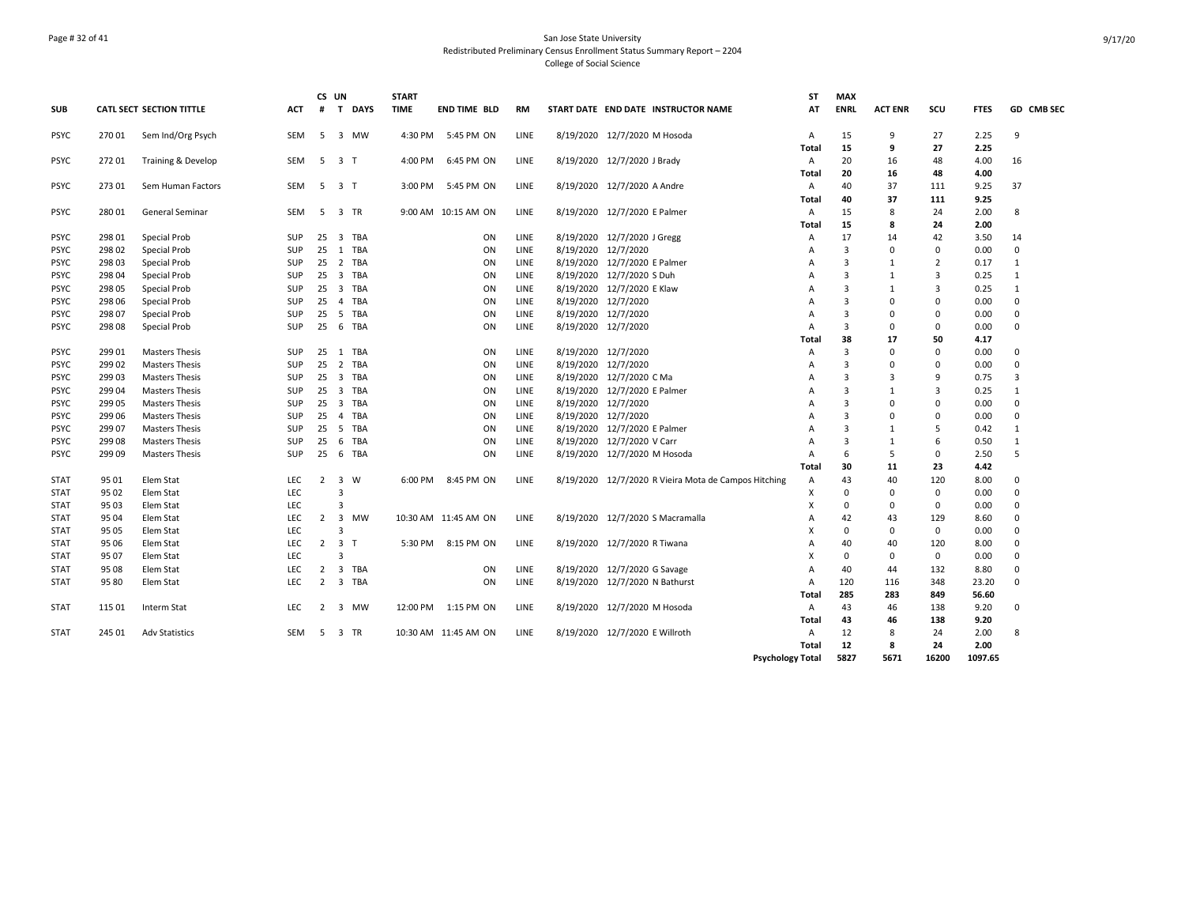San Jose State University
Redistributed Preliminary Census Enrollment Status Summary Report – 2204
College of Social Science

| SUB | CATL SECT | SECTION TITTLE | ACT | CS # | UN T | DAYS | START TIME | END TIME | BLD | RM | START DATE | END DATE | INSTRUCTOR NAME | ST AT | MAX ENRL | ACT ENR | SCU | FTES | GD | CMB SEC |
|---|---|---|---|---|---|---|---|---|---|---|---|---|---|---|---|---|---|---|---|---|
| PSYC | 270 01 | Sem Ind/Org Psych | SEM | 5 | 3 | MW | 4:30 PM | 5:45 PM | ON | LINE | 8/19/2020 | 12/7/2020 | M Hosoda | A | 15 | 9 | 27 | 2.25 | 9 | |
| | | | | | | | | | | | | | | Total | 15 | 9 | 27 | 2.25 | | |
| PSYC | 272 01 | Training & Develop | SEM | 5 | 3 | T | 4:00 PM | 6:45 PM | ON | LINE | 8/19/2020 | 12/7/2020 | J Brady | A | 20 | 16 | 48 | 4.00 | 16 | |
| | | | | | | | | | | | | | | Total | 20 | 16 | 48 | 4.00 | | |
| PSYC | 273 01 | Sem Human Factors | SEM | 5 | 3 | T | 3:00 PM | 5:45 PM | ON | LINE | 8/19/2020 | 12/7/2020 | A Andre | A | 40 | 37 | 111 | 9.25 | 37 | |
| | | | | | | | | | | | | | | Total | 40 | 37 | 111 | 9.25 | | |
| PSYC | 280 01 | General Seminar | SEM | 5 | 3 | TR | 9:00 AM | 10:15 AM | ON | LINE | 8/19/2020 | 12/7/2020 | E Palmer | A | 15 | 8 | 24 | 2.00 | 8 | |
| | | | | | | | | | | | | | | Total | 15 | 8 | 24 | 2.00 | | |
| PSYC | 298 01 | Special Prob | SUP | 25 | 3 | TBA | | | ON | LINE | 8/19/2020 | 12/7/2020 | J Gregg | A | 17 | 14 | 42 | 3.50 | 14 | |
| PSYC | 298 02 | Special Prob | SUP | 25 | 1 | TBA | | | ON | LINE | 8/19/2020 | 12/7/2020 | | A | 3 | 0 | 0 | 0.00 | 0 | |
| PSYC | 298 03 | Special Prob | SUP | 25 | 2 | TBA | | | ON | LINE | 8/19/2020 | 12/7/2020 | E Palmer | A | 3 | 1 | 2 | 0.17 | 1 | |
| PSYC | 298 04 | Special Prob | SUP | 25 | 3 | TBA | | | ON | LINE | 8/19/2020 | 12/7/2020 | S Duh | A | 3 | 1 | 3 | 0.25 | 1 | |
| PSYC | 298 05 | Special Prob | SUP | 25 | 3 | TBA | | | ON | LINE | 8/19/2020 | 12/7/2020 | E Klaw | A | 3 | 1 | 3 | 0.25 | 1 | |
| PSYC | 298 06 | Special Prob | SUP | 25 | 4 | TBA | | | ON | LINE | 8/19/2020 | 12/7/2020 | | A | 3 | 0 | 0 | 0.00 | 0 | |
| PSYC | 298 07 | Special Prob | SUP | 25 | 5 | TBA | | | ON | LINE | 8/19/2020 | 12/7/2020 | | A | 3 | 0 | 0 | 0.00 | 0 | |
| PSYC | 298 08 | Special Prob | SUP | 25 | 6 | TBA | | | ON | LINE | 8/19/2020 | 12/7/2020 | | A | 3 | 0 | 0 | 0.00 | 0 | |
| | | | | | | | | | | | | | | Total | 38 | 17 | 50 | 4.17 | | |
| PSYC | 299 01 | Masters Thesis | SUP | 25 | 1 | TBA | | | ON | LINE | 8/19/2020 | 12/7/2020 | | A | 3 | 0 | 0 | 0.00 | 0 | |
| PSYC | 299 02 | Masters Thesis | SUP | 25 | 2 | TBA | | | ON | LINE | 8/19/2020 | 12/7/2020 | | A | 3 | 0 | 0 | 0.00 | 0 | |
| PSYC | 299 03 | Masters Thesis | SUP | 25 | 3 | TBA | | | ON | LINE | 8/19/2020 | 12/7/2020 | C Ma | A | 3 | 3 | 9 | 0.75 | 3 | |
| PSYC | 299 04 | Masters Thesis | SUP | 25 | 3 | TBA | | | ON | LINE | 8/19/2020 | 12/7/2020 | E Palmer | A | 3 | 1 | 3 | 0.25 | 1 | |
| PSYC | 299 05 | Masters Thesis | SUP | 25 | 3 | TBA | | | ON | LINE | 8/19/2020 | 12/7/2020 | | A | 3 | 0 | 0 | 0.00 | 0 | |
| PSYC | 299 06 | Masters Thesis | SUP | 25 | 4 | TBA | | | ON | LINE | 8/19/2020 | 12/7/2020 | | A | 3 | 0 | 0 | 0.00 | 0 | |
| PSYC | 299 07 | Masters Thesis | SUP | 25 | 5 | TBA | | | ON | LINE | 8/19/2020 | 12/7/2020 | E Palmer | A | 3 | 1 | 5 | 0.42 | 1 | |
| PSYC | 299 08 | Masters Thesis | SUP | 25 | 6 | TBA | | | ON | LINE | 8/19/2020 | 12/7/2020 | V Carr | A | 3 | 1 | 6 | 0.50 | 1 | |
| PSYC | 299 09 | Masters Thesis | SUP | 25 | 6 | TBA | | | ON | LINE | 8/19/2020 | 12/7/2020 | M Hosoda | A | 6 | 5 | 0 | 2.50 | 5 | |
| | | | | | | | | | | | | | | Total | 30 | 11 | 23 | 4.42 | | |
| STAT | 95 01 | Elem Stat | LEC | 2 | 3 | W | 6:00 PM | 8:45 PM | ON | LINE | 8/19/2020 | 12/7/2020 | R Vieira Mota de Campos Hitching | A | 43 | 40 | 120 | 8.00 | 0 | |
| STAT | 95 02 | Elem Stat | LEC | | 3 | | | | | | | | | X | 0 | 0 | 0 | 0.00 | 0 | |
| STAT | 95 03 | Elem Stat | LEC | | 3 | | | | | | | | | X | 0 | 0 | 0 | 0.00 | 0 | |
| STAT | 95 04 | Elem Stat | LEC | 2 | 3 | MW | 10:30 AM | 11:45 AM | ON | LINE | 8/19/2020 | 12/7/2020 | S Macramalla | A | 42 | 43 | 129 | 8.60 | 0 | |
| STAT | 95 05 | Elem Stat | LEC | | 3 | | | | | | | | | X | 0 | 0 | 0 | 0.00 | 0 | |
| STAT | 95 06 | Elem Stat | LEC | 2 | 3 | T | 5:30 PM | 8:15 PM | ON | LINE | 8/19/2020 | 12/7/2020 | R Tiwana | A | 40 | 40 | 120 | 8.00 | 0 | |
| STAT | 95 07 | Elem Stat | LEC | | 3 | | | | | | | | | X | 0 | 0 | 0 | 0.00 | 0 | |
| STAT | 95 08 | Elem Stat | LEC | 2 | 3 | TBA | | | ON | LINE | 8/19/2020 | 12/7/2020 | G Savage | A | 40 | 44 | 132 | 8.80 | 0 | |
| STAT | 95 80 | Elem Stat | LEC | 2 | 3 | TBA | | | ON | LINE | 8/19/2020 | 12/7/2020 | N Bathurst | A | 120 | 116 | 348 | 23.20 | 0 | |
| | | | | | | | | | | | | | | Total | 285 | 283 | 849 | 56.60 | | |
| STAT | 115 01 | Interm Stat | LEC | 2 | 3 | MW | 12:00 PM | 1:15 PM | ON | LINE | 8/19/2020 | 12/7/2020 | M Hosoda | A | 43 | 46 | 138 | 9.20 | 0 | |
| | | | | | | | | | | | | | | Total | 43 | 46 | 138 | 9.20 | | |
| STAT | 245 01 | Adv Statistics | SEM | 5 | 3 | TR | 10:30 AM | 11:45 AM | ON | LINE | 8/19/2020 | 12/7/2020 | E Willroth | A | 12 | 8 | 24 | 2.00 | 8 | |
| | | | | | | | | | | | | | | Total | 12 | 8 | 24 | 2.00 | | |
| | | | | | | | | | | | | | | Psychology Total | 5827 | 5671 | 16200 | 1097.65 | | |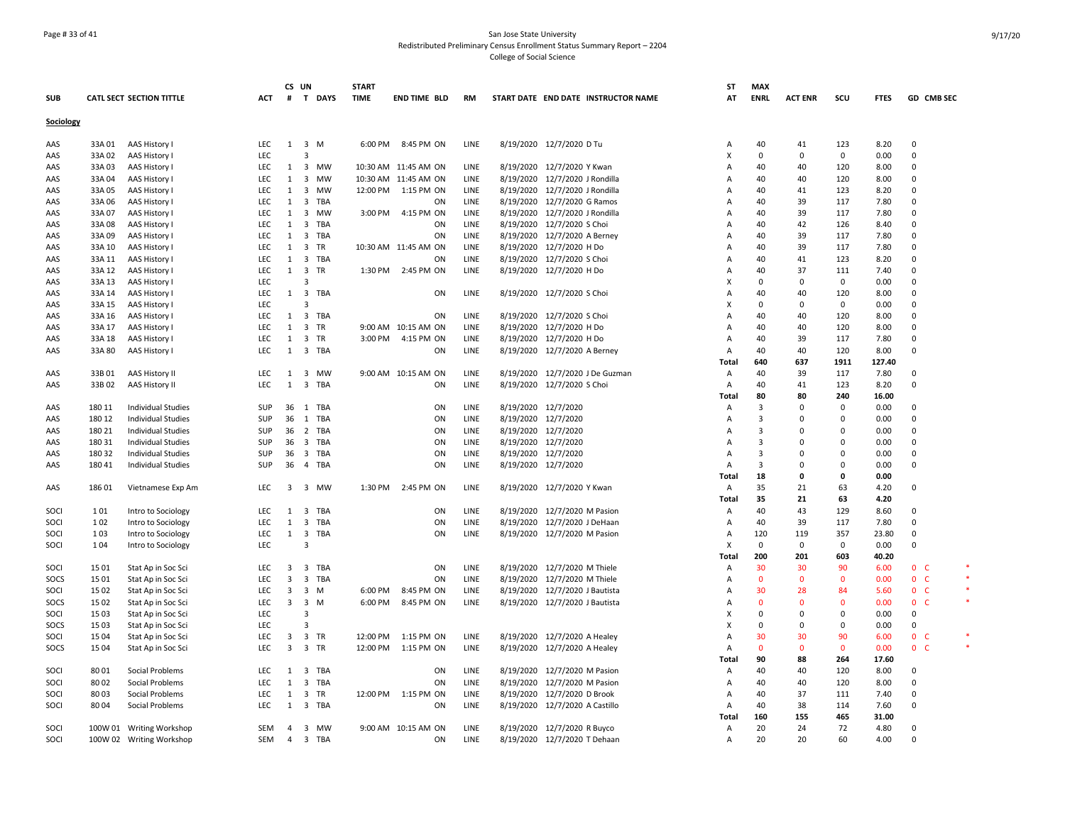San Jose State University
Redistributed Preliminary Census Enrollment Status Summary Report – 2204
College of Social Science

## Sociology

| SUB | CATL SECT | SECTION TITTLE | ACT | CS # | UN T | DAYS | START TIME | END TIME | BLD | RM | START DATE | END DATE | INSTRUCTOR NAME | ST AT | MAX ENRL | ACT ENR | SCU | FTES | GD | CMB SEC |
|---|---|---|---|---|---|---|---|---|---|---|---|---|---|---|---|---|---|---|---|---|
| AAS | 33A 01 | AAS History I | LEC | 1 | 3 | M | 6:00 PM | 8:45 PM | ON | LINE | 8/19/2020 | 12/7/2020 | D Tu | A | 40 | 41 | 123 | 8.20 | 0 | |
| AAS | 33A 02 | AAS History I | LEC | | 3 | | | | | | | | | X | 0 | 0 | 0 | 0.00 | 0 | |
| AAS | 33A 03 | AAS History I | LEC | 1 | 3 | MW | 10:30 AM | 11:45 AM | ON | LINE | 8/19/2020 | 12/7/2020 | Y Kwan | A | 40 | 40 | 120 | 8.00 | 0 | |
| AAS | 33A 04 | AAS History I | LEC | 1 | 3 | MW | 10:30 AM | 11:45 AM | ON | LINE | 8/19/2020 | 12/7/2020 | J Rondilla | A | 40 | 40 | 120 | 8.00 | 0 | |
| AAS | 33A 05 | AAS History I | LEC | 1 | 3 | MW | 12:00 PM | 1:15 PM | ON | LINE | 8/19/2020 | 12/7/2020 | J Rondilla | A | 40 | 41 | 123 | 8.20 | 0 | |
| AAS | 33A 06 | AAS History I | LEC | 1 | 3 | TBA | | | ON | LINE | 8/19/2020 | 12/7/2020 | G Ramos | A | 40 | 39 | 117 | 7.80 | 0 | |
| AAS | 33A 07 | AAS History I | LEC | 1 | 3 | MW | 3:00 PM | 4:15 PM | ON | LINE | 8/19/2020 | 12/7/2020 | J Rondilla | A | 40 | 39 | 117 | 7.80 | 0 | |
| AAS | 33A 08 | AAS History I | LEC | 1 | 3 | TBA | | | ON | LINE | 8/19/2020 | 12/7/2020 | S Choi | A | 40 | 42 | 126 | 8.40 | 0 | |
| AAS | 33A 09 | AAS History I | LEC | 1 | 3 | TBA | | | ON | LINE | 8/19/2020 | 12/7/2020 | A Berney | A | 40 | 39 | 117 | 7.80 | 0 | |
| AAS | 33A 10 | AAS History I | LEC | 1 | 3 | TR | 10:30 AM | 11:45 AM | ON | LINE | 8/19/2020 | 12/7/2020 | H Do | A | 40 | 39 | 117 | 7.80 | 0 | |
| AAS | 33A 11 | AAS History I | LEC | 1 | 3 | TBA | | | ON | LINE | 8/19/2020 | 12/7/2020 | S Choi | A | 40 | 41 | 123 | 8.20 | 0 | |
| AAS | 33A 12 | AAS History I | LEC | 1 | 3 | TR | 1:30 PM | 2:45 PM | ON | LINE | 8/19/2020 | 12/7/2020 | H Do | A | 40 | 37 | 111 | 7.40 | 0 | |
| AAS | 33A 13 | AAS History I | LEC | | 3 | | | | | | | | | X | 0 | 0 | 0 | 0.00 | 0 | |
| AAS | 33A 14 | AAS History I | LEC | 1 | 3 | TBA | | | ON | LINE | 8/19/2020 | 12/7/2020 | S Choi | A | 40 | 40 | 120 | 8.00 | 0 | |
| AAS | 33A 15 | AAS History I | LEC | | 3 | | | | | | | | | X | 0 | 0 | 0 | 0.00 | 0 | |
| AAS | 33A 16 | AAS History I | LEC | 1 | 3 | TBA | | | ON | LINE | 8/19/2020 | 12/7/2020 | S Choi | A | 40 | 40 | 120 | 8.00 | 0 | |
| AAS | 33A 17 | AAS History I | LEC | 1 | 3 | TR | 9:00 AM | 10:15 AM | ON | LINE | 8/19/2020 | 12/7/2020 | H Do | A | 40 | 40 | 120 | 8.00 | 0 | |
| AAS | 33A 18 | AAS History I | LEC | 1 | 3 | TR | 3:00 PM | 4:15 PM | ON | LINE | 8/19/2020 | 12/7/2020 | H Do | A | 40 | 39 | 117 | 7.80 | 0 | |
| AAS | 33A 80 | AAS History I | LEC | 1 | 3 | TBA | | | ON | LINE | 8/19/2020 | 12/7/2020 | A Berney | A | 40 | 40 | 120 | 8.00 | 0 | |
| | | | | | | | | | | | | | | **Total** | **640** | **637** | **1911** | **127.40** | | |
| AAS | 33B 01 | AAS History II | LEC | 1 | 3 | MW | 9:00 AM | 10:15 AM | ON | LINE | 8/19/2020 | 12/7/2020 | J De Guzman | A | 40 | 39 | 117 | 7.80 | 0 | |
| AAS | 33B 02 | AAS History II | LEC | 1 | 3 | TBA | | | ON | LINE | 8/19/2020 | 12/7/2020 | S Choi | A | 40 | 41 | 123 | 8.20 | 0 | |
| | | | | | | | | | | | | | | **Total** | **80** | **80** | **240** | **16.00** | | |
| AAS | 180 11 | Individual Studies | SUP | 36 | 1 | TBA | | | ON | LINE | 8/19/2020 | 12/7/2020 | | A | 3 | 0 | 0 | 0.00 | 0 | |
| AAS | 180 12 | Individual Studies | SUP | 36 | 1 | TBA | | | ON | LINE | 8/19/2020 | 12/7/2020 | | A | 3 | 0 | 0 | 0.00 | 0 | |
| AAS | 180 21 | Individual Studies | SUP | 36 | 2 | TBA | | | ON | LINE | 8/19/2020 | 12/7/2020 | | A | 3 | 0 | 0 | 0.00 | 0 | |
| AAS | 180 31 | Individual Studies | SUP | 36 | 3 | TBA | | | ON | LINE | 8/19/2020 | 12/7/2020 | | A | 3 | 0 | 0 | 0.00 | 0 | |
| AAS | 180 32 | Individual Studies | SUP | 36 | 3 | TBA | | | ON | LINE | 8/19/2020 | 12/7/2020 | | A | 3 | 0 | 0 | 0.00 | 0 | |
| AAS | 180 41 | Individual Studies | SUP | 36 | 4 | TBA | | | ON | LINE | 8/19/2020 | 12/7/2020 | | A | 3 | 0 | 0 | 0.00 | 0 | |
| | | | | | | | | | | | | | | **Total** | **18** | **0** | **0** | **0.00** | | |
| AAS | 186 01 | Vietnamese Exp Am | LEC | 3 | 3 | MW | 1:30 PM | 2:45 PM | ON | LINE | 8/19/2020 | 12/7/2020 | Y Kwan | A | 35 | 21 | 63 | 4.20 | 0 | |
| | | | | | | | | | | | | | | **Total** | **35** | **21** | **63** | **4.20** | | |
| SOCI | 1 01 | Intro to Sociology | LEC | 1 | 3 | TBA | | | ON | LINE | 8/19/2020 | 12/7/2020 | M Pasion | A | 40 | 43 | 129 | 8.60 | 0 | |
| SOCI | 1 02 | Intro to Sociology | LEC | 1 | 3 | TBA | | | ON | LINE | 8/19/2020 | 12/7/2020 | J DeHaan | A | 40 | 39 | 117 | 7.80 | 0 | |
| SOCI | 1 03 | Intro to Sociology | LEC | 1 | 3 | TBA | | | ON | LINE | 8/19/2020 | 12/7/2020 | M Pasion | A | 120 | 119 | 357 | 23.80 | 0 | |
| SOCI | 1 04 | Intro to Sociology | LEC | | 3 | | | | | | | | | X | 0 | 0 | 0 | 0.00 | 0 | |
| | | | | | | | | | | | | | | **Total** | **200** | **201** | **603** | **40.20** | | |
| SOCI | 15 01 | Stat Ap in Soc Sci | LEC | 3 | 3 | TBA | | | ON | LINE | 8/19/2020 | 12/7/2020 | M Thiele | A | 30 | 30 | 90 | 6.00 | 0 | C * |
| SOCS | 15 01 | Stat Ap in Soc Sci | LEC | 3 | 3 | TBA | | | ON | LINE | 8/19/2020 | 12/7/2020 | M Thiele | A | 0 | 0 | 0 | 0.00 | 0 | C * |
| SOCI | 15 02 | Stat Ap in Soc Sci | LEC | 3 | 3 | M | 6:00 PM | 8:45 PM | ON | LINE | 8/19/2020 | 12/7/2020 | J Bautista | A | 30 | 28 | 84 | 5.60 | 0 | C * |
| SOCS | 15 02 | Stat Ap in Soc Sci | LEC | 3 | 3 | M | 6:00 PM | 8:45 PM | ON | LINE | 8/19/2020 | 12/7/2020 | J Bautista | A | 0 | 0 | 0 | 0.00 | 0 | C * |
| SOCI | 15 03 | Stat Ap in Soc Sci | LEC | | 3 | | | | | | | | | X | 0 | 0 | 0 | 0.00 | 0 | |
| SOCS | 15 03 | Stat Ap in Soc Sci | LEC | | 3 | | | | | | | | | X | 0 | 0 | 0 | 0.00 | 0 | |
| SOCI | 15 04 | Stat Ap in Soc Sci | LEC | 3 | 3 | TR | 12:00 PM | 1:15 PM | ON | LINE | 8/19/2020 | 12/7/2020 | A Healey | A | 30 | 30 | 90 | 6.00 | 0 | C * |
| SOCS | 15 04 | Stat Ap in Soc Sci | LEC | 3 | 3 | TR | 12:00 PM | 1:15 PM | ON | LINE | 8/19/2020 | 12/7/2020 | A Healey | A | 0 | 0 | 0 | 0.00 | 0 | C * |
| | | | | | | | | | | | | | | **Total** | **90** | **88** | **264** | **17.60** | | |
| SOCI | 80 01 | Social Problems | LEC | 1 | 3 | TBA | | | ON | LINE | 8/19/2020 | 12/7/2020 | M Pasion | A | 40 | 40 | 120 | 8.00 | 0 | |
| SOCI | 80 02 | Social Problems | LEC | 1 | 3 | TBA | | | ON | LINE | 8/19/2020 | 12/7/2020 | M Pasion | A | 40 | 40 | 120 | 8.00 | 0 | |
| SOCI | 80 03 | Social Problems | LEC | 1 | 3 | TR | 12:00 PM | 1:15 PM | ON | LINE | 8/19/2020 | 12/7/2020 | D Brook | A | 40 | 37 | 111 | 7.40 | 0 | |
| SOCI | 80 04 | Social Problems | LEC | 1 | 3 | TBA | | | ON | LINE | 8/19/2020 | 12/7/2020 | A Castillo | A | 40 | 38 | 114 | 7.60 | 0 | |
| | | | | | | | | | | | | | | **Total** | **160** | **155** | **465** | **31.00** | | |
| SOCI | 100W 01 | Writing Workshop | SEM | 4 | 3 | MW | 9:00 AM | 10:15 AM | ON | LINE | 8/19/2020 | 12/7/2020 | R Buyco | A | 20 | 24 | 72 | 4.80 | 0 | |
| SOCI | 100W 02 | Writing Workshop | SEM | 4 | 3 | TBA | | | ON | LINE | 8/19/2020 | 12/7/2020 | T Dehaan | A | 20 | 20 | 60 | 4.00 | 0 | |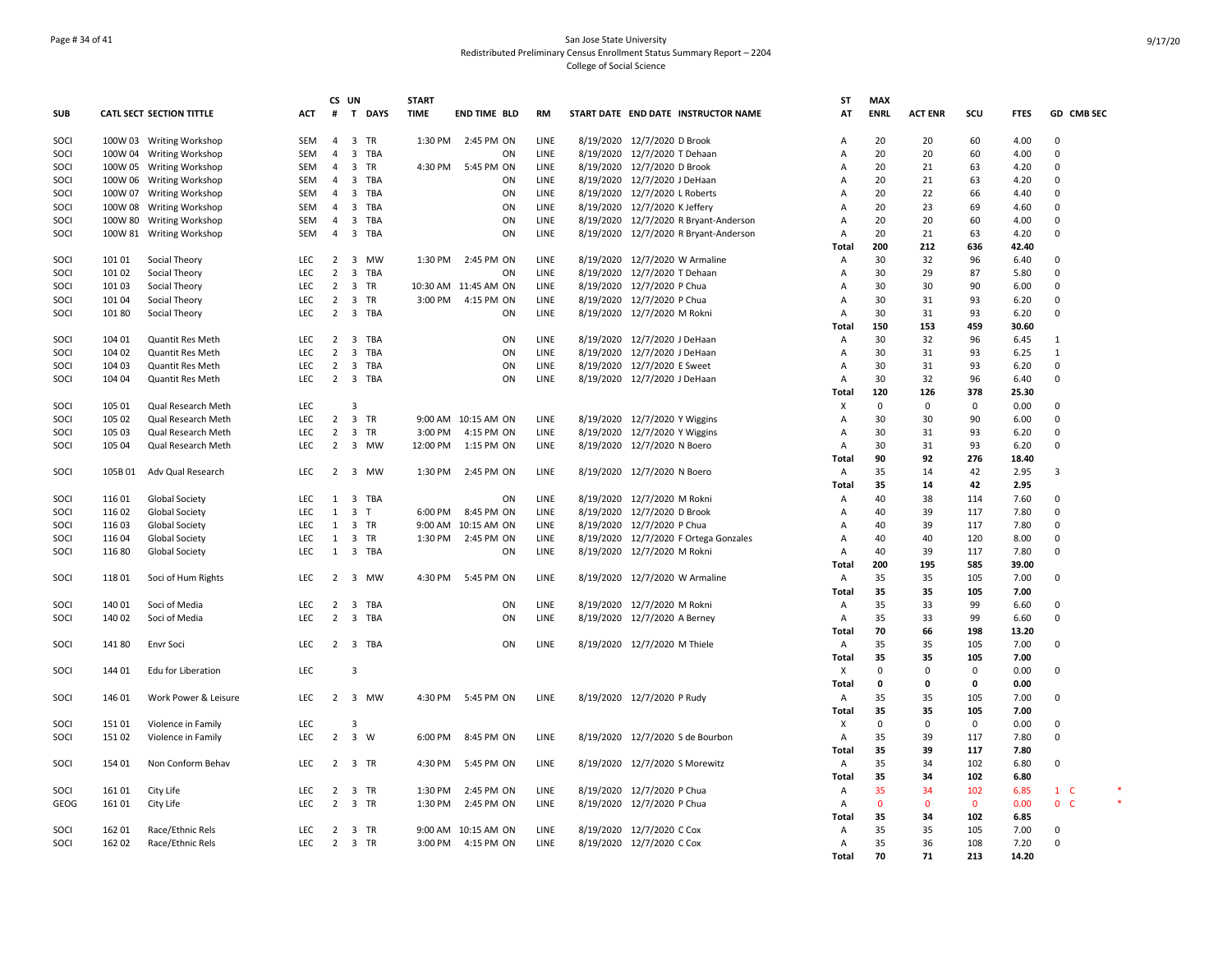San Jose State University
Redistributed Preliminary Census Enrollment Status Summary Report – 2204
College of Social Science

| SUB | CATL SECT | SECTION TITTLE | ACT | CS # | UN T | DAYS | START TIME | END TIME | BLD | RM | START DATE | END DATE | INSTRUCTOR NAME | ST AT | MAX ENRL | ACT ENR | SCU | FTES | GD | CMB SEC |
|---|---|---|---|---|---|---|---|---|---|---|---|---|---|---|---|---|---|---|---|---|
| SOCI | 100W 03 | Writing Workshop | SEM | 4 | 3 | TR | 1:30 PM | 2:45 PM | ON | LINE | 8/19/2020 | 12/7/2020 | D Brook | A | 20 | 20 | 60 | 4.00 | 0 | |
| SOCI | 100W 04 | Writing Workshop | SEM | 4 | 3 | TBA | | | ON | LINE | 8/19/2020 | 12/7/2020 | T Dehaan | A | 20 | 20 | 60 | 4.00 | 0 | |
| SOCI | 100W 05 | Writing Workshop | SEM | 4 | 3 | TR | 4:30 PM | 5:45 PM | ON | LINE | 8/19/2020 | 12/7/2020 | D Brook | A | 20 | 21 | 63 | 4.20 | 0 | |
| SOCI | 100W 06 | Writing Workshop | SEM | 4 | 3 | TBA | | | ON | LINE | 8/19/2020 | 12/7/2020 | J DeHaan | A | 20 | 21 | 63 | 4.20 | 0 | |
| SOCI | 100W 07 | Writing Workshop | SEM | 4 | 3 | TBA | | | ON | LINE | 8/19/2020 | 12/7/2020 | L Roberts | A | 20 | 22 | 66 | 4.40 | 0 | |
| SOCI | 100W 08 | Writing Workshop | SEM | 4 | 3 | TBA | | | ON | LINE | 8/19/2020 | 12/7/2020 | K Jeffery | A | 20 | 23 | 69 | 4.60 | 0 | |
| SOCI | 100W 80 | Writing Workshop | SEM | 4 | 3 | TBA | | | ON | LINE | 8/19/2020 | 12/7/2020 | R Bryant-Anderson | A | 20 | 20 | 60 | 4.00 | 0 | |
| SOCI | 100W 81 | Writing Workshop | SEM | 4 | 3 | TBA | | | ON | LINE | 8/19/2020 | 12/7/2020 | R Bryant-Anderson | A | 20 | 21 | 63 | 4.20 | 0 | |
| | | | | | | | | | | | | | | Total | 200 | 212 | 636 | 42.40 | | |
| SOCI | 101 01 | Social Theory | LEC | 2 | 3 | MW | 1:30 PM | 2:45 PM | ON | LINE | 8/19/2020 | 12/7/2020 | W Armaline | A | 30 | 32 | 96 | 6.40 | 0 | |
| SOCI | 101 02 | Social Theory | LEC | 2 | 3 | TBA | | | ON | LINE | 8/19/2020 | 12/7/2020 | T Dehaan | A | 30 | 29 | 87 | 5.80 | 0 | |
| SOCI | 101 03 | Social Theory | LEC | 2 | 3 | TR | 10:30 AM | 11:45 AM | ON | LINE | 8/19/2020 | 12/7/2020 | P Chua | A | 30 | 30 | 90 | 6.00 | 0 | |
| SOCI | 101 04 | Social Theory | LEC | 2 | 3 | TR | 3:00 PM | 4:15 PM | ON | LINE | 8/19/2020 | 12/7/2020 | P Chua | A | 30 | 31 | 93 | 6.20 | 0 | |
| SOCI | 101 80 | Social Theory | LEC | 2 | 3 | TBA | | | ON | LINE | 8/19/2020 | 12/7/2020 | M Rokni | A | 30 | 31 | 93 | 6.20 | 0 | |
| | | | | | | | | | | | | | | Total | 150 | 153 | 459 | 30.60 | | |
| SOCI | 104 01 | Quantit Res Meth | LEC | 2 | 3 | TBA | | | ON | LINE | 8/19/2020 | 12/7/2020 | J DeHaan | A | 30 | 32 | 96 | 6.45 | 1 | |
| SOCI | 104 02 | Quantit Res Meth | LEC | 2 | 3 | TBA | | | ON | LINE | 8/19/2020 | 12/7/2020 | J DeHaan | A | 30 | 31 | 93 | 6.25 | 1 | |
| SOCI | 104 03 | Quantit Res Meth | LEC | 2 | 3 | TBA | | | ON | LINE | 8/19/2020 | 12/7/2020 | E Sweet | A | 30 | 31 | 93 | 6.20 | 0 | |
| SOCI | 104 04 | Quantit Res Meth | LEC | 2 | 3 | TBA | | | ON | LINE | 8/19/2020 | 12/7/2020 | J DeHaan | A | 30 | 32 | 96 | 6.40 | 0 | |
| | | | | | | | | | | | | | | Total | 120 | 126 | 378 | 25.30 | | |
| SOCI | 105 01 | Qual Research Meth | LEC | | 3 | | | | | | | | | X | 0 | 0 | 0 | 0.00 | 0 | |
| SOCI | 105 02 | Qual Research Meth | LEC | 2 | 3 | TR | 9:00 AM | 10:15 AM | ON | LINE | 8/19/2020 | 12/7/2020 | Y Wiggins | A | 30 | 30 | 90 | 6.00 | 0 | |
| SOCI | 105 03 | Qual Research Meth | LEC | 2 | 3 | TR | 3:00 PM | 4:15 PM | ON | LINE | 8/19/2020 | 12/7/2020 | Y Wiggins | A | 30 | 31 | 93 | 6.20 | 0 | |
| SOCI | 105 04 | Qual Research Meth | LEC | 2 | 3 | MW | 12:00 PM | 1:15 PM | ON | LINE | 8/19/2020 | 12/7/2020 | N Boero | A | 30 | 31 | 93 | 6.20 | 0 | |
| | | | | | | | | | | | | | | Total | 90 | 92 | 276 | 18.40 | | |
| SOCI | 105B 01 | Adv Qual Research | LEC | 2 | 3 | MW | 1:30 PM | 2:45 PM | ON | LINE | 8/19/2020 | 12/7/2020 | N Boero | A | 35 | 14 | 42 | 2.95 | 3 | |
| | | | | | | | | | | | | | | Total | 35 | 14 | 42 | 2.95 | | |
| SOCI | 116 01 | Global Society | LEC | 1 | 3 | TBA | | | ON | LINE | 8/19/2020 | 12/7/2020 | M Rokni | A | 40 | 38 | 114 | 7.60 | 0 | |
| SOCI | 116 02 | Global Society | LEC | 1 | 3 | T | 6:00 PM | 8:45 PM | ON | LINE | 8/19/2020 | 12/7/2020 | D Brook | A | 40 | 39 | 117 | 7.80 | 0 | |
| SOCI | 116 03 | Global Society | LEC | 1 | 3 | TR | 9:00 AM | 10:15 AM | ON | LINE | 8/19/2020 | 12/7/2020 | P Chua | A | 40 | 39 | 117 | 7.80 | 0 | |
| SOCI | 116 04 | Global Society | LEC | 1 | 3 | TR | 1:30 PM | 2:45 PM | ON | LINE | 8/19/2020 | 12/7/2020 | F Ortega Gonzales | A | 40 | 40 | 120 | 8.00 | 0 | |
| SOCI | 116 80 | Global Society | LEC | 1 | 3 | TBA | | | ON | LINE | 8/19/2020 | 12/7/2020 | M Rokni | A | 40 | 39 | 117 | 7.80 | 0 | |
| | | | | | | | | | | | | | | Total | 200 | 195 | 585 | 39.00 | | |
| SOCI | 118 01 | Soci of Hum Rights | LEC | 2 | 3 | MW | 4:30 PM | 5:45 PM | ON | LINE | 8/19/2020 | 12/7/2020 | W Armaline | A | 35 | 35 | 105 | 7.00 | 0 | |
| | | | | | | | | | | | | | | Total | 35 | 35 | 105 | 7.00 | | |
| SOCI | 140 01 | Soci of Media | LEC | 2 | 3 | TBA | | | ON | LINE | 8/19/2020 | 12/7/2020 | M Rokni | A | 35 | 33 | 99 | 6.60 | 0 | |
| SOCI | 140 02 | Soci of Media | LEC | 2 | 3 | TBA | | | ON | LINE | 8/19/2020 | 12/7/2020 | A Berney | A | 35 | 33 | 99 | 6.60 | 0 | |
| | | | | | | | | | | | | | | Total | 70 | 66 | 198 | 13.20 | | |
| SOCI | 141 80 | Envr Soci | LEC | 2 | 3 | TBA | | | ON | LINE | 8/19/2020 | 12/7/2020 | M Thiele | A | 35 | 35 | 105 | 7.00 | 0 | |
| | | | | | | | | | | | | | | Total | 35 | 35 | 105 | 7.00 | | |
| SOCI | 144 01 | Edu for Liberation | LEC | | 3 | | | | | | | | | X | 0 | 0 | 0 | 0.00 | 0 | |
| | | | | | | | | | | | | | | Total | 0 | 0 | 0 | 0.00 | | |
| SOCI | 146 01 | Work Power & Leisure | LEC | 2 | 3 | MW | 4:30 PM | 5:45 PM | ON | LINE | 8/19/2020 | 12/7/2020 | P Rudy | A | 35 | 35 | 105 | 7.00 | 0 | |
| | | | | | | | | | | | | | | Total | 35 | 35 | 105 | 7.00 | | |
| SOCI | 151 01 | Violence in Family | LEC | | 3 | | | | | | | | | X | 0 | 0 | 0 | 0.00 | 0 | |
| SOCI | 151 02 | Violence in Family | LEC | 2 | 3 | W | 6:00 PM | 8:45 PM | ON | LINE | 8/19/2020 | 12/7/2020 | S de Bourbon | A | 35 | 39 | 117 | 7.80 | 0 | |
| | | | | | | | | | | | | | | Total | 35 | 39 | 117 | 7.80 | | |
| SOCI | 154 01 | Non Conform Behav | LEC | 2 | 3 | TR | 4:30 PM | 5:45 PM | ON | LINE | 8/19/2020 | 12/7/2020 | S Morewitz | A | 35 | 34 | 102 | 6.80 | 0 | |
| | | | | | | | | | | | | | | Total | 35 | 34 | 102 | 6.80 | | |
| SOCI | 161 01 | City Life | LEC | 2 | 3 | TR | 1:30 PM | 2:45 PM | ON | LINE | 8/19/2020 | 12/7/2020 | P Chua | A | 35 | 34 | 102 | 6.85 | 1 | C * |
| GEOG | 161 01 | City Life | LEC | 2 | 3 | TR | 1:30 PM | 2:45 PM | ON | LINE | 8/19/2020 | 12/7/2020 | P Chua | A | 0 | 0 | 0 | 0.00 | 0 | C * |
| | | | | | | | | | | | | | | Total | 35 | 34 | 102 | 6.85 | | |
| SOCI | 162 01 | Race/Ethnic Rels | LEC | 2 | 3 | TR | 9:00 AM | 10:15 AM | ON | LINE | 8/19/2020 | 12/7/2020 | C Cox | A | 35 | 35 | 105 | 7.00 | 0 | |
| SOCI | 162 02 | Race/Ethnic Rels | LEC | 2 | 3 | TR | 3:00 PM | 4:15 PM | ON | LINE | 8/19/2020 | 12/7/2020 | C Cox | A | 35 | 36 | 108 | 7.20 | 0 | |
| | | | | | | | | | | | | | | Total | 70 | 71 | 213 | 14.20 | | |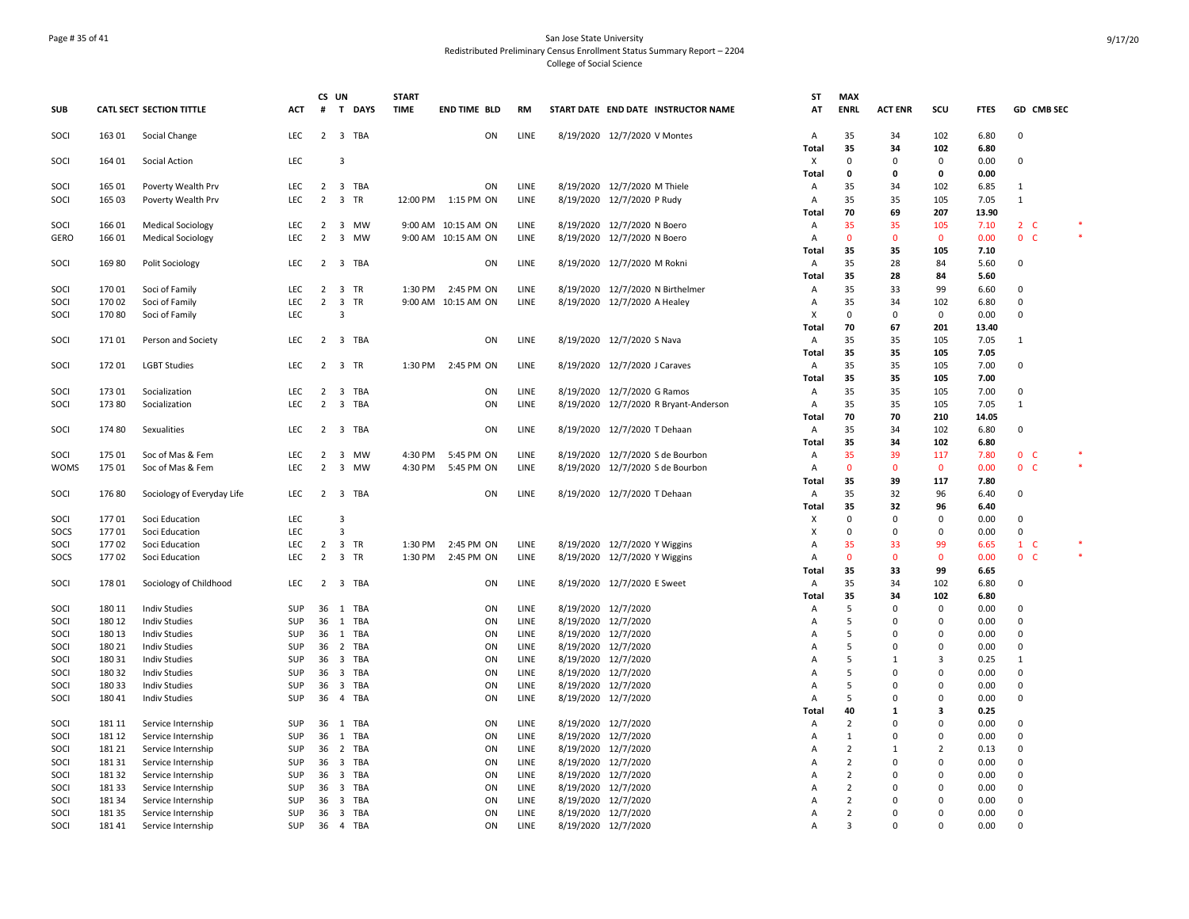San Jose State University
Redistributed Preliminary Census Enrollment Status Summary Report – 2204
College of Social Science

| SUB | CATL | SECT | SECTION TITTLE | ACT | CS # | UN T | DAYS | START TIME | END TIME | BLD | RM | START DATE | END DATE | INSTRUCTOR NAME | STAT | MAX ENRL | ACT ENR | SCU | FTES | GD | CMB SEC | |
|---|---|---|---|---|---|---|---|---|---|---|---|---|---|---|---|---|---|---|---|---|---|---|
| SOCI | 163 | 01 | Social Change | LEC | 2 | 3 | TBA | | | ON | LINE | 8/19/2020 | 12/7/2020 | V Montes | A | 35 | 34 | 102 | 6.80 | 0 | | |
| | | | | | | | | | | | | | | | Total | 35 | 34 | 102 | 6.80 | | | |
| SOCI | 164 | 01 | Social Action | LEC | | 3 | | | | | | | | | X | 0 | 0 | 0 | 0.00 | 0 | | |
| | | | | | | | | | | | | | | | Total | 0 | 0 | 0 | 0.00 | | | |
| SOCI | 165 | 01 | Poverty Wealth Prv | LEC | 2 | 3 | TBA | | | ON | LINE | 8/19/2020 | 12/7/2020 | M Thiele | A | 35 | 34 | 102 | 6.85 | 1 | | |
| SOCI | 165 | 03 | Poverty Wealth Prv | LEC | 2 | 3 | TR | 12:00 PM | 1:15 PM | ON | LINE | 8/19/2020 | 12/7/2020 | P Rudy | A | 35 | 35 | 105 | 7.05 | 1 | | |
| | | | | | | | | | | | | | | | Total | 70 | 69 | 207 | 13.90 | | | |
| SOCI | 166 | 01 | Medical Sociology | LEC | 2 | 3 | MW | 9:00 AM | 10:15 AM | ON | LINE | 8/19/2020 | 12/7/2020 | N Boero | A | 35 | 35 | 105 | 7.10 | 2 | C | * |
| GERO | 166 | 01 | Medical Sociology | LEC | 2 | 3 | MW | 9:00 AM | 10:15 AM | ON | LINE | 8/19/2020 | 12/7/2020 | N Boero | A | 0 | 0 | 0 | 0.00 | 0 | C | * |
| | | | | | | | | | | | | | | | Total | 35 | 35 | 105 | 7.10 | | | |
| SOCI | 169 | 80 | Polit Sociology | LEC | 2 | 3 | TBA | | | ON | LINE | 8/19/2020 | 12/7/2020 | M Rokni | A | 35 | 28 | 84 | 5.60 | 0 | | |
| | | | | | | | | | | | | | | | Total | 35 | 28 | 84 | 5.60 | | | |
| SOCI | 170 | 01 | Soci of Family | LEC | 2 | 3 | TR | 1:30 PM | 2:45 PM | ON | LINE | 8/19/2020 | 12/7/2020 | N Birthelmer | A | 35 | 33 | 99 | 6.60 | 0 | | |
| SOCI | 170 | 02 | Soci of Family | LEC | 2 | 3 | TR | 9:00 AM | 10:15 AM | ON | LINE | 8/19/2020 | 12/7/2020 | A Healey | A | 35 | 34 | 102 | 6.80 | 0 | | |
| SOCI | 170 | 80 | Soci of Family | LEC | | 3 | | | | | | | | | X | 0 | 0 | 0 | 0.00 | 0 | | |
| | | | | | | | | | | | | | | | Total | 70 | 67 | 201 | 13.40 | | | |
| SOCI | 171 | 01 | Person and Society | LEC | 2 | 3 | TBA | | | ON | LINE | 8/19/2020 | 12/7/2020 | S Nava | A | 35 | 35 | 105 | 7.05 | 1 | | |
| | | | | | | | | | | | | | | | Total | 35 | 35 | 105 | 7.05 | | | |
| SOCI | 172 | 01 | LGBT Studies | LEC | 2 | 3 | TR | 1:30 PM | 2:45 PM | ON | LINE | 8/19/2020 | 12/7/2020 | J Caraves | A | 35 | 35 | 105 | 7.00 | 0 | | |
| | | | | | | | | | | | | | | | Total | 35 | 35 | 105 | 7.00 | | | |
| SOCI | 173 | 01 | Socialization | LEC | 2 | 3 | TBA | | | ON | LINE | 8/19/2020 | 12/7/2020 | G Ramos | A | 35 | 35 | 105 | 7.00 | 0 | | |
| SOCI | 173 | 80 | Socialization | LEC | 2 | 3 | TBA | | | ON | LINE | 8/19/2020 | 12/7/2020 | R Bryant-Anderson | A | 35 | 35 | 105 | 7.05 | 1 | | |
| | | | | | | | | | | | | | | | Total | 70 | 70 | 210 | 14.05 | | | |
| SOCI | 174 | 80 | Sexualities | LEC | 2 | 3 | TBA | | | ON | LINE | 8/19/2020 | 12/7/2020 | T Dehaan | A | 35 | 34 | 102 | 6.80 | 0 | | |
| | | | | | | | | | | | | | | | Total | 35 | 34 | 102 | 6.80 | | | |
| SOCI | 175 | 01 | Soc of Mas & Fem | LEC | 2 | 3 | MW | 4:30 PM | 5:45 PM | ON | LINE | 8/19/2020 | 12/7/2020 | S de Bourbon | A | 35 | 39 | 117 | 7.80 | 0 | C | * |
| WOMS | 175 | 01 | Soc of Mas & Fem | LEC | 2 | 3 | MW | 4:30 PM | 5:45 PM | ON | LINE | 8/19/2020 | 12/7/2020 | S de Bourbon | A | 0 | 0 | 0 | 0.00 | 0 | C | * |
| | | | | | | | | | | | | | | | Total | 35 | 39 | 117 | 7.80 | | | |
| SOCI | 176 | 80 | Sociology of Everyday Life | LEC | 2 | 3 | TBA | | | ON | LINE | 8/19/2020 | 12/7/2020 | T Dehaan | A | 35 | 32 | 96 | 6.40 | 0 | | |
| | | | | | | | | | | | | | | | Total | 35 | 32 | 96 | 6.40 | | | |
| SOCI | 177 | 01 | Soci Education | LEC | | 3 | | | | | | | | | X | 0 | 0 | 0 | 0.00 | 0 | | |
| SOCS | 177 | 01 | Soci Education | LEC | | 3 | | | | | | | | | X | 0 | 0 | 0 | 0.00 | 0 | | |
| SOCI | 177 | 02 | Soci Education | LEC | 2 | 3 | TR | 1:30 PM | 2:45 PM | ON | LINE | 8/19/2020 | 12/7/2020 | Y Wiggins | A | 35 | 33 | 99 | 6.65 | 1 | C | * |
| SOCS | 177 | 02 | Soci Education | LEC | 2 | 3 | TR | 1:30 PM | 2:45 PM | ON | LINE | 8/19/2020 | 12/7/2020 | Y Wiggins | A | 0 | 0 | 0 | 0.00 | 0 | C | * |
| | | | | | | | | | | | | | | | Total | 35 | 33 | 99 | 6.65 | | | |
| SOCI | 178 | 01 | Sociology of Childhood | LEC | 2 | 3 | TBA | | | ON | LINE | 8/19/2020 | 12/7/2020 | E Sweet | A | 35 | 34 | 102 | 6.80 | 0 | | |
| | | | | | | | | | | | | | | | Total | 35 | 34 | 102 | 6.80 | | | |
| SOCI | 180 | 11 | Indiv Studies | SUP | 36 | 1 | TBA | | | ON | LINE | 8/19/2020 | 12/7/2020 | | A | 5 | 0 | 0 | 0.00 | 0 | | |
| SOCI | 180 | 12 | Indiv Studies | SUP | 36 | 1 | TBA | | | ON | LINE | 8/19/2020 | 12/7/2020 | | A | 5 | 0 | 0 | 0.00 | 0 | | |
| SOCI | 180 | 13 | Indiv Studies | SUP | 36 | 1 | TBA | | | ON | LINE | 8/19/2020 | 12/7/2020 | | A | 5 | 0 | 0 | 0.00 | 0 | | |
| SOCI | 180 | 21 | Indiv Studies | SUP | 36 | 2 | TBA | | | ON | LINE | 8/19/2020 | 12/7/2020 | | A | 5 | 0 | 0 | 0.00 | 0 | | |
| SOCI | 180 | 31 | Indiv Studies | SUP | 36 | 3 | TBA | | | ON | LINE | 8/19/2020 | 12/7/2020 | | A | 5 | 1 | 3 | 0.25 | 1 | | |
| SOCI | 180 | 32 | Indiv Studies | SUP | 36 | 3 | TBA | | | ON | LINE | 8/19/2020 | 12/7/2020 | | A | 5 | 0 | 0 | 0.00 | 0 | | |
| SOCI | 180 | 33 | Indiv Studies | SUP | 36 | 3 | TBA | | | ON | LINE | 8/19/2020 | 12/7/2020 | | A | 5 | 0 | 0 | 0.00 | 0 | | |
| SOCI | 180 | 41 | Indiv Studies | SUP | 36 | 4 | TBA | | | ON | LINE | 8/19/2020 | 12/7/2020 | | A | 5 | 0 | 0 | 0.00 | 0 | | |
| | | | | | | | | | | | | | | | Total | 40 | 1 | 3 | 0.25 | | | |
| SOCI | 181 | 11 | Service Internship | SUP | 36 | 1 | TBA | | | ON | LINE | 8/19/2020 | 12/7/2020 | | A | 2 | 0 | 0 | 0.00 | 0 | | |
| SOCI | 181 | 12 | Service Internship | SUP | 36 | 1 | TBA | | | ON | LINE | 8/19/2020 | 12/7/2020 | | A | 1 | 0 | 0 | 0.00 | 0 | | |
| SOCI | 181 | 21 | Service Internship | SUP | 36 | 2 | TBA | | | ON | LINE | 8/19/2020 | 12/7/2020 | | A | 2 | 1 | 2 | 0.13 | 0 | | |
| SOCI | 181 | 31 | Service Internship | SUP | 36 | 3 | TBA | | | ON | LINE | 8/19/2020 | 12/7/2020 | | A | 2 | 0 | 0 | 0.00 | 0 | | |
| SOCI | 181 | 32 | Service Internship | SUP | 36 | 3 | TBA | | | ON | LINE | 8/19/2020 | 12/7/2020 | | A | 2 | 0 | 0 | 0.00 | 0 | | |
| SOCI | 181 | 33 | Service Internship | SUP | 36 | 3 | TBA | | | ON | LINE | 8/19/2020 | 12/7/2020 | | A | 2 | 0 | 0 | 0.00 | 0 | | |
| SOCI | 181 | 34 | Service Internship | SUP | 36 | 3 | TBA | | | ON | LINE | 8/19/2020 | 12/7/2020 | | A | 2 | 0 | 0 | 0.00 | 0 | | |
| SOCI | 181 | 35 | Service Internship | SUP | 36 | 3 | TBA | | | ON | LINE | 8/19/2020 | 12/7/2020 | | A | 2 | 0 | 0 | 0.00 | 0 | | |
| SOCI | 181 | 41 | Service Internship | SUP | 36 | 4 | TBA | | | ON | LINE | 8/19/2020 | 12/7/2020 | | A | 3 | 0 | 0 | 0.00 | 0 | | |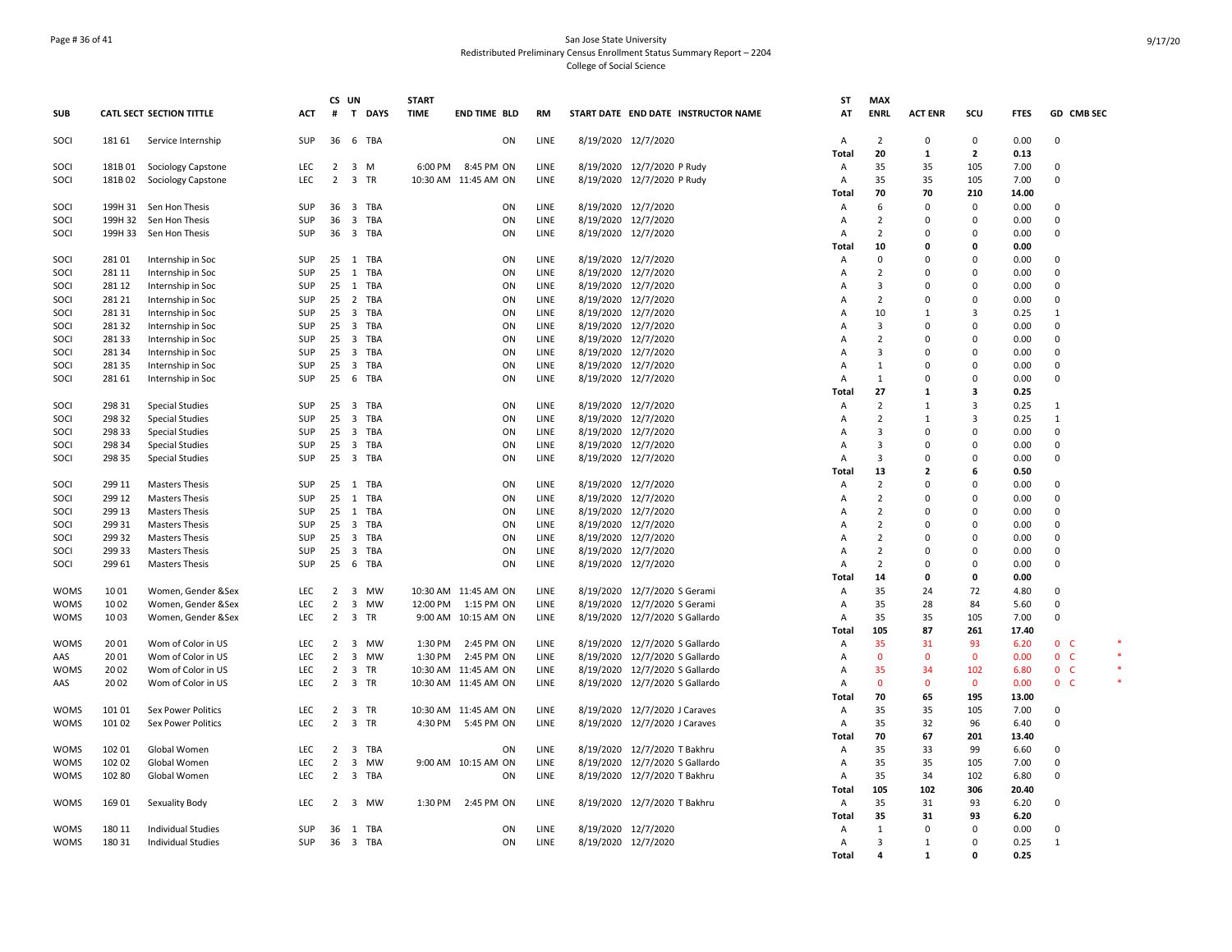San Jose State University
Redistributed Preliminary Census Enrollment Status Summary Report – 2204
College of Social Science

| SUB | CATL | SECT | SECTION TITTLE | ACT | CS # | UN T | DAYS | START TIME | END TIME | BLD | RM | START DATE | END DATE | INSTRUCTOR NAME | ST AT | MAX ENRL | ACT ENR | SCU | FTES | GD | CMB SEC |
|---|---|---|---|---|---|---|---|---|---|---|---|---|---|---|---|---|---|---|---|---|---|
| SOCI | 181 | 61 | Service Internship | SUP | 36 | 6 | TBA | | | ON | LINE | 8/19/2020 | 12/7/2020 | | A | 2 | 0 | 0 | 0.00 | 0 | |
| | | | | | | | | | | | | | | | **Total** | **20** | **1** | **2** | **0.13** | | |
| SOCI | 181B | 01 | Sociology Capstone | LEC | 2 | 3 | M | 6:00 PM | 8:45 PM | ON | LINE | 8/19/2020 | 12/7/2020 | P Rudy | A | 35 | 35 | 105 | 7.00 | 0 | |
| SOCI | 181B | 02 | Sociology Capstone | LEC | 2 | 3 | TR | 10:30 AM | 11:45 AM | ON | LINE | 8/19/2020 | 12/7/2020 | P Rudy | A | 35 | 35 | 105 | 7.00 | 0 | |
| | | | | | | | | | | | | | | | **Total** | **70** | **70** | **210** | **14.00** | | |
| SOCI | 199H | 31 | Sen Hon Thesis | SUP | 36 | 3 | TBA | | | ON | LINE | 8/19/2020 | 12/7/2020 | | A | 6 | 0 | 0 | 0.00 | 0 | |
| SOCI | 199H | 32 | Sen Hon Thesis | SUP | 36 | 3 | TBA | | | ON | LINE | 8/19/2020 | 12/7/2020 | | A | 2 | 0 | 0 | 0.00 | 0 | |
| SOCI | 199H | 33 | Sen Hon Thesis | SUP | 36 | 3 | TBA | | | ON | LINE | 8/19/2020 | 12/7/2020 | | A | 2 | 0 | 0 | 0.00 | 0 | |
| | | | | | | | | | | | | | | | **Total** | **10** | **0** | **0** | **0.00** | | |
| SOCI | 281 | 01 | Internship in Soc | SUP | 25 | 1 | TBA | | | ON | LINE | 8/19/2020 | 12/7/2020 | | A | 0 | 0 | 0 | 0.00 | 0 | |
| SOCI | 281 | 11 | Internship in Soc | SUP | 25 | 1 | TBA | | | ON | LINE | 8/19/2020 | 12/7/2020 | | A | 2 | 0 | 0 | 0.00 | 0 | |
| SOCI | 281 | 12 | Internship in Soc | SUP | 25 | 1 | TBA | | | ON | LINE | 8/19/2020 | 12/7/2020 | | A | 3 | 0 | 0 | 0.00 | 0 | |
| SOCI | 281 | 21 | Internship in Soc | SUP | 25 | 2 | TBA | | | ON | LINE | 8/19/2020 | 12/7/2020 | | A | 2 | 0 | 0 | 0.00 | 0 | |
| SOCI | 281 | 31 | Internship in Soc | SUP | 25 | 3 | TBA | | | ON | LINE | 8/19/2020 | 12/7/2020 | | A | 10 | 1 | 3 | 0.25 | 1 | |
| SOCI | 281 | 32 | Internship in Soc | SUP | 25 | 3 | TBA | | | ON | LINE | 8/19/2020 | 12/7/2020 | | A | 3 | 0 | 0 | 0.00 | 0 | |
| SOCI | 281 | 33 | Internship in Soc | SUP | 25 | 3 | TBA | | | ON | LINE | 8/19/2020 | 12/7/2020 | | A | 2 | 0 | 0 | 0.00 | 0 | |
| SOCI | 281 | 34 | Internship in Soc | SUP | 25 | 3 | TBA | | | ON | LINE | 8/19/2020 | 12/7/2020 | | A | 3 | 0 | 0 | 0.00 | 0 | |
| SOCI | 281 | 35 | Internship in Soc | SUP | 25 | 3 | TBA | | | ON | LINE | 8/19/2020 | 12/7/2020 | | A | 1 | 0 | 0 | 0.00 | 0 | |
| SOCI | 281 | 61 | Internship in Soc | SUP | 25 | 6 | TBA | | | ON | LINE | 8/19/2020 | 12/7/2020 | | A | 1 | 0 | 0 | 0.00 | 0 | |
| | | | | | | | | | | | | | | | **Total** | **27** | **1** | **3** | **0.25** | | |
| SOCI | 298 | 31 | Special Studies | SUP | 25 | 3 | TBA | | | ON | LINE | 8/19/2020 | 12/7/2020 | | A | 2 | 1 | 3 | 0.25 | 1 | |
| SOCI | 298 | 32 | Special Studies | SUP | 25 | 3 | TBA | | | ON | LINE | 8/19/2020 | 12/7/2020 | | A | 2 | 1 | 3 | 0.25 | 1 | |
| SOCI | 298 | 33 | Special Studies | SUP | 25 | 3 | TBA | | | ON | LINE | 8/19/2020 | 12/7/2020 | | A | 3 | 0 | 0 | 0.00 | 0 | |
| SOCI | 298 | 34 | Special Studies | SUP | 25 | 3 | TBA | | | ON | LINE | 8/19/2020 | 12/7/2020 | | A | 3 | 0 | 0 | 0.00 | 0 | |
| SOCI | 298 | 35 | Special Studies | SUP | 25 | 3 | TBA | | | ON | LINE | 8/19/2020 | 12/7/2020 | | A | 3 | 0 | 0 | 0.00 | 0 | |
| | | | | | | | | | | | | | | | **Total** | **13** | **2** | **6** | **0.50** | | |
| SOCI | 299 | 11 | Masters Thesis | SUP | 25 | 1 | TBA | | | ON | LINE | 8/19/2020 | 12/7/2020 | | A | 2 | 0 | 0 | 0.00 | 0 | |
| SOCI | 299 | 12 | Masters Thesis | SUP | 25 | 1 | TBA | | | ON | LINE | 8/19/2020 | 12/7/2020 | | A | 2 | 0 | 0 | 0.00 | 0 | |
| SOCI | 299 | 13 | Masters Thesis | SUP | 25 | 1 | TBA | | | ON | LINE | 8/19/2020 | 12/7/2020 | | A | 2 | 0 | 0 | 0.00 | 0 | |
| SOCI | 299 | 31 | Masters Thesis | SUP | 25 | 3 | TBA | | | ON | LINE | 8/19/2020 | 12/7/2020 | | A | 2 | 0 | 0 | 0.00 | 0 | |
| SOCI | 299 | 32 | Masters Thesis | SUP | 25 | 3 | TBA | | | ON | LINE | 8/19/2020 | 12/7/2020 | | A | 2 | 0 | 0 | 0.00 | 0 | |
| SOCI | 299 | 33 | Masters Thesis | SUP | 25 | 3 | TBA | | | ON | LINE | 8/19/2020 | 12/7/2020 | | A | 2 | 0 | 0 | 0.00 | 0 | |
| SOCI | 299 | 61 | Masters Thesis | SUP | 25 | 6 | TBA | | | ON | LINE | 8/19/2020 | 12/7/2020 | | A | 2 | 0 | 0 | 0.00 | 0 | |
| | | | | | | | | | | | | | | | **Total** | **14** | **0** | **0** | **0.00** | | |
| WOMS | 10 | 01 | Women, Gender &Sex | LEC | 2 | 3 | MW | 10:30 AM | 11:45 AM | ON | LINE | 8/19/2020 | 12/7/2020 | S Gerami | A | 35 | 24 | 72 | 4.80 | 0 | |
| WOMS | 10 | 02 | Women, Gender &Sex | LEC | 2 | 3 | MW | 12:00 PM | 1:15 PM | ON | LINE | 8/19/2020 | 12/7/2020 | S Gerami | A | 35 | 28 | 84 | 5.60 | 0 | |
| WOMS | 10 | 03 | Women, Gender &Sex | LEC | 2 | 3 | TR | 9:00 AM | 10:15 AM | ON | LINE | 8/19/2020 | 12/7/2020 | S Gallardo | A | 35 | 35 | 105 | 7.00 | 0 | |
| | | | | | | | | | | | | | | | **Total** | **105** | **87** | **261** | **17.40** | | |
| WOMS | 20 | 01 | Wom of Color in US | LEC | 2 | 3 | MW | 1:30 PM | 2:45 PM | ON | LINE | 8/19/2020 | 12/7/2020 | S Gallardo | A | 35 | 31 | 93 | 6.20 | 0 | C * |
| AAS | 20 | 01 | Wom of Color in US | LEC | 2 | 3 | MW | 1:30 PM | 2:45 PM | ON | LINE | 8/19/2020 | 12/7/2020 | S Gallardo | A | 0 | 0 | 0 | 0.00 | 0 | C * |
| WOMS | 20 | 02 | Wom of Color in US | LEC | 2 | 3 | TR | 10:30 AM | 11:45 AM | ON | LINE | 8/19/2020 | 12/7/2020 | S Gallardo | A | 35 | 34 | 102 | 6.80 | 0 | C * |
| AAS | 20 | 02 | Wom of Color in US | LEC | 2 | 3 | TR | 10:30 AM | 11:45 AM | ON | LINE | 8/19/2020 | 12/7/2020 | S Gallardo | A | 0 | 0 | 0 | 0.00 | 0 | C * |
| | | | | | | | | | | | | | | | **Total** | **70** | **65** | **195** | **13.00** | | |
| WOMS | 101 | 01 | Sex Power Politics | LEC | 2 | 3 | TR | 10:30 AM | 11:45 AM | ON | LINE | 8/19/2020 | 12/7/2020 | J Caraves | A | 35 | 35 | 105 | 7.00 | 0 | |
| WOMS | 101 | 02 | Sex Power Politics | LEC | 2 | 3 | TR | 4:30 PM | 5:45 PM | ON | LINE | 8/19/2020 | 12/7/2020 | J Caraves | A | 35 | 32 | 96 | 6.40 | 0 | |
| | | | | | | | | | | | | | | | **Total** | **70** | **67** | **201** | **13.40** | | |
| WOMS | 102 | 01 | Global Women | LEC | 2 | 3 | TBA | | | ON | LINE | 8/19/2020 | 12/7/2020 | T Bakhru | A | 35 | 33 | 99 | 6.60 | 0 | |
| WOMS | 102 | 02 | Global Women | LEC | 2 | 3 | MW | 9:00 AM | 10:15 AM | ON | LINE | 8/19/2020 | 12/7/2020 | S Gallardo | A | 35 | 35 | 105 | 7.00 | 0 | |
| WOMS | 102 | 80 | Global Women | LEC | 2 | 3 | TBA | | | ON | LINE | 8/19/2020 | 12/7/2020 | T Bakhru | A | 35 | 34 | 102 | 6.80 | 0 | |
| | | | | | | | | | | | | | | | **Total** | **105** | **102** | **306** | **20.40** | | |
| WOMS | 169 | 01 | Sexuality Body | LEC | 2 | 3 | MW | 1:30 PM | 2:45 PM | ON | LINE | 8/19/2020 | 12/7/2020 | T Bakhru | A | 35 | 31 | 93 | 6.20 | 0 | |
| | | | | | | | | | | | | | | | **Total** | **35** | **31** | **93** | **6.20** | | |
| WOMS | 180 | 11 | Individual Studies | SUP | 36 | 1 | TBA | | | ON | LINE | 8/19/2020 | 12/7/2020 | | A | 1 | 0 | 0 | 0.00 | 0 | |
| WOMS | 180 | 31 | Individual Studies | SUP | 36 | 3 | TBA | | | ON | LINE | 8/19/2020 | 12/7/2020 | | A | 3 | 1 | 0 | 0.25 | 1 | |
| | | | | | | | | | | | | | | | **Total** | **4** | **1** | **0** | **0.25** | | |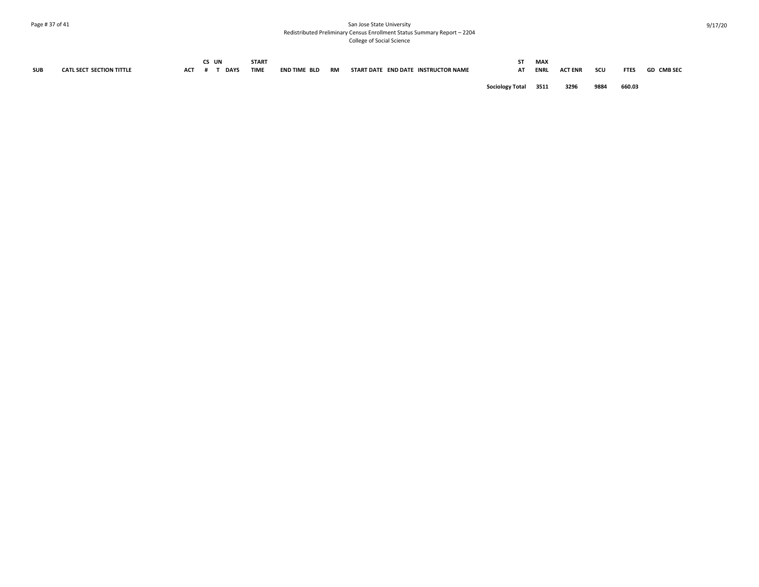| SUB | CATL SECT SECTION TITTLE | ACT | CS # | UN T | DAYS | START TIME | END TIME | BLD | RM | START DATE | END DATE | INSTRUCTOR NAME | ST AT | MAX ENRL | ACT ENR | SCU | FTES | GD | CMB SEC |
|---|---|---|---|---|---|---|---|---|---|---|---|---|---|---|---|---|---|---|---|
| | | | | | | | | | | | | | Sociology Total | 3511 | 3296 | 9884 | 660.03 | | |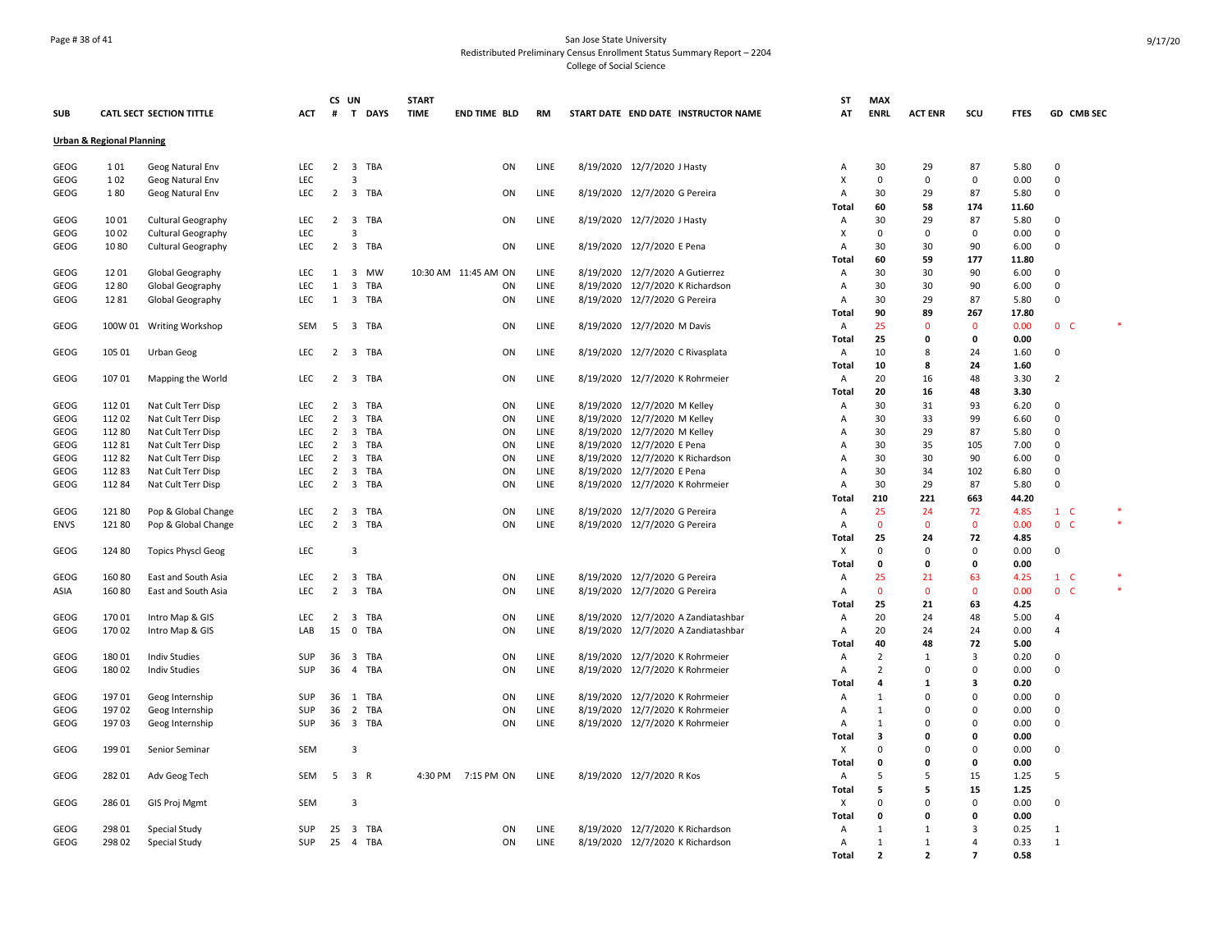San Jose State University
Redistributed Preliminary Census Enrollment Status Summary Report – 2204
College of Social Science

9/17/20

| SUB | CATL SECT | SECTION TITTLE | ACT | CS # | UN T | DAYS | START TIME | END TIME | BLD | RM | START DATE | END DATE | INSTRUCTOR NAME | ST AT | MAX ENRL | ACT ENR | SCU | FTES | GD | CMB SEC | |
|---|---|---|---|---|---|---|---|---|---|---|---|---|---|---|---|---|---|---|---|---|---|
| **Urban & Regional Planning** | | | | | | | | | | | | | | | | | | | | | |
| GEOG | 1 01 | Geog Natural Env | LEC | 2 | 3 | TBA | | | ON | LINE | 8/19/2020 | 12/7/2020 | J Hasty | A | 30 | 29 | 87 | 5.80 | 0 | | |
| GEOG | 1 02 | Geog Natural Env | LEC | | 3 | | | | | | | | | X | 0 | 0 | 0 | 0.00 | 0 | | |
| GEOG | 1 80 | Geog Natural Env | LEC | 2 | 3 | TBA | | | ON | LINE | 8/19/2020 | 12/7/2020 | G Pereira | A | 30 | 29 | 87 | 5.80 | 0 | | |
| | | | | | | | | | | | | | | **Total** | **60** | **58** | **174** | **11.60** | | | |
| GEOG | 10 01 | Cultural Geography | LEC | 2 | 3 | TBA | | | ON | LINE | 8/19/2020 | 12/7/2020 | J Hasty | A | 30 | 29 | 87 | 5.80 | 0 | | |
| GEOG | 10 02 | Cultural Geography | LEC | | 3 | | | | | | | | | X | 0 | 0 | 0 | 0.00 | 0 | | |
| GEOG | 10 80 | Cultural Geography | LEC | 2 | 3 | TBA | | | ON | LINE | 8/19/2020 | 12/7/2020 | E Pena | A | 30 | 30 | 90 | 6.00 | 0 | | |
| | | | | | | | | | | | | | | **Total** | **60** | **59** | **177** | **11.80** | | | |
| GEOG | 12 01 | Global Geography | LEC | 1 | 3 | MW | 10:30 AM | 11:45 AM | ON | LINE | 8/19/2020 | 12/7/2020 | A Gutierrez | A | 30 | 30 | 90 | 6.00 | 0 | | |
| GEOG | 12 80 | Global Geography | LEC | 1 | 3 | TBA | | | ON | LINE | 8/19/2020 | 12/7/2020 | K Richardson | A | 30 | 30 | 90 | 6.00 | 0 | | |
| GEOG | 12 81 | Global Geography | LEC | 1 | 3 | TBA | | | ON | LINE | 8/19/2020 | 12/7/2020 | G Pereira | A | 30 | 29 | 87 | 5.80 | 0 | | |
| | | | | | | | | | | | | | | **Total** | **90** | **89** | **267** | **17.80** | | | |
| GEOG | 100W 01 | Writing Workshop | SEM | 5 | 3 | TBA | | | ON | LINE | 8/19/2020 | 12/7/2020 | M Davis | A | 25 | 0 | 0 | 0.00 | 0 | C | * |
| | | | | | | | | | | | | | | **Total** | **25** | **0** | **0** | **0.00** | | | |
| GEOG | 105 01 | Urban Geog | LEC | 2 | 3 | TBA | | | ON | LINE | 8/19/2020 | 12/7/2020 | C Rivasplata | A | 10 | 8 | 24 | 1.60 | 0 | | |
| | | | | | | | | | | | | | | **Total** | **10** | **8** | **24** | **1.60** | | | |
| GEOG | 107 01 | Mapping the World | LEC | 2 | 3 | TBA | | | ON | LINE | 8/19/2020 | 12/7/2020 | K Rohrmeier | A | 20 | 16 | 48 | 3.30 | 2 | | |
| | | | | | | | | | | | | | | **Total** | **20** | **16** | **48** | **3.30** | | | |
| GEOG | 112 01 | Nat Cult Terr Disp | LEC | 2 | 3 | TBA | | | ON | LINE | 8/19/2020 | 12/7/2020 | M Kelley | A | 30 | 31 | 93 | 6.20 | 0 | | |
| GEOG | 112 02 | Nat Cult Terr Disp | LEC | 2 | 3 | TBA | | | ON | LINE | 8/19/2020 | 12/7/2020 | M Kelley | A | 30 | 33 | 99 | 6.60 | 0 | | |
| GEOG | 112 80 | Nat Cult Terr Disp | LEC | 2 | 3 | TBA | | | ON | LINE | 8/19/2020 | 12/7/2020 | M Kelley | A | 30 | 29 | 87 | 5.80 | 0 | | |
| GEOG | 112 81 | Nat Cult Terr Disp | LEC | 2 | 3 | TBA | | | ON | LINE | 8/19/2020 | 12/7/2020 | E Pena | A | 30 | 35 | 105 | 7.00 | 0 | | |
| GEOG | 112 82 | Nat Cult Terr Disp | LEC | 2 | 3 | TBA | | | ON | LINE | 8/19/2020 | 12/7/2020 | K Richardson | A | 30 | 30 | 90 | 6.00 | 0 | | |
| GEOG | 112 83 | Nat Cult Terr Disp | LEC | 2 | 3 | TBA | | | ON | LINE | 8/19/2020 | 12/7/2020 | E Pena | A | 30 | 34 | 102 | 6.80 | 0 | | |
| GEOG | 112 84 | Nat Cult Terr Disp | LEC | 2 | 3 | TBA | | | ON | LINE | 8/19/2020 | 12/7/2020 | K Rohrmeier | A | 30 | 29 | 87 | 5.80 | 0 | | |
| | | | | | | | | | | | | | | **Total** | **210** | **221** | **663** | **44.20** | | | |
| GEOG | 121 80 | Pop & Global Change | LEC | 2 | 3 | TBA | | | ON | LINE | 8/19/2020 | 12/7/2020 | G Pereira | A | 25 | 24 | 72 | 4.85 | 1 | C | * |
| ENVS | 121 80 | Pop & Global Change | LEC | 2 | 3 | TBA | | | ON | LINE | 8/19/2020 | 12/7/2020 | G Pereira | A | 0 | 0 | 0 | 0.00 | 0 | C | * |
| | | | | | | | | | | | | | | **Total** | **25** | **24** | **72** | **4.85** | | | |
| GEOG | 124 80 | Topics Physcl Geog | LEC | | 3 | | | | | | | | | X | 0 | 0 | 0 | 0.00 | 0 | | |
| | | | | | | | | | | | | | | **Total** | **0** | **0** | **0** | **0.00** | | | |
| GEOG | 160 80 | East and South Asia | LEC | 2 | 3 | TBA | | | ON | LINE | 8/19/2020 | 12/7/2020 | G Pereira | A | 25 | 21 | 63 | 4.25 | 1 | C | * |
| ASIA | 160 80 | East and South Asia | LEC | 2 | 3 | TBA | | | ON | LINE | 8/19/2020 | 12/7/2020 | G Pereira | A | 0 | 0 | 0 | 0.00 | 0 | C | * |
| | | | | | | | | | | | | | | **Total** | **25** | **21** | **63** | **4.25** | | | |
| GEOG | 170 01 | Intro Map & GIS | LEC | 2 | 3 | TBA | | | ON | LINE | 8/19/2020 | 12/7/2020 | A Zandiatashbar | A | 20 | 24 | 48 | 5.00 | 4 | | |
| GEOG | 170 02 | Intro Map & GIS | LAB | 15 | 0 | TBA | | | ON | LINE | 8/19/2020 | 12/7/2020 | A Zandiatashbar | A | 20 | 24 | 24 | 0.00 | 4 | | |
| | | | | | | | | | | | | | | **Total** | **40** | **48** | **72** | **5.00** | | | |
| GEOG | 180 01 | Indiv Studies | SUP | 36 | 3 | TBA | | | ON | LINE | 8/19/2020 | 12/7/2020 | K Rohrmeier | A | 2 | 1 | 3 | 0.20 | 0 | | |
| GEOG | 180 02 | Indiv Studies | SUP | 36 | 4 | TBA | | | ON | LINE | 8/19/2020 | 12/7/2020 | K Rohrmeier | A | 2 | 0 | 0 | 0.00 | 0 | | |
| | | | | | | | | | | | | | | **Total** | **4** | **1** | **3** | **0.20** | | | |
| GEOG | 197 01 | Geog Internship | SUP | 36 | 1 | TBA | | | ON | LINE | 8/19/2020 | 12/7/2020 | K Rohrmeier | A | 1 | 0 | 0 | 0.00 | 0 | | |
| GEOG | 197 02 | Geog Internship | SUP | 36 | 2 | TBA | | | ON | LINE | 8/19/2020 | 12/7/2020 | K Rohrmeier | A | 1 | 0 | 0 | 0.00 | 0 | | |
| GEOG | 197 03 | Geog Internship | SUP | 36 | 3 | TBA | | | ON | LINE | 8/19/2020 | 12/7/2020 | K Rohrmeier | A | 1 | 0 | 0 | 0.00 | 0 | | |
| | | | | | | | | | | | | | | **Total** | **3** | **0** | **0** | **0.00** | | | |
| GEOG | 199 01 | Senior Seminar | SEM | | 3 | | | | | | | | | X | 0 | 0 | 0 | 0.00 | 0 | | |
| | | | | | | | | | | | | | | **Total** | **0** | **0** | **0** | **0.00** | | | |
| GEOG | 282 01 | Adv Geog Tech | SEM | 5 | 3 | R | 4:30 PM | 7:15 PM | ON | LINE | 8/19/2020 | 12/7/2020 | R Kos | A | 5 | 5 | 15 | 1.25 | 5 | | |
| | | | | | | | | | | | | | | **Total** | **5** | **5** | **15** | **1.25** | | | |
| GEOG | 286 01 | GIS Proj Mgmt | SEM | | 3 | | | | | | | | | X | 0 | 0 | 0 | 0.00 | 0 | | |
| | | | | | | | | | | | | | | **Total** | **0** | **0** | **0** | **0.00** | | | |
| GEOG | 298 01 | Special Study | SUP | 25 | 3 | TBA | | | ON | LINE | 8/19/2020 | 12/7/2020 | K Richardson | A | 1 | 1 | 3 | 0.25 | 1 | | |
| GEOG | 298 02 | Special Study | SUP | 25 | 4 | TBA | | | ON | LINE | 8/19/2020 | 12/7/2020 | K Richardson | A | 1 | 1 | 4 | 0.33 | 1 | | |
| | | | | | | | | | | | | | | **Total** | **2** | **2** | **7** | **0.58** | | | |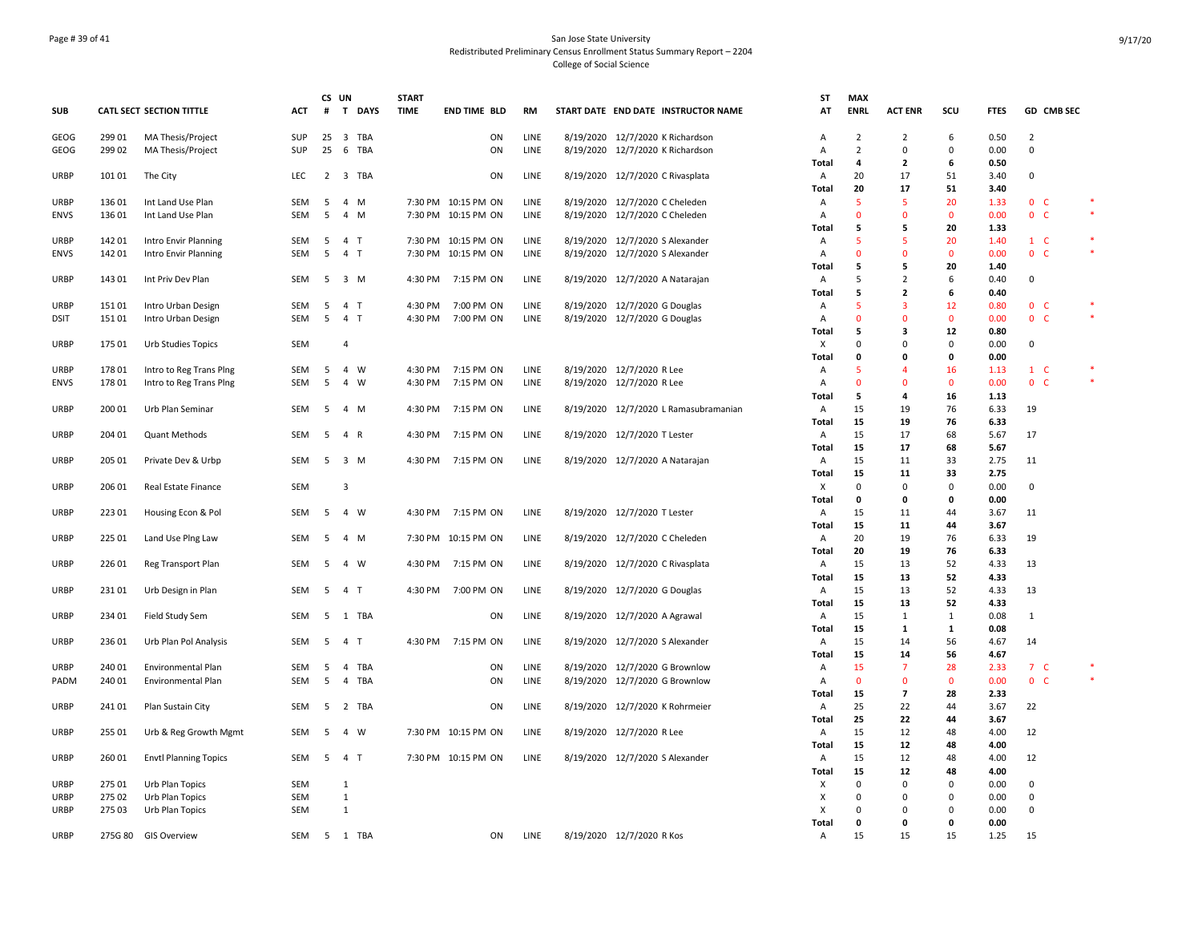San Jose State University
Redistributed Preliminary Census Enrollment Status Summary Report – 2204
College of Social Science

| SUB | CATL SECT | SECTION TITTLE | ACT | CS # | UN T | DAYS | START TIME | END TIME | BLD | RM | START DATE | END DATE | INSTRUCTOR NAME | ST AT | MAX ENRL | ACT ENR | SCU | FTES | GD | CMB SEC | |
|---|---|---|---|---|---|---|---|---|---|---|---|---|---|---|---|---|---|---|---|---|---|
| GEOG | 299 01 | MA Thesis/Project | SUP | 25 | 3 | TBA | | | ON | LINE | 8/19/2020 | 12/7/2020 | K Richardson | A | 2 | 2 | 6 | 0.50 | 2 | | |
| GEOG | 299 02 | MA Thesis/Project | SUP | 25 | 6 | TBA | | | ON | LINE | 8/19/2020 | 12/7/2020 | K Richardson | A | 2 | 0 | 0 | 0.00 | 0 | | |
| | | | | | | | | | | | | | | **Total** | **4** | **2** | **6** | **0.50** | | | |
| URBP | 101 01 | The City | LEC | 2 | 3 | TBA | | | ON | LINE | 8/19/2020 | 12/7/2020 | C Rivasplata | A | 20 | 17 | 51 | 3.40 | 0 | | |
| | | | | | | | | | | | | | | **Total** | **20** | **17** | **51** | **3.40** | | | |
| URBP | 136 01 | Int Land Use Plan | SEM | 5 | 4 | M | 7:30 PM | 10:15 PM | ON | LINE | 8/19/2020 | 12/7/2020 | C Cheleden | A | 5 | 5 | 20 | 1.33 | 0 | C | * |
| ENVS | 136 01 | Int Land Use Plan | SEM | 5 | 4 | M | 7:30 PM | 10:15 PM | ON | LINE | 8/19/2020 | 12/7/2020 | C Cheleden | A | 0 | 0 | 0 | 0.00 | 0 | C | * |
| | | | | | | | | | | | | | | **Total** | **5** | **5** | **20** | **1.33** | | | |
| URBP | 142 01 | Intro Envir Planning | SEM | 5 | 4 | T | 7:30 PM | 10:15 PM | ON | LINE | 8/19/2020 | 12/7/2020 | S Alexander | A | 5 | 5 | 20 | 1.40 | 1 | C | * |
| ENVS | 142 01 | Intro Envir Planning | SEM | 5 | 4 | T | 7:30 PM | 10:15 PM | ON | LINE | 8/19/2020 | 12/7/2020 | S Alexander | A | 0 | 0 | 0 | 0.00 | 0 | C | * |
| | | | | | | | | | | | | | | **Total** | **5** | **5** | **20** | **1.40** | | | |
| URBP | 143 01 | Int Priv Dev Plan | SEM | 5 | 3 | M | 4:30 PM | 7:15 PM | ON | LINE | 8/19/2020 | 12/7/2020 | A Natarajan | A | 5 | 2 | 6 | 0.40 | 0 | | |
| | | | | | | | | | | | | | | **Total** | **5** | **2** | **6** | **0.40** | | | |
| URBP | 151 01 | Intro Urban Design | SEM | 5 | 4 | T | 4:30 PM | 7:00 PM | ON | LINE | 8/19/2020 | 12/7/2020 | G Douglas | A | 5 | 3 | 12 | 0.80 | 0 | C | * |
| DSIT | 151 01 | Intro Urban Design | SEM | 5 | 4 | T | 4:30 PM | 7:00 PM | ON | LINE | 8/19/2020 | 12/7/2020 | G Douglas | A | 0 | 0 | 0 | 0.00 | 0 | C | * |
| | | | | | | | | | | | | | | **Total** | **5** | **3** | **12** | **0.80** | | | |
| URBP | 175 01 | Urb Studies Topics | SEM | | 4 | | | | | | | | | X | 0 | 0 | 0 | 0.00 | 0 | | |
| | | | | | | | | | | | | | | **Total** | **0** | **0** | **0** | **0.00** | | | |
| URBP | 178 01 | Intro to Reg Trans Plng | SEM | 5 | 4 | W | 4:30 PM | 7:15 PM | ON | LINE | 8/19/2020 | 12/7/2020 | R Lee | A | 5 | 4 | 16 | 1.13 | 1 | C | * |
| ENVS | 178 01 | Intro to Reg Trans Plng | SEM | 5 | 4 | W | 4:30 PM | 7:15 PM | ON | LINE | 8/19/2020 | 12/7/2020 | R Lee | A | 0 | 0 | 0 | 0.00 | 0 | C | * |
| | | | | | | | | | | | | | | **Total** | **5** | **4** | **16** | **1.13** | | | |
| URBP | 200 01 | Urb Plan Seminar | SEM | 5 | 4 | M | 4:30 PM | 7:15 PM | ON | LINE | 8/19/2020 | 12/7/2020 | L Ramasubramanian | A | 15 | 19 | 76 | 6.33 | 19 | | |
| | | | | | | | | | | | | | | **Total** | **15** | **19** | **76** | **6.33** | | | |
| URBP | 204 01 | Quant Methods | SEM | 5 | 4 | R | 4:30 PM | 7:15 PM | ON | LINE | 8/19/2020 | 12/7/2020 | T Lester | A | 15 | 17 | 68 | 5.67 | 17 | | |
| | | | | | | | | | | | | | | **Total** | **15** | **17** | **68** | **5.67** | | | |
| URBP | 205 01 | Private Dev & Urbp | SEM | 5 | 3 | M | 4:30 PM | 7:15 PM | ON | LINE | 8/19/2020 | 12/7/2020 | A Natarajan | A | 15 | 11 | 33 | 2.75 | 11 | | |
| | | | | | | | | | | | | | | **Total** | **15** | **11** | **33** | **2.75** | | | |
| URBP | 206 01 | Real Estate Finance | SEM | | 3 | | | | | | | | | X | 0 | 0 | 0 | 0.00 | 0 | | |
| | | | | | | | | | | | | | | **Total** | **0** | **0** | **0** | **0.00** | | | |
| URBP | 223 01 | Housing Econ & Pol | SEM | 5 | 4 | W | 4:30 PM | 7:15 PM | ON | LINE | 8/19/2020 | 12/7/2020 | T Lester | A | 15 | 11 | 44 | 3.67 | 11 | | |
| | | | | | | | | | | | | | | **Total** | **15** | **11** | **44** | **3.67** | | | |
| URBP | 225 01 | Land Use Plng Law | SEM | 5 | 4 | M | 7:30 PM | 10:15 PM | ON | LINE | 8/19/2020 | 12/7/2020 | C Cheleden | A | 20 | 19 | 76 | 6.33 | 19 | | |
| | | | | | | | | | | | | | | **Total** | **20** | **19** | **76** | **6.33** | | | |
| URBP | 226 01 | Reg Transport Plan | SEM | 5 | 4 | W | 4:30 PM | 7:15 PM | ON | LINE | 8/19/2020 | 12/7/2020 | C Rivasplata | A | 15 | 13 | 52 | 4.33 | 13 | | |
| | | | | | | | | | | | | | | **Total** | **15** | **13** | **52** | **4.33** | | | |
| URBP | 231 01 | Urb Design in Plan | SEM | 5 | 4 | T | 4:30 PM | 7:00 PM | ON | LINE | 8/19/2020 | 12/7/2020 | G Douglas | A | 15 | 13 | 52 | 4.33 | 13 | | |
| | | | | | | | | | | | | | | **Total** | **15** | **13** | **52** | **4.33** | | | |
| URBP | 234 01 | Field Study Sem | SEM | 5 | 1 | TBA | | | ON | LINE | 8/19/2020 | 12/7/2020 | A Agrawal | A | 15 | 1 | 1 | 0.08 | 1 | | |
| | | | | | | | | | | | | | | **Total** | **15** | **1** | **1** | **0.08** | | | |
| URBP | 236 01 | Urb Plan Pol Analysis | SEM | 5 | 4 | T | 4:30 PM | 7:15 PM | ON | LINE | 8/19/2020 | 12/7/2020 | S Alexander | A | 15 | 14 | 56 | 4.67 | 14 | | |
| | | | | | | | | | | | | | | **Total** | **15** | **14** | **56** | **4.67** | | | |
| URBP | 240 01 | Environmental Plan | SEM | 5 | 4 | TBA | | | ON | LINE | 8/19/2020 | 12/7/2020 | G Brownlow | A | 15 | 7 | 28 | 2.33 | 7 | C | * |
| PADM | 240 01 | Environmental Plan | SEM | 5 | 4 | TBA | | | ON | LINE | 8/19/2020 | 12/7/2020 | G Brownlow | A | 0 | 0 | 0 | 0.00 | 0 | C | * |
| | | | | | | | | | | | | | | **Total** | **15** | **7** | **28** | **2.33** | | | |
| URBP | 241 01 | Plan Sustain City | SEM | 5 | 2 | TBA | | | ON | LINE | 8/19/2020 | 12/7/2020 | K Rohrmeier | A | 25 | 22 | 44 | 3.67 | 22 | | |
| | | | | | | | | | | | | | | **Total** | **25** | **22** | **44** | **3.67** | | | |
| URBP | 255 01 | Urb & Reg Growth Mgmt | SEM | 5 | 4 | W | 7:30 PM | 10:15 PM | ON | LINE | 8/19/2020 | 12/7/2020 | R Lee | A | 15 | 12 | 48 | 4.00 | 12 | | |
| | | | | | | | | | | | | | | **Total** | **15** | **12** | **48** | **4.00** | | | |
| URBP | 260 01 | Envtl Planning Topics | SEM | 5 | 4 | T | 7:30 PM | 10:15 PM | ON | LINE | 8/19/2020 | 12/7/2020 | S Alexander | A | 15 | 12 | 48 | 4.00 | 12 | | |
| | | | | | | | | | | | | | | **Total** | **15** | **12** | **48** | **4.00** | | | |
| URBP | 275 01 | Urb Plan Topics | SEM | | 1 | | | | | | | | | X | 0 | 0 | 0 | 0.00 | 0 | | |
| URBP | 275 02 | Urb Plan Topics | SEM | | 1 | | | | | | | | | X | 0 | 0 | 0 | 0.00 | 0 | | |
| URBP | 275 03 | Urb Plan Topics | SEM | | 1 | | | | | | | | | X | 0 | 0 | 0 | 0.00 | 0 | | |
| | | | | | | | | | | | | | | **Total** | **0** | **0** | **0** | **0.00** | | | |
| URBP | 275G 80 | GIS Overview | SEM | 5 | 1 | TBA | | | ON | LINE | 8/19/2020 | 12/7/2020 | R Kos | A | 15 | 15 | 15 | 1.25 | 15 | | |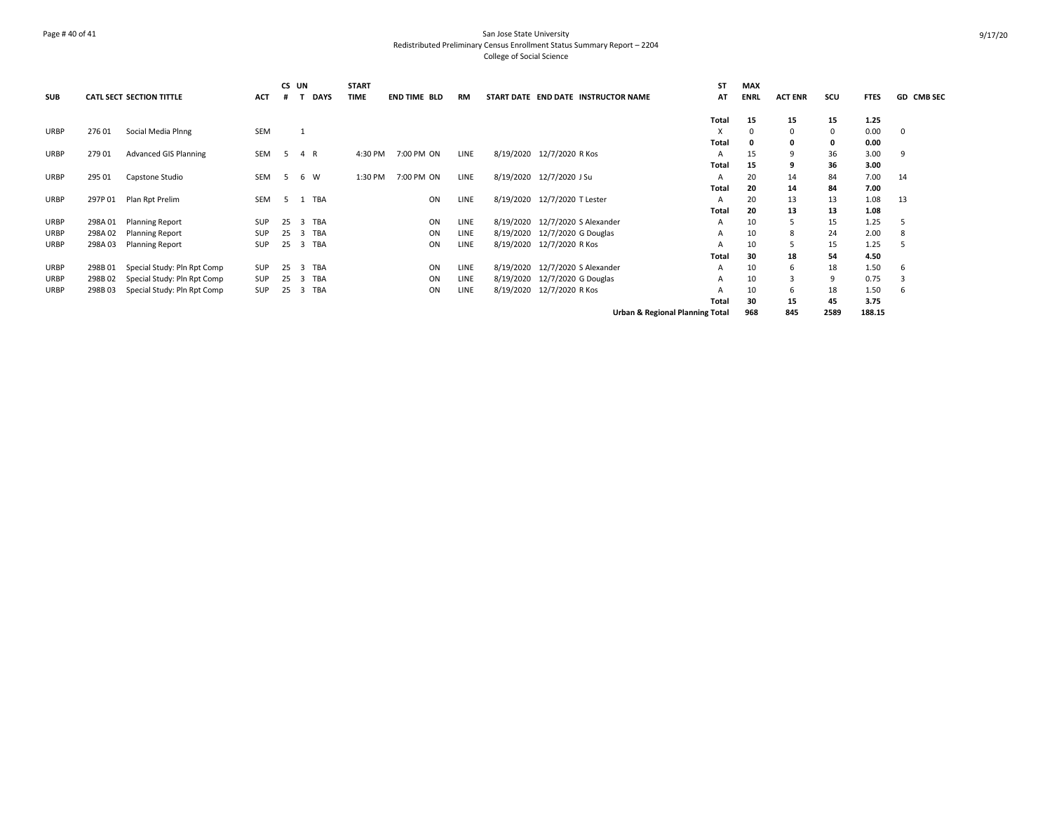San Jose State University
Redistributed Preliminary Census Enrollment Status Summary Report – 2204
College of Social Science

| SUB | CATL SECT | SECTION TITTLE | ACT | CS # | UN T | DAYS | START TIME | END TIME | BLD | RM | START DATE | END DATE | INSTRUCTOR NAME | ST AT | MAX ENRL | ACT ENR | SCU | FTES | GD | CMB SEC |
|---|---|---|---|---|---|---|---|---|---|---|---|---|---|---|---|---|---|---|---|---|
| | | | | | | | | | | | | | | **Total** | **15** | **15** | **15** | **1.25** | | |
| URBP | 276 01 | Social Media Plnng | SEM | | 1 | | | | | | | | | X | 0 | 0 | 0 | 0.00 | 0 | |
| | | | | | | | | | | | | | | **Total** | **0** | **0** | **0** | **0.00** | | |
| URBP | 279 01 | Advanced GIS Planning | SEM | 5 | 4 | R | 4:30 PM | 7:00 PM | ON | LINE | 8/19/2020 | 12/7/2020 | R Kos | A | 15 | 9 | 36 | 3.00 | 9 | |
| | | | | | | | | | | | | | | **Total** | **15** | **9** | **36** | **3.00** | | |
| URBP | 295 01 | Capstone Studio | SEM | 5 | 6 | W | 1:30 PM | 7:00 PM | ON | LINE | 8/19/2020 | 12/7/2020 | J Su | A | 20 | 14 | 84 | 7.00 | 14 | |
| | | | | | | | | | | | | | | **Total** | **20** | **14** | **84** | **7.00** | | |
| URBP | 297P 01 | Plan Rpt Prelim | SEM | 5 | 1 | TBA | | | ON | LINE | 8/19/2020 | 12/7/2020 | T Lester | A | 20 | 13 | 13 | 1.08 | 13 | |
| | | | | | | | | | | | | | | **Total** | **20** | **13** | **13** | **1.08** | | |
| URBP | 298A 01 | Planning Report | SUP | 25 | 3 | TBA | | | ON | LINE | 8/19/2020 | 12/7/2020 | S Alexander | A | 10 | 5 | 15 | 1.25 | 5 | |
| URBP | 298A 02 | Planning Report | SUP | 25 | 3 | TBA | | | ON | LINE | 8/19/2020 | 12/7/2020 | G Douglas | A | 10 | 8 | 24 | 2.00 | 8 | |
| URBP | 298A 03 | Planning Report | SUP | 25 | 3 | TBA | | | ON | LINE | 8/19/2020 | 12/7/2020 | R Kos | A | 10 | 5 | 15 | 1.25 | 5 | |
| | | | | | | | | | | | | | | **Total** | **30** | **18** | **54** | **4.50** | | |
| URBP | 298B 01 | Special Study: Pln Rpt Comp | SUP | 25 | 3 | TBA | | | ON | LINE | 8/19/2020 | 12/7/2020 | S Alexander | A | 10 | 6 | 18 | 1.50 | 6 | |
| URBP | 298B 02 | Special Study: Pln Rpt Comp | SUP | 25 | 3 | TBA | | | ON | LINE | 8/19/2020 | 12/7/2020 | G Douglas | A | 10 | 3 | 9 | 0.75 | 3 | |
| URBP | 298B 03 | Special Study: Pln Rpt Comp | SUP | 25 | 3 | TBA | | | ON | LINE | 8/19/2020 | 12/7/2020 | R Kos | A | 10 | 6 | 18 | 1.50 | 6 | |
| | | | | | | | | | | | | | | **Total** | **30** | **15** | **45** | **3.75** | | |
| | | | | | | | | | | | | | **Urban & Regional Planning Total** | | **968** | **845** | **2589** | **188.15** | | |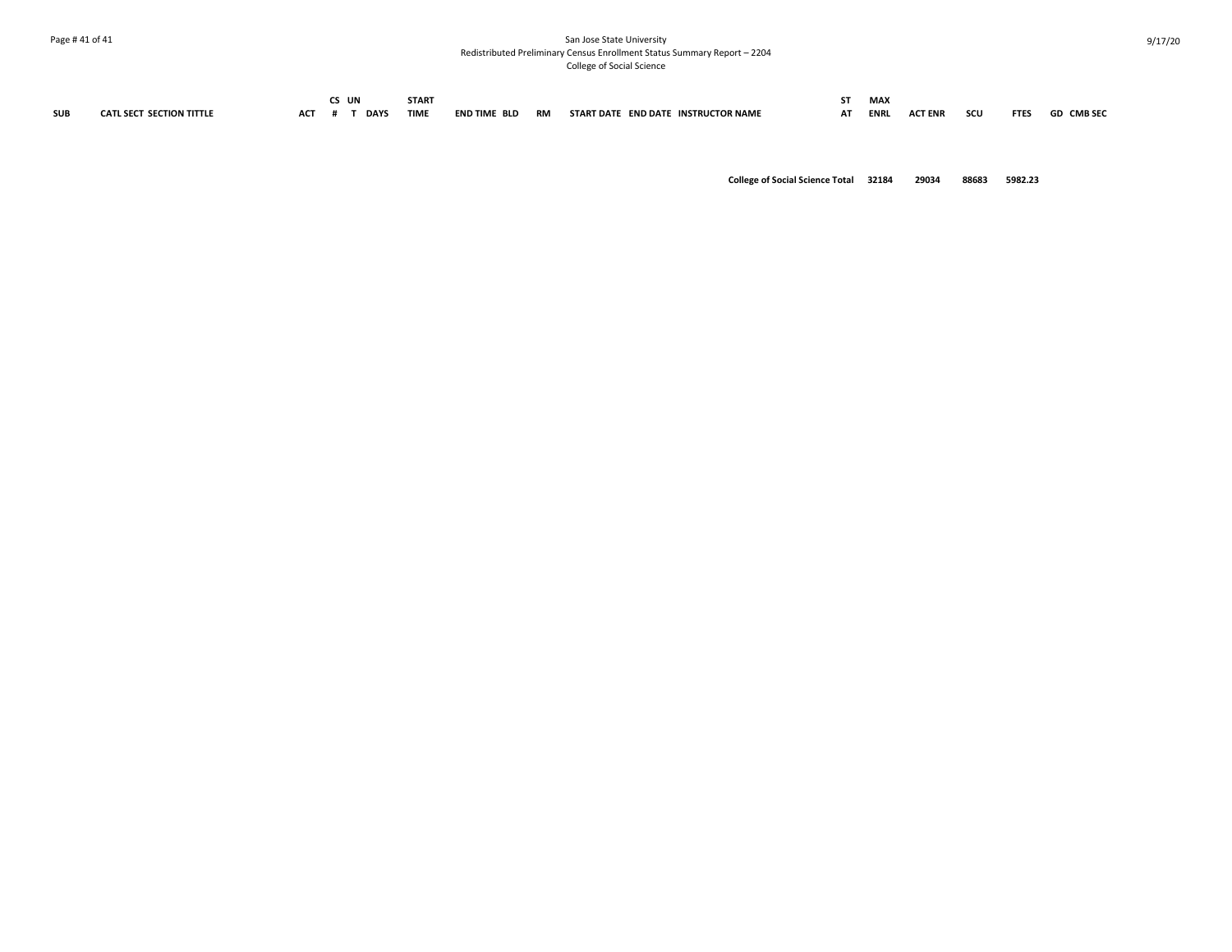| SUB | CATL | SECT | SECTION TITTLE | ACT | CS # | UNT | DAYS | START TIME | END TIME | BLD | RM | START DATE | END DATE | INSTRUCTOR NAME | STAT | MAX ENRL | ACT ENR | SCU | FTES | GD | CMB SEC |
|---|---|---|---|---|---|---|---|---|---|---|---|---|---|---|---|---|---|---|---|---|---|
| | | | | | | | | | | | | | | **College of Social Science Total** | | **32184** | **29034** | **88683** | **5982.23** | | |